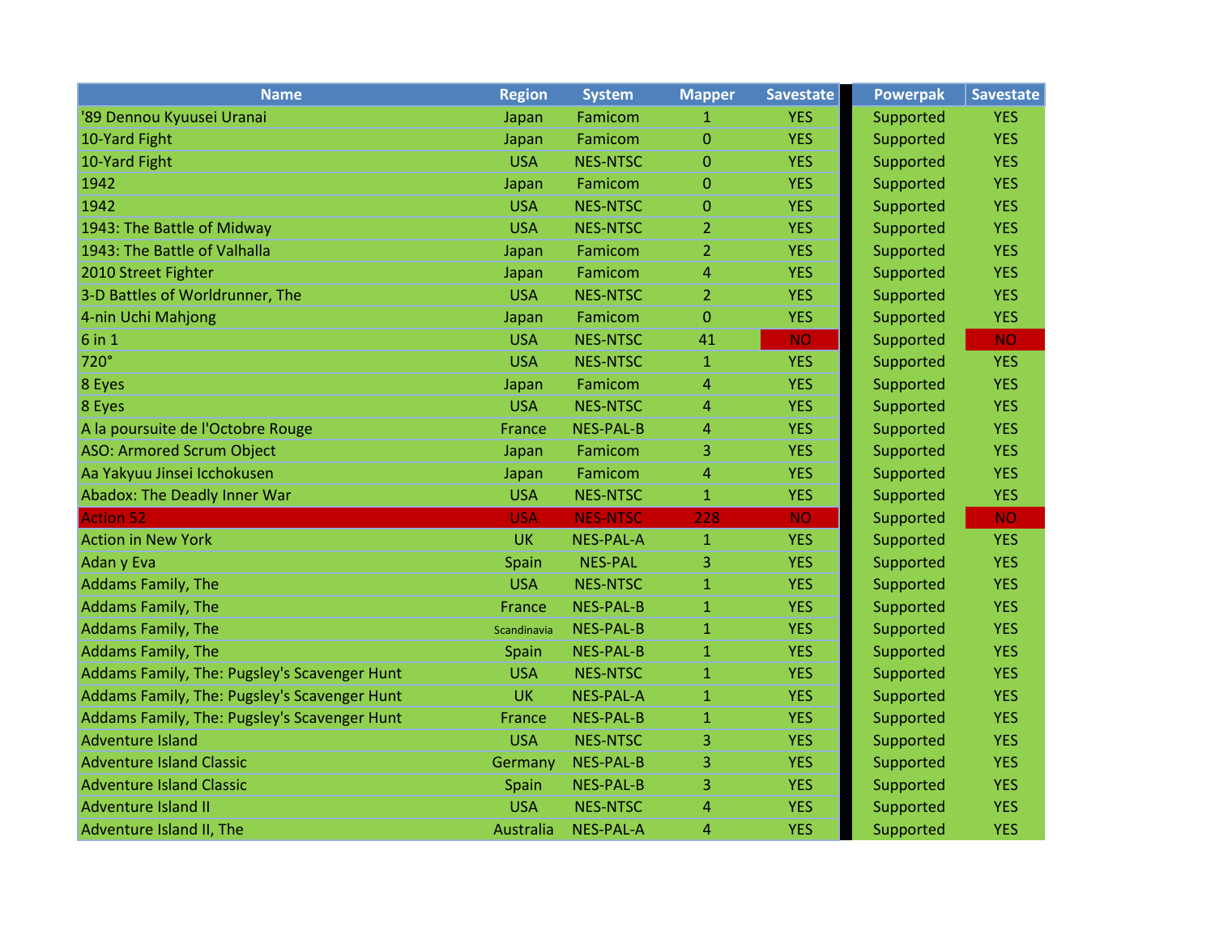| Name | Region | System | Mapper | Savestate | Powerpak | Savestate |
|---|---|---|---|---|---|---|
| '89 Dennou Kyuusei Uranai | Japan | Famicom | 1 | YES | Supported | YES |
| 10-Yard Fight | Japan | Famicom | 0 | YES | Supported | YES |
| 10-Yard Fight | USA | NES-NTSC | 0 | YES | Supported | YES |
| 1942 | Japan | Famicom | 0 | YES | Supported | YES |
| 1942 | USA | NES-NTSC | 0 | YES | Supported | YES |
| 1943: The Battle of Midway | USA | NES-NTSC | 2 | YES | Supported | YES |
| 1943: The Battle of Valhalla | Japan | Famicom | 2 | YES | Supported | YES |
| 2010 Street Fighter | Japan | Famicom | 4 | YES | Supported | YES |
| 3-D Battles of Worldrunner, The | USA | NES-NTSC | 2 | YES | Supported | YES |
| 4-nin Uchi Mahjong | Japan | Famicom | 0 | YES | Supported | YES |
| 6 in 1 | USA | NES-NTSC | 41 | NO | Supported | NO |
| 720° | USA | NES-NTSC | 1 | YES | Supported | YES |
| 8 Eyes | Japan | Famicom | 4 | YES | Supported | YES |
| 8 Eyes | USA | NES-NTSC | 4 | YES | Supported | YES |
| A la poursuite de l'Octobre Rouge | France | NES-PAL-B | 4 | YES | Supported | YES |
| ASO: Armored Scrum Object | Japan | Famicom | 3 | YES | Supported | YES |
| Aa Yakyuu Jinsei Icchokusen | Japan | Famicom | 4 | YES | Supported | YES |
| Abadox: The Deadly Inner War | USA | NES-NTSC | 1 | YES | Supported | YES |
| Action 52 | USA | NES-NTSC | 228 | NO | Supported | NO |
| Action in New York | UK | NES-PAL-A | 1 | YES | Supported | YES |
| Adan y Eva | Spain | NES-PAL | 3 | YES | Supported | YES |
| Addams Family, The | USA | NES-NTSC | 1 | YES | Supported | YES |
| Addams Family, The | France | NES-PAL-B | 1 | YES | Supported | YES |
| Addams Family, The | Scandinavia | NES-PAL-B | 1 | YES | Supported | YES |
| Addams Family, The | Spain | NES-PAL-B | 1 | YES | Supported | YES |
| Addams Family, The: Pugsley's Scavenger Hunt | USA | NES-NTSC | 1 | YES | Supported | YES |
| Addams Family, The: Pugsley's Scavenger Hunt | UK | NES-PAL-A | 1 | YES | Supported | YES |
| Addams Family, The: Pugsley's Scavenger Hunt | France | NES-PAL-B | 1 | YES | Supported | YES |
| Adventure Island | USA | NES-NTSC | 3 | YES | Supported | YES |
| Adventure Island Classic | Germany | NES-PAL-B | 3 | YES | Supported | YES |
| Adventure Island Classic | Spain | NES-PAL-B | 3 | YES | Supported | YES |
| Adventure Island II | USA | NES-NTSC | 4 | YES | Supported | YES |
| Adventure Island II, The | Australia | NES-PAL-A | 4 | YES | Supported | YES |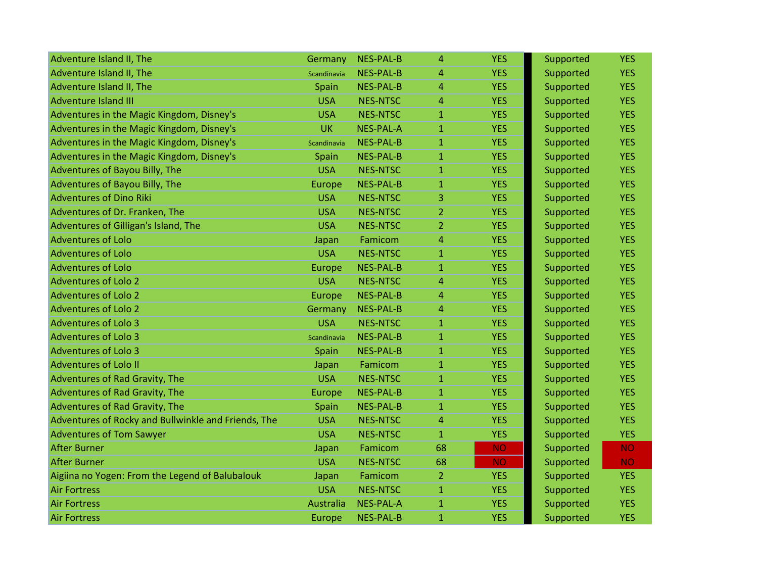| | | | | | | |
|---|---|---|---|---|---|---|
| Adventure Island II, The | Germany | NES-PAL-B | 4 | YES | Supported | YES |
| Adventure Island II, The | Scandinavia | NES-PAL-B | 4 | YES | Supported | YES |
| Adventure Island II, The | Spain | NES-PAL-B | 4 | YES | Supported | YES |
| Adventure Island III | USA | NES-NTSC | 4 | YES | Supported | YES |
| Adventures in the Magic Kingdom, Disney's | USA | NES-NTSC | 1 | YES | Supported | YES |
| Adventures in the Magic Kingdom, Disney's | UK | NES-PAL-A | 1 | YES | Supported | YES |
| Adventures in the Magic Kingdom, Disney's | Scandinavia | NES-PAL-B | 1 | YES | Supported | YES |
| Adventures in the Magic Kingdom, Disney's | Spain | NES-PAL-B | 1 | YES | Supported | YES |
| Adventures of Bayou Billy, The | USA | NES-NTSC | 1 | YES | Supported | YES |
| Adventures of Bayou Billy, The | Europe | NES-PAL-B | 1 | YES | Supported | YES |
| Adventures of Dino Riki | USA | NES-NTSC | 3 | YES | Supported | YES |
| Adventures of Dr. Franken, The | USA | NES-NTSC | 2 | YES | Supported | YES |
| Adventures of Gilligan's Island, The | USA | NES-NTSC | 2 | YES | Supported | YES |
| Adventures of Lolo | Japan | Famicom | 4 | YES | Supported | YES |
| Adventures of Lolo | USA | NES-NTSC | 1 | YES | Supported | YES |
| Adventures of Lolo | Europe | NES-PAL-B | 1 | YES | Supported | YES |
| Adventures of Lolo 2 | USA | NES-NTSC | 4 | YES | Supported | YES |
| Adventures of Lolo 2 | Europe | NES-PAL-B | 4 | YES | Supported | YES |
| Adventures of Lolo 2 | Germany | NES-PAL-B | 4 | YES | Supported | YES |
| Adventures of Lolo 3 | USA | NES-NTSC | 1 | YES | Supported | YES |
| Adventures of Lolo 3 | Scandinavia | NES-PAL-B | 1 | YES | Supported | YES |
| Adventures of Lolo 3 | Spain | NES-PAL-B | 1 | YES | Supported | YES |
| Adventures of Lolo II | Japan | Famicom | 1 | YES | Supported | YES |
| Adventures of Rad Gravity, The | USA | NES-NTSC | 1 | YES | Supported | YES |
| Adventures of Rad Gravity, The | Europe | NES-PAL-B | 1 | YES | Supported | YES |
| Adventures of Rad Gravity, The | Spain | NES-PAL-B | 1 | YES | Supported | YES |
| Adventures of Rocky and Bullwinkle and Friends, The | USA | NES-NTSC | 4 | YES | Supported | YES |
| Adventures of Tom Sawyer | USA | NES-NTSC | 1 | YES | Supported | YES |
| After Burner | Japan | Famicom | 68 | NO | Supported | NO |
| After Burner | USA | NES-NTSC | 68 | NO | Supported | NO |
| Aigiina no Yogen: From the Legend of Balubalouk | Japan | Famicom | 2 | YES | Supported | YES |
| Air Fortress | USA | NES-NTSC | 1 | YES | Supported | YES |
| Air Fortress | Australia | NES-PAL-A | 1 | YES | Supported | YES |
| Air Fortress | Europe | NES-PAL-B | 1 | YES | Supported | YES |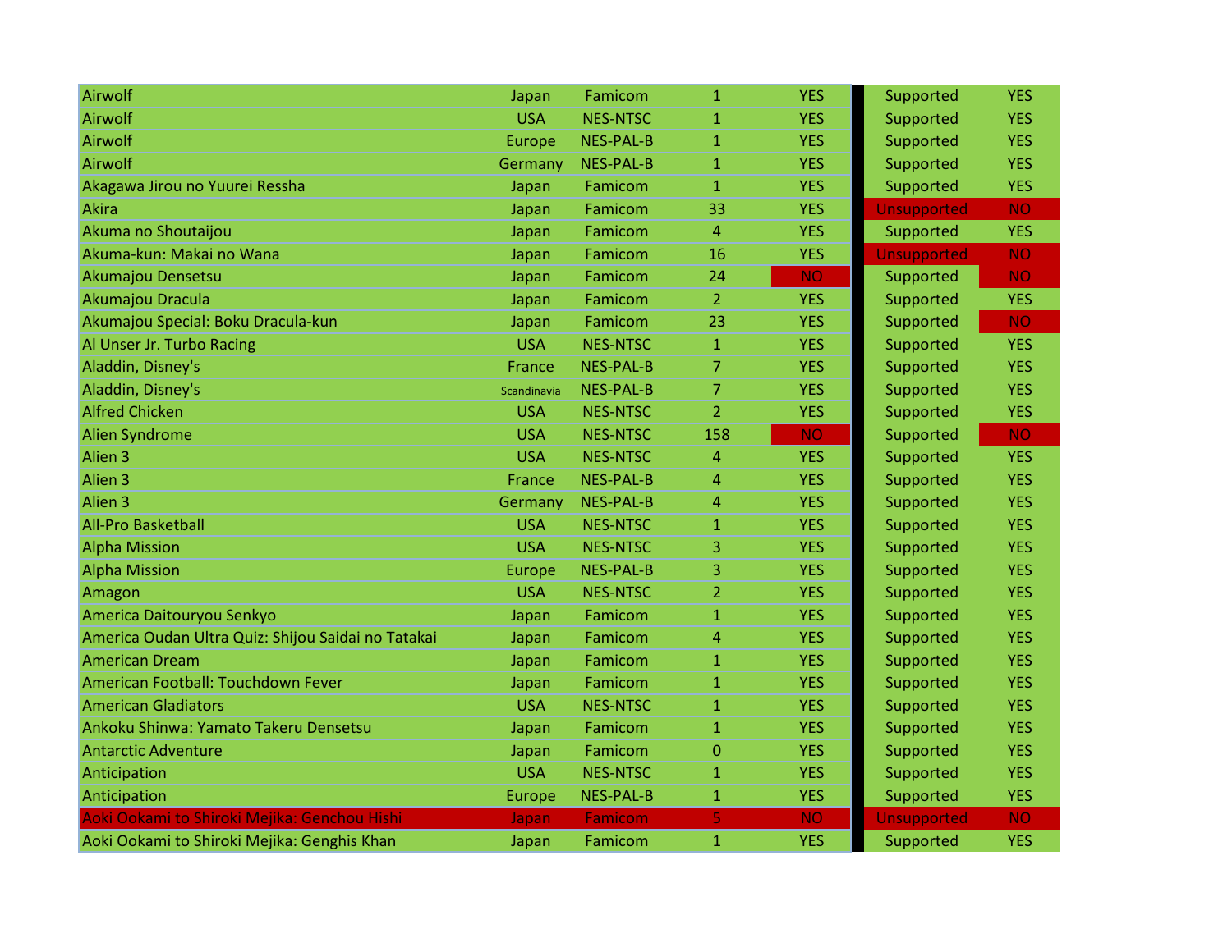| | | | | | | |
|---|---|---|---|---|---|---|
| Airwolf | Japan | Famicom | 1 | YES | Supported | YES |
| Airwolf | USA | NES-NTSC | 1 | YES | Supported | YES |
| Airwolf | Europe | NES-PAL-B | 1 | YES | Supported | YES |
| Airwolf | Germany | NES-PAL-B | 1 | YES | Supported | YES |
| Akagawa Jirou no Yuurei Ressha | Japan | Famicom | 1 | YES | Supported | YES |
| Akira | Japan | Famicom | 33 | YES | Unsupported | NO |
| Akuma no Shoutaijou | Japan | Famicom | 4 | YES | Supported | YES |
| Akuma-kun: Makai no Wana | Japan | Famicom | 16 | YES | Unsupported | NO |
| Akumajou Densetsu | Japan | Famicom | 24 | NO | Supported | NO |
| Akumajou Dracula | Japan | Famicom | 2 | YES | Supported | YES |
| Akumajou Special: Boku Dracula-kun | Japan | Famicom | 23 | YES | Supported | NO |
| Al Unser Jr. Turbo Racing | USA | NES-NTSC | 1 | YES | Supported | YES |
| Aladdin, Disney's | France | NES-PAL-B | 7 | YES | Supported | YES |
| Aladdin, Disney's | Scandinavia | NES-PAL-B | 7 | YES | Supported | YES |
| Alfred Chicken | USA | NES-NTSC | 2 | YES | Supported | YES |
| Alien Syndrome | USA | NES-NTSC | 158 | NO | Supported | NO |
| Alien 3 | USA | NES-NTSC | 4 | YES | Supported | YES |
| Alien 3 | France | NES-PAL-B | 4 | YES | Supported | YES |
| Alien 3 | Germany | NES-PAL-B | 4 | YES | Supported | YES |
| All-Pro Basketball | USA | NES-NTSC | 1 | YES | Supported | YES |
| Alpha Mission | USA | NES-NTSC | 3 | YES | Supported | YES |
| Alpha Mission | Europe | NES-PAL-B | 3 | YES | Supported | YES |
| Amagon | USA | NES-NTSC | 2 | YES | Supported | YES |
| America Daitouryou Senkyo | Japan | Famicom | 1 | YES | Supported | YES |
| America Oudan Ultra Quiz: Shijou Saidai no Tatakai | Japan | Famicom | 4 | YES | Supported | YES |
| American Dream | Japan | Famicom | 1 | YES | Supported | YES |
| American Football: Touchdown Fever | Japan | Famicom | 1 | YES | Supported | YES |
| American Gladiators | USA | NES-NTSC | 1 | YES | Supported | YES |
| Ankoku Shinwa: Yamato Takeru Densetsu | Japan | Famicom | 1 | YES | Supported | YES |
| Antarctic Adventure | Japan | Famicom | 0 | YES | Supported | YES |
| Anticipation | USA | NES-NTSC | 1 | YES | Supported | YES |
| Anticipation | Europe | NES-PAL-B | 1 | YES | Supported | YES |
| Aoki Ookami to Shiroki Mejika: Genchou Hishi | Japan | Famicom | 5 | NO | Unsupported | NO |
| Aoki Ookami to Shiroki Mejika: Genghis Khan | Japan | Famicom | 1 | YES | Supported | YES |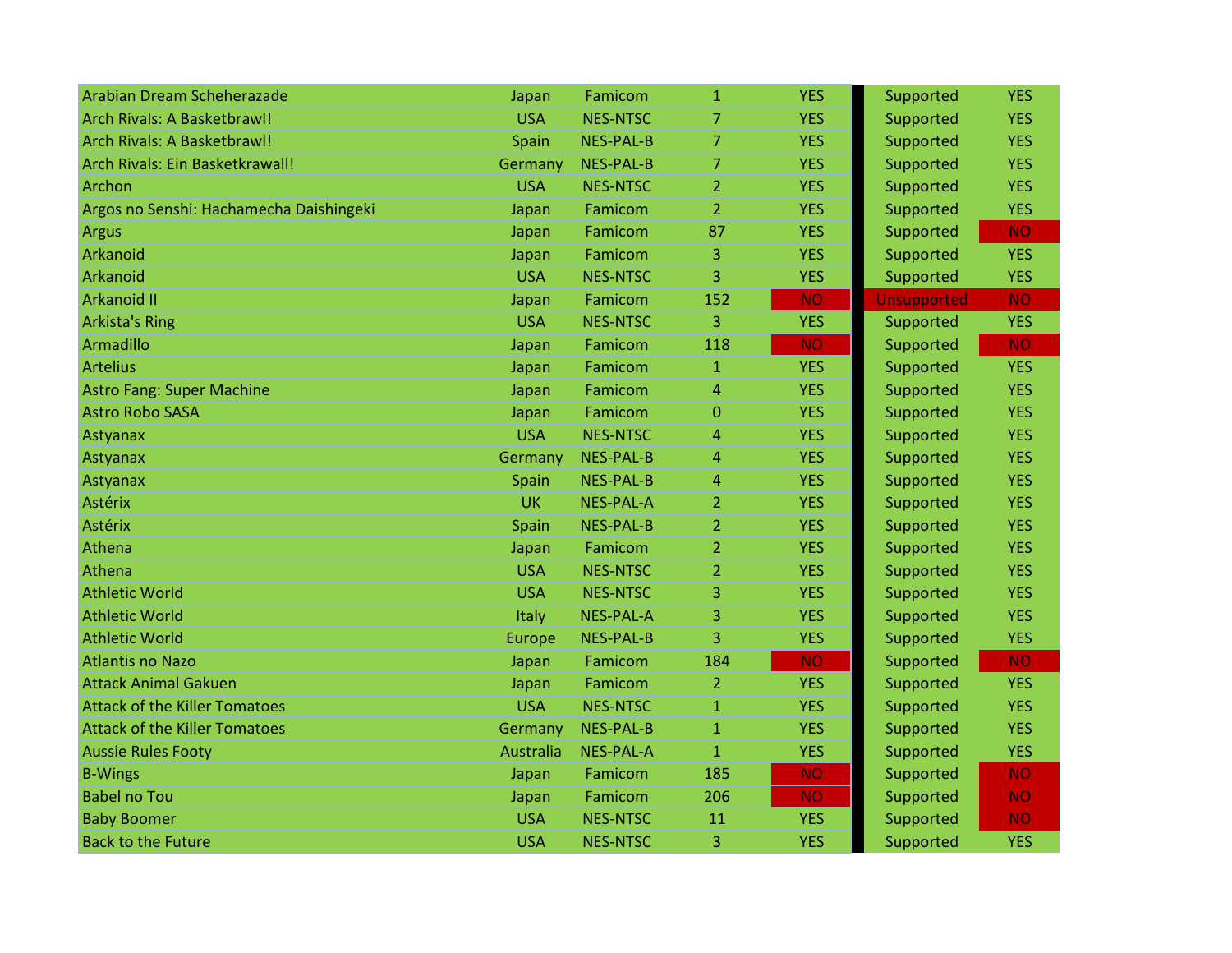| | | | | | | |
|---|---|---|---|---|---|---|
| Arabian Dream Scheherazade | Japan | Famicom | 1 | YES | Supported | YES |
| Arch Rivals: A Basketbrawl! | USA | NES-NTSC | 7 | YES | Supported | YES |
| Arch Rivals: A Basketbrawl! | Spain | NES-PAL-B | 7 | YES | Supported | YES |
| Arch Rivals: Ein Basketkrawall! | Germany | NES-PAL-B | 7 | YES | Supported | YES |
| Archon | USA | NES-NTSC | 2 | YES | Supported | YES |
| Argos no Senshi: Hachamecha Daishingeki | Japan | Famicom | 2 | YES | Supported | YES |
| Argus | Japan | Famicom | 87 | YES | Supported | NO |
| Arkanoid | Japan | Famicom | 3 | YES | Supported | YES |
| Arkanoid | USA | NES-NTSC | 3 | YES | Supported | YES |
| Arkanoid II | Japan | Famicom | 152 | NO | Unsupported | NO |
| Arkista's Ring | USA | NES-NTSC | 3 | YES | Supported | YES |
| Armadillo | Japan | Famicom | 118 | NO | Supported | NO |
| Artelius | Japan | Famicom | 1 | YES | Supported | YES |
| Astro Fang: Super Machine | Japan | Famicom | 4 | YES | Supported | YES |
| Astro Robo SASA | Japan | Famicom | 0 | YES | Supported | YES |
| Astyanax | USA | NES-NTSC | 4 | YES | Supported | YES |
| Astyanax | Germany | NES-PAL-B | 4 | YES | Supported | YES |
| Astyanax | Spain | NES-PAL-B | 4 | YES | Supported | YES |
| Astérix | UK | NES-PAL-A | 2 | YES | Supported | YES |
| Astérix | Spain | NES-PAL-B | 2 | YES | Supported | YES |
| Athena | Japan | Famicom | 2 | YES | Supported | YES |
| Athena | USA | NES-NTSC | 2 | YES | Supported | YES |
| Athletic World | USA | NES-NTSC | 3 | YES | Supported | YES |
| Athletic World | Italy | NES-PAL-A | 3 | YES | Supported | YES |
| Athletic World | Europe | NES-PAL-B | 3 | YES | Supported | YES |
| Atlantis no Nazo | Japan | Famicom | 184 | NO | Supported | NO |
| Attack Animal Gakuen | Japan | Famicom | 2 | YES | Supported | YES |
| Attack of the Killer Tomatoes | USA | NES-NTSC | 1 | YES | Supported | YES |
| Attack of the Killer Tomatoes | Germany | NES-PAL-B | 1 | YES | Supported | YES |
| Aussie Rules Footy | Australia | NES-PAL-A | 1 | YES | Supported | YES |
| B-Wings | Japan | Famicom | 185 | NO | Supported | NO |
| Babel no Tou | Japan | Famicom | 206 | NO | Supported | NO |
| Baby Boomer | USA | NES-NTSC | 11 | YES | Supported | NO |
| Back to the Future | USA | NES-NTSC | 3 | YES | Supported | YES |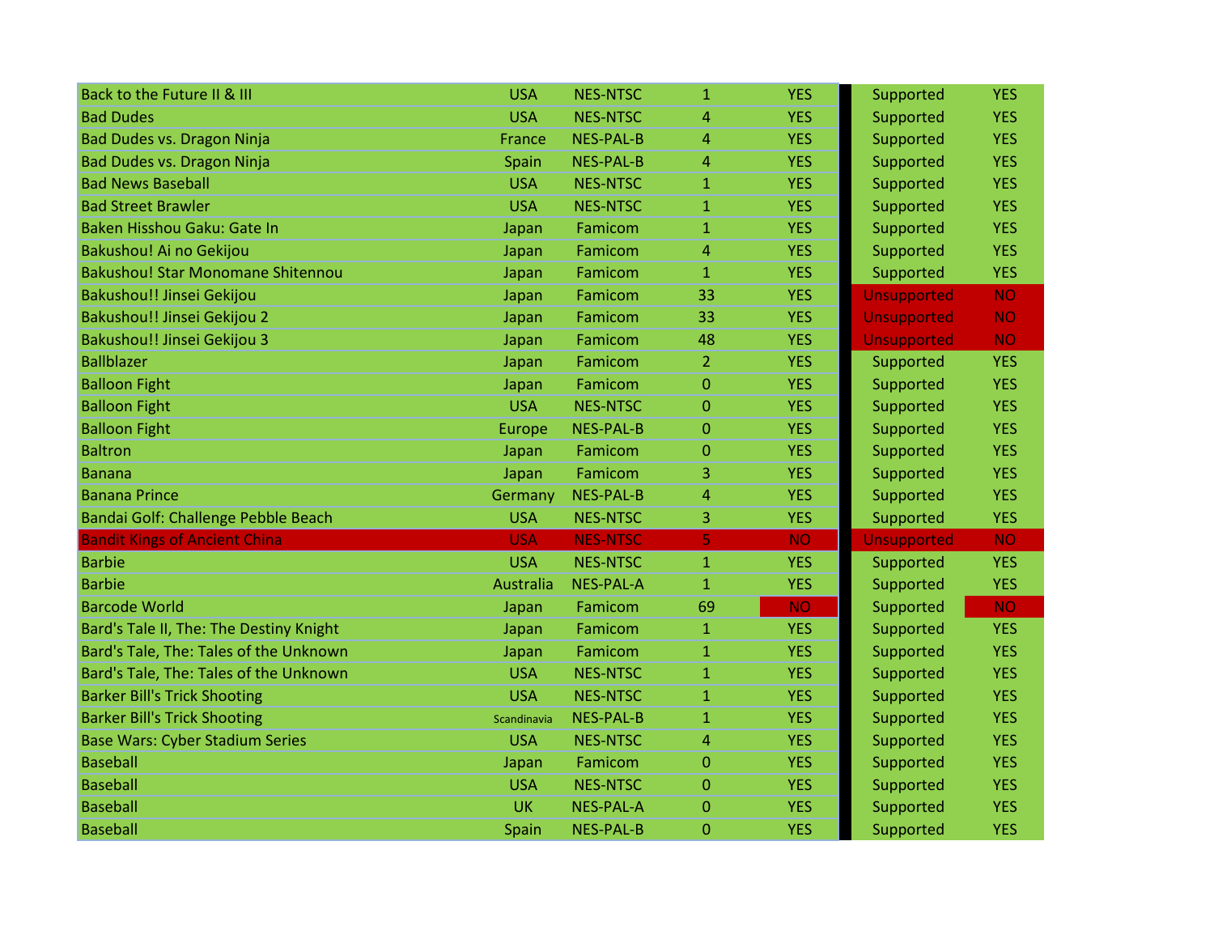| | | | | | | |
|---|---|---|---|---|---|---|
| Back to the Future II & III | USA | NES-NTSC | 1 | YES | Supported | YES |
| Bad Dudes | USA | NES-NTSC | 4 | YES | Supported | YES |
| Bad Dudes vs. Dragon Ninja | France | NES-PAL-B | 4 | YES | Supported | YES |
| Bad Dudes vs. Dragon Ninja | Spain | NES-PAL-B | 4 | YES | Supported | YES |
| Bad News Baseball | USA | NES-NTSC | 1 | YES | Supported | YES |
| Bad Street Brawler | USA | NES-NTSC | 1 | YES | Supported | YES |
| Baken Hisshou Gaku: Gate In | Japan | Famicom | 1 | YES | Supported | YES |
| Bakushou! Ai no Gekijou | Japan | Famicom | 4 | YES | Supported | YES |
| Bakushou! Star Monomane Shitennou | Japan | Famicom | 1 | YES | Supported | YES |
| Bakushou!! Jinsei Gekijou | Japan | Famicom | 33 | YES | Unsupported | NO |
| Bakushou!! Jinsei Gekijou 2 | Japan | Famicom | 33 | YES | Unsupported | NO |
| Bakushou!! Jinsei Gekijou 3 | Japan | Famicom | 48 | YES | Unsupported | NO |
| Ballblazer | Japan | Famicom | 2 | YES | Supported | YES |
| Balloon Fight | Japan | Famicom | 0 | YES | Supported | YES |
| Balloon Fight | USA | NES-NTSC | 0 | YES | Supported | YES |
| Balloon Fight | Europe | NES-PAL-B | 0 | YES | Supported | YES |
| Baltron | Japan | Famicom | 0 | YES | Supported | YES |
| Banana | Japan | Famicom | 3 | YES | Supported | YES |
| Banana Prince | Germany | NES-PAL-B | 4 | YES | Supported | YES |
| Bandai Golf: Challenge Pebble Beach | USA | NES-NTSC | 3 | YES | Supported | YES |
| Bandit Kings of Ancient China | USA | NES-NTSC | 5 | NO | Unsupported | NO |
| Barbie | USA | NES-NTSC | 1 | YES | Supported | YES |
| Barbie | Australia | NES-PAL-A | 1 | YES | Supported | YES |
| Barcode World | Japan | Famicom | 69 | NO | Supported | NO |
| Bard's Tale II, The: The Destiny Knight | Japan | Famicom | 1 | YES | Supported | YES |
| Bard's Tale, The: Tales of the Unknown | Japan | Famicom | 1 | YES | Supported | YES |
| Bard's Tale, The: Tales of the Unknown | USA | NES-NTSC | 1 | YES | Supported | YES |
| Barker Bill's Trick Shooting | USA | NES-NTSC | 1 | YES | Supported | YES |
| Barker Bill's Trick Shooting | Scandinavia | NES-PAL-B | 1 | YES | Supported | YES |
| Base Wars: Cyber Stadium Series | USA | NES-NTSC | 4 | YES | Supported | YES |
| Baseball | Japan | Famicom | 0 | YES | Supported | YES |
| Baseball | USA | NES-NTSC | 0 | YES | Supported | YES |
| Baseball | UK | NES-PAL-A | 0 | YES | Supported | YES |
| Baseball | Spain | NES-PAL-B | 0 | YES | Supported | YES |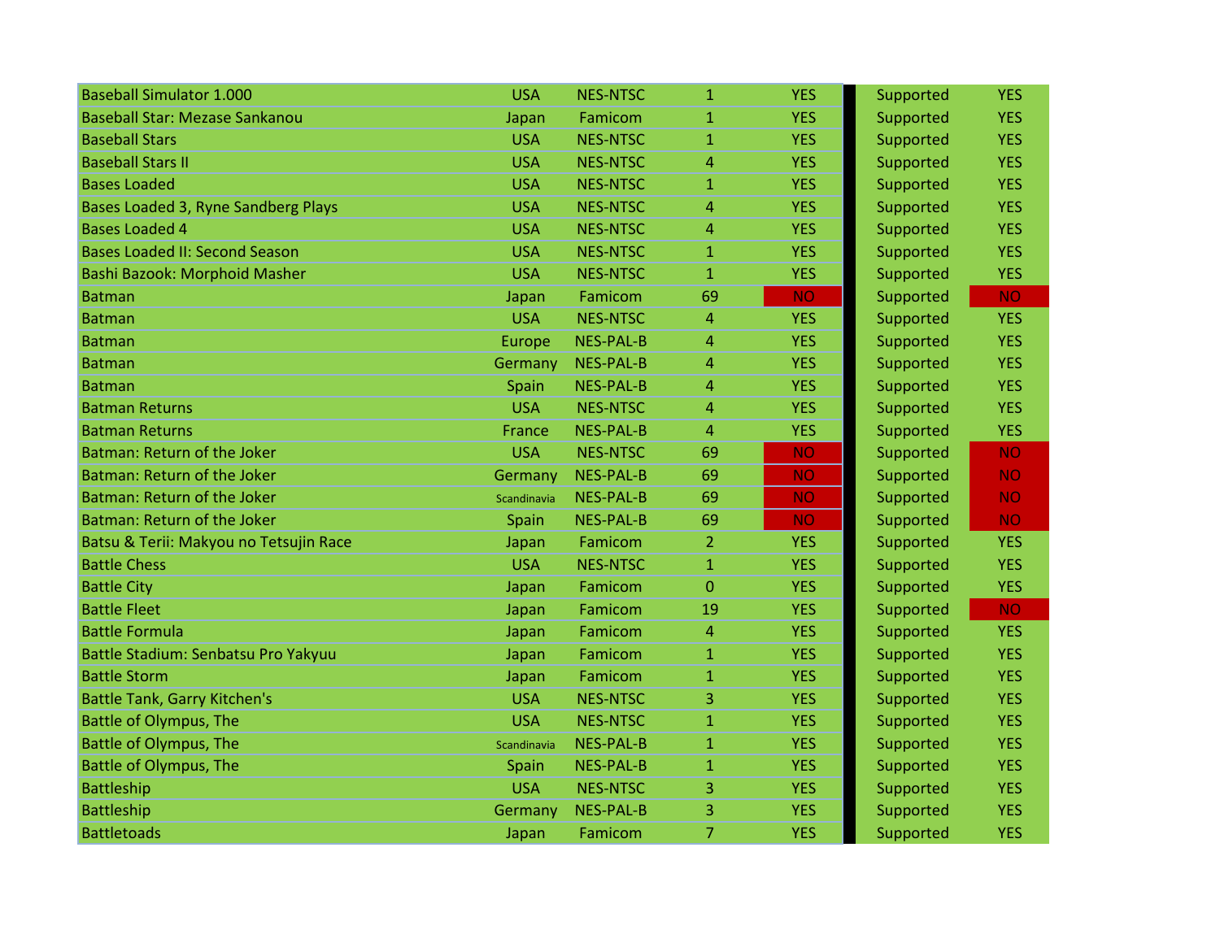| | | | | | | |
|---|---|---|---|---|---|---|
| Baseball Simulator 1.000 | USA | NES-NTSC | 1 | YES | Supported | YES |
| Baseball Star: Mezase Sankanou | Japan | Famicom | 1 | YES | Supported | YES |
| Baseball Stars | USA | NES-NTSC | 1 | YES | Supported | YES |
| Baseball Stars II | USA | NES-NTSC | 4 | YES | Supported | YES |
| Bases Loaded | USA | NES-NTSC | 1 | YES | Supported | YES |
| Bases Loaded 3, Ryne Sandberg Plays | USA | NES-NTSC | 4 | YES | Supported | YES |
| Bases Loaded 4 | USA | NES-NTSC | 4 | YES | Supported | YES |
| Bases Loaded II: Second Season | USA | NES-NTSC | 1 | YES | Supported | YES |
| Bashi Bazook: Morphoid Masher | USA | NES-NTSC | 1 | YES | Supported | YES |
| Batman | Japan | Famicom | 69 | NO | Supported | NO |
| Batman | USA | NES-NTSC | 4 | YES | Supported | YES |
| Batman | Europe | NES-PAL-B | 4 | YES | Supported | YES |
| Batman | Germany | NES-PAL-B | 4 | YES | Supported | YES |
| Batman | Spain | NES-PAL-B | 4 | YES | Supported | YES |
| Batman Returns | USA | NES-NTSC | 4 | YES | Supported | YES |
| Batman Returns | France | NES-PAL-B | 4 | YES | Supported | YES |
| Batman: Return of the Joker | USA | NES-NTSC | 69 | NO | Supported | NO |
| Batman: Return of the Joker | Germany | NES-PAL-B | 69 | NO | Supported | NO |
| Batman: Return of the Joker | Scandinavia | NES-PAL-B | 69 | NO | Supported | NO |
| Batman: Return of the Joker | Spain | NES-PAL-B | 69 | NO | Supported | NO |
| Batsu & Terii: Makyou no Tetsujin Race | Japan | Famicom | 2 | YES | Supported | YES |
| Battle Chess | USA | NES-NTSC | 1 | YES | Supported | YES |
| Battle City | Japan | Famicom | 0 | YES | Supported | YES |
| Battle Fleet | Japan | Famicom | 19 | YES | Supported | NO |
| Battle Formula | Japan | Famicom | 4 | YES | Supported | YES |
| Battle Stadium: Senbatsu Pro Yakyuu | Japan | Famicom | 1 | YES | Supported | YES |
| Battle Storm | Japan | Famicom | 1 | YES | Supported | YES |
| Battle Tank, Garry Kitchen's | USA | NES-NTSC | 3 | YES | Supported | YES |
| Battle of Olympus, The | USA | NES-NTSC | 1 | YES | Supported | YES |
| Battle of Olympus, The | Scandinavia | NES-PAL-B | 1 | YES | Supported | YES |
| Battle of Olympus, The | Spain | NES-PAL-B | 1 | YES | Supported | YES |
| Battleship | USA | NES-NTSC | 3 | YES | Supported | YES |
| Battleship | Germany | NES-PAL-B | 3 | YES | Supported | YES |
| Battletoads | Japan | Famicom | 7 | YES | Supported | YES |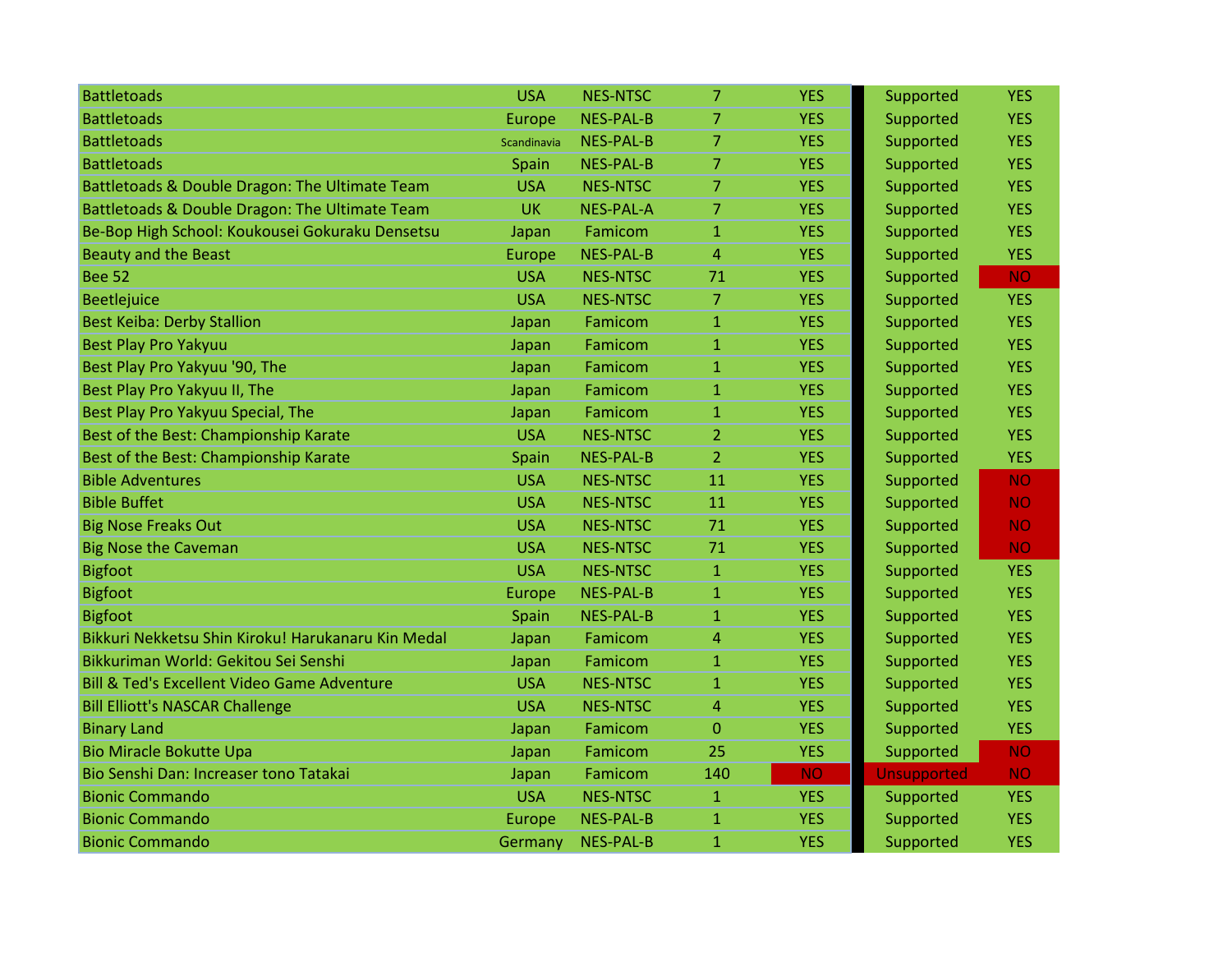| | | | | | | |
|---|---|---|---|---|---|---|
| Battletoads | USA | NES-NTSC | 7 | YES | Supported | YES |
| Battletoads | Europe | NES-PAL-B | 7 | YES | Supported | YES |
| Battletoads | Scandinavia | NES-PAL-B | 7 | YES | Supported | YES |
| Battletoads | Spain | NES-PAL-B | 7 | YES | Supported | YES |
| Battletoads & Double Dragon: The Ultimate Team | USA | NES-NTSC | 7 | YES | Supported | YES |
| Battletoads & Double Dragon: The Ultimate Team | UK | NES-PAL-A | 7 | YES | Supported | YES |
| Be-Bop High School: Koukousei Gokuraku Densetsu | Japan | Famicom | 1 | YES | Supported | YES |
| Beauty and the Beast | Europe | NES-PAL-B | 4 | YES | Supported | YES |
| Bee 52 | USA | NES-NTSC | 71 | YES | Supported | NO |
| Beetlejuice | USA | NES-NTSC | 7 | YES | Supported | YES |
| Best Keiba: Derby Stallion | Japan | Famicom | 1 | YES | Supported | YES |
| Best Play Pro Yakyuu | Japan | Famicom | 1 | YES | Supported | YES |
| Best Play Pro Yakyuu '90, The | Japan | Famicom | 1 | YES | Supported | YES |
| Best Play Pro Yakyuu II, The | Japan | Famicom | 1 | YES | Supported | YES |
| Best Play Pro Yakyuu Special, The | Japan | Famicom | 1 | YES | Supported | YES |
| Best of the Best: Championship Karate | USA | NES-NTSC | 2 | YES | Supported | YES |
| Best of the Best: Championship Karate | Spain | NES-PAL-B | 2 | YES | Supported | YES |
| Bible Adventures | USA | NES-NTSC | 11 | YES | Supported | NO |
| Bible Buffet | USA | NES-NTSC | 11 | YES | Supported | NO |
| Big Nose Freaks Out | USA | NES-NTSC | 71 | YES | Supported | NO |
| Big Nose the Caveman | USA | NES-NTSC | 71 | YES | Supported | NO |
| Bigfoot | USA | NES-NTSC | 1 | YES | Supported | YES |
| Bigfoot | Europe | NES-PAL-B | 1 | YES | Supported | YES |
| Bigfoot | Spain | NES-PAL-B | 1 | YES | Supported | YES |
| Bikkuri Nekketsu Shin Kiroku! Harukanaru Kin Medal | Japan | Famicom | 4 | YES | Supported | YES |
| Bikkuriman World: Gekitou Sei Senshi | Japan | Famicom | 1 | YES | Supported | YES |
| Bill & Ted's Excellent Video Game Adventure | USA | NES-NTSC | 1 | YES | Supported | YES |
| Bill Elliott's NASCAR Challenge | USA | NES-NTSC | 4 | YES | Supported | YES |
| Binary Land | Japan | Famicom | 0 | YES | Supported | YES |
| Bio Miracle Bokutte Upa | Japan | Famicom | 25 | YES | Supported | NO |
| Bio Senshi Dan: Increaser tono Tatakai | Japan | Famicom | 140 | NO | Unsupported | NO |
| Bionic Commando | USA | NES-NTSC | 1 | YES | Supported | YES |
| Bionic Commando | Europe | NES-PAL-B | 1 | YES | Supported | YES |
| Bionic Commando | Germany | NES-PAL-B | 1 | YES | Supported | YES |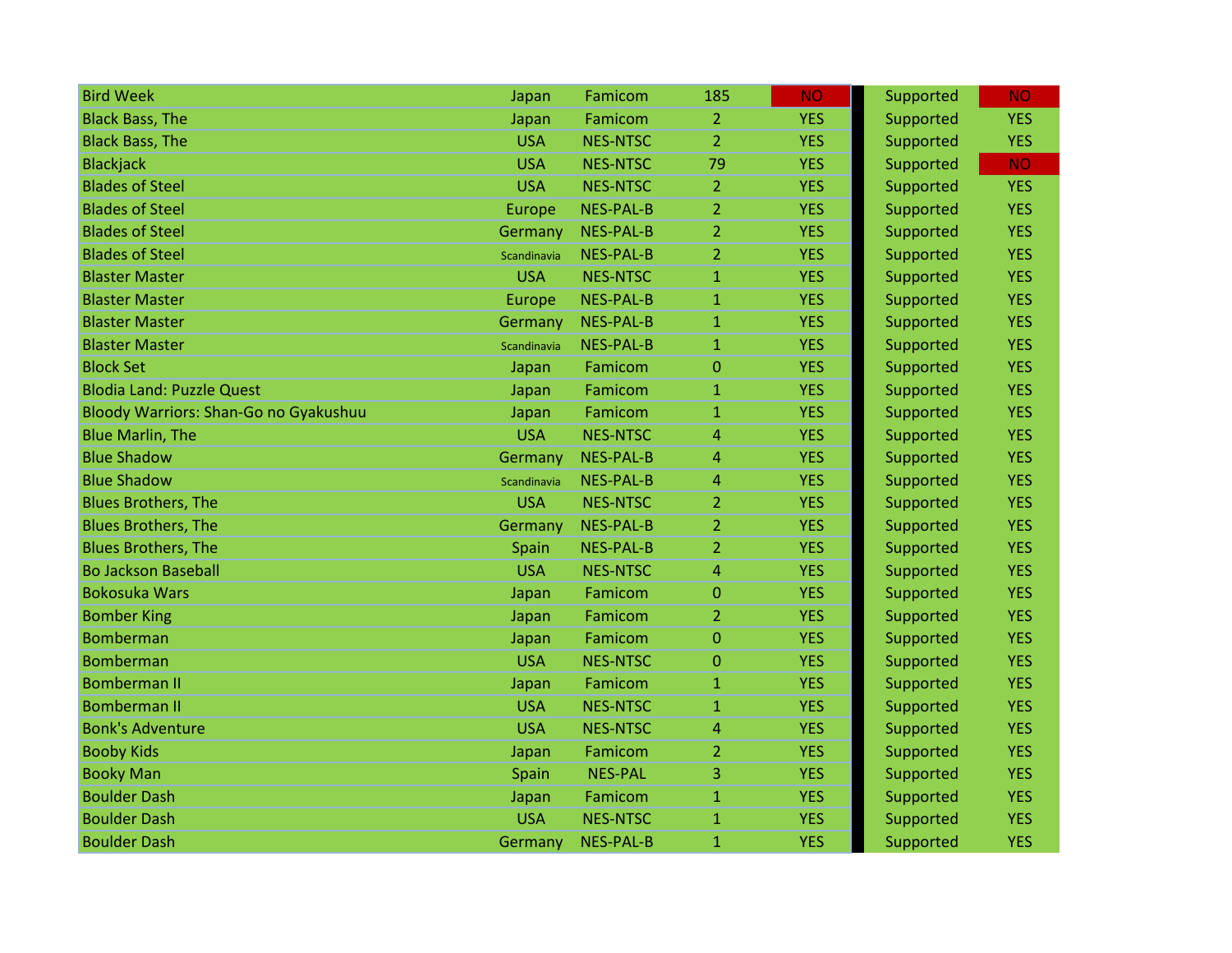| | | | | | | | |
|---|---|---|---|---|---|---|---|
| Bird Week | Japan | Famicom | 185 | NO | | Supported | NO |
| Black Bass, The | Japan | Famicom | 2 | YES | | Supported | YES |
| Black Bass, The | USA | NES-NTSC | 2 | YES | | Supported | YES |
| Blackjack | USA | NES-NTSC | 79 | YES | | Supported | NO |
| Blades of Steel | USA | NES-NTSC | 2 | YES | | Supported | YES |
| Blades of Steel | Europe | NES-PAL-B | 2 | YES | | Supported | YES |
| Blades of Steel | Germany | NES-PAL-B | 2 | YES | | Supported | YES |
| Blades of Steel | Scandinavia | NES-PAL-B | 2 | YES | | Supported | YES |
| Blaster Master | USA | NES-NTSC | 1 | YES | | Supported | YES |
| Blaster Master | Europe | NES-PAL-B | 1 | YES | | Supported | YES |
| Blaster Master | Germany | NES-PAL-B | 1 | YES | | Supported | YES |
| Blaster Master | Scandinavia | NES-PAL-B | 1 | YES | | Supported | YES |
| Block Set | Japan | Famicom | 0 | YES | | Supported | YES |
| Blodia Land: Puzzle Quest | Japan | Famicom | 1 | YES | | Supported | YES |
| Bloody Warriors: Shan-Go no Gyakushuu | Japan | Famicom | 1 | YES | | Supported | YES |
| Blue Marlin, The | USA | NES-NTSC | 4 | YES | | Supported | YES |
| Blue Shadow | Germany | NES-PAL-B | 4 | YES | | Supported | YES |
| Blue Shadow | Scandinavia | NES-PAL-B | 4 | YES | | Supported | YES |
| Blues Brothers, The | USA | NES-NTSC | 2 | YES | | Supported | YES |
| Blues Brothers, The | Germany | NES-PAL-B | 2 | YES | | Supported | YES |
| Blues Brothers, The | Spain | NES-PAL-B | 2 | YES | | Supported | YES |
| Bo Jackson Baseball | USA | NES-NTSC | 4 | YES | | Supported | YES |
| Bokosuka Wars | Japan | Famicom | 0 | YES | | Supported | YES |
| Bomber King | Japan | Famicom | 2 | YES | | Supported | YES |
| Bomberman | Japan | Famicom | 0 | YES | | Supported | YES |
| Bomberman | USA | NES-NTSC | 0 | YES | | Supported | YES |
| Bomberman II | Japan | Famicom | 1 | YES | | Supported | YES |
| Bomberman II | USA | NES-NTSC | 1 | YES | | Supported | YES |
| Bonk's Adventure | USA | NES-NTSC | 4 | YES | | Supported | YES |
| Booby Kids | Japan | Famicom | 2 | YES | | Supported | YES |
| Booky Man | Spain | NES-PAL | 3 | YES | | Supported | YES |
| Boulder Dash | Japan | Famicom | 1 | YES | | Supported | YES |
| Boulder Dash | USA | NES-NTSC | 1 | YES | | Supported | YES |
| Boulder Dash | Germany | NES-PAL-B | 1 | YES | | Supported | YES |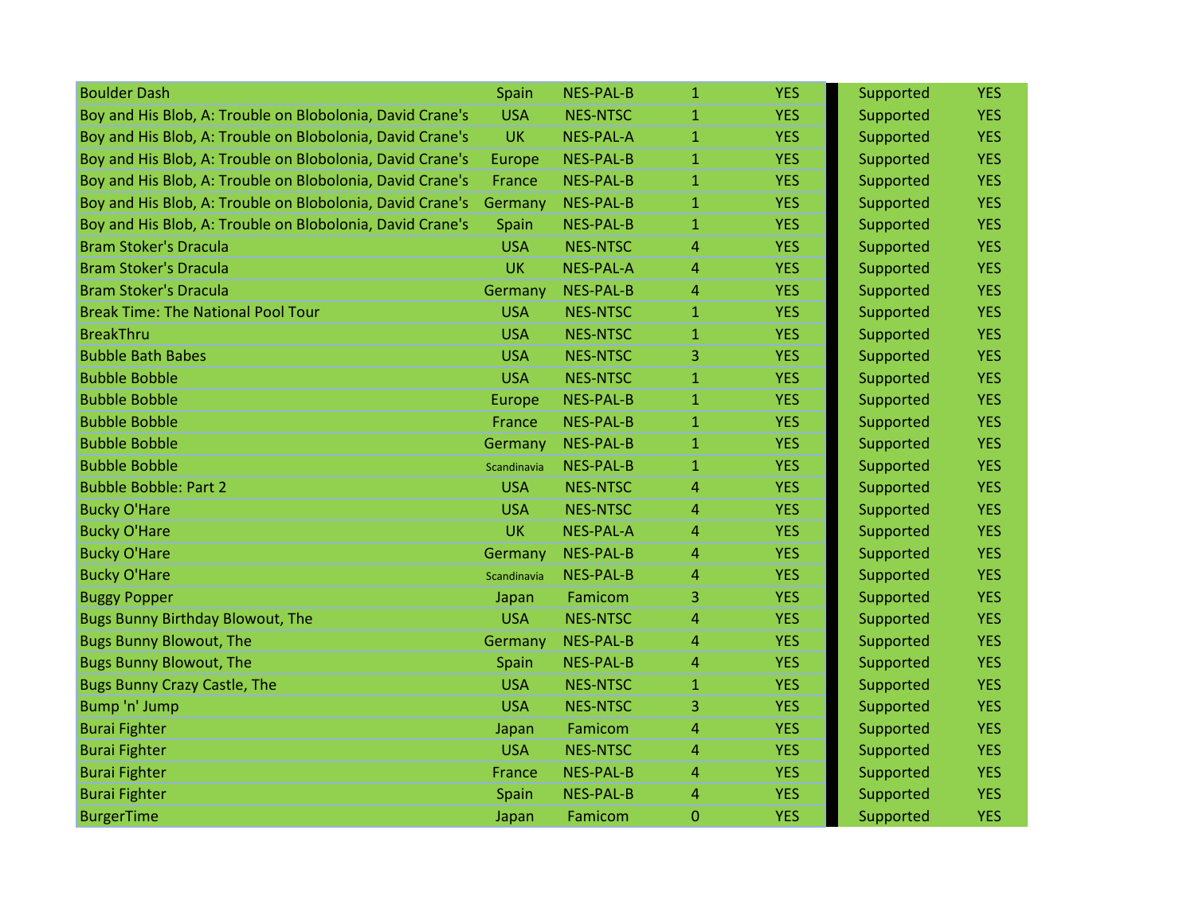| | | | | | | |
|---|---|---|---|---|---|---|
| Boulder Dash | Spain | NES-PAL-B | 1 | YES | Supported | YES |
| Boy and His Blob, A: Trouble on Blobolonia, David Crane's | USA | NES-NTSC | 1 | YES | Supported | YES |
| Boy and His Blob, A: Trouble on Blobolonia, David Crane's | UK | NES-PAL-A | 1 | YES | Supported | YES |
| Boy and His Blob, A: Trouble on Blobolonia, David Crane's | Europe | NES-PAL-B | 1 | YES | Supported | YES |
| Boy and His Blob, A: Trouble on Blobolonia, David Crane's | France | NES-PAL-B | 1 | YES | Supported | YES |
| Boy and His Blob, A: Trouble on Blobolonia, David Crane's | Germany | NES-PAL-B | 1 | YES | Supported | YES |
| Boy and His Blob, A: Trouble on Blobolonia, David Crane's | Spain | NES-PAL-B | 1 | YES | Supported | YES |
| Bram Stoker's Dracula | USA | NES-NTSC | 4 | YES | Supported | YES |
| Bram Stoker's Dracula | UK | NES-PAL-A | 4 | YES | Supported | YES |
| Bram Stoker's Dracula | Germany | NES-PAL-B | 4 | YES | Supported | YES |
| Break Time: The National Pool Tour | USA | NES-NTSC | 1 | YES | Supported | YES |
| BreakThru | USA | NES-NTSC | 1 | YES | Supported | YES |
| Bubble Bath Babes | USA | NES-NTSC | 3 | YES | Supported | YES |
| Bubble Bobble | USA | NES-NTSC | 1 | YES | Supported | YES |
| Bubble Bobble | Europe | NES-PAL-B | 1 | YES | Supported | YES |
| Bubble Bobble | France | NES-PAL-B | 1 | YES | Supported | YES |
| Bubble Bobble | Germany | NES-PAL-B | 1 | YES | Supported | YES |
| Bubble Bobble | Scandinavia | NES-PAL-B | 1 | YES | Supported | YES |
| Bubble Bobble: Part 2 | USA | NES-NTSC | 4 | YES | Supported | YES |
| Bucky O'Hare | USA | NES-NTSC | 4 | YES | Supported | YES |
| Bucky O'Hare | UK | NES-PAL-A | 4 | YES | Supported | YES |
| Bucky O'Hare | Germany | NES-PAL-B | 4 | YES | Supported | YES |
| Bucky O'Hare | Scandinavia | NES-PAL-B | 4 | YES | Supported | YES |
| Buggy Popper | Japan | Famicom | 3 | YES | Supported | YES |
| Bugs Bunny Birthday Blowout, The | USA | NES-NTSC | 4 | YES | Supported | YES |
| Bugs Bunny Blowout, The | Germany | NES-PAL-B | 4 | YES | Supported | YES |
| Bugs Bunny Blowout, The | Spain | NES-PAL-B | 4 | YES | Supported | YES |
| Bugs Bunny Crazy Castle, The | USA | NES-NTSC | 1 | YES | Supported | YES |
| Bump 'n' Jump | USA | NES-NTSC | 3 | YES | Supported | YES |
| Burai Fighter | Japan | Famicom | 4 | YES | Supported | YES |
| Burai Fighter | USA | NES-NTSC | 4 | YES | Supported | YES |
| Burai Fighter | France | NES-PAL-B | 4 | YES | Supported | YES |
| Burai Fighter | Spain | NES-PAL-B | 4 | YES | Supported | YES |
| BurgerTime | Japan | Famicom | 0 | YES | Supported | YES |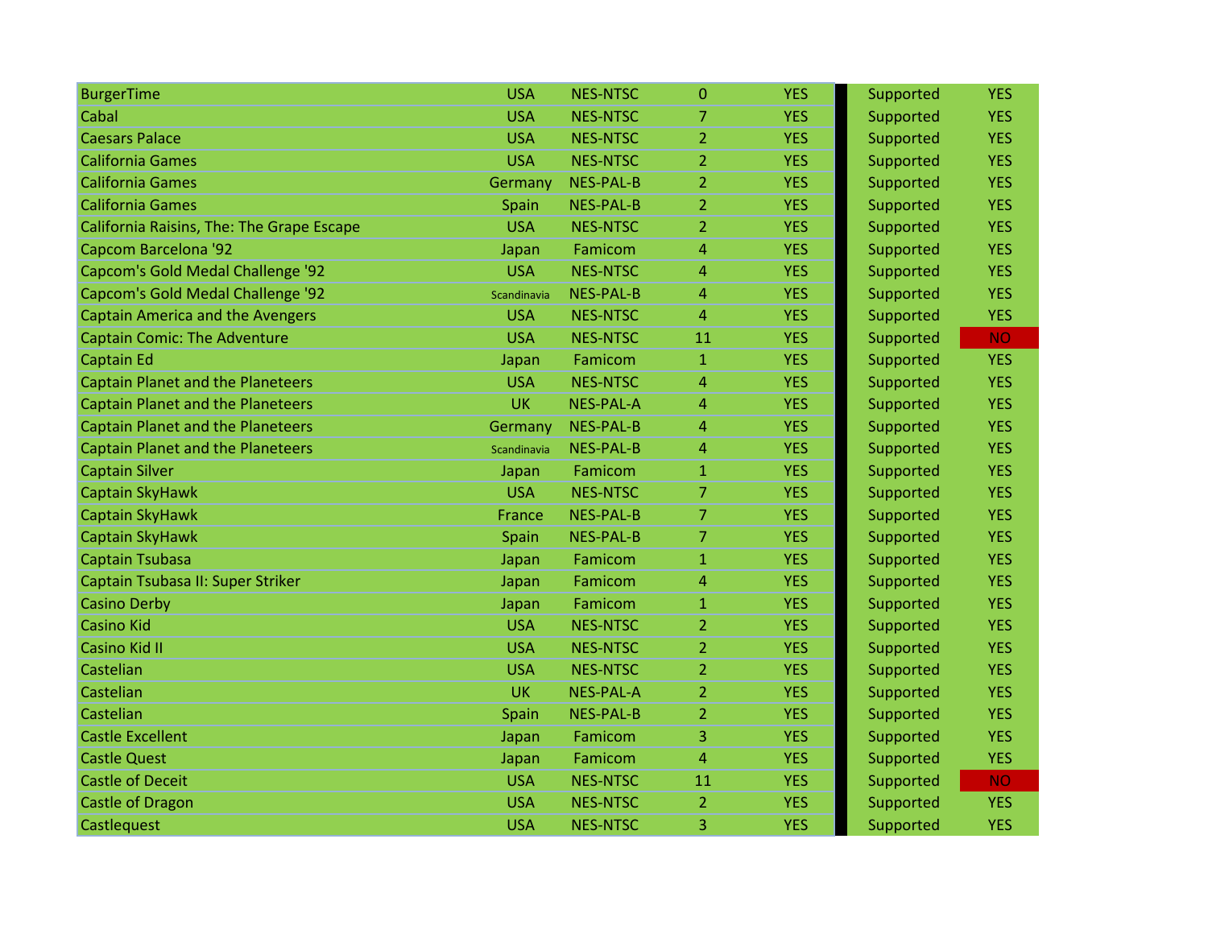| | | | | | | |
|---|---|---|---|---|---|---|
| BurgerTime | USA | NES-NTSC | 0 | YES | Supported | YES |
| Cabal | USA | NES-NTSC | 7 | YES | Supported | YES |
| Caesars Palace | USA | NES-NTSC | 2 | YES | Supported | YES |
| California Games | USA | NES-NTSC | 2 | YES | Supported | YES |
| California Games | Germany | NES-PAL-B | 2 | YES | Supported | YES |
| California Games | Spain | NES-PAL-B | 2 | YES | Supported | YES |
| California Raisins, The: The Grape Escape | USA | NES-NTSC | 2 | YES | Supported | YES |
| Capcom Barcelona '92 | Japan | Famicom | 4 | YES | Supported | YES |
| Capcom's Gold Medal Challenge '92 | USA | NES-NTSC | 4 | YES | Supported | YES |
| Capcom's Gold Medal Challenge '92 | Scandinavia | NES-PAL-B | 4 | YES | Supported | YES |
| Captain America and the Avengers | USA | NES-NTSC | 4 | YES | Supported | YES |
| Captain Comic: The Adventure | USA | NES-NTSC | 11 | YES | Supported | NO |
| Captain Ed | Japan | Famicom | 1 | YES | Supported | YES |
| Captain Planet and the Planeteers | USA | NES-NTSC | 4 | YES | Supported | YES |
| Captain Planet and the Planeteers | UK | NES-PAL-A | 4 | YES | Supported | YES |
| Captain Planet and the Planeteers | Germany | NES-PAL-B | 4 | YES | Supported | YES |
| Captain Planet and the Planeteers | Scandinavia | NES-PAL-B | 4 | YES | Supported | YES |
| Captain Silver | Japan | Famicom | 1 | YES | Supported | YES |
| Captain SkyHawk | USA | NES-NTSC | 7 | YES | Supported | YES |
| Captain SkyHawk | France | NES-PAL-B | 7 | YES | Supported | YES |
| Captain SkyHawk | Spain | NES-PAL-B | 7 | YES | Supported | YES |
| Captain Tsubasa | Japan | Famicom | 1 | YES | Supported | YES |
| Captain Tsubasa II: Super Striker | Japan | Famicom | 4 | YES | Supported | YES |
| Casino Derby | Japan | Famicom | 1 | YES | Supported | YES |
| Casino Kid | USA | NES-NTSC | 2 | YES | Supported | YES |
| Casino Kid II | USA | NES-NTSC | 2 | YES | Supported | YES |
| Castelian | USA | NES-NTSC | 2 | YES | Supported | YES |
| Castelian | UK | NES-PAL-A | 2 | YES | Supported | YES |
| Castelian | Spain | NES-PAL-B | 2 | YES | Supported | YES |
| Castle Excellent | Japan | Famicom | 3 | YES | Supported | YES |
| Castle Quest | Japan | Famicom | 4 | YES | Supported | YES |
| Castle of Deceit | USA | NES-NTSC | 11 | YES | Supported | NO |
| Castle of Dragon | USA | NES-NTSC | 2 | YES | Supported | YES |
| Castlequest | USA | NES-NTSC | 3 | YES | Supported | YES |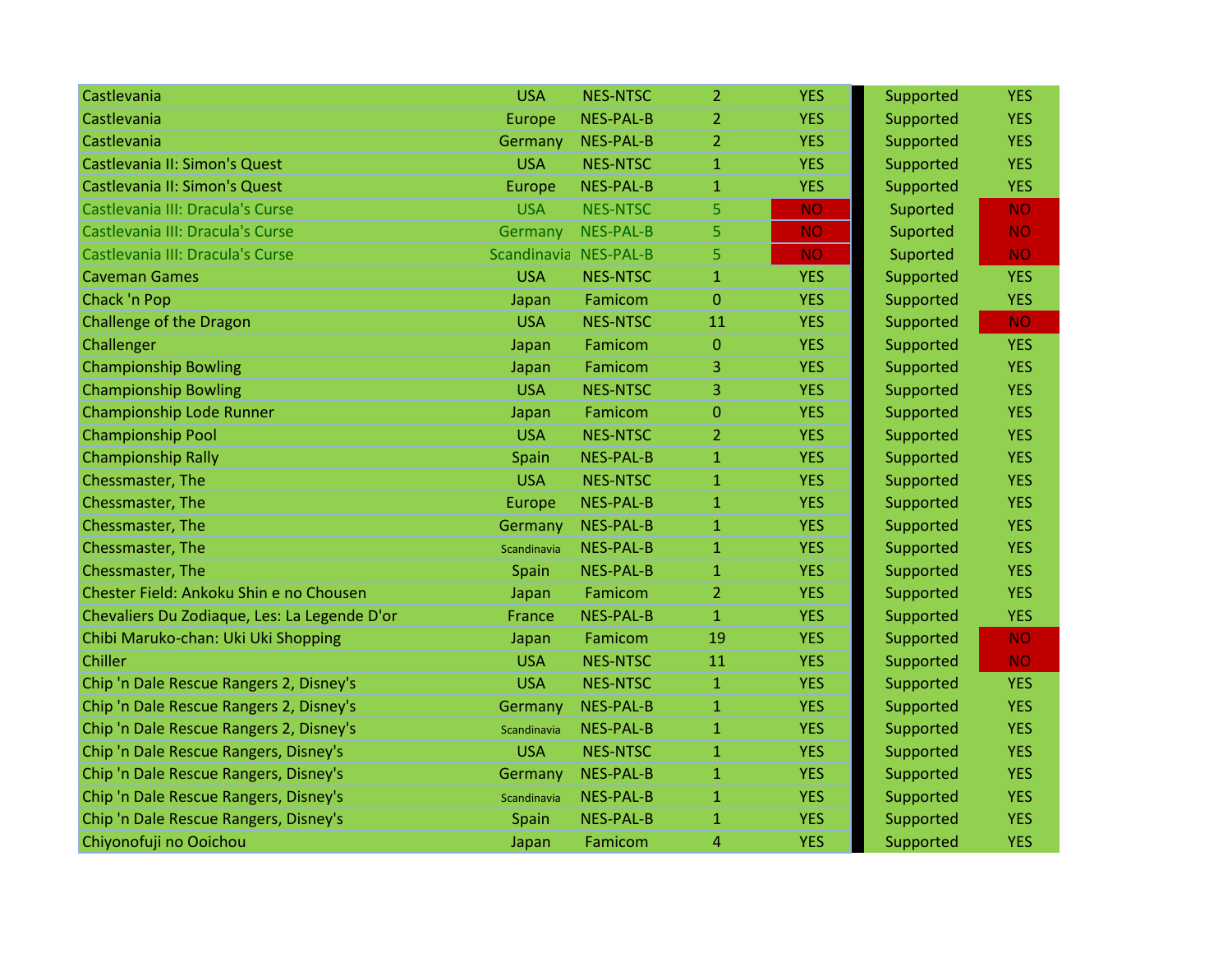| | | | | | | |
|---|---|---|---|---|---|---|
| Castlevania | USA | NES-NTSC | 2 | YES | Supported | YES |
| Castlevania | Europe | NES-PAL-B | 2 | YES | Supported | YES |
| Castlevania | Germany | NES-PAL-B | 2 | YES | Supported | YES |
| Castlevania II: Simon's Quest | USA | NES-NTSC | 1 | YES | Supported | YES |
| Castlevania II: Simon's Quest | Europe | NES-PAL-B | 1 | YES | Supported | YES |
| Castlevania III: Dracula's Curse | USA | NES-NTSC | 5 | NO | Suported | NO |
| Castlevania III: Dracula's Curse | Germany | NES-PAL-B | 5 | NO | Suported | NO |
| Castlevania III: Dracula's Curse | Scandinavia | NES-PAL-B | 5 | NO | Suported | NO |
| Caveman Games | USA | NES-NTSC | 1 | YES | Supported | YES |
| Chack 'n Pop | Japan | Famicom | 0 | YES | Supported | YES |
| Challenge of the Dragon | USA | NES-NTSC | 11 | YES | Supported | NO |
| Challenger | Japan | Famicom | 0 | YES | Supported | YES |
| Championship Bowling | Japan | Famicom | 3 | YES | Supported | YES |
| Championship Bowling | USA | NES-NTSC | 3 | YES | Supported | YES |
| Championship Lode Runner | Japan | Famicom | 0 | YES | Supported | YES |
| Championship Pool | USA | NES-NTSC | 2 | YES | Supported | YES |
| Championship Rally | Spain | NES-PAL-B | 1 | YES | Supported | YES |
| Chessmaster, The | USA | NES-NTSC | 1 | YES | Supported | YES |
| Chessmaster, The | Europe | NES-PAL-B | 1 | YES | Supported | YES |
| Chessmaster, The | Germany | NES-PAL-B | 1 | YES | Supported | YES |
| Chessmaster, The | Scandinavia | NES-PAL-B | 1 | YES | Supported | YES |
| Chessmaster, The | Spain | NES-PAL-B | 1 | YES | Supported | YES |
| Chester Field: Ankoku Shin e no Chousen | Japan | Famicom | 2 | YES | Supported | YES |
| Chevaliers Du Zodiaque, Les: La Legende D'or | France | NES-PAL-B | 1 | YES | Supported | YES |
| Chibi Maruko-chan: Uki Uki Shopping | Japan | Famicom | 19 | YES | Supported | NO |
| Chiller | USA | NES-NTSC | 11 | YES | Supported | NO |
| Chip 'n Dale Rescue Rangers 2, Disney's | USA | NES-NTSC | 1 | YES | Supported | YES |
| Chip 'n Dale Rescue Rangers 2, Disney's | Germany | NES-PAL-B | 1 | YES | Supported | YES |
| Chip 'n Dale Rescue Rangers 2, Disney's | Scandinavia | NES-PAL-B | 1 | YES | Supported | YES |
| Chip 'n Dale Rescue Rangers, Disney's | USA | NES-NTSC | 1 | YES | Supported | YES |
| Chip 'n Dale Rescue Rangers, Disney's | Germany | NES-PAL-B | 1 | YES | Supported | YES |
| Chip 'n Dale Rescue Rangers, Disney's | Scandinavia | NES-PAL-B | 1 | YES | Supported | YES |
| Chip 'n Dale Rescue Rangers, Disney's | Spain | NES-PAL-B | 1 | YES | Supported | YES |
| Chiyonofuji no Ooichou | Japan | Famicom | 4 | YES | Supported | YES |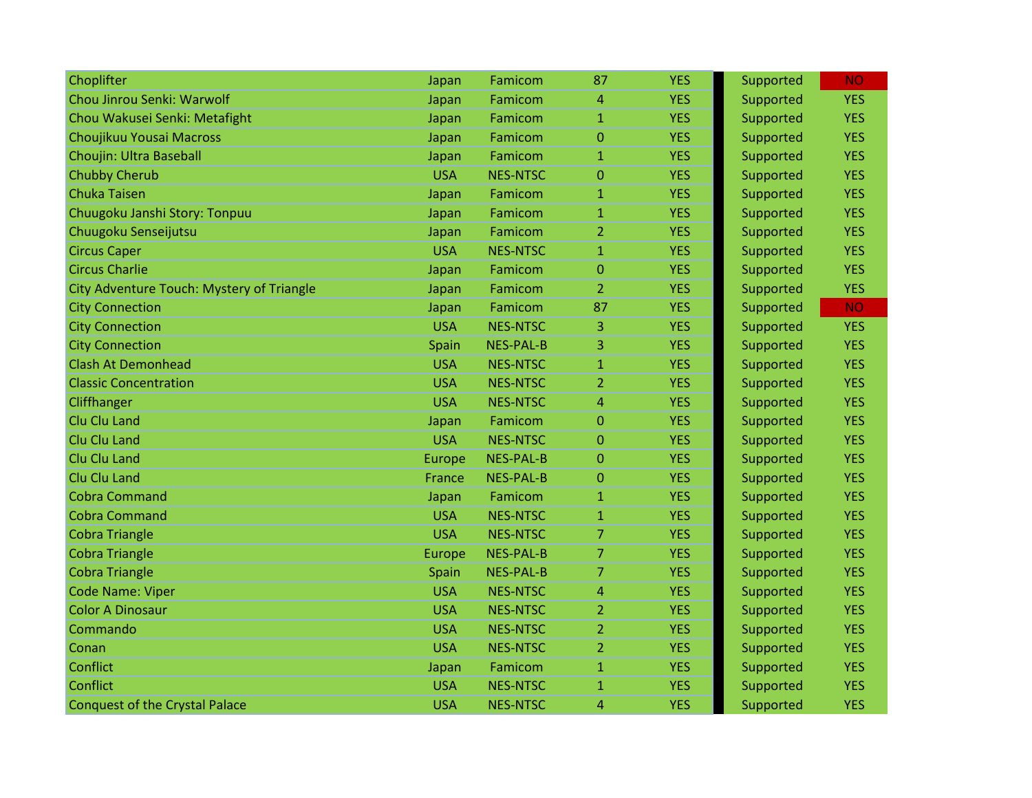| | | | | | | |
|---|---|---|---|---|---|---|
| Choplifter | Japan | Famicom | 87 | YES | Supported | NO |
| Chou Jinrou Senki: Warwolf | Japan | Famicom | 4 | YES | Supported | YES |
| Chou Wakusei Senki: Metafight | Japan | Famicom | 1 | YES | Supported | YES |
| Choujikuu Yousai Macross | Japan | Famicom | 0 | YES | Supported | YES |
| Choujin: Ultra Baseball | Japan | Famicom | 1 | YES | Supported | YES |
| Chubby Cherub | USA | NES-NTSC | 0 | YES | Supported | YES |
| Chuka Taisen | Japan | Famicom | 1 | YES | Supported | YES |
| Chuugoku Janshi Story: Tonpuu | Japan | Famicom | 1 | YES | Supported | YES |
| Chuugoku Senseijutsu | Japan | Famicom | 2 | YES | Supported | YES |
| Circus Caper | USA | NES-NTSC | 1 | YES | Supported | YES |
| Circus Charlie | Japan | Famicom | 0 | YES | Supported | YES |
| City Adventure Touch: Mystery of Triangle | Japan | Famicom | 2 | YES | Supported | YES |
| City Connection | Japan | Famicom | 87 | YES | Supported | NO |
| City Connection | USA | NES-NTSC | 3 | YES | Supported | YES |
| City Connection | Spain | NES-PAL-B | 3 | YES | Supported | YES |
| Clash At Demonhead | USA | NES-NTSC | 1 | YES | Supported | YES |
| Classic Concentration | USA | NES-NTSC | 2 | YES | Supported | YES |
| Cliffhanger | USA | NES-NTSC | 4 | YES | Supported | YES |
| Clu Clu Land | Japan | Famicom | 0 | YES | Supported | YES |
| Clu Clu Land | USA | NES-NTSC | 0 | YES | Supported | YES |
| Clu Clu Land | Europe | NES-PAL-B | 0 | YES | Supported | YES |
| Clu Clu Land | France | NES-PAL-B | 0 | YES | Supported | YES |
| Cobra Command | Japan | Famicom | 1 | YES | Supported | YES |
| Cobra Command | USA | NES-NTSC | 1 | YES | Supported | YES |
| Cobra Triangle | USA | NES-NTSC | 7 | YES | Supported | YES |
| Cobra Triangle | Europe | NES-PAL-B | 7 | YES | Supported | YES |
| Cobra Triangle | Spain | NES-PAL-B | 7 | YES | Supported | YES |
| Code Name: Viper | USA | NES-NTSC | 4 | YES | Supported | YES |
| Color A Dinosaur | USA | NES-NTSC | 2 | YES | Supported | YES |
| Commando | USA | NES-NTSC | 2 | YES | Supported | YES |
| Conan | USA | NES-NTSC | 2 | YES | Supported | YES |
| Conflict | Japan | Famicom | 1 | YES | Supported | YES |
| Conflict | USA | NES-NTSC | 1 | YES | Supported | YES |
| Conquest of the Crystal Palace | USA | NES-NTSC | 4 | YES | Supported | YES |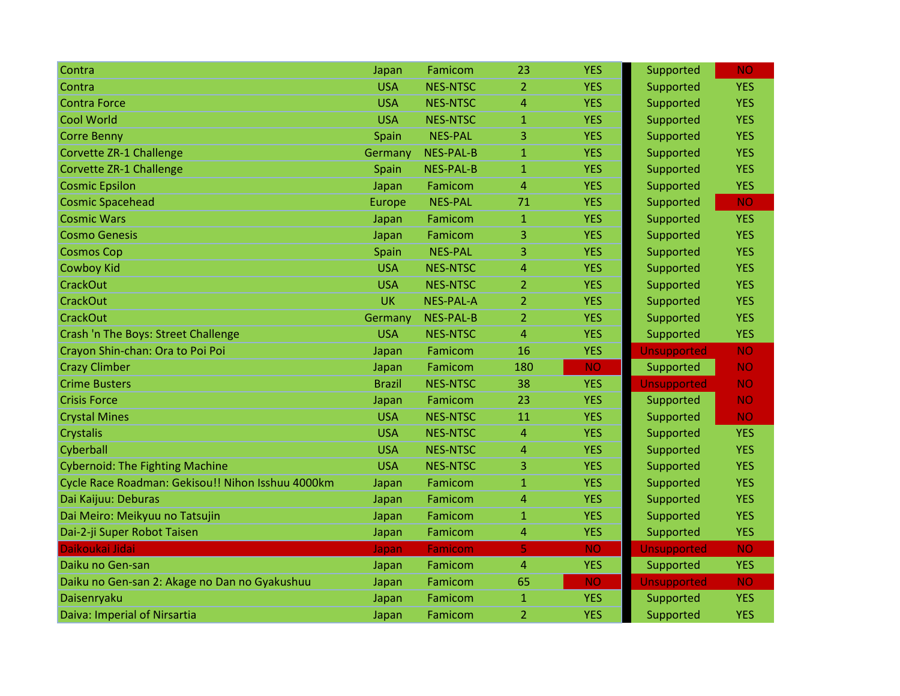| | | | | | | |
|---|---|---|---|---|---|---|
| Contra | Japan | Famicom | 23 | YES | Supported | NO |
| Contra | USA | NES-NTSC | 2 | YES | Supported | YES |
| Contra Force | USA | NES-NTSC | 4 | YES | Supported | YES |
| Cool World | USA | NES-NTSC | 1 | YES | Supported | YES |
| Corre Benny | Spain | NES-PAL | 3 | YES | Supported | YES |
| Corvette ZR-1 Challenge | Germany | NES-PAL-B | 1 | YES | Supported | YES |
| Corvette ZR-1 Challenge | Spain | NES-PAL-B | 1 | YES | Supported | YES |
| Cosmic Epsilon | Japan | Famicom | 4 | YES | Supported | YES |
| Cosmic Spacehead | Europe | NES-PAL | 71 | YES | Supported | NO |
| Cosmic Wars | Japan | Famicom | 1 | YES | Supported | YES |
| Cosmo Genesis | Japan | Famicom | 3 | YES | Supported | YES |
| Cosmos Cop | Spain | NES-PAL | 3 | YES | Supported | YES |
| Cowboy Kid | USA | NES-NTSC | 4 | YES | Supported | YES |
| CrackOut | USA | NES-NTSC | 2 | YES | Supported | YES |
| CrackOut | UK | NES-PAL-A | 2 | YES | Supported | YES |
| CrackOut | Germany | NES-PAL-B | 2 | YES | Supported | YES |
| Crash 'n The Boys: Street Challenge | USA | NES-NTSC | 4 | YES | Supported | YES |
| Crayon Shin-chan: Ora to Poi Poi | Japan | Famicom | 16 | YES | Unsupported | NO |
| Crazy Climber | Japan | Famicom | 180 | NO | Supported | NO |
| Crime Busters | Brazil | NES-NTSC | 38 | YES | Unsupported | NO |
| Crisis Force | Japan | Famicom | 23 | YES | Supported | NO |
| Crystal Mines | USA | NES-NTSC | 11 | YES | Supported | NO |
| Crystalis | USA | NES-NTSC | 4 | YES | Supported | YES |
| Cyberball | USA | NES-NTSC | 4 | YES | Supported | YES |
| Cybernoid: The Fighting Machine | USA | NES-NTSC | 3 | YES | Supported | YES |
| Cycle Race Roadman: Gekisou!! Nihon Isshuu 4000km | Japan | Famicom | 1 | YES | Supported | YES |
| Dai Kaijuu: Deburas | Japan | Famicom | 4 | YES | Supported | YES |
| Dai Meiro: Meikyuu no Tatsujin | Japan | Famicom | 1 | YES | Supported | YES |
| Dai-2-ji Super Robot Taisen | Japan | Famicom | 4 | YES | Supported | YES |
| Daikoukai Jidai | Japan | Famicom | 5 | NO | Unsupported | NO |
| Daiku no Gen-san | Japan | Famicom | 4 | YES | Supported | YES |
| Daiku no Gen-san 2: Akage no Dan no Gyakushuu | Japan | Famicom | 65 | NO | Unsupported | NO |
| Daisenryaku | Japan | Famicom | 1 | YES | Supported | YES |
| Daiva: Imperial of Nirsartia | Japan | Famicom | 2 | YES | Supported | YES |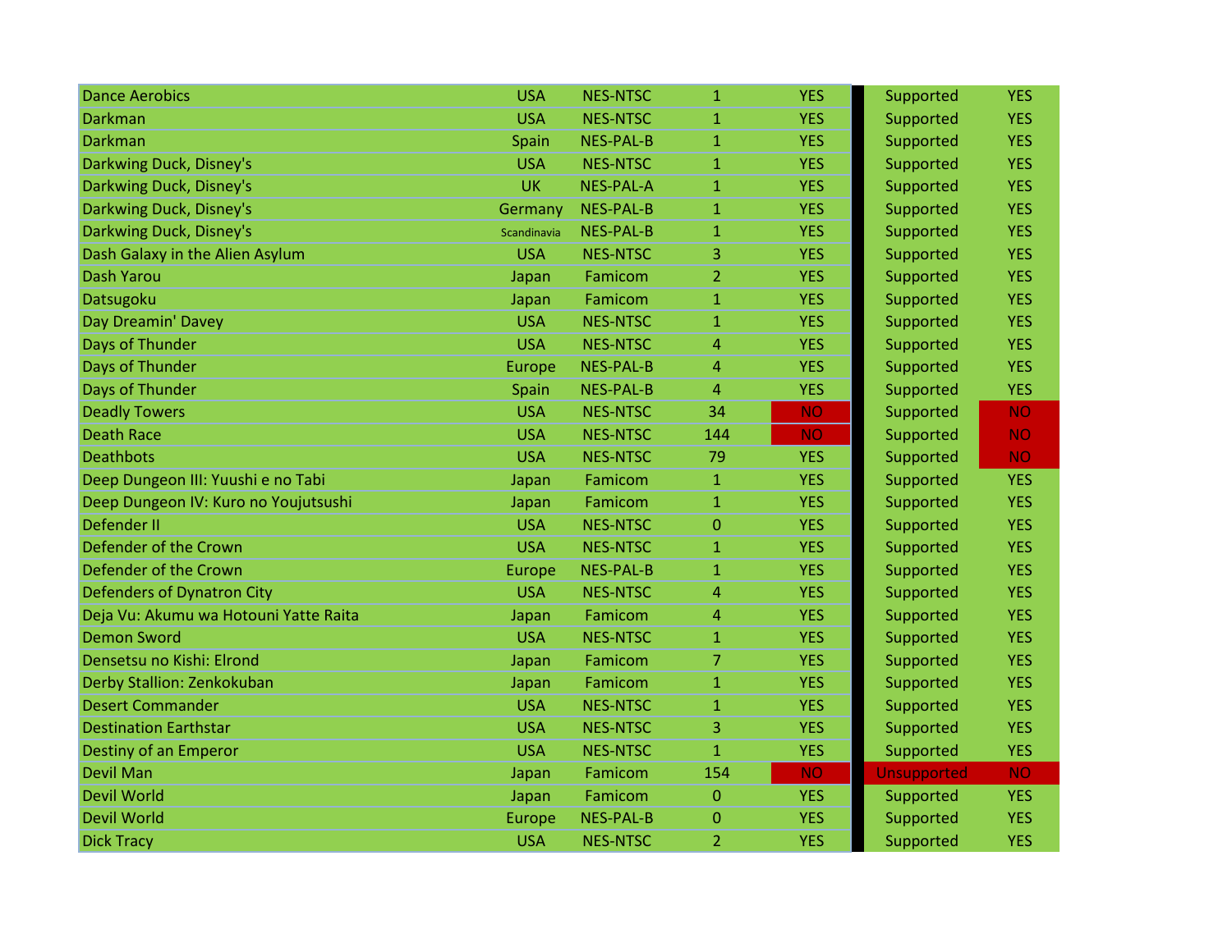| | | | | | | |
|---|---|---|---|---|---|---|
| Dance Aerobics | USA | NES-NTSC | 1 | YES | Supported | YES |
| Darkman | USA | NES-NTSC | 1 | YES | Supported | YES |
| Darkman | Spain | NES-PAL-B | 1 | YES | Supported | YES |
| Darkwing Duck, Disney's | USA | NES-NTSC | 1 | YES | Supported | YES |
| Darkwing Duck, Disney's | UK | NES-PAL-A | 1 | YES | Supported | YES |
| Darkwing Duck, Disney's | Germany | NES-PAL-B | 1 | YES | Supported | YES |
| Darkwing Duck, Disney's | Scandinavia | NES-PAL-B | 1 | YES | Supported | YES |
| Dash Galaxy in the Alien Asylum | USA | NES-NTSC | 3 | YES | Supported | YES |
| Dash Yarou | Japan | Famicom | 2 | YES | Supported | YES |
| Datsugoku | Japan | Famicom | 1 | YES | Supported | YES |
| Day Dreamin' Davey | USA | NES-NTSC | 1 | YES | Supported | YES |
| Days of Thunder | USA | NES-NTSC | 4 | YES | Supported | YES |
| Days of Thunder | Europe | NES-PAL-B | 4 | YES | Supported | YES |
| Days of Thunder | Spain | NES-PAL-B | 4 | YES | Supported | YES |
| Deadly Towers | USA | NES-NTSC | 34 | NO | Supported | NO |
| Death Race | USA | NES-NTSC | 144 | NO | Supported | NO |
| Deathbots | USA | NES-NTSC | 79 | YES | Supported | NO |
| Deep Dungeon III: Yuushi e no Tabi | Japan | Famicom | 1 | YES | Supported | YES |
| Deep Dungeon IV: Kuro no Youjutsushi | Japan | Famicom | 1 | YES | Supported | YES |
| Defender II | USA | NES-NTSC | 0 | YES | Supported | YES |
| Defender of the Crown | USA | NES-NTSC | 1 | YES | Supported | YES |
| Defender of the Crown | Europe | NES-PAL-B | 1 | YES | Supported | YES |
| Defenders of Dynatron City | USA | NES-NTSC | 4 | YES | Supported | YES |
| Deja Vu: Akumu wa Hotouni Yatte Raita | Japan | Famicom | 4 | YES | Supported | YES |
| Demon Sword | USA | NES-NTSC | 1 | YES | Supported | YES |
| Densetsu no Kishi: Elrond | Japan | Famicom | 7 | YES | Supported | YES |
| Derby Stallion: Zenkokuban | Japan | Famicom | 1 | YES | Supported | YES |
| Desert Commander | USA | NES-NTSC | 1 | YES | Supported | YES |
| Destination Earthstar | USA | NES-NTSC | 3 | YES | Supported | YES |
| Destiny of an Emperor | USA | NES-NTSC | 1 | YES | Supported | YES |
| Devil Man | Japan | Famicom | 154 | NO | Unsupported | NO |
| Devil World | Japan | Famicom | 0 | YES | Supported | YES |
| Devil World | Europe | NES-PAL-B | 0 | YES | Supported | YES |
| Dick Tracy | USA | NES-NTSC | 2 | YES | Supported | YES |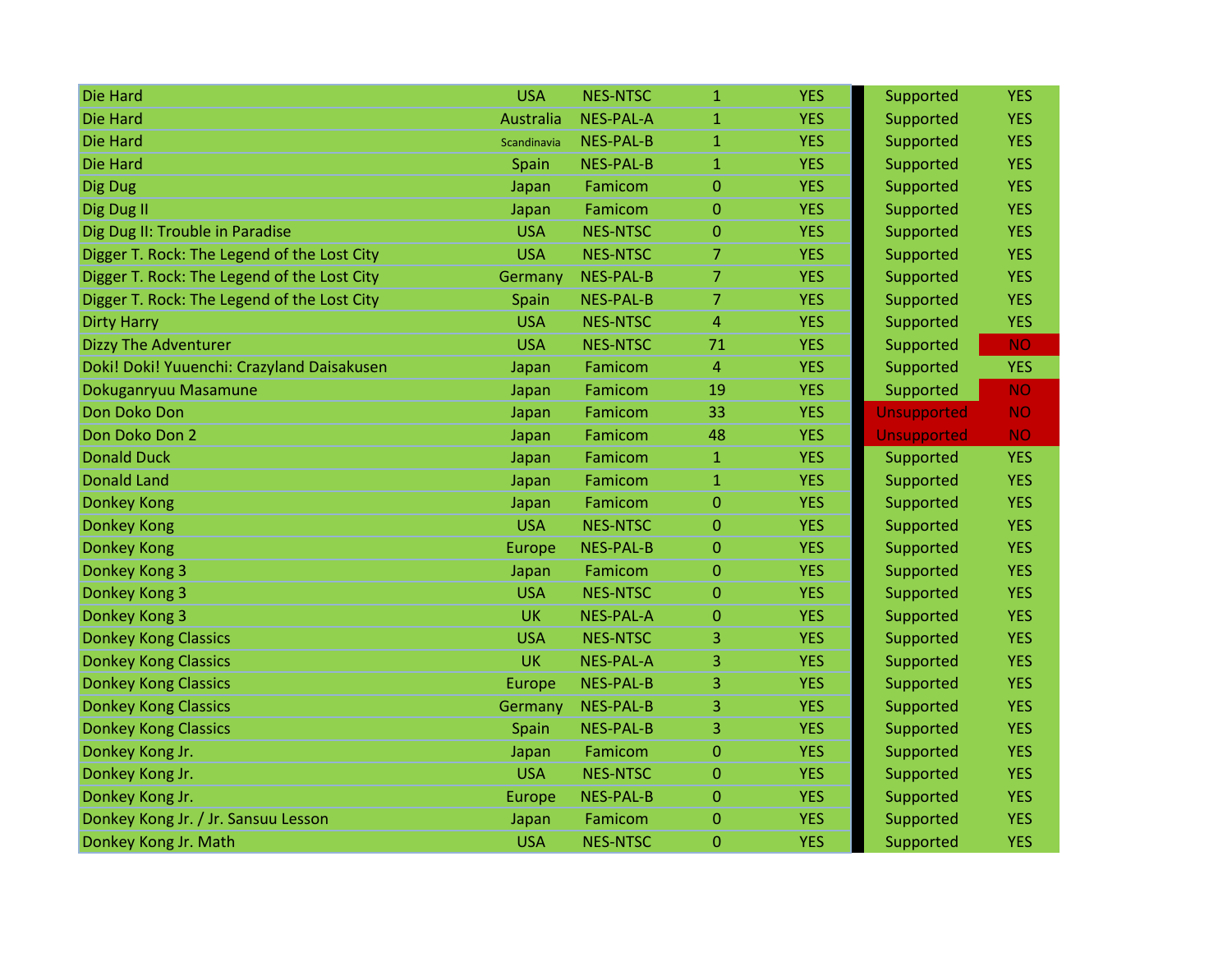| | | | | | | |
|---|---|---|---|---|---|---|
| Die Hard | USA | NES-NTSC | 1 | YES | Supported | YES |
| Die Hard | Australia | NES-PAL-A | 1 | YES | Supported | YES |
| Die Hard | Scandinavia | NES-PAL-B | 1 | YES | Supported | YES |
| Die Hard | Spain | NES-PAL-B | 1 | YES | Supported | YES |
| Dig Dug | Japan | Famicom | 0 | YES | Supported | YES |
| Dig Dug II | Japan | Famicom | 0 | YES | Supported | YES |
| Dig Dug II: Trouble in Paradise | USA | NES-NTSC | 0 | YES | Supported | YES |
| Digger T. Rock: The Legend of the Lost City | USA | NES-NTSC | 7 | YES | Supported | YES |
| Digger T. Rock: The Legend of the Lost City | Germany | NES-PAL-B | 7 | YES | Supported | YES |
| Digger T. Rock: The Legend of the Lost City | Spain | NES-PAL-B | 7 | YES | Supported | YES |
| Dirty Harry | USA | NES-NTSC | 4 | YES | Supported | YES |
| Dizzy The Adventurer | USA | NES-NTSC | 71 | YES | Supported | NO |
| Doki! Doki! Yuuenchi: Crazyland Daisakusen | Japan | Famicom | 4 | YES | Supported | YES |
| Dokuganryuu Masamune | Japan | Famicom | 19 | YES | Supported | NO |
| Don Doko Don | Japan | Famicom | 33 | YES | Unsupported | NO |
| Don Doko Don 2 | Japan | Famicom | 48 | YES | Unsupported | NO |
| Donald Duck | Japan | Famicom | 1 | YES | Supported | YES |
| Donald Land | Japan | Famicom | 1 | YES | Supported | YES |
| Donkey Kong | Japan | Famicom | 0 | YES | Supported | YES |
| Donkey Kong | USA | NES-NTSC | 0 | YES | Supported | YES |
| Donkey Kong | Europe | NES-PAL-B | 0 | YES | Supported | YES |
| Donkey Kong 3 | Japan | Famicom | 0 | YES | Supported | YES |
| Donkey Kong 3 | USA | NES-NTSC | 0 | YES | Supported | YES |
| Donkey Kong 3 | UK | NES-PAL-A | 0 | YES | Supported | YES |
| Donkey Kong Classics | USA | NES-NTSC | 3 | YES | Supported | YES |
| Donkey Kong Classics | UK | NES-PAL-A | 3 | YES | Supported | YES |
| Donkey Kong Classics | Europe | NES-PAL-B | 3 | YES | Supported | YES |
| Donkey Kong Classics | Germany | NES-PAL-B | 3 | YES | Supported | YES |
| Donkey Kong Classics | Spain | NES-PAL-B | 3 | YES | Supported | YES |
| Donkey Kong Jr. | Japan | Famicom | 0 | YES | Supported | YES |
| Donkey Kong Jr. | USA | NES-NTSC | 0 | YES | Supported | YES |
| Donkey Kong Jr. | Europe | NES-PAL-B | 0 | YES | Supported | YES |
| Donkey Kong Jr. / Jr. Sansuu Lesson | Japan | Famicom | 0 | YES | Supported | YES |
| Donkey Kong Jr. Math | USA | NES-NTSC | 0 | YES | Supported | YES |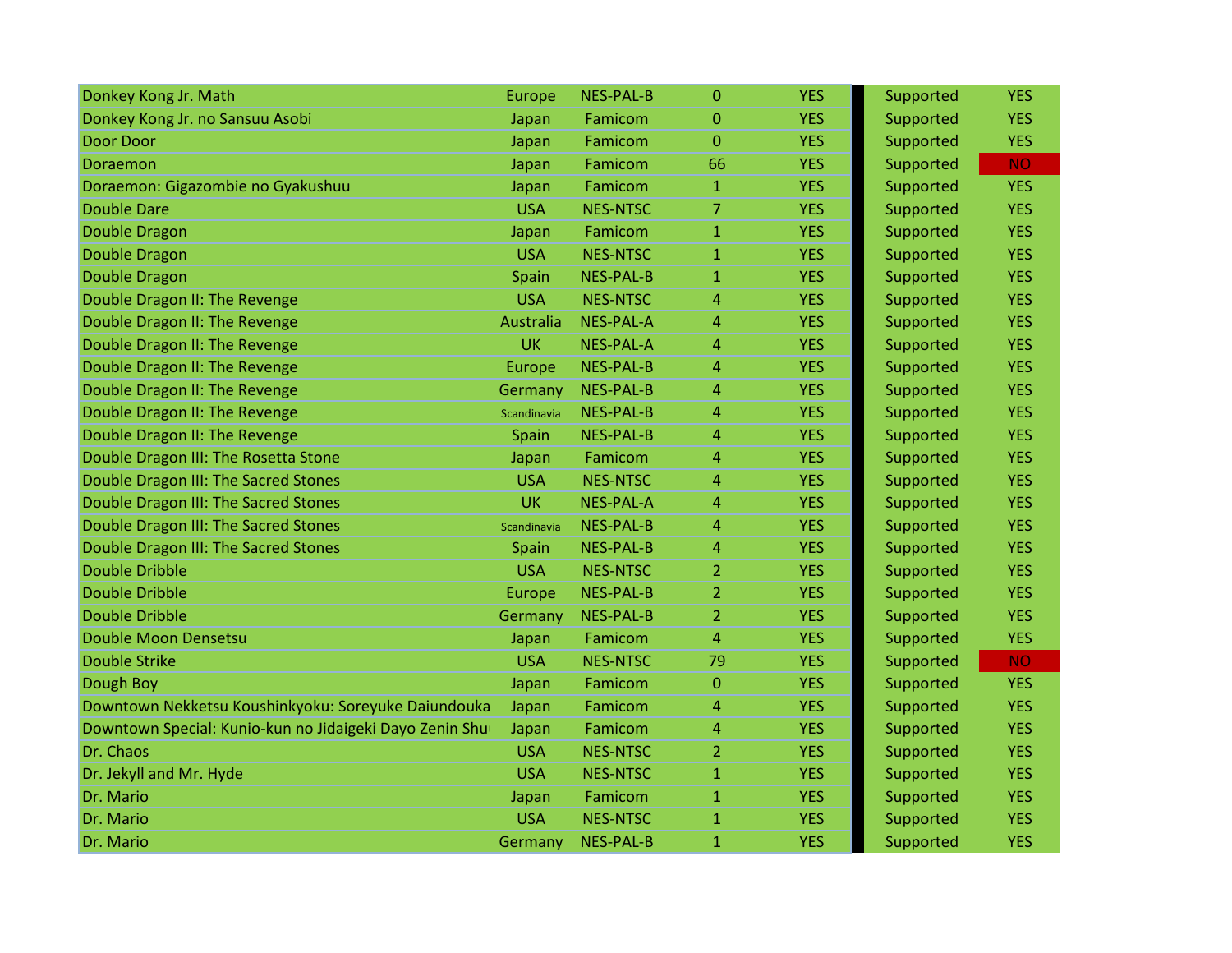| | | | | | | |
|---|---|---|---|---|---|---|
| Donkey Kong Jr. Math | Europe | NES-PAL-B | 0 | YES | Supported | YES |
| Donkey Kong Jr. no Sansuu Asobi | Japan | Famicom | 0 | YES | Supported | YES |
| Door Door | Japan | Famicom | 0 | YES | Supported | YES |
| Doraemon | Japan | Famicom | 66 | YES | Supported | NO |
| Doraemon: Gigazombie no Gyakushuu | Japan | Famicom | 1 | YES | Supported | YES |
| Double Dare | USA | NES-NTSC | 7 | YES | Supported | YES |
| Double Dragon | Japan | Famicom | 1 | YES | Supported | YES |
| Double Dragon | USA | NES-NTSC | 1 | YES | Supported | YES |
| Double Dragon | Spain | NES-PAL-B | 1 | YES | Supported | YES |
| Double Dragon II: The Revenge | USA | NES-NTSC | 4 | YES | Supported | YES |
| Double Dragon II: The Revenge | Australia | NES-PAL-A | 4 | YES | Supported | YES |
| Double Dragon II: The Revenge | UK | NES-PAL-A | 4 | YES | Supported | YES |
| Double Dragon II: The Revenge | Europe | NES-PAL-B | 4 | YES | Supported | YES |
| Double Dragon II: The Revenge | Germany | NES-PAL-B | 4 | YES | Supported | YES |
| Double Dragon II: The Revenge | Scandinavia | NES-PAL-B | 4 | YES | Supported | YES |
| Double Dragon II: The Revenge | Spain | NES-PAL-B | 4 | YES | Supported | YES |
| Double Dragon III: The Rosetta Stone | Japan | Famicom | 4 | YES | Supported | YES |
| Double Dragon III: The Sacred Stones | USA | NES-NTSC | 4 | YES | Supported | YES |
| Double Dragon III: The Sacred Stones | UK | NES-PAL-A | 4 | YES | Supported | YES |
| Double Dragon III: The Sacred Stones | Scandinavia | NES-PAL-B | 4 | YES | Supported | YES |
| Double Dragon III: The Sacred Stones | Spain | NES-PAL-B | 4 | YES | Supported | YES |
| Double Dribble | USA | NES-NTSC | 2 | YES | Supported | YES |
| Double Dribble | Europe | NES-PAL-B | 2 | YES | Supported | YES |
| Double Dribble | Germany | NES-PAL-B | 2 | YES | Supported | YES |
| Double Moon Densetsu | Japan | Famicom | 4 | YES | Supported | YES |
| Double Strike | USA | NES-NTSC | 79 | YES | Supported | NO |
| Dough Boy | Japan | Famicom | 0 | YES | Supported | YES |
| Downtown Nekketsu Koushinkyoku: Soreyuke Daiundouka | Japan | Famicom | 4 | YES | Supported | YES |
| Downtown Special: Kunio-kun no Jidaigeki Dayo Zenin Shu | Japan | Famicom | 4 | YES | Supported | YES |
| Dr. Chaos | USA | NES-NTSC | 2 | YES | Supported | YES |
| Dr. Jekyll and Mr. Hyde | USA | NES-NTSC | 1 | YES | Supported | YES |
| Dr. Mario | Japan | Famicom | 1 | YES | Supported | YES |
| Dr. Mario | USA | NES-NTSC | 1 | YES | Supported | YES |
| Dr. Mario | Germany | NES-PAL-B | 1 | YES | Supported | YES |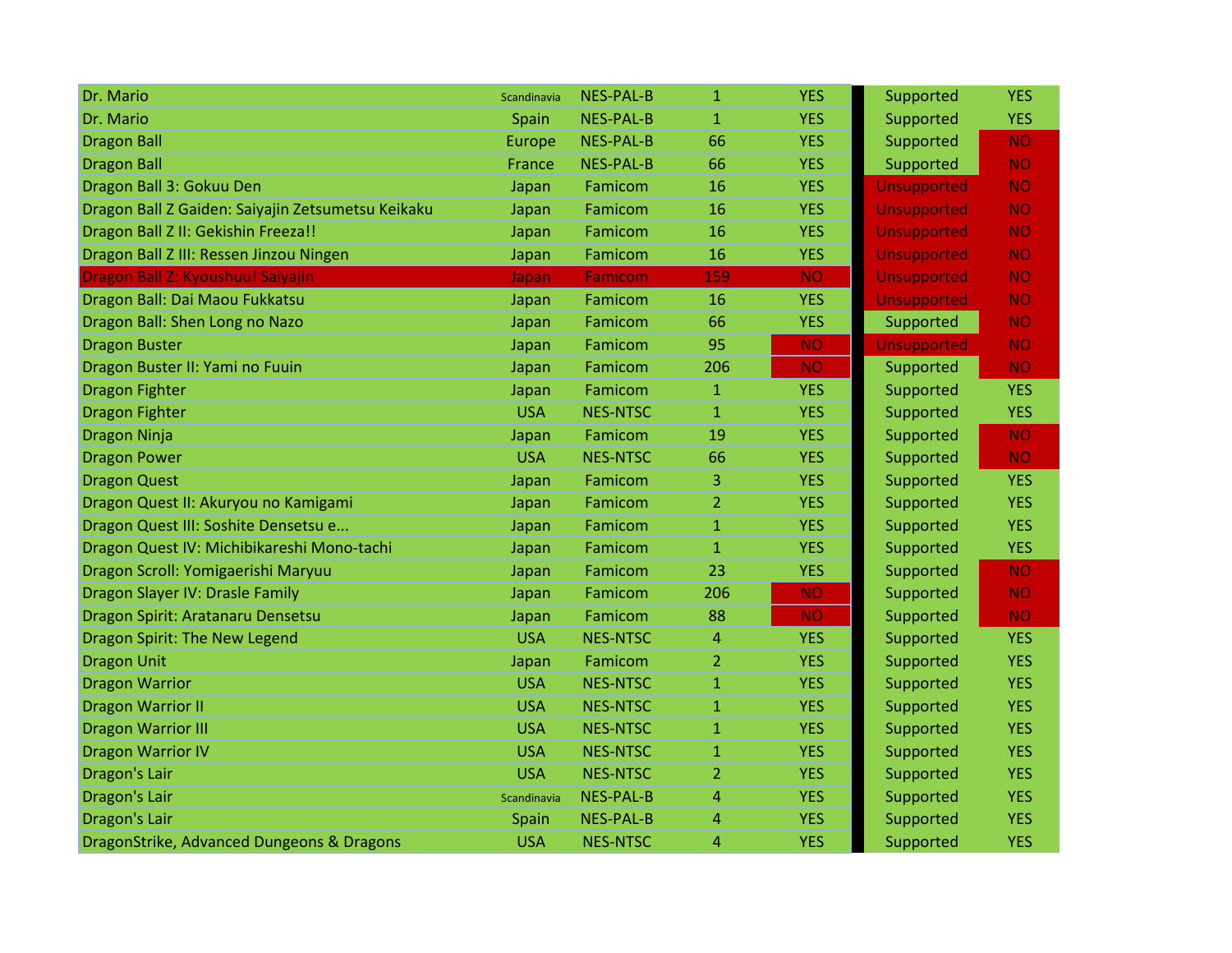| | | | | | | |
|---|---|---|---|---|---|---|
| Dr. Mario | Scandinavia | NES-PAL-B | 1 | YES | Supported | YES |
| Dr. Mario | Spain | NES-PAL-B | 1 | YES | Supported | YES |
| Dragon Ball | Europe | NES-PAL-B | 66 | YES | Supported | NO |
| Dragon Ball | France | NES-PAL-B | 66 | YES | Supported | NO |
| Dragon Ball 3: Gokuu Den | Japan | Famicom | 16 | YES | Unsupported | NO |
| Dragon Ball Z Gaiden: Saiyajin Zetsumetsu Keikaku | Japan | Famicom | 16 | YES | Unsupported | NO |
| Dragon Ball Z II: Gekishin Freeza!! | Japan | Famicom | 16 | YES | Unsupported | NO |
| Dragon Ball Z III: Ressen Jinzou Ningen | Japan | Famicom | 16 | YES | Unsupported | NO |
| Dragon Ball Z: Kyoushuu! Saiyajin | Japan | Famicom | 159 | NO | Unsupported | NO |
| Dragon Ball: Dai Maou Fukkatsu | Japan | Famicom | 16 | YES | Unsupported | NO |
| Dragon Ball: Shen Long no Nazo | Japan | Famicom | 66 | YES | Supported | NO |
| Dragon Buster | Japan | Famicom | 95 | NO | Unsupported | NO |
| Dragon Buster II: Yami no Fuuin | Japan | Famicom | 206 | NO | Supported | NO |
| Dragon Fighter | Japan | Famicom | 1 | YES | Supported | YES |
| Dragon Fighter | USA | NES-NTSC | 1 | YES | Supported | YES |
| Dragon Ninja | Japan | Famicom | 19 | YES | Supported | NO |
| Dragon Power | USA | NES-NTSC | 66 | YES | Supported | NO |
| Dragon Quest | Japan | Famicom | 3 | YES | Supported | YES |
| Dragon Quest II: Akuryou no Kamigami | Japan | Famicom | 2 | YES | Supported | YES |
| Dragon Quest III: Soshite Densetsu e... | Japan | Famicom | 1 | YES | Supported | YES |
| Dragon Quest IV: Michibikareshi Mono-tachi | Japan | Famicom | 1 | YES | Supported | YES |
| Dragon Scroll: Yomigaerishi Maryuu | Japan | Famicom | 23 | YES | Supported | NO |
| Dragon Slayer IV: Drasle Family | Japan | Famicom | 206 | NO | Supported | NO |
| Dragon Spirit: Aratanaru Densetsu | Japan | Famicom | 88 | NO | Supported | NO |
| Dragon Spirit: The New Legend | USA | NES-NTSC | 4 | YES | Supported | YES |
| Dragon Unit | Japan | Famicom | 2 | YES | Supported | YES |
| Dragon Warrior | USA | NES-NTSC | 1 | YES | Supported | YES |
| Dragon Warrior II | USA | NES-NTSC | 1 | YES | Supported | YES |
| Dragon Warrior III | USA | NES-NTSC | 1 | YES | Supported | YES |
| Dragon Warrior IV | USA | NES-NTSC | 1 | YES | Supported | YES |
| Dragon's Lair | USA | NES-NTSC | 2 | YES | Supported | YES |
| Dragon's Lair | Scandinavia | NES-PAL-B | 4 | YES | Supported | YES |
| Dragon's Lair | Spain | NES-PAL-B | 4 | YES | Supported | YES |
| DragonStrike, Advanced Dungeons & Dragons | USA | NES-NTSC | 4 | YES | Supported | YES |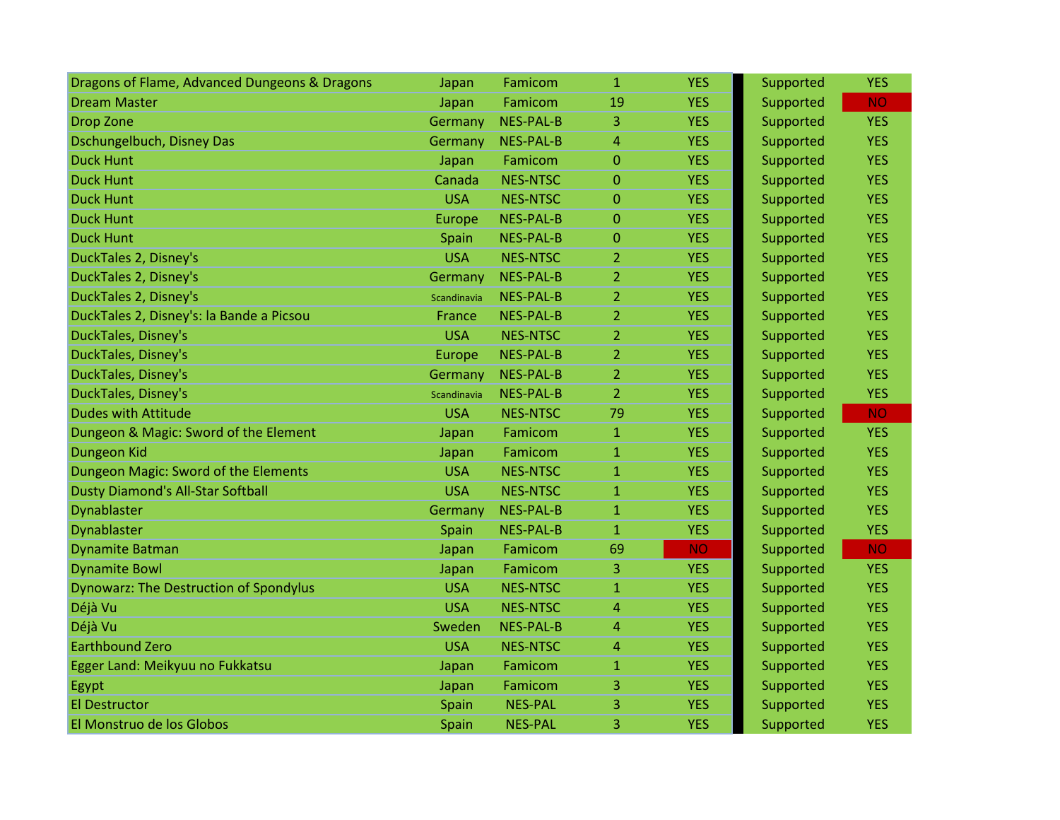| | | | | | | |
|---|---|---|---|---|---|---|
| Dragons of Flame, Advanced Dungeons & Dragons | Japan | Famicom | 1 | YES | Supported | YES |
| Dream Master | Japan | Famicom | 19 | YES | Supported | NO |
| Drop Zone | Germany | NES-PAL-B | 3 | YES | Supported | YES |
| Dschungelbuch, Disney Das | Germany | NES-PAL-B | 4 | YES | Supported | YES |
| Duck Hunt | Japan | Famicom | 0 | YES | Supported | YES |
| Duck Hunt | Canada | NES-NTSC | 0 | YES | Supported | YES |
| Duck Hunt | USA | NES-NTSC | 0 | YES | Supported | YES |
| Duck Hunt | Europe | NES-PAL-B | 0 | YES | Supported | YES |
| Duck Hunt | Spain | NES-PAL-B | 0 | YES | Supported | YES |
| DuckTales 2, Disney's | USA | NES-NTSC | 2 | YES | Supported | YES |
| DuckTales 2, Disney's | Germany | NES-PAL-B | 2 | YES | Supported | YES |
| DuckTales 2, Disney's | Scandinavia | NES-PAL-B | 2 | YES | Supported | YES |
| DuckTales 2, Disney's: la Bande a Picsou | France | NES-PAL-B | 2 | YES | Supported | YES |
| DuckTales, Disney's | USA | NES-NTSC | 2 | YES | Supported | YES |
| DuckTales, Disney's | Europe | NES-PAL-B | 2 | YES | Supported | YES |
| DuckTales, Disney's | Germany | NES-PAL-B | 2 | YES | Supported | YES |
| DuckTales, Disney's | Scandinavia | NES-PAL-B | 2 | YES | Supported | YES |
| Dudes with Attitude | USA | NES-NTSC | 79 | YES | Supported | NO |
| Dungeon & Magic: Sword of the Element | Japan | Famicom | 1 | YES | Supported | YES |
| Dungeon Kid | Japan | Famicom | 1 | YES | Supported | YES |
| Dungeon Magic: Sword of the Elements | USA | NES-NTSC | 1 | YES | Supported | YES |
| Dusty Diamond's All-Star Softball | USA | NES-NTSC | 1 | YES | Supported | YES |
| Dynablaster | Germany | NES-PAL-B | 1 | YES | Supported | YES |
| Dynablaster | Spain | NES-PAL-B | 1 | YES | Supported | YES |
| Dynamite Batman | Japan | Famicom | 69 | NO | Supported | NO |
| Dynamite Bowl | Japan | Famicom | 3 | YES | Supported | YES |
| Dynowarz: The Destruction of Spondylus | USA | NES-NTSC | 1 | YES | Supported | YES |
| Déjà Vu | USA | NES-NTSC | 4 | YES | Supported | YES |
| Déjà Vu | Sweden | NES-PAL-B | 4 | YES | Supported | YES |
| Earthbound Zero | USA | NES-NTSC | 4 | YES | Supported | YES |
| Egger Land: Meikyuu no Fukkatsu | Japan | Famicom | 1 | YES | Supported | YES |
| Egypt | Japan | Famicom | 3 | YES | Supported | YES |
| El Destructor | Spain | NES-PAL | 3 | YES | Supported | YES |
| El Monstruo de los Globos | Spain | NES-PAL | 3 | YES | Supported | YES |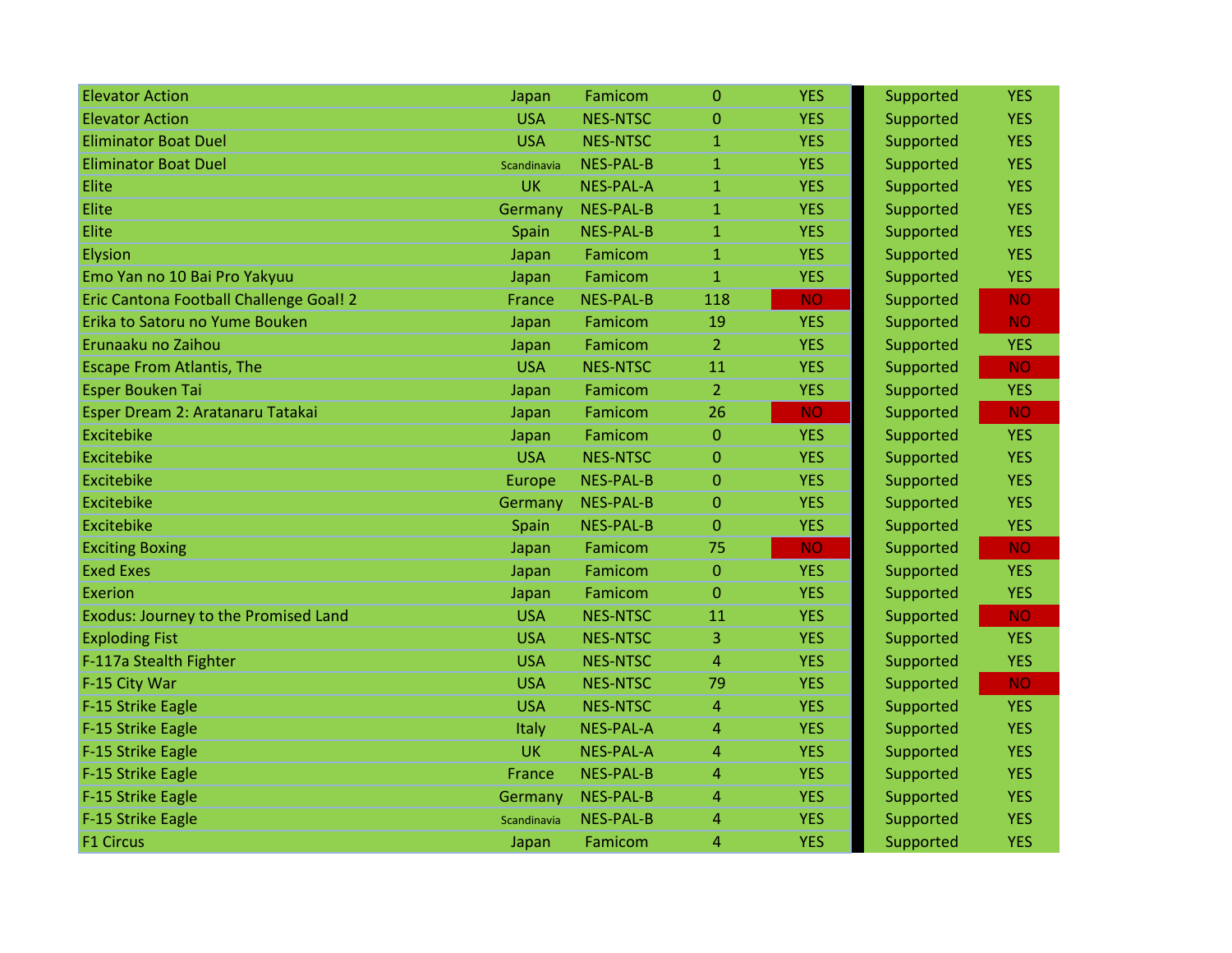| | | | | | | |
|---|---|---|---|---|---|---|
| Elevator Action | Japan | Famicom | 0 | YES | Supported | YES |
| Elevator Action | USA | NES-NTSC | 0 | YES | Supported | YES |
| Eliminator Boat Duel | USA | NES-NTSC | 1 | YES | Supported | YES |
| Eliminator Boat Duel | Scandinavia | NES-PAL-B | 1 | YES | Supported | YES |
| Elite | UK | NES-PAL-A | 1 | YES | Supported | YES |
| Elite | Germany | NES-PAL-B | 1 | YES | Supported | YES |
| Elite | Spain | NES-PAL-B | 1 | YES | Supported | YES |
| Elysion | Japan | Famicom | 1 | YES | Supported | YES |
| Emo Yan no 10 Bai Pro Yakyuu | Japan | Famicom | 1 | YES | Supported | YES |
| Eric Cantona Football Challenge Goal! 2 | France | NES-PAL-B | 118 | NO | Supported | NO |
| Erika to Satoru no Yume Bouken | Japan | Famicom | 19 | YES | Supported | NO |
| Erunaaku no Zaihou | Japan | Famicom | 2 | YES | Supported | YES |
| Escape From Atlantis, The | USA | NES-NTSC | 11 | YES | Supported | NO |
| Esper Bouken Tai | Japan | Famicom | 2 | YES | Supported | YES |
| Esper Dream 2: Aratanaru Tatakai | Japan | Famicom | 26 | NO | Supported | NO |
| Excitebike | Japan | Famicom | 0 | YES | Supported | YES |
| Excitebike | USA | NES-NTSC | 0 | YES | Supported | YES |
| Excitebike | Europe | NES-PAL-B | 0 | YES | Supported | YES |
| Excitebike | Germany | NES-PAL-B | 0 | YES | Supported | YES |
| Excitebike | Spain | NES-PAL-B | 0 | YES | Supported | YES |
| Exciting Boxing | Japan | Famicom | 75 | NO | Supported | NO |
| Exed Exes | Japan | Famicom | 0 | YES | Supported | YES |
| Exerion | Japan | Famicom | 0 | YES | Supported | YES |
| Exodus: Journey to the Promised Land | USA | NES-NTSC | 11 | YES | Supported | NO |
| Exploding Fist | USA | NES-NTSC | 3 | YES | Supported | YES |
| F-117a Stealth Fighter | USA | NES-NTSC | 4 | YES | Supported | YES |
| F-15 City War | USA | NES-NTSC | 79 | YES | Supported | NO |
| F-15 Strike Eagle | USA | NES-NTSC | 4 | YES | Supported | YES |
| F-15 Strike Eagle | Italy | NES-PAL-A | 4 | YES | Supported | YES |
| F-15 Strike Eagle | UK | NES-PAL-A | 4 | YES | Supported | YES |
| F-15 Strike Eagle | France | NES-PAL-B | 4 | YES | Supported | YES |
| F-15 Strike Eagle | Germany | NES-PAL-B | 4 | YES | Supported | YES |
| F-15 Strike Eagle | Scandinavia | NES-PAL-B | 4 | YES | Supported | YES |
| F1 Circus | Japan | Famicom | 4 | YES | Supported | YES |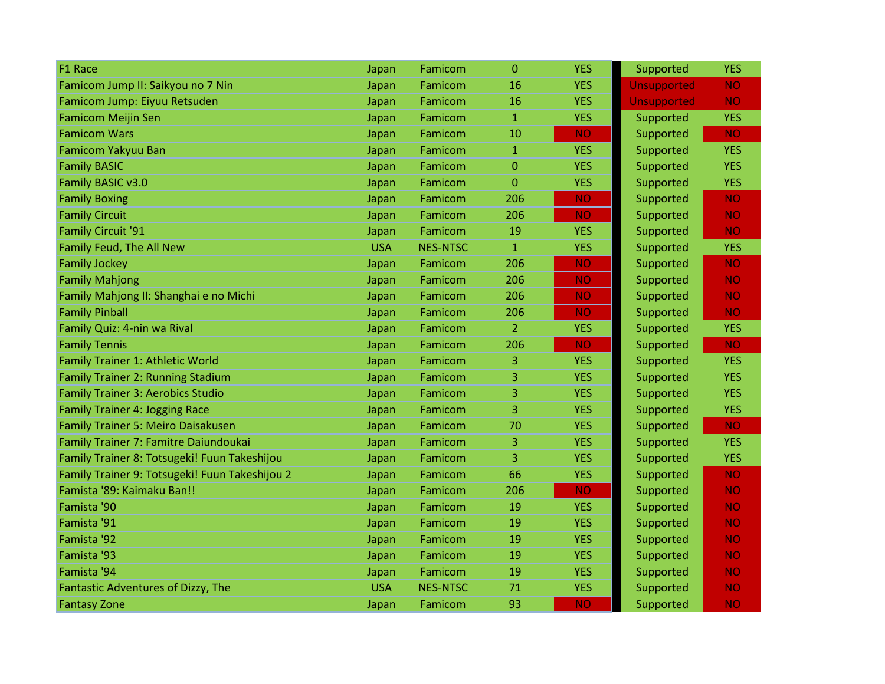| | | | | | | |
|---|---|---|---|---|---|---|
| F1 Race | Japan | Famicom | 0 | YES | Supported | YES |
| Famicom Jump II: Saikyou no 7 Nin | Japan | Famicom | 16 | YES | Unsupported | NO |
| Famicom Jump: Eiyuu Retsuden | Japan | Famicom | 16 | YES | Unsupported | NO |
| Famicom Meijin Sen | Japan | Famicom | 1 | YES | Supported | YES |
| Famicom Wars | Japan | Famicom | 10 | NO | Supported | NO |
| Famicom Yakyuu Ban | Japan | Famicom | 1 | YES | Supported | YES |
| Family BASIC | Japan | Famicom | 0 | YES | Supported | YES |
| Family BASIC v3.0 | Japan | Famicom | 0 | YES | Supported | YES |
| Family Boxing | Japan | Famicom | 206 | NO | Supported | NO |
| Family Circuit | Japan | Famicom | 206 | NO | Supported | NO |
| Family Circuit '91 | Japan | Famicom | 19 | YES | Supported | NO |
| Family Feud, The All New | USA | NES-NTSC | 1 | YES | Supported | YES |
| Family Jockey | Japan | Famicom | 206 | NO | Supported | NO |
| Family Mahjong | Japan | Famicom | 206 | NO | Supported | NO |
| Family Mahjong II: Shanghai e no Michi | Japan | Famicom | 206 | NO | Supported | NO |
| Family Pinball | Japan | Famicom | 206 | NO | Supported | NO |
| Family Quiz: 4-nin wa Rival | Japan | Famicom | 2 | YES | Supported | YES |
| Family Tennis | Japan | Famicom | 206 | NO | Supported | NO |
| Family Trainer 1: Athletic World | Japan | Famicom | 3 | YES | Supported | YES |
| Family Trainer 2: Running Stadium | Japan | Famicom | 3 | YES | Supported | YES |
| Family Trainer 3: Aerobics Studio | Japan | Famicom | 3 | YES | Supported | YES |
| Family Trainer 4: Jogging Race | Japan | Famicom | 3 | YES | Supported | YES |
| Family Trainer 5: Meiro Daisakusen | Japan | Famicom | 70 | YES | Supported | NO |
| Family Trainer 7: Famitre Daiundoukai | Japan | Famicom | 3 | YES | Supported | YES |
| Family Trainer 8: Totsugeki! Fuun Takeshijou | Japan | Famicom | 3 | YES | Supported | YES |
| Family Trainer 9: Totsugeki! Fuun Takeshijou 2 | Japan | Famicom | 66 | YES | Supported | NO |
| Famista '89: Kaimaku Ban!! | Japan | Famicom | 206 | NO | Supported | NO |
| Famista '90 | Japan | Famicom | 19 | YES | Supported | NO |
| Famista '91 | Japan | Famicom | 19 | YES | Supported | NO |
| Famista '92 | Japan | Famicom | 19 | YES | Supported | NO |
| Famista '93 | Japan | Famicom | 19 | YES | Supported | NO |
| Famista '94 | Japan | Famicom | 19 | YES | Supported | NO |
| Fantastic Adventures of Dizzy, The | USA | NES-NTSC | 71 | YES | Supported | NO |
| Fantasy Zone | Japan | Famicom | 93 | NO | Supported | NO |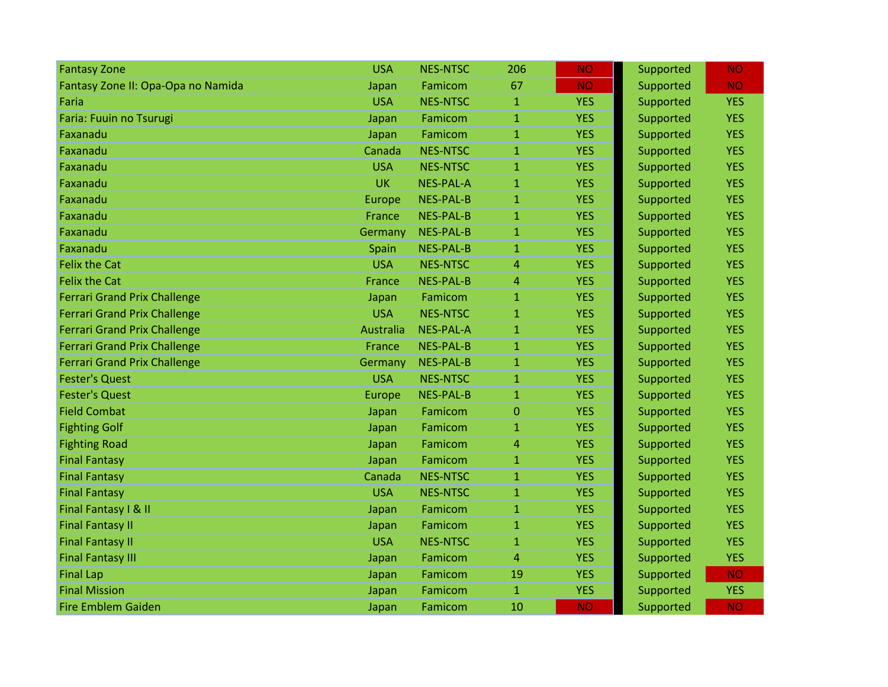| | | | | | | | |
|---|---|---|---|---|---|---|---|
| Fantasy Zone | USA | NES-NTSC | 206 | NO | | Supported | NO |
| Fantasy Zone II: Opa-Opa no Namida | Japan | Famicom | 67 | NO | | Supported | NO |
| Faria | USA | NES-NTSC | 1 | YES | | Supported | YES |
| Faria: Fuuin no Tsurugi | Japan | Famicom | 1 | YES | | Supported | YES |
| Faxanadu | Japan | Famicom | 1 | YES | | Supported | YES |
| Faxanadu | Canada | NES-NTSC | 1 | YES | | Supported | YES |
| Faxanadu | USA | NES-NTSC | 1 | YES | | Supported | YES |
| Faxanadu | UK | NES-PAL-A | 1 | YES | | Supported | YES |
| Faxanadu | Europe | NES-PAL-B | 1 | YES | | Supported | YES |
| Faxanadu | France | NES-PAL-B | 1 | YES | | Supported | YES |
| Faxanadu | Germany | NES-PAL-B | 1 | YES | | Supported | YES |
| Faxanadu | Spain | NES-PAL-B | 1 | YES | | Supported | YES |
| Felix the Cat | USA | NES-NTSC | 4 | YES | | Supported | YES |
| Felix the Cat | France | NES-PAL-B | 4 | YES | | Supported | YES |
| Ferrari Grand Prix Challenge | Japan | Famicom | 1 | YES | | Supported | YES |
| Ferrari Grand Prix Challenge | USA | NES-NTSC | 1 | YES | | Supported | YES |
| Ferrari Grand Prix Challenge | Australia | NES-PAL-A | 1 | YES | | Supported | YES |
| Ferrari Grand Prix Challenge | France | NES-PAL-B | 1 | YES | | Supported | YES |
| Ferrari Grand Prix Challenge | Germany | NES-PAL-B | 1 | YES | | Supported | YES |
| Fester's Quest | USA | NES-NTSC | 1 | YES | | Supported | YES |
| Fester's Quest | Europe | NES-PAL-B | 1 | YES | | Supported | YES |
| Field Combat | Japan | Famicom | 0 | YES | | Supported | YES |
| Fighting Golf | Japan | Famicom | 1 | YES | | Supported | YES |
| Fighting Road | Japan | Famicom | 4 | YES | | Supported | YES |
| Final Fantasy | Japan | Famicom | 1 | YES | | Supported | YES |
| Final Fantasy | Canada | NES-NTSC | 1 | YES | | Supported | YES |
| Final Fantasy | USA | NES-NTSC | 1 | YES | | Supported | YES |
| Final Fantasy I & II | Japan | Famicom | 1 | YES | | Supported | YES |
| Final Fantasy II | Japan | Famicom | 1 | YES | | Supported | YES |
| Final Fantasy II | USA | NES-NTSC | 1 | YES | | Supported | YES |
| Final Fantasy III | Japan | Famicom | 4 | YES | | Supported | YES |
| Final Lap | Japan | Famicom | 19 | YES | | Supported | NO |
| Final Mission | Japan | Famicom | 1 | YES | | Supported | YES |
| Fire Emblem Gaiden | Japan | Famicom | 10 | NO | | Supported | NO |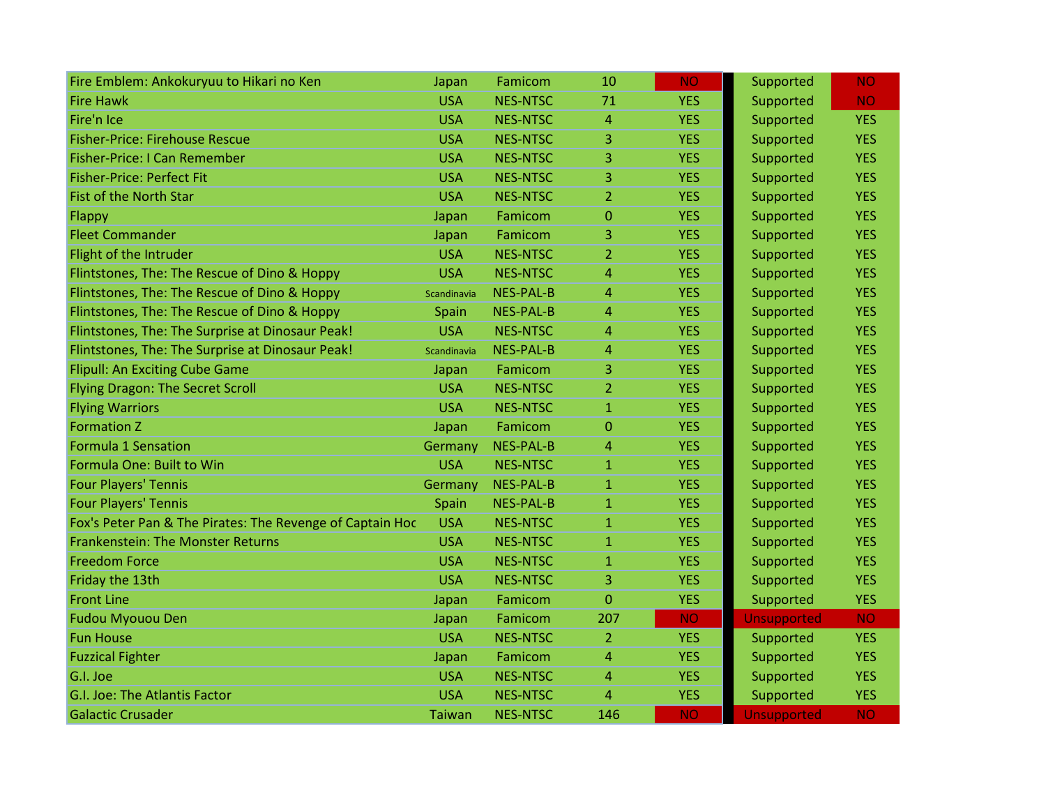| | | | | | | |
|---|---|---|---|---|---|---|
| Fire Emblem: Ankokuryuu to Hikari no Ken | Japan | Famicom | 10 | NO | Supported | NO |
| Fire Hawk | USA | NES-NTSC | 71 | YES | Supported | NO |
| Fire'n Ice | USA | NES-NTSC | 4 | YES | Supported | YES |
| Fisher-Price: Firehouse Rescue | USA | NES-NTSC | 3 | YES | Supported | YES |
| Fisher-Price: I Can Remember | USA | NES-NTSC | 3 | YES | Supported | YES |
| Fisher-Price: Perfect Fit | USA | NES-NTSC | 3 | YES | Supported | YES |
| Fist of the North Star | USA | NES-NTSC | 2 | YES | Supported | YES |
| Flappy | Japan | Famicom | 0 | YES | Supported | YES |
| Fleet Commander | Japan | Famicom | 3 | YES | Supported | YES |
| Flight of the Intruder | USA | NES-NTSC | 2 | YES | Supported | YES |
| Flintstones, The: The Rescue of Dino & Hoppy | USA | NES-NTSC | 4 | YES | Supported | YES |
| Flintstones, The: The Rescue of Dino & Hoppy | Scandinavia | NES-PAL-B | 4 | YES | Supported | YES |
| Flintstones, The: The Rescue of Dino & Hoppy | Spain | NES-PAL-B | 4 | YES | Supported | YES |
| Flintstones, The: The Surprise at Dinosaur Peak! | USA | NES-NTSC | 4 | YES | Supported | YES |
| Flintstones, The: The Surprise at Dinosaur Peak! | Scandinavia | NES-PAL-B | 4 | YES | Supported | YES |
| Flipull: An Exciting Cube Game | Japan | Famicom | 3 | YES | Supported | YES |
| Flying Dragon: The Secret Scroll | USA | NES-NTSC | 2 | YES | Supported | YES |
| Flying Warriors | USA | NES-NTSC | 1 | YES | Supported | YES |
| Formation Z | Japan | Famicom | 0 | YES | Supported | YES |
| Formula 1 Sensation | Germany | NES-PAL-B | 4 | YES | Supported | YES |
| Formula One: Built to Win | USA | NES-NTSC | 1 | YES | Supported | YES |
| Four Players' Tennis | Germany | NES-PAL-B | 1 | YES | Supported | YES |
| Four Players' Tennis | Spain | NES-PAL-B | 1 | YES | Supported | YES |
| Fox's Peter Pan & The Pirates: The Revenge of Captain Hoc | USA | NES-NTSC | 1 | YES | Supported | YES |
| Frankenstein: The Monster Returns | USA | NES-NTSC | 1 | YES | Supported | YES |
| Freedom Force | USA | NES-NTSC | 1 | YES | Supported | YES |
| Friday the 13th | USA | NES-NTSC | 3 | YES | Supported | YES |
| Front Line | Japan | Famicom | 0 | YES | Supported | YES |
| Fudou Myouou Den | Japan | Famicom | 207 | NO | Unsupported | NO |
| Fun House | USA | NES-NTSC | 2 | YES | Supported | YES |
| Fuzzical Fighter | Japan | Famicom | 4 | YES | Supported | YES |
| G.I. Joe | USA | NES-NTSC | 4 | YES | Supported | YES |
| G.I. Joe: The Atlantis Factor | USA | NES-NTSC | 4 | YES | Supported | YES |
| Galactic Crusader | Taiwan | NES-NTSC | 146 | NO | Unsupported | NO |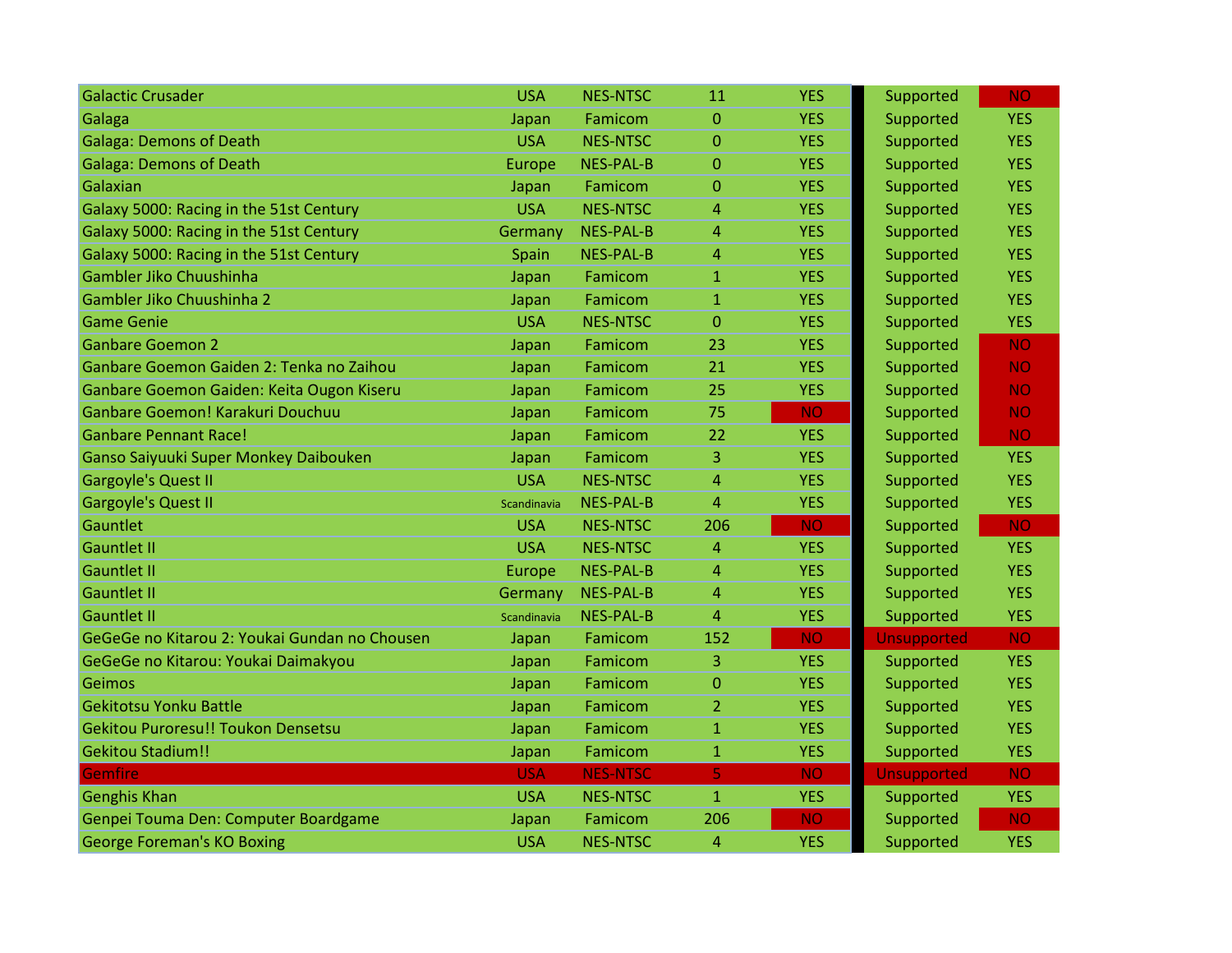| | | | | | | |
|---|---|---|---|---|---|---|
| Galactic Crusader | USA | NES-NTSC | 11 | YES | Supported | NO |
| Galaga | Japan | Famicom | 0 | YES | Supported | YES |
| Galaga: Demons of Death | USA | NES-NTSC | 0 | YES | Supported | YES |
| Galaga: Demons of Death | Europe | NES-PAL-B | 0 | YES | Supported | YES |
| Galaxian | Japan | Famicom | 0 | YES | Supported | YES |
| Galaxy 5000: Racing in the 51st Century | USA | NES-NTSC | 4 | YES | Supported | YES |
| Galaxy 5000: Racing in the 51st Century | Germany | NES-PAL-B | 4 | YES | Supported | YES |
| Galaxy 5000: Racing in the 51st Century | Spain | NES-PAL-B | 4 | YES | Supported | YES |
| Gambler Jiko Chuushinha | Japan | Famicom | 1 | YES | Supported | YES |
| Gambler Jiko Chuushinha 2 | Japan | Famicom | 1 | YES | Supported | YES |
| Game Genie | USA | NES-NTSC | 0 | YES | Supported | YES |
| Ganbare Goemon 2 | Japan | Famicom | 23 | YES | Supported | NO |
| Ganbare Goemon Gaiden 2: Tenka no Zaihou | Japan | Famicom | 21 | YES | Supported | NO |
| Ganbare Goemon Gaiden: Keita Ougon Kiseru | Japan | Famicom | 25 | YES | Supported | NO |
| Ganbare Goemon! Karakuri Douchuu | Japan | Famicom | 75 | NO | Supported | NO |
| Ganbare Pennant Race! | Japan | Famicom | 22 | YES | Supported | NO |
| Ganso Saiyuuki Super Monkey Daibouken | Japan | Famicom | 3 | YES | Supported | YES |
| Gargoyle's Quest II | USA | NES-NTSC | 4 | YES | Supported | YES |
| Gargoyle's Quest II | Scandinavia | NES-PAL-B | 4 | YES | Supported | YES |
| Gauntlet | USA | NES-NTSC | 206 | NO | Supported | NO |
| Gauntlet II | USA | NES-NTSC | 4 | YES | Supported | YES |
| Gauntlet II | Europe | NES-PAL-B | 4 | YES | Supported | YES |
| Gauntlet II | Germany | NES-PAL-B | 4 | YES | Supported | YES |
| Gauntlet II | Scandinavia | NES-PAL-B | 4 | YES | Supported | YES |
| GeGeGe no Kitarou 2: Youkai Gundan no Chousen | Japan | Famicom | 152 | NO | Unsupported | NO |
| GeGeGe no Kitarou: Youkai Daimakyou | Japan | Famicom | 3 | YES | Supported | YES |
| Geimos | Japan | Famicom | 0 | YES | Supported | YES |
| Gekitotsu Yonku Battle | Japan | Famicom | 2 | YES | Supported | YES |
| Gekitou Puroresu!! Toukon Densetsu | Japan | Famicom | 1 | YES | Supported | YES |
| Gekitou Stadium!! | Japan | Famicom | 1 | YES | Supported | YES |
| Gemfire | USA | NES-NTSC | 5 | NO | Unsupported | NO |
| Genghis Khan | USA | NES-NTSC | 1 | YES | Supported | YES |
| Genpei Touma Den: Computer Boardgame | Japan | Famicom | 206 | NO | Supported | NO |
| George Foreman's KO Boxing | USA | NES-NTSC | 4 | YES | Supported | YES |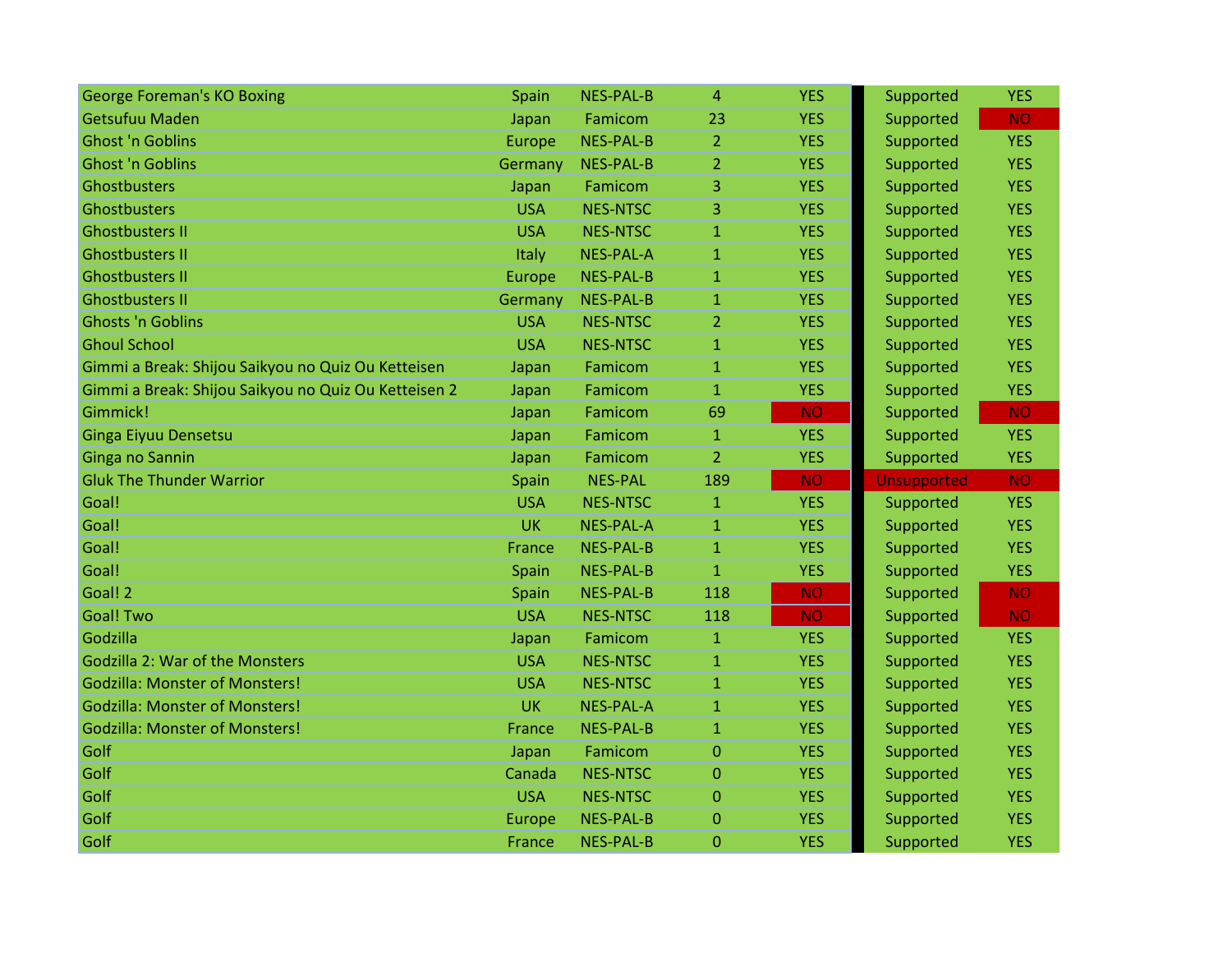| | | | | | | |
|---|---|---|---|---|---|---|
| George Foreman's KO Boxing | Spain | NES-PAL-B | 4 | YES | Supported | YES |
| Getsufuu Maden | Japan | Famicom | 23 | YES | Supported | NO |
| Ghost 'n Goblins | Europe | NES-PAL-B | 2 | YES | Supported | YES |
| Ghost 'n Goblins | Germany | NES-PAL-B | 2 | YES | Supported | YES |
| Ghostbusters | Japan | Famicom | 3 | YES | Supported | YES |
| Ghostbusters | USA | NES-NTSC | 3 | YES | Supported | YES |
| Ghostbusters II | USA | NES-NTSC | 1 | YES | Supported | YES |
| Ghostbusters II | Italy | NES-PAL-A | 1 | YES | Supported | YES |
| Ghostbusters II | Europe | NES-PAL-B | 1 | YES | Supported | YES |
| Ghostbusters II | Germany | NES-PAL-B | 1 | YES | Supported | YES |
| Ghosts 'n Goblins | USA | NES-NTSC | 2 | YES | Supported | YES |
| Ghoul School | USA | NES-NTSC | 1 | YES | Supported | YES |
| Gimmi a Break: Shijou Saikyou no Quiz Ou Ketteisen | Japan | Famicom | 1 | YES | Supported | YES |
| Gimmi a Break: Shijou Saikyou no Quiz Ou Ketteisen 2 | Japan | Famicom | 1 | YES | Supported | YES |
| Gimmick! | Japan | Famicom | 69 | NO | Supported | NO |
| Ginga Eiyuu Densetsu | Japan | Famicom | 1 | YES | Supported | YES |
| Ginga no Sannin | Japan | Famicom | 2 | YES | Supported | YES |
| Gluk The Thunder Warrior | Spain | NES-PAL | 189 | NO | Unsupported | NO |
| Goal! | USA | NES-NTSC | 1 | YES | Supported | YES |
| Goal! | UK | NES-PAL-A | 1 | YES | Supported | YES |
| Goal! | France | NES-PAL-B | 1 | YES | Supported | YES |
| Goal! | Spain | NES-PAL-B | 1 | YES | Supported | YES |
| Goal! 2 | Spain | NES-PAL-B | 118 | NO | Supported | NO |
| Goal! Two | USA | NES-NTSC | 118 | NO | Supported | NO |
| Godzilla | Japan | Famicom | 1 | YES | Supported | YES |
| Godzilla 2: War of the Monsters | USA | NES-NTSC | 1 | YES | Supported | YES |
| Godzilla: Monster of Monsters! | USA | NES-NTSC | 1 | YES | Supported | YES |
| Godzilla: Monster of Monsters! | UK | NES-PAL-A | 1 | YES | Supported | YES |
| Godzilla: Monster of Monsters! | France | NES-PAL-B | 1 | YES | Supported | YES |
| Golf | Japan | Famicom | 0 | YES | Supported | YES |
| Golf | Canada | NES-NTSC | 0 | YES | Supported | YES |
| Golf | USA | NES-NTSC | 0 | YES | Supported | YES |
| Golf | Europe | NES-PAL-B | 0 | YES | Supported | YES |
| Golf | France | NES-PAL-B | 0 | YES | Supported | YES |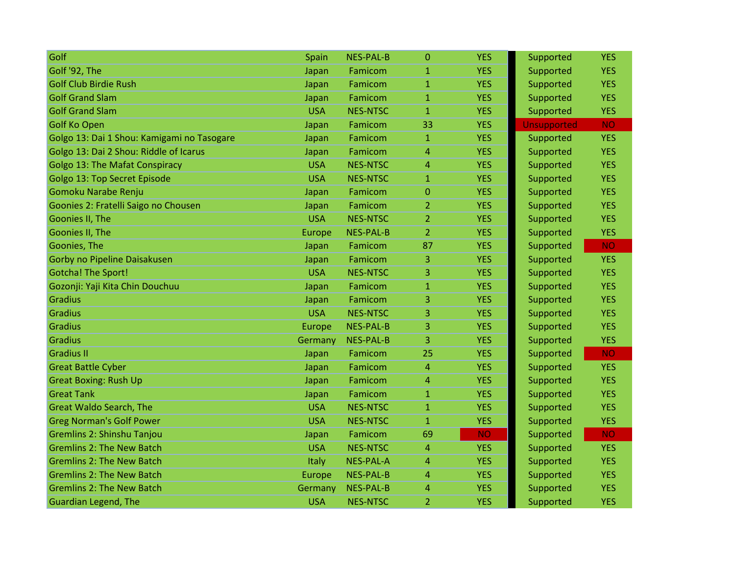| | | | | | | |
|---|---|---|---|---|---|---|
| Golf | Spain | NES-PAL-B | 0 | YES | Supported | YES |
| Golf '92, The | Japan | Famicom | 1 | YES | Supported | YES |
| Golf Club Birdie Rush | Japan | Famicom | 1 | YES | Supported | YES |
| Golf Grand Slam | Japan | Famicom | 1 | YES | Supported | YES |
| Golf Grand Slam | USA | NES-NTSC | 1 | YES | Supported | YES |
| Golf Ko Open | Japan | Famicom | 33 | YES | Unsupported | NO |
| Golgo 13: Dai 1 Shou: Kamigami no Tasogare | Japan | Famicom | 1 | YES | Supported | YES |
| Golgo 13: Dai 2 Shou: Riddle of Icarus | Japan | Famicom | 4 | YES | Supported | YES |
| Golgo 13: The Mafat Conspiracy | USA | NES-NTSC | 4 | YES | Supported | YES |
| Golgo 13: Top Secret Episode | USA | NES-NTSC | 1 | YES | Supported | YES |
| Gomoku Narabe Renju | Japan | Famicom | 0 | YES | Supported | YES |
| Goonies 2: Fratelli Saigo no Chousen | Japan | Famicom | 2 | YES | Supported | YES |
| Goonies II, The | USA | NES-NTSC | 2 | YES | Supported | YES |
| Goonies II, The | Europe | NES-PAL-B | 2 | YES | Supported | YES |
| Goonies, The | Japan | Famicom | 87 | YES | Supported | NO |
| Gorby no Pipeline Daisakusen | Japan | Famicom | 3 | YES | Supported | YES |
| Gotcha! The Sport! | USA | NES-NTSC | 3 | YES | Supported | YES |
| Gozonji: Yaji Kita Chin Douchuu | Japan | Famicom | 1 | YES | Supported | YES |
| Gradius | Japan | Famicom | 3 | YES | Supported | YES |
| Gradius | USA | NES-NTSC | 3 | YES | Supported | YES |
| Gradius | Europe | NES-PAL-B | 3 | YES | Supported | YES |
| Gradius | Germany | NES-PAL-B | 3 | YES | Supported | YES |
| Gradius II | Japan | Famicom | 25 | YES | Supported | NO |
| Great Battle Cyber | Japan | Famicom | 4 | YES | Supported | YES |
| Great Boxing: Rush Up | Japan | Famicom | 4 | YES | Supported | YES |
| Great Tank | Japan | Famicom | 1 | YES | Supported | YES |
| Great Waldo Search, The | USA | NES-NTSC | 1 | YES | Supported | YES |
| Greg Norman's Golf Power | USA | NES-NTSC | 1 | YES | Supported | YES |
| Gremlins 2: Shinshu Tanjou | Japan | Famicom | 69 | NO | Supported | NO |
| Gremlins 2: The New Batch | USA | NES-NTSC | 4 | YES | Supported | YES |
| Gremlins 2: The New Batch | Italy | NES-PAL-A | 4 | YES | Supported | YES |
| Gremlins 2: The New Batch | Europe | NES-PAL-B | 4 | YES | Supported | YES |
| Gremlins 2: The New Batch | Germany | NES-PAL-B | 4 | YES | Supported | YES |
| Guardian Legend, The | USA | NES-NTSC | 2 | YES | Supported | YES |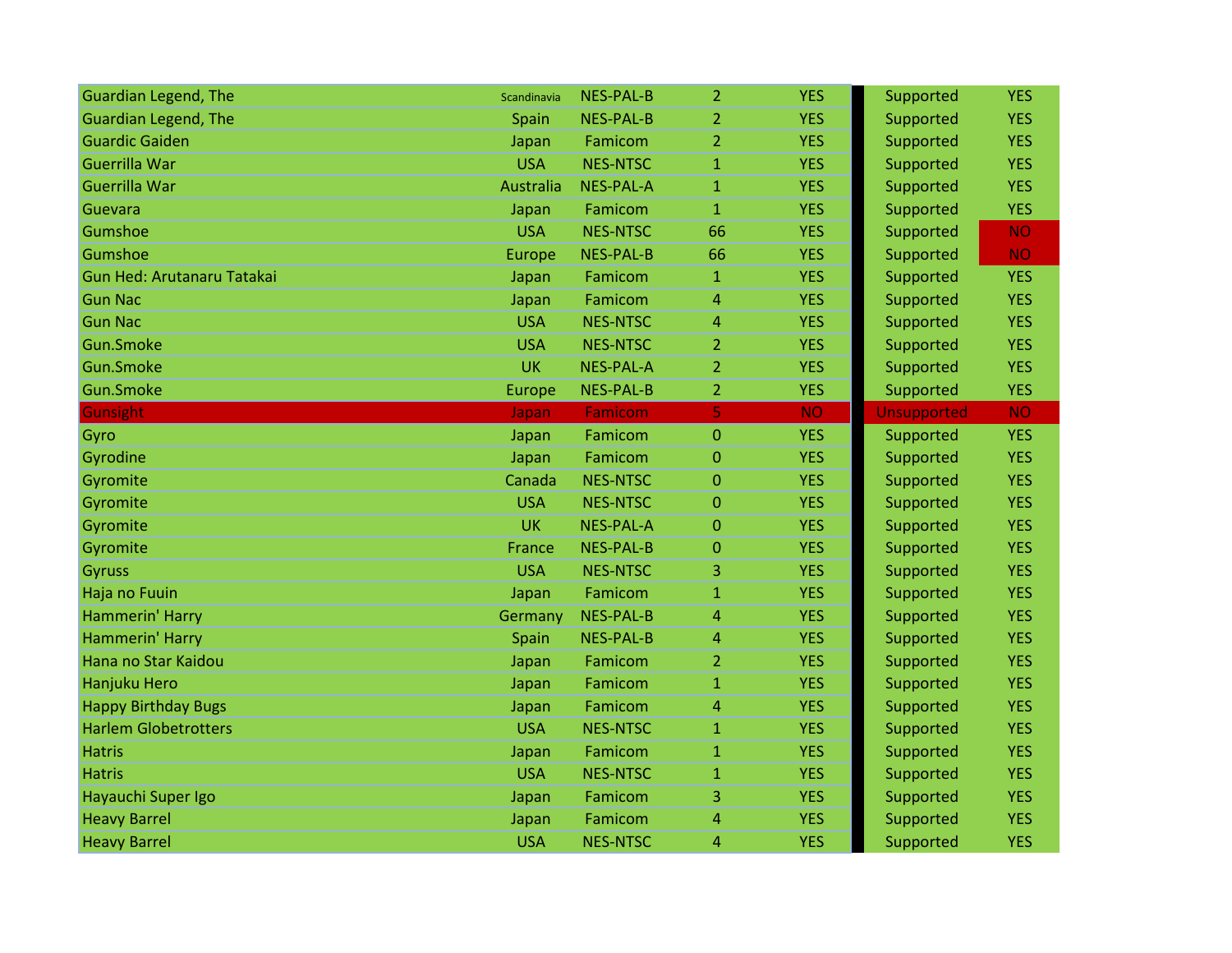| | | | | | | |
|---|---|---|---|---|---|---|
| Guardian Legend, The | Scandinavia | NES-PAL-B | 2 | YES | Supported | YES |
| Guardian Legend, The | Spain | NES-PAL-B | 2 | YES | Supported | YES |
| Guardic Gaiden | Japan | Famicom | 2 | YES | Supported | YES |
| Guerrilla War | USA | NES-NTSC | 1 | YES | Supported | YES |
| Guerrilla War | Australia | NES-PAL-A | 1 | YES | Supported | YES |
| Guevara | Japan | Famicom | 1 | YES | Supported | YES |
| Gumshoe | USA | NES-NTSC | 66 | YES | Supported | NO |
| Gumshoe | Europe | NES-PAL-B | 66 | YES | Supported | NO |
| Gun Hed: Arutanaru Tatakai | Japan | Famicom | 1 | YES | Supported | YES |
| Gun Nac | Japan | Famicom | 4 | YES | Supported | YES |
| Gun Nac | USA | NES-NTSC | 4 | YES | Supported | YES |
| Gun.Smoke | USA | NES-NTSC | 2 | YES | Supported | YES |
| Gun.Smoke | UK | NES-PAL-A | 2 | YES | Supported | YES |
| Gun.Smoke | Europe | NES-PAL-B | 2 | YES | Supported | YES |
| Gunsight | Japan | Famicom | 5 | NO | Unsupported | NO |
| Gyro | Japan | Famicom | 0 | YES | Supported | YES |
| Gyrodine | Japan | Famicom | 0 | YES | Supported | YES |
| Gyromite | Canada | NES-NTSC | 0 | YES | Supported | YES |
| Gyromite | USA | NES-NTSC | 0 | YES | Supported | YES |
| Gyromite | UK | NES-PAL-A | 0 | YES | Supported | YES |
| Gyromite | France | NES-PAL-B | 0 | YES | Supported | YES |
| Gyruss | USA | NES-NTSC | 3 | YES | Supported | YES |
| Haja no Fuuin | Japan | Famicom | 1 | YES | Supported | YES |
| Hammerin' Harry | Germany | NES-PAL-B | 4 | YES | Supported | YES |
| Hammerin' Harry | Spain | NES-PAL-B | 4 | YES | Supported | YES |
| Hana no Star Kaidou | Japan | Famicom | 2 | YES | Supported | YES |
| Hanjuku Hero | Japan | Famicom | 1 | YES | Supported | YES |
| Happy Birthday Bugs | Japan | Famicom | 4 | YES | Supported | YES |
| Harlem Globetrotters | USA | NES-NTSC | 1 | YES | Supported | YES |
| Hatris | Japan | Famicom | 1 | YES | Supported | YES |
| Hatris | USA | NES-NTSC | 1 | YES | Supported | YES |
| Hayauchi Super Igo | Japan | Famicom | 3 | YES | Supported | YES |
| Heavy Barrel | Japan | Famicom | 4 | YES | Supported | YES |
| Heavy Barrel | USA | NES-NTSC | 4 | YES | Supported | YES |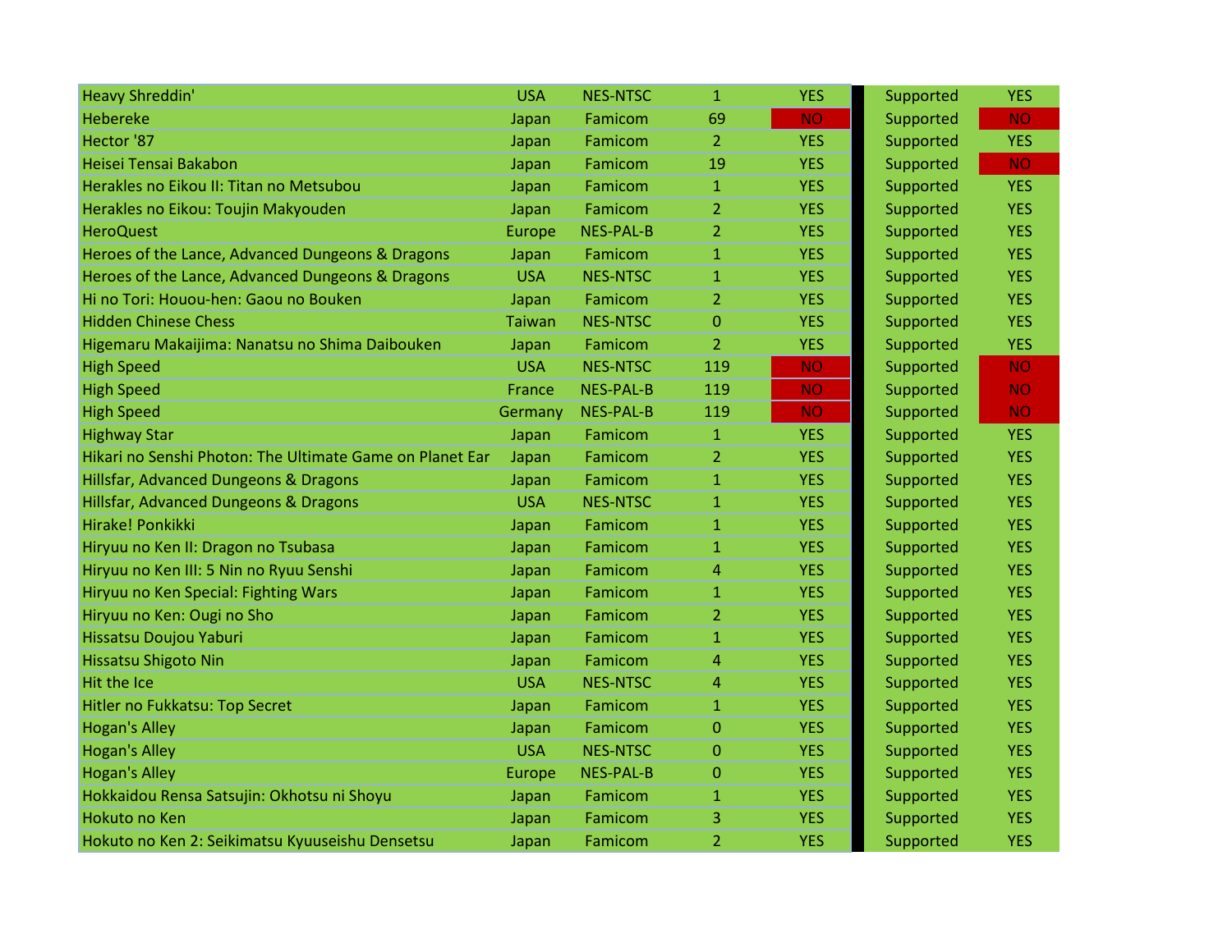| | | | | | | | |
|---|---|---|---|---|---|---|---|
| Heavy Shreddin' | USA | NES-NTSC | 1 | YES | | Supported | YES |
| Hebereke | Japan | Famicom | 69 | NO | | Supported | NO |
| Hector '87 | Japan | Famicom | 2 | YES | | Supported | YES |
| Heisei Tensai Bakabon | Japan | Famicom | 19 | YES | | Supported | NO |
| Herakles no Eikou II: Titan no Metsubou | Japan | Famicom | 1 | YES | | Supported | YES |
| Herakles no Eikou: Toujin Makyouden | Japan | Famicom | 2 | YES | | Supported | YES |
| HeroQuest | Europe | NES-PAL-B | 2 | YES | | Supported | YES |
| Heroes of the Lance, Advanced Dungeons & Dragons | Japan | Famicom | 1 | YES | | Supported | YES |
| Heroes of the Lance, Advanced Dungeons & Dragons | USA | NES-NTSC | 1 | YES | | Supported | YES |
| Hi no Tori: Houou-hen: Gaou no Bouken | Japan | Famicom | 2 | YES | | Supported | YES |
| Hidden Chinese Chess | Taiwan | NES-NTSC | 0 | YES | | Supported | YES |
| Higemaru Makaijima: Nanatsu no Shima Daibouken | Japan | Famicom | 2 | YES | | Supported | YES |
| High Speed | USA | NES-NTSC | 119 | NO | | Supported | NO |
| High Speed | France | NES-PAL-B | 119 | NO | | Supported | NO |
| High Speed | Germany | NES-PAL-B | 119 | NO | | Supported | NO |
| Highway Star | Japan | Famicom | 1 | YES | | Supported | YES |
| Hikari no Senshi Photon: The Ultimate Game on Planet Ear | Japan | Famicom | 2 | YES | | Supported | YES |
| Hillsfar, Advanced Dungeons & Dragons | Japan | Famicom | 1 | YES | | Supported | YES |
| Hillsfar, Advanced Dungeons & Dragons | USA | NES-NTSC | 1 | YES | | Supported | YES |
| Hirake! Ponkikki | Japan | Famicom | 1 | YES | | Supported | YES |
| Hiryuu no Ken II: Dragon no Tsubasa | Japan | Famicom | 1 | YES | | Supported | YES |
| Hiryuu no Ken III: 5 Nin no Ryuu Senshi | Japan | Famicom | 4 | YES | | Supported | YES |
| Hiryuu no Ken Special: Fighting Wars | Japan | Famicom | 1 | YES | | Supported | YES |
| Hiryuu no Ken: Ougi no Sho | Japan | Famicom | 2 | YES | | Supported | YES |
| Hissatsu Doujou Yaburi | Japan | Famicom | 1 | YES | | Supported | YES |
| Hissatsu Shigoto Nin | Japan | Famicom | 4 | YES | | Supported | YES |
| Hit the Ice | USA | NES-NTSC | 4 | YES | | Supported | YES |
| Hitler no Fukkatsu: Top Secret | Japan | Famicom | 1 | YES | | Supported | YES |
| Hogan's Alley | Japan | Famicom | 0 | YES | | Supported | YES |
| Hogan's Alley | USA | NES-NTSC | 0 | YES | | Supported | YES |
| Hogan's Alley | Europe | NES-PAL-B | 0 | YES | | Supported | YES |
| Hokkaidou Rensa Satsujin: Okhotsu ni Shoyu | Japan | Famicom | 1 | YES | | Supported | YES |
| Hokuto no Ken | Japan | Famicom | 3 | YES | | Supported | YES |
| Hokuto no Ken 2: Seikimatsu Kyuuseishu Densetsu | Japan | Famicom | 2 | YES | | Supported | YES |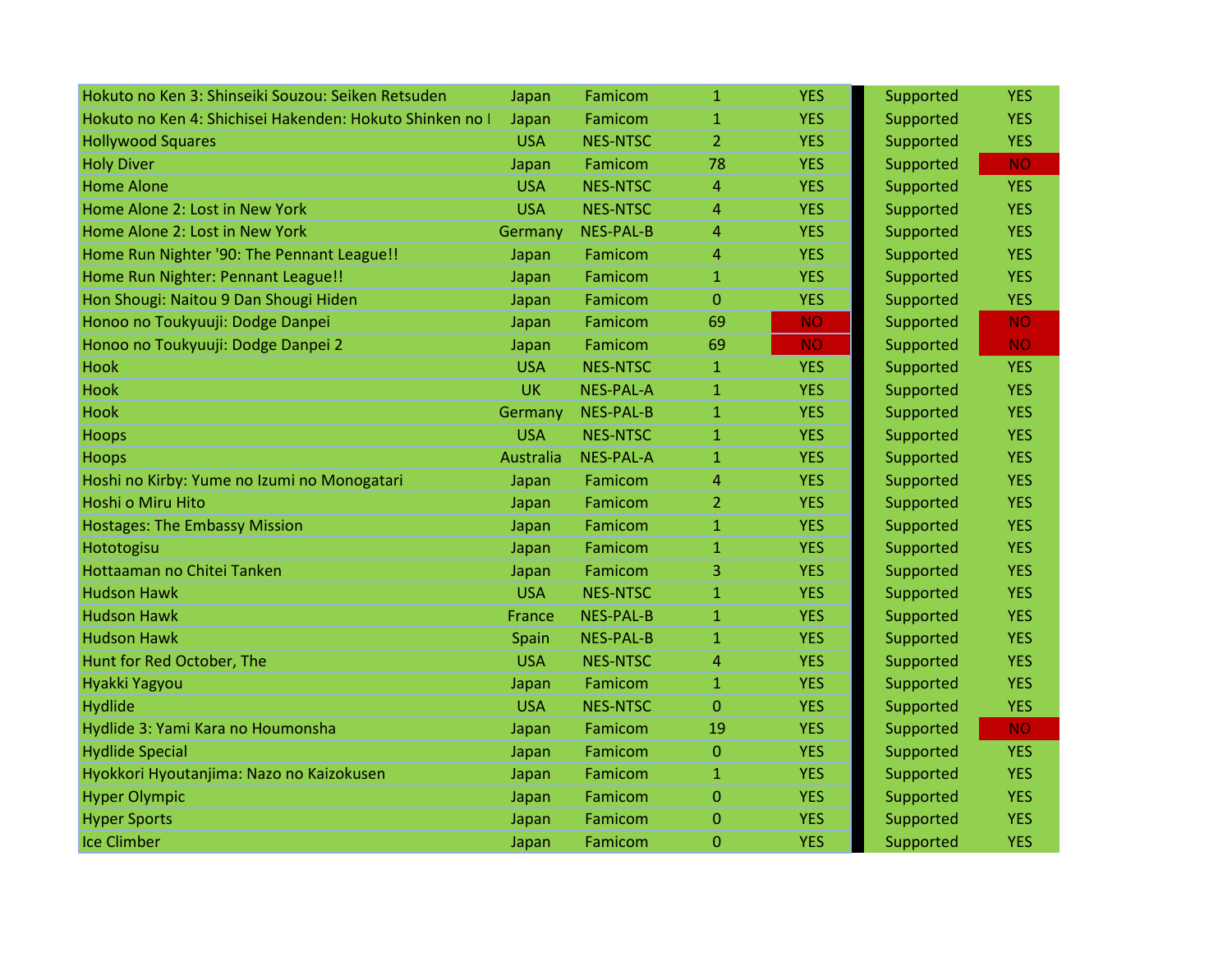| | | | | | | |
|---|---|---|---|---|---|---|
| Hokuto no Ken 3: Shinseiki Souzou: Seiken Retsuden | Japan | Famicom | 1 | YES | Supported | YES |
| Hokuto no Ken 4: Shichisei Hakenden: Hokuto Shinken no I | Japan | Famicom | 1 | YES | Supported | YES |
| Hollywood Squares | USA | NES-NTSC | 2 | YES | Supported | YES |
| Holy Diver | Japan | Famicom | 78 | YES | Supported | NO |
| Home Alone | USA | NES-NTSC | 4 | YES | Supported | YES |
| Home Alone 2: Lost in New York | USA | NES-NTSC | 4 | YES | Supported | YES |
| Home Alone 2: Lost in New York | Germany | NES-PAL-B | 4 | YES | Supported | YES |
| Home Run Nighter '90: The Pennant League!! | Japan | Famicom | 4 | YES | Supported | YES |
| Home Run Nighter: Pennant League!! | Japan | Famicom | 1 | YES | Supported | YES |
| Hon Shougi: Naitou 9 Dan Shougi Hiden | Japan | Famicom | 0 | YES | Supported | YES |
| Honoo no Toukyuuji: Dodge Danpei | Japan | Famicom | 69 | NO | Supported | NO |
| Honoo no Toukyuuji: Dodge Danpei 2 | Japan | Famicom | 69 | NO | Supported | NO |
| Hook | USA | NES-NTSC | 1 | YES | Supported | YES |
| Hook | UK | NES-PAL-A | 1 | YES | Supported | YES |
| Hook | Germany | NES-PAL-B | 1 | YES | Supported | YES |
| Hoops | USA | NES-NTSC | 1 | YES | Supported | YES |
| Hoops | Australia | NES-PAL-A | 1 | YES | Supported | YES |
| Hoshi no Kirby: Yume no Izumi no Monogatari | Japan | Famicom | 4 | YES | Supported | YES |
| Hoshi o Miru Hito | Japan | Famicom | 2 | YES | Supported | YES |
| Hostages: The Embassy Mission | Japan | Famicom | 1 | YES | Supported | YES |
| Hototogisu | Japan | Famicom | 1 | YES | Supported | YES |
| Hottaaman no Chitei Tanken | Japan | Famicom | 3 | YES | Supported | YES |
| Hudson Hawk | USA | NES-NTSC | 1 | YES | Supported | YES |
| Hudson Hawk | France | NES-PAL-B | 1 | YES | Supported | YES |
| Hudson Hawk | Spain | NES-PAL-B | 1 | YES | Supported | YES |
| Hunt for Red October, The | USA | NES-NTSC | 4 | YES | Supported | YES |
| Hyakki Yagyou | Japan | Famicom | 1 | YES | Supported | YES |
| Hydlide | USA | NES-NTSC | 0 | YES | Supported | YES |
| Hydlide 3: Yami Kara no Houmonsha | Japan | Famicom | 19 | YES | Supported | NO |
| Hydlide Special | Japan | Famicom | 0 | YES | Supported | YES |
| Hyokkori Hyoutanjima: Nazo no Kaizokusen | Japan | Famicom | 1 | YES | Supported | YES |
| Hyper Olympic | Japan | Famicom | 0 | YES | Supported | YES |
| Hyper Sports | Japan | Famicom | 0 | YES | Supported | YES |
| Ice Climber | Japan | Famicom | 0 | YES | Supported | YES |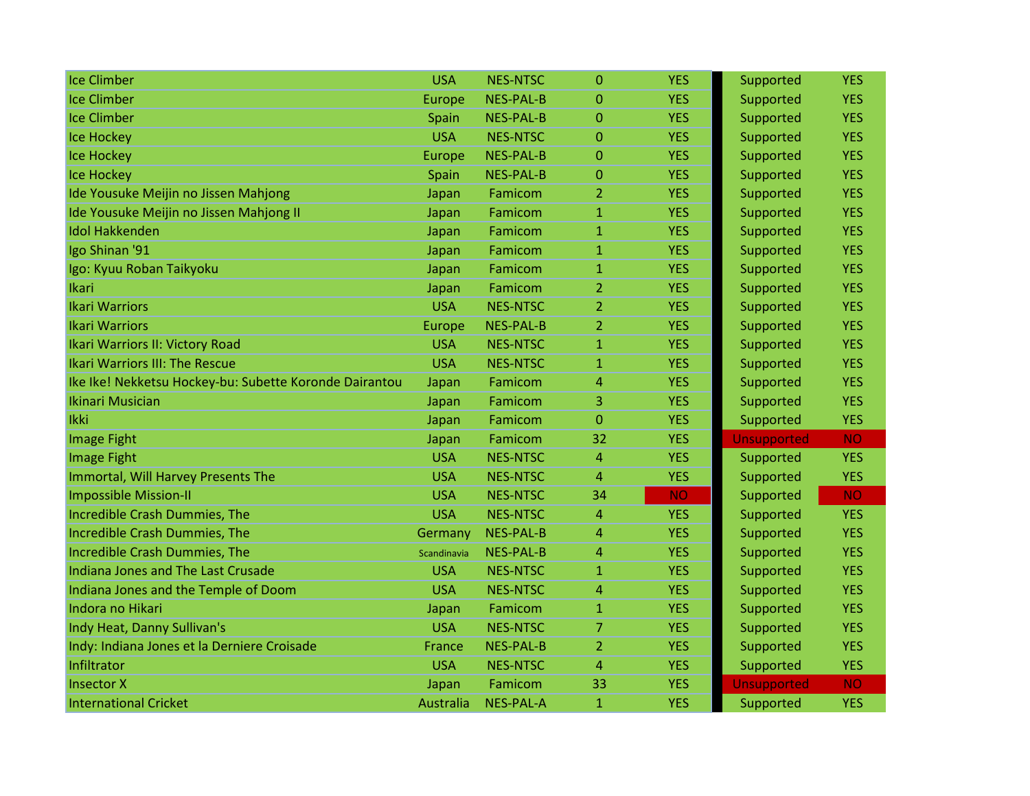| | | | | | | | |
|---|---|---|---|---|---|---|---|
| Ice Climber | USA | NES-NTSC | 0 | YES | | Supported | YES |
| Ice Climber | Europe | NES-PAL-B | 0 | YES | | Supported | YES |
| Ice Climber | Spain | NES-PAL-B | 0 | YES | | Supported | YES |
| Ice Hockey | USA | NES-NTSC | 0 | YES | | Supported | YES |
| Ice Hockey | Europe | NES-PAL-B | 0 | YES | | Supported | YES |
| Ice Hockey | Spain | NES-PAL-B | 0 | YES | | Supported | YES |
| Ide Yousuke Meijin no Jissen Mahjong | Japan | Famicom | 2 | YES | | Supported | YES |
| Ide Yousuke Meijin no Jissen Mahjong II | Japan | Famicom | 1 | YES | | Supported | YES |
| Idol Hakkenden | Japan | Famicom | 1 | YES | | Supported | YES |
| Igo Shinan '91 | Japan | Famicom | 1 | YES | | Supported | YES |
| Igo: Kyuu Roban Taikyoku | Japan | Famicom | 1 | YES | | Supported | YES |
| Ikari | Japan | Famicom | 2 | YES | | Supported | YES |
| Ikari Warriors | USA | NES-NTSC | 2 | YES | | Supported | YES |
| Ikari Warriors | Europe | NES-PAL-B | 2 | YES | | Supported | YES |
| Ikari Warriors II: Victory Road | USA | NES-NTSC | 1 | YES | | Supported | YES |
| Ikari Warriors III: The Rescue | USA | NES-NTSC | 1 | YES | | Supported | YES |
| Ike Ike! Nekketsu Hockey-bu: Subette Koronde Dairantou | Japan | Famicom | 4 | YES | | Supported | YES |
| Ikinari Musician | Japan | Famicom | 3 | YES | | Supported | YES |
| Ikki | Japan | Famicom | 0 | YES | | Supported | YES |
| Image Fight | Japan | Famicom | 32 | YES | | Unsupported | NO |
| Image Fight | USA | NES-NTSC | 4 | YES | | Supported | YES |
| Immortal, Will Harvey Presents The | USA | NES-NTSC | 4 | YES | | Supported | YES |
| Impossible Mission-II | USA | NES-NTSC | 34 | NO | | Supported | NO |
| Incredible Crash Dummies, The | USA | NES-NTSC | 4 | YES | | Supported | YES |
| Incredible Crash Dummies, The | Germany | NES-PAL-B | 4 | YES | | Supported | YES |
| Incredible Crash Dummies, The | Scandinavia | NES-PAL-B | 4 | YES | | Supported | YES |
| Indiana Jones and The Last Crusade | USA | NES-NTSC | 1 | YES | | Supported | YES |
| Indiana Jones and the Temple of Doom | USA | NES-NTSC | 4 | YES | | Supported | YES |
| Indora no Hikari | Japan | Famicom | 1 | YES | | Supported | YES |
| Indy Heat, Danny Sullivan's | USA | NES-NTSC | 7 | YES | | Supported | YES |
| Indy: Indiana Jones et la Derniere Croisade | France | NES-PAL-B | 2 | YES | | Supported | YES |
| Infiltrator | USA | NES-NTSC | 4 | YES | | Supported | YES |
| Insector X | Japan | Famicom | 33 | YES | | Unsupported | NO |
| International Cricket | Australia | NES-PAL-A | 1 | YES | | Supported | YES |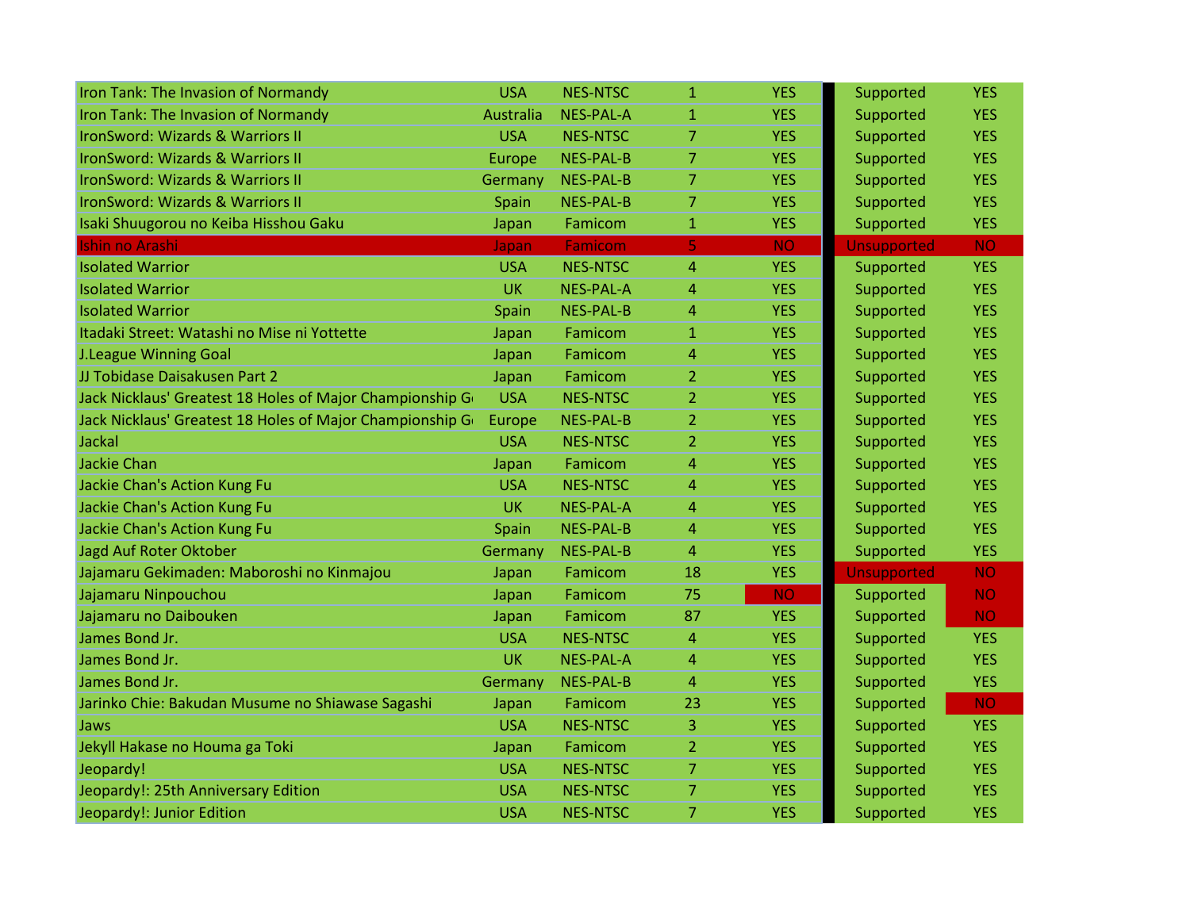| | | | | | | |
|---|---|---|---|---|---|---|
| Iron Tank: The Invasion of Normandy | USA | NES-NTSC | 1 | YES | Supported | YES |
| Iron Tank: The Invasion of Normandy | Australia | NES-PAL-A | 1 | YES | Supported | YES |
| IronSword: Wizards & Warriors II | USA | NES-NTSC | 7 | YES | Supported | YES |
| IronSword: Wizards & Warriors II | Europe | NES-PAL-B | 7 | YES | Supported | YES |
| IronSword: Wizards & Warriors II | Germany | NES-PAL-B | 7 | YES | Supported | YES |
| IronSword: Wizards & Warriors II | Spain | NES-PAL-B | 7 | YES | Supported | YES |
| Isaki Shuugorou no Keiba Hisshou Gaku | Japan | Famicom | 1 | YES | Supported | YES |
| Ishin no Arashi | Japan | Famicom | 5 | NO | Unsupported | NO |
| Isolated Warrior | USA | NES-NTSC | 4 | YES | Supported | YES |
| Isolated Warrior | UK | NES-PAL-A | 4 | YES | Supported | YES |
| Isolated Warrior | Spain | NES-PAL-B | 4 | YES | Supported | YES |
| Itadaki Street: Watashi no Mise ni Yottette | Japan | Famicom | 1 | YES | Supported | YES |
| J.League Winning Goal | Japan | Famicom | 4 | YES | Supported | YES |
| JJ Tobidase Daisakusen Part 2 | Japan | Famicom | 2 | YES | Supported | YES |
| Jack Nicklaus' Greatest 18 Holes of Major Championship G | USA | NES-NTSC | 2 | YES | Supported | YES |
| Jack Nicklaus' Greatest 18 Holes of Major Championship G | Europe | NES-PAL-B | 2 | YES | Supported | YES |
| Jackal | USA | NES-NTSC | 2 | YES | Supported | YES |
| Jackie Chan | Japan | Famicom | 4 | YES | Supported | YES |
| Jackie Chan's Action Kung Fu | USA | NES-NTSC | 4 | YES | Supported | YES |
| Jackie Chan's Action Kung Fu | UK | NES-PAL-A | 4 | YES | Supported | YES |
| Jackie Chan's Action Kung Fu | Spain | NES-PAL-B | 4 | YES | Supported | YES |
| Jagd Auf Roter Oktober | Germany | NES-PAL-B | 4 | YES | Supported | YES |
| Jajamaru Gekimaden: Maboroshi no Kinmajou | Japan | Famicom | 18 | YES | Unsupported | NO |
| Jajamaru Ninpouchou | Japan | Famicom | 75 | NO | Supported | NO |
| Jajamaru no Daibouken | Japan | Famicom | 87 | YES | Supported | NO |
| James Bond Jr. | USA | NES-NTSC | 4 | YES | Supported | YES |
| James Bond Jr. | UK | NES-PAL-A | 4 | YES | Supported | YES |
| James Bond Jr. | Germany | NES-PAL-B | 4 | YES | Supported | YES |
| Jarinko Chie: Bakudan Musume no Shiawase Sagashi | Japan | Famicom | 23 | YES | Supported | NO |
| Jaws | USA | NES-NTSC | 3 | YES | Supported | YES |
| Jekyll Hakase no Houma ga Toki | Japan | Famicom | 2 | YES | Supported | YES |
| Jeopardy! | USA | NES-NTSC | 7 | YES | Supported | YES |
| Jeopardy!: 25th Anniversary Edition | USA | NES-NTSC | 7 | YES | Supported | YES |
| Jeopardy!: Junior Edition | USA | NES-NTSC | 7 | YES | Supported | YES |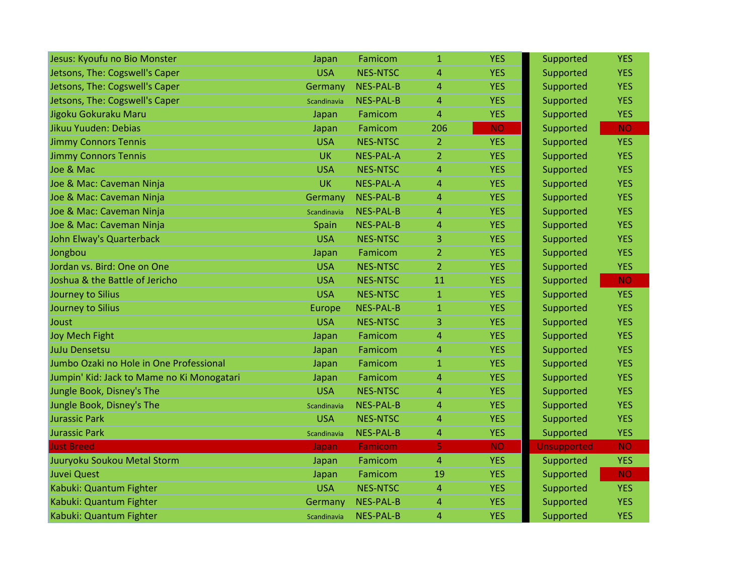| | | | | | | |
|---|---|---|---|---|---|---|
| Jesus: Kyoufu no Bio Monster | Japan | Famicom | 1 | YES | Supported | YES |
| Jetsons, The: Cogswell's Caper | USA | NES-NTSC | 4 | YES | Supported | YES |
| Jetsons, The: Cogswell's Caper | Germany | NES-PAL-B | 4 | YES | Supported | YES |
| Jetsons, The: Cogswell's Caper | Scandinavia | NES-PAL-B | 4 | YES | Supported | YES |
| Jigoku Gokuraku Maru | Japan | Famicom | 4 | YES | Supported | YES |
| Jikuu Yuuden: Debias | Japan | Famicom | 206 | NO | Supported | NO |
| Jimmy Connors Tennis | USA | NES-NTSC | 2 | YES | Supported | YES |
| Jimmy Connors Tennis | UK | NES-PAL-A | 2 | YES | Supported | YES |
| Joe & Mac | USA | NES-NTSC | 4 | YES | Supported | YES |
| Joe & Mac: Caveman Ninja | UK | NES-PAL-A | 4 | YES | Supported | YES |
| Joe & Mac: Caveman Ninja | Germany | NES-PAL-B | 4 | YES | Supported | YES |
| Joe & Mac: Caveman Ninja | Scandinavia | NES-PAL-B | 4 | YES | Supported | YES |
| Joe & Mac: Caveman Ninja | Spain | NES-PAL-B | 4 | YES | Supported | YES |
| John Elway's Quarterback | USA | NES-NTSC | 3 | YES | Supported | YES |
| Jongbou | Japan | Famicom | 2 | YES | Supported | YES |
| Jordan vs. Bird: One on One | USA | NES-NTSC | 2 | YES | Supported | YES |
| Joshua & the Battle of Jericho | USA | NES-NTSC | 11 | YES | Supported | NO |
| Journey to Silius | USA | NES-NTSC | 1 | YES | Supported | YES |
| Journey to Silius | Europe | NES-PAL-B | 1 | YES | Supported | YES |
| Joust | USA | NES-NTSC | 3 | YES | Supported | YES |
| Joy Mech Fight | Japan | Famicom | 4 | YES | Supported | YES |
| JuJu Densetsu | Japan | Famicom | 4 | YES | Supported | YES |
| Jumbo Ozaki no Hole in One Professional | Japan | Famicom | 1 | YES | Supported | YES |
| Jumpin' Kid: Jack to Mame no Ki Monogatari | Japan | Famicom | 4 | YES | Supported | YES |
| Jungle Book, Disney's The | USA | NES-NTSC | 4 | YES | Supported | YES |
| Jungle Book, Disney's The | Scandinavia | NES-PAL-B | 4 | YES | Supported | YES |
| Jurassic Park | USA | NES-NTSC | 4 | YES | Supported | YES |
| Jurassic Park | Scandinavia | NES-PAL-B | 4 | YES | Supported | YES |
| Just Breed | Japan | Famicom | 5 | NO | Unsupported | NO |
| Juuryoku Soukou Metal Storm | Japan | Famicom | 4 | YES | Supported | YES |
| Juvei Quest | Japan | Famicom | 19 | YES | Supported | NO |
| Kabuki: Quantum Fighter | USA | NES-NTSC | 4 | YES | Supported | YES |
| Kabuki: Quantum Fighter | Germany | NES-PAL-B | 4 | YES | Supported | YES |
| Kabuki: Quantum Fighter | Scandinavia | NES-PAL-B | 4 | YES | Supported | YES |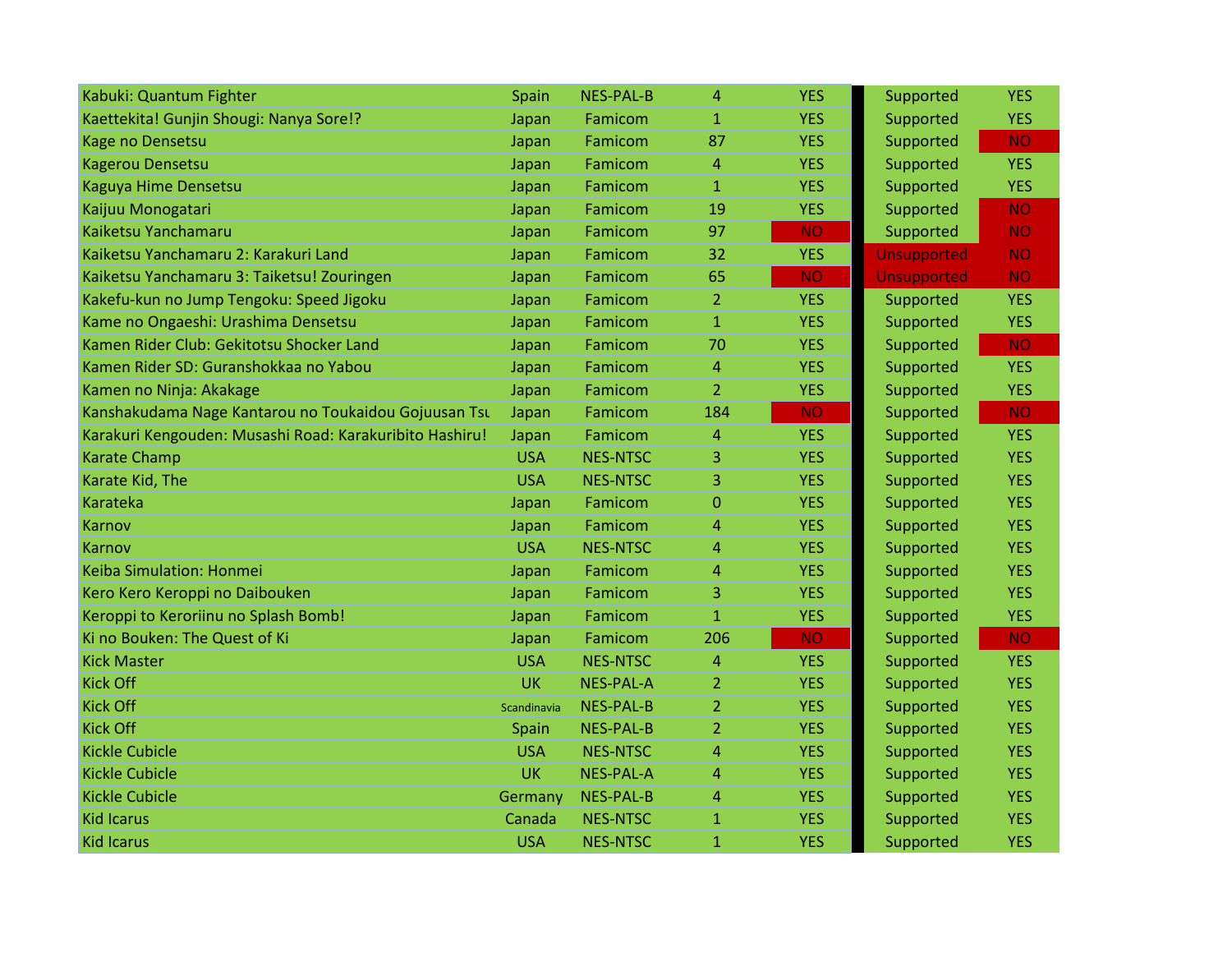| | | | | | | |
|---|---|---|---|---|---|---|
| Kabuki: Quantum Fighter | Spain | NES-PAL-B | 4 | YES | Supported | YES |
| Kaettekita! Gunjin Shougi: Nanya Sore!? | Japan | Famicom | 1 | YES | Supported | YES |
| Kage no Densetsu | Japan | Famicom | 87 | YES | Supported | NO |
| Kagerou Densetsu | Japan | Famicom | 4 | YES | Supported | YES |
| Kaguya Hime Densetsu | Japan | Famicom | 1 | YES | Supported | YES |
| Kaijuu Monogatari | Japan | Famicom | 19 | YES | Supported | NO |
| Kaiketsu Yanchamaru | Japan | Famicom | 97 | NO | Supported | NO |
| Kaiketsu Yanchamaru 2: Karakuri Land | Japan | Famicom | 32 | YES | Unsupported | NO |
| Kaiketsu Yanchamaru 3: Taiketsu! Zouringen | Japan | Famicom | 65 | NO | Unsupported | NO |
| Kakefu-kun no Jump Tengoku: Speed Jigoku | Japan | Famicom | 2 | YES | Supported | YES |
| Kame no Ongaeshi: Urashima Densetsu | Japan | Famicom | 1 | YES | Supported | YES |
| Kamen Rider Club: Gekitotsu Shocker Land | Japan | Famicom | 70 | YES | Supported | NO |
| Kamen Rider SD: Guranshokkaa no Yabou | Japan | Famicom | 4 | YES | Supported | YES |
| Kamen no Ninja: Akakage | Japan | Famicom | 2 | YES | Supported | YES |
| Kanshakudama Nage Kantarou no Toukaidou Gojuusan Tsu | Japan | Famicom | 184 | NO | Supported | NO |
| Karakuri Kengouden: Musashi Road: Karakuribito Hashiru! | Japan | Famicom | 4 | YES | Supported | YES |
| Karate Champ | USA | NES-NTSC | 3 | YES | Supported | YES |
| Karate Kid, The | USA | NES-NTSC | 3 | YES | Supported | YES |
| Karateka | Japan | Famicom | 0 | YES | Supported | YES |
| Karnov | Japan | Famicom | 4 | YES | Supported | YES |
| Karnov | USA | NES-NTSC | 4 | YES | Supported | YES |
| Keiba Simulation: Honmei | Japan | Famicom | 4 | YES | Supported | YES |
| Kero Kero Keroppi no Daibouken | Japan | Famicom | 3 | YES | Supported | YES |
| Keroppi to Keroriinu no Splash Bomb! | Japan | Famicom | 1 | YES | Supported | YES |
| Ki no Bouken: The Quest of Ki | Japan | Famicom | 206 | NO | Supported | NO |
| Kick Master | USA | NES-NTSC | 4 | YES | Supported | YES |
| Kick Off | UK | NES-PAL-A | 2 | YES | Supported | YES |
| Kick Off | Scandinavia | NES-PAL-B | 2 | YES | Supported | YES |
| Kick Off | Spain | NES-PAL-B | 2 | YES | Supported | YES |
| Kickle Cubicle | USA | NES-NTSC | 4 | YES | Supported | YES |
| Kickle Cubicle | UK | NES-PAL-A | 4 | YES | Supported | YES |
| Kickle Cubicle | Germany | NES-PAL-B | 4 | YES | Supported | YES |
| Kid Icarus | Canada | NES-NTSC | 1 | YES | Supported | YES |
| Kid Icarus | USA | NES-NTSC | 1 | YES | Supported | YES |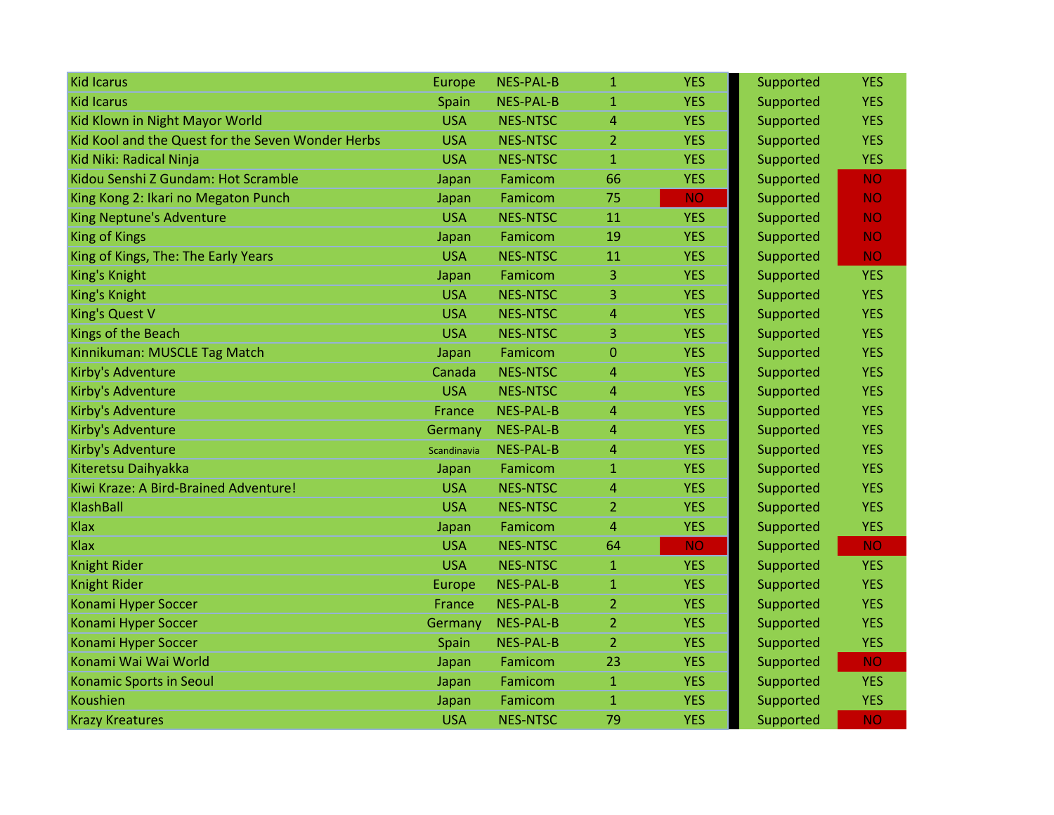| | | | | | | | |
|---|---|---|---|---|---|---|---|
| Kid Icarus | Europe | NES-PAL-B | 1 | YES | | Supported | YES |
| Kid Icarus | Spain | NES-PAL-B | 1 | YES | | Supported | YES |
| Kid Klown in Night Mayor World | USA | NES-NTSC | 4 | YES | | Supported | YES |
| Kid Kool and the Quest for the Seven Wonder Herbs | USA | NES-NTSC | 2 | YES | | Supported | YES |
| Kid Niki: Radical Ninja | USA | NES-NTSC | 1 | YES | | Supported | YES |
| Kidou Senshi Z Gundam: Hot Scramble | Japan | Famicom | 66 | YES | | Supported | NO |
| King Kong 2: Ikari no Megaton Punch | Japan | Famicom | 75 | NO | | Supported | NO |
| King Neptune's Adventure | USA | NES-NTSC | 11 | YES | | Supported | NO |
| King of Kings | Japan | Famicom | 19 | YES | | Supported | NO |
| King of Kings, The: The Early Years | USA | NES-NTSC | 11 | YES | | Supported | NO |
| King's Knight | Japan | Famicom | 3 | YES | | Supported | YES |
| King's Knight | USA | NES-NTSC | 3 | YES | | Supported | YES |
| King's Quest V | USA | NES-NTSC | 4 | YES | | Supported | YES |
| Kings of the Beach | USA | NES-NTSC | 3 | YES | | Supported | YES |
| Kinnikuman: MUSCLE Tag Match | Japan | Famicom | 0 | YES | | Supported | YES |
| Kirby's Adventure | Canada | NES-NTSC | 4 | YES | | Supported | YES |
| Kirby's Adventure | USA | NES-NTSC | 4 | YES | | Supported | YES |
| Kirby's Adventure | France | NES-PAL-B | 4 | YES | | Supported | YES |
| Kirby's Adventure | Germany | NES-PAL-B | 4 | YES | | Supported | YES |
| Kirby's Adventure | Scandinavia | NES-PAL-B | 4 | YES | | Supported | YES |
| Kiteretsu Daihyakka | Japan | Famicom | 1 | YES | | Supported | YES |
| Kiwi Kraze: A Bird-Brained Adventure! | USA | NES-NTSC | 4 | YES | | Supported | YES |
| KlashBall | USA | NES-NTSC | 2 | YES | | Supported | YES |
| Klax | Japan | Famicom | 4 | YES | | Supported | YES |
| Klax | USA | NES-NTSC | 64 | NO | | Supported | NO |
| Knight Rider | USA | NES-NTSC | 1 | YES | | Supported | YES |
| Knight Rider | Europe | NES-PAL-B | 1 | YES | | Supported | YES |
| Konami Hyper Soccer | France | NES-PAL-B | 2 | YES | | Supported | YES |
| Konami Hyper Soccer | Germany | NES-PAL-B | 2 | YES | | Supported | YES |
| Konami Hyper Soccer | Spain | NES-PAL-B | 2 | YES | | Supported | YES |
| Konami Wai Wai World | Japan | Famicom | 23 | YES | | Supported | NO |
| Konamic Sports in Seoul | Japan | Famicom | 1 | YES | | Supported | YES |
| Koushien | Japan | Famicom | 1 | YES | | Supported | YES |
| Krazy Kreatures | USA | NES-NTSC | 79 | YES | | Supported | NO |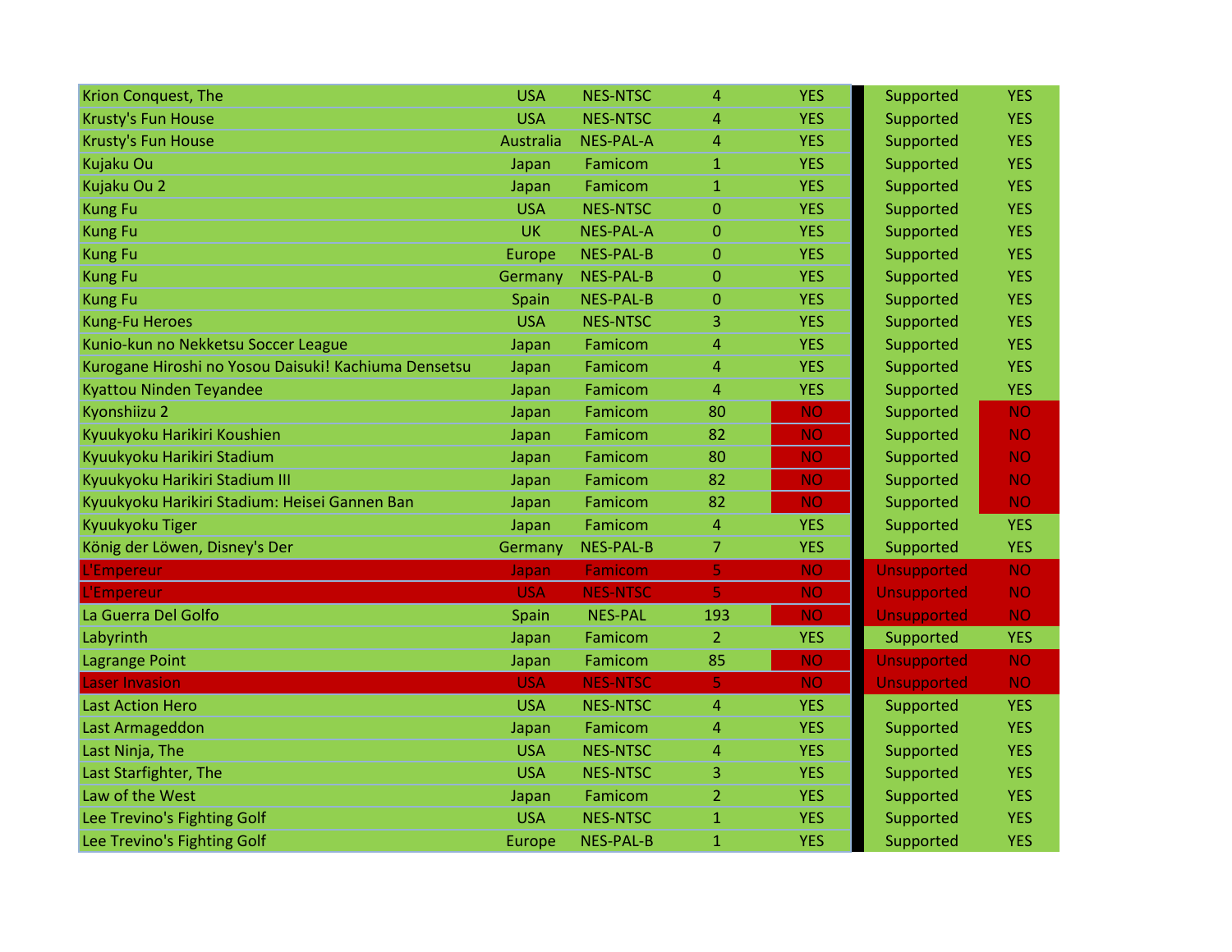| | | | | | | |
|---|---|---|---|---|---|---|
| Krion Conquest, The | USA | NES-NTSC | 4 | YES | Supported | YES |
| Krusty's Fun House | USA | NES-NTSC | 4 | YES | Supported | YES |
| Krusty's Fun House | Australia | NES-PAL-A | 4 | YES | Supported | YES |
| Kujaku Ou | Japan | Famicom | 1 | YES | Supported | YES |
| Kujaku Ou 2 | Japan | Famicom | 1 | YES | Supported | YES |
| Kung Fu | USA | NES-NTSC | 0 | YES | Supported | YES |
| Kung Fu | UK | NES-PAL-A | 0 | YES | Supported | YES |
| Kung Fu | Europe | NES-PAL-B | 0 | YES | Supported | YES |
| Kung Fu | Germany | NES-PAL-B | 0 | YES | Supported | YES |
| Kung Fu | Spain | NES-PAL-B | 0 | YES | Supported | YES |
| Kung-Fu Heroes | USA | NES-NTSC | 3 | YES | Supported | YES |
| Kunio-kun no Nekketsu Soccer League | Japan | Famicom | 4 | YES | Supported | YES |
| Kurogane Hiroshi no Yosou Daisuki! Kachiuma Densetsu | Japan | Famicom | 4 | YES | Supported | YES |
| Kyattou Ninden Teyandee | Japan | Famicom | 4 | YES | Supported | YES |
| Kyonshiizu 2 | Japan | Famicom | 80 | NO | Supported | NO |
| Kyuukyoku Harikiri Koushien | Japan | Famicom | 82 | NO | Supported | NO |
| Kyuukyoku Harikiri Stadium | Japan | Famicom | 80 | NO | Supported | NO |
| Kyuukyoku Harikiri Stadium III | Japan | Famicom | 82 | NO | Supported | NO |
| Kyuukyoku Harikiri Stadium: Heisei Gannen Ban | Japan | Famicom | 82 | NO | Supported | NO |
| Kyuukyoku Tiger | Japan | Famicom | 4 | YES | Supported | YES |
| König der Löwen, Disney's Der | Germany | NES-PAL-B | 7 | YES | Supported | YES |
| L'Empereur | Japan | Famicom | 5 | NO | Unsupported | NO |
| L'Empereur | USA | NES-NTSC | 5 | NO | Unsupported | NO |
| La Guerra Del Golfo | Spain | NES-PAL | 193 | NO | Unsupported | NO |
| Labyrinth | Japan | Famicom | 2 | YES | Supported | YES |
| Lagrange Point | Japan | Famicom | 85 | NO | Unsupported | NO |
| Laser Invasion | USA | NES-NTSC | 5 | NO | Unsupported | NO |
| Last Action Hero | USA | NES-NTSC | 4 | YES | Supported | YES |
| Last Armageddon | Japan | Famicom | 4 | YES | Supported | YES |
| Last Ninja, The | USA | NES-NTSC | 4 | YES | Supported | YES |
| Last Starfighter, The | USA | NES-NTSC | 3 | YES | Supported | YES |
| Law of the West | Japan | Famicom | 2 | YES | Supported | YES |
| Lee Trevino's Fighting Golf | USA | NES-NTSC | 1 | YES | Supported | YES |
| Lee Trevino's Fighting Golf | Europe | NES-PAL-B | 1 | YES | Supported | YES |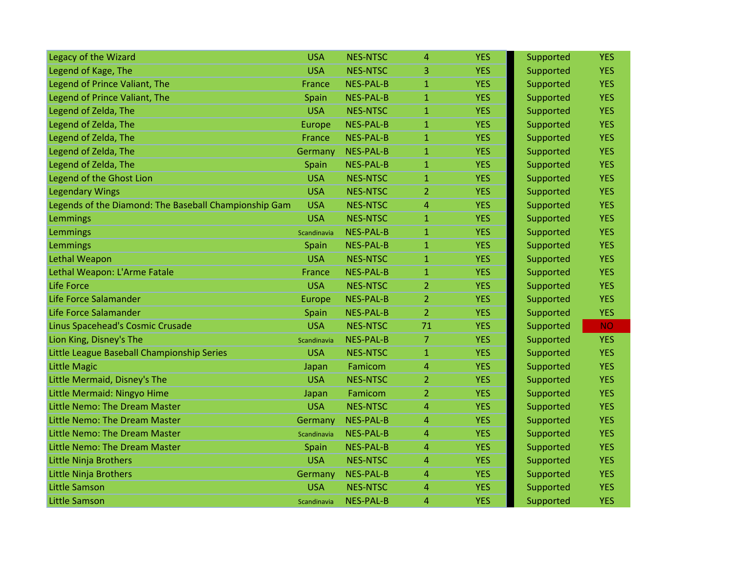| | | | | | | |
|---|---|---|---|---|---|---|
| Legacy of the Wizard | USA | NES-NTSC | 4 | YES | Supported | YES |
| Legend of Kage, The | USA | NES-NTSC | 3 | YES | Supported | YES |
| Legend of Prince Valiant, The | France | NES-PAL-B | 1 | YES | Supported | YES |
| Legend of Prince Valiant, The | Spain | NES-PAL-B | 1 | YES | Supported | YES |
| Legend of Zelda, The | USA | NES-NTSC | 1 | YES | Supported | YES |
| Legend of Zelda, The | Europe | NES-PAL-B | 1 | YES | Supported | YES |
| Legend of Zelda, The | France | NES-PAL-B | 1 | YES | Supported | YES |
| Legend of Zelda, The | Germany | NES-PAL-B | 1 | YES | Supported | YES |
| Legend of Zelda, The | Spain | NES-PAL-B | 1 | YES | Supported | YES |
| Legend of the Ghost Lion | USA | NES-NTSC | 1 | YES | Supported | YES |
| Legendary Wings | USA | NES-NTSC | 2 | YES | Supported | YES |
| Legends of the Diamond: The Baseball Championship Gam | USA | NES-NTSC | 4 | YES | Supported | YES |
| Lemmings | USA | NES-NTSC | 1 | YES | Supported | YES |
| Lemmings | Scandinavia | NES-PAL-B | 1 | YES | Supported | YES |
| Lemmings | Spain | NES-PAL-B | 1 | YES | Supported | YES |
| Lethal Weapon | USA | NES-NTSC | 1 | YES | Supported | YES |
| Lethal Weapon: L'Arme Fatale | France | NES-PAL-B | 1 | YES | Supported | YES |
| Life Force | USA | NES-NTSC | 2 | YES | Supported | YES |
| Life Force Salamander | Europe | NES-PAL-B | 2 | YES | Supported | YES |
| Life Force Salamander | Spain | NES-PAL-B | 2 | YES | Supported | YES |
| Linus Spacehead's Cosmic Crusade | USA | NES-NTSC | 71 | YES | Supported | NO |
| Lion King, Disney's The | Scandinavia | NES-PAL-B | 7 | YES | Supported | YES |
| Little League Baseball Championship Series | USA | NES-NTSC | 1 | YES | Supported | YES |
| Little Magic | Japan | Famicom | 4 | YES | Supported | YES |
| Little Mermaid, Disney's The | USA | NES-NTSC | 2 | YES | Supported | YES |
| Little Mermaid: Ningyo Hime | Japan | Famicom | 2 | YES | Supported | YES |
| Little Nemo: The Dream Master | USA | NES-NTSC | 4 | YES | Supported | YES |
| Little Nemo: The Dream Master | Germany | NES-PAL-B | 4 | YES | Supported | YES |
| Little Nemo: The Dream Master | Scandinavia | NES-PAL-B | 4 | YES | Supported | YES |
| Little Nemo: The Dream Master | Spain | NES-PAL-B | 4 | YES | Supported | YES |
| Little Ninja Brothers | USA | NES-NTSC | 4 | YES | Supported | YES |
| Little Ninja Brothers | Germany | NES-PAL-B | 4 | YES | Supported | YES |
| Little Samson | USA | NES-NTSC | 4 | YES | Supported | YES |
| Little Samson | Scandinavia | NES-PAL-B | 4 | YES | Supported | YES |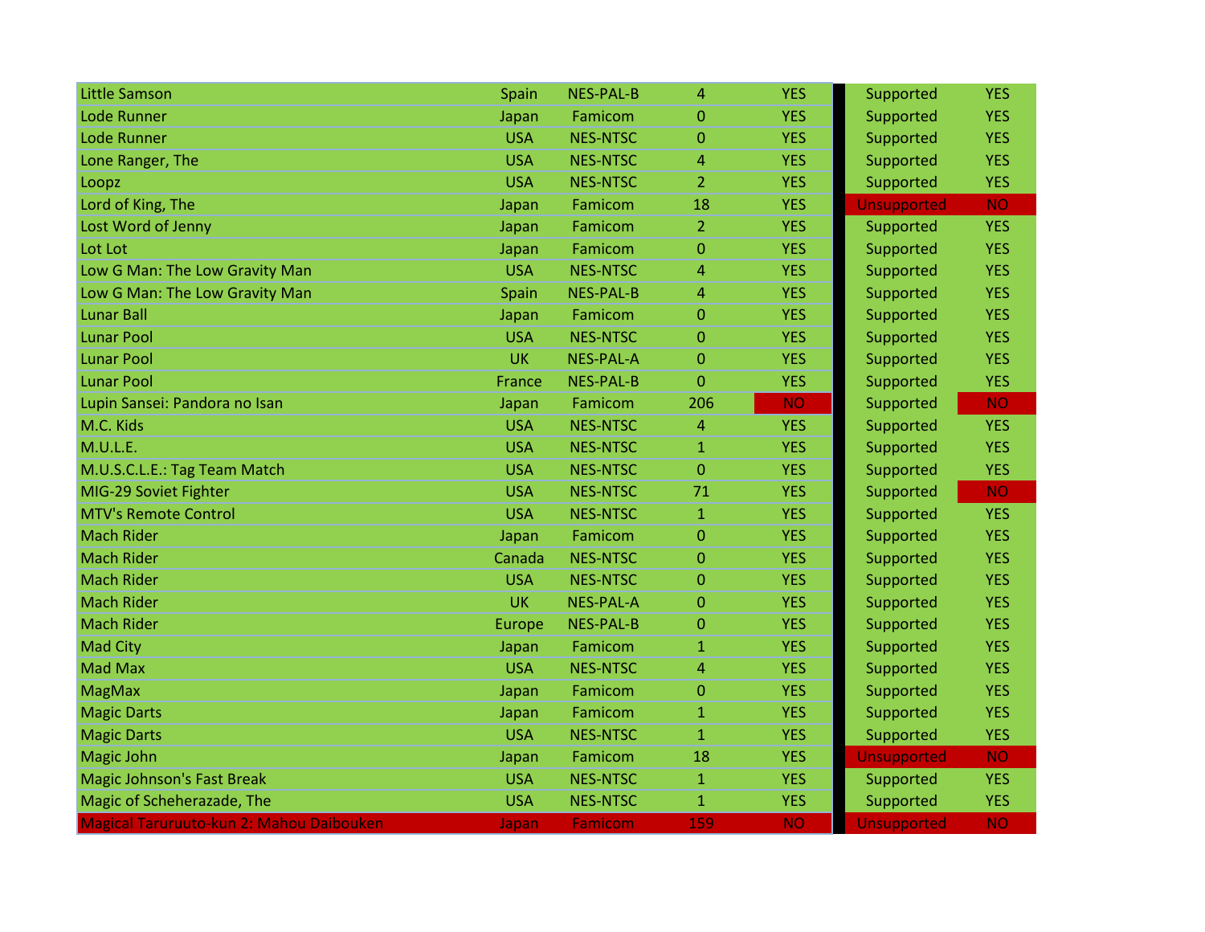| | | | | | | |
|---|---|---|---|---|---|---|
| Little Samson | Spain | NES-PAL-B | 4 | YES | Supported | YES |
| Lode Runner | Japan | Famicom | 0 | YES | Supported | YES |
| Lode Runner | USA | NES-NTSC | 0 | YES | Supported | YES |
| Lone Ranger, The | USA | NES-NTSC | 4 | YES | Supported | YES |
| Loopz | USA | NES-NTSC | 2 | YES | Supported | YES |
| Lord of King, The | Japan | Famicom | 18 | YES | Unsupported | NO |
| Lost Word of Jenny | Japan | Famicom | 2 | YES | Supported | YES |
| Lot Lot | Japan | Famicom | 0 | YES | Supported | YES |
| Low G Man: The Low Gravity Man | USA | NES-NTSC | 4 | YES | Supported | YES |
| Low G Man: The Low Gravity Man | Spain | NES-PAL-B | 4 | YES | Supported | YES |
| Lunar Ball | Japan | Famicom | 0 | YES | Supported | YES |
| Lunar Pool | USA | NES-NTSC | 0 | YES | Supported | YES |
| Lunar Pool | UK | NES-PAL-A | 0 | YES | Supported | YES |
| Lunar Pool | France | NES-PAL-B | 0 | YES | Supported | YES |
| Lupin Sansei: Pandora no Isan | Japan | Famicom | 206 | NO | Supported | NO |
| M.C. Kids | USA | NES-NTSC | 4 | YES | Supported | YES |
| M.U.L.E. | USA | NES-NTSC | 1 | YES | Supported | YES |
| M.U.S.C.L.E.: Tag Team Match | USA | NES-NTSC | 0 | YES | Supported | YES |
| MIG-29 Soviet Fighter | USA | NES-NTSC | 71 | YES | Supported | NO |
| MTV's Remote Control | USA | NES-NTSC | 1 | YES | Supported | YES |
| Mach Rider | Japan | Famicom | 0 | YES | Supported | YES |
| Mach Rider | Canada | NES-NTSC | 0 | YES | Supported | YES |
| Mach Rider | USA | NES-NTSC | 0 | YES | Supported | YES |
| Mach Rider | UK | NES-PAL-A | 0 | YES | Supported | YES |
| Mach Rider | Europe | NES-PAL-B | 0 | YES | Supported | YES |
| Mad City | Japan | Famicom | 1 | YES | Supported | YES |
| Mad Max | USA | NES-NTSC | 4 | YES | Supported | YES |
| MagMax | Japan | Famicom | 0 | YES | Supported | YES |
| Magic Darts | Japan | Famicom | 1 | YES | Supported | YES |
| Magic Darts | USA | NES-NTSC | 1 | YES | Supported | YES |
| Magic John | Japan | Famicom | 18 | YES | Unsupported | NO |
| Magic Johnson's Fast Break | USA | NES-NTSC | 1 | YES | Supported | YES |
| Magic of Scheherazade, The | USA | NES-NTSC | 1 | YES | Supported | YES |
| Magical Taruruuto-kun 2: Mahou Daibouken | Japan | Famicom | 159 | NO | Unsupported | NO |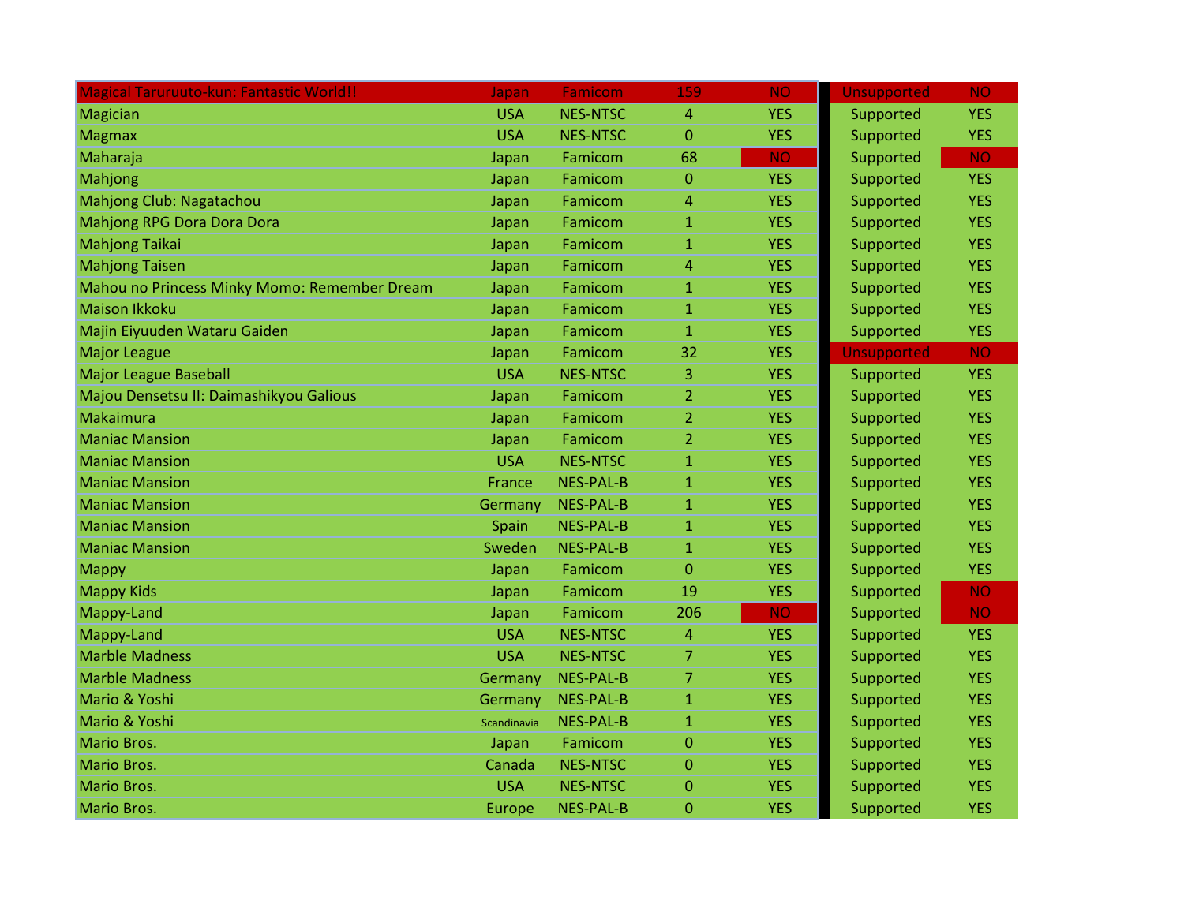| | | | | | | |
|---|---|---|---|---|---|---|
| Magical Taruruuto-kun: Fantastic World!! | Japan | Famicom | 159 | NO | Unsupported | NO |
| Magician | USA | NES-NTSC | 4 | YES | Supported | YES |
| Magmax | USA | NES-NTSC | 0 | YES | Supported | YES |
| Maharaja | Japan | Famicom | 68 | NO | Supported | NO |
| Mahjong | Japan | Famicom | 0 | YES | Supported | YES |
| Mahjong Club: Nagatachou | Japan | Famicom | 4 | YES | Supported | YES |
| Mahjong RPG Dora Dora Dora | Japan | Famicom | 1 | YES | Supported | YES |
| Mahjong Taikai | Japan | Famicom | 1 | YES | Supported | YES |
| Mahjong Taisen | Japan | Famicom | 4 | YES | Supported | YES |
| Mahou no Princess Minky Momo: Remember Dream | Japan | Famicom | 1 | YES | Supported | YES |
| Maison Ikkoku | Japan | Famicom | 1 | YES | Supported | YES |
| Majin Eiyuuden Wataru Gaiden | Japan | Famicom | 1 | YES | Supported | YES |
| Major League | Japan | Famicom | 32 | YES | Unsupported | NO |
| Major League Baseball | USA | NES-NTSC | 3 | YES | Supported | YES |
| Majou Densetsu II: Daimashikyou Galious | Japan | Famicom | 2 | YES | Supported | YES |
| Makaimura | Japan | Famicom | 2 | YES | Supported | YES |
| Maniac Mansion | Japan | Famicom | 2 | YES | Supported | YES |
| Maniac Mansion | USA | NES-NTSC | 1 | YES | Supported | YES |
| Maniac Mansion | France | NES-PAL-B | 1 | YES | Supported | YES |
| Maniac Mansion | Germany | NES-PAL-B | 1 | YES | Supported | YES |
| Maniac Mansion | Spain | NES-PAL-B | 1 | YES | Supported | YES |
| Maniac Mansion | Sweden | NES-PAL-B | 1 | YES | Supported | YES |
| Mappy | Japan | Famicom | 0 | YES | Supported | YES |
| Mappy Kids | Japan | Famicom | 19 | YES | Supported | NO |
| Mappy-Land | Japan | Famicom | 206 | NO | Supported | NO |
| Mappy-Land | USA | NES-NTSC | 4 | YES | Supported | YES |
| Marble Madness | USA | NES-NTSC | 7 | YES | Supported | YES |
| Marble Madness | Germany | NES-PAL-B | 7 | YES | Supported | YES |
| Mario & Yoshi | Germany | NES-PAL-B | 1 | YES | Supported | YES |
| Mario & Yoshi | Scandinavia | NES-PAL-B | 1 | YES | Supported | YES |
| Mario Bros. | Japan | Famicom | 0 | YES | Supported | YES |
| Mario Bros. | Canada | NES-NTSC | 0 | YES | Supported | YES |
| Mario Bros. | USA | NES-NTSC | 0 | YES | Supported | YES |
| Mario Bros. | Europe | NES-PAL-B | 0 | YES | Supported | YES |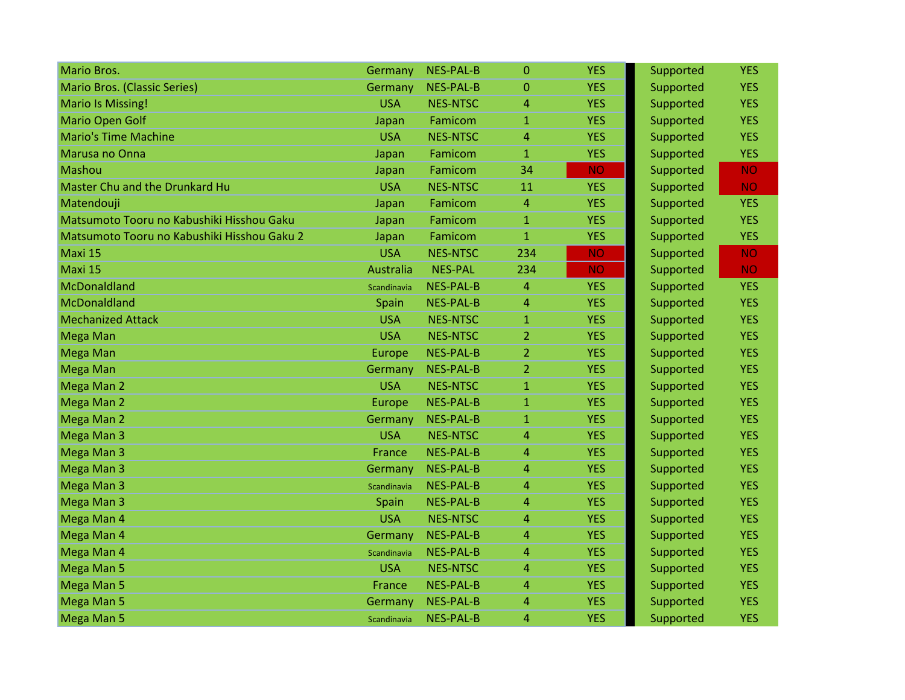| | | | | | | | |
|---|---|---|---|---|---|---|---|
| Mario Bros. | Germany | NES-PAL-B | 0 | YES | | Supported | YES |
| Mario Bros. (Classic Series) | Germany | NES-PAL-B | 0 | YES | | Supported | YES |
| Mario Is Missing! | USA | NES-NTSC | 4 | YES | | Supported | YES |
| Mario Open Golf | Japan | Famicom | 1 | YES | | Supported | YES |
| Mario's Time Machine | USA | NES-NTSC | 4 | YES | | Supported | YES |
| Marusa no Onna | Japan | Famicom | 1 | YES | | Supported | YES |
| Mashou | Japan | Famicom | 34 | NO | | Supported | NO |
| Master Chu and the Drunkard Hu | USA | NES-NTSC | 11 | YES | | Supported | NO |
| Matendouji | Japan | Famicom | 4 | YES | | Supported | YES |
| Matsumoto Tooru no Kabushiki Hisshou Gaku | Japan | Famicom | 1 | YES | | Supported | YES |
| Matsumoto Tooru no Kabushiki Hisshou Gaku 2 | Japan | Famicom | 1 | YES | | Supported | YES |
| Maxi 15 | USA | NES-NTSC | 234 | NO | | Supported | NO |
| Maxi 15 | Australia | NES-PAL | 234 | NO | | Supported | NO |
| McDonaldland | Scandinavia | NES-PAL-B | 4 | YES | | Supported | YES |
| McDonaldland | Spain | NES-PAL-B | 4 | YES | | Supported | YES |
| Mechanized Attack | USA | NES-NTSC | 1 | YES | | Supported | YES |
| Mega Man | USA | NES-NTSC | 2 | YES | | Supported | YES |
| Mega Man | Europe | NES-PAL-B | 2 | YES | | Supported | YES |
| Mega Man | Germany | NES-PAL-B | 2 | YES | | Supported | YES |
| Mega Man 2 | USA | NES-NTSC | 1 | YES | | Supported | YES |
| Mega Man 2 | Europe | NES-PAL-B | 1 | YES | | Supported | YES |
| Mega Man 2 | Germany | NES-PAL-B | 1 | YES | | Supported | YES |
| Mega Man 3 | USA | NES-NTSC | 4 | YES | | Supported | YES |
| Mega Man 3 | France | NES-PAL-B | 4 | YES | | Supported | YES |
| Mega Man 3 | Germany | NES-PAL-B | 4 | YES | | Supported | YES |
| Mega Man 3 | Scandinavia | NES-PAL-B | 4 | YES | | Supported | YES |
| Mega Man 3 | Spain | NES-PAL-B | 4 | YES | | Supported | YES |
| Mega Man 4 | USA | NES-NTSC | 4 | YES | | Supported | YES |
| Mega Man 4 | Germany | NES-PAL-B | 4 | YES | | Supported | YES |
| Mega Man 4 | Scandinavia | NES-PAL-B | 4 | YES | | Supported | YES |
| Mega Man 5 | USA | NES-NTSC | 4 | YES | | Supported | YES |
| Mega Man 5 | France | NES-PAL-B | 4 | YES | | Supported | YES |
| Mega Man 5 | Germany | NES-PAL-B | 4 | YES | | Supported | YES |
| Mega Man 5 | Scandinavia | NES-PAL-B | 4 | YES | | Supported | YES |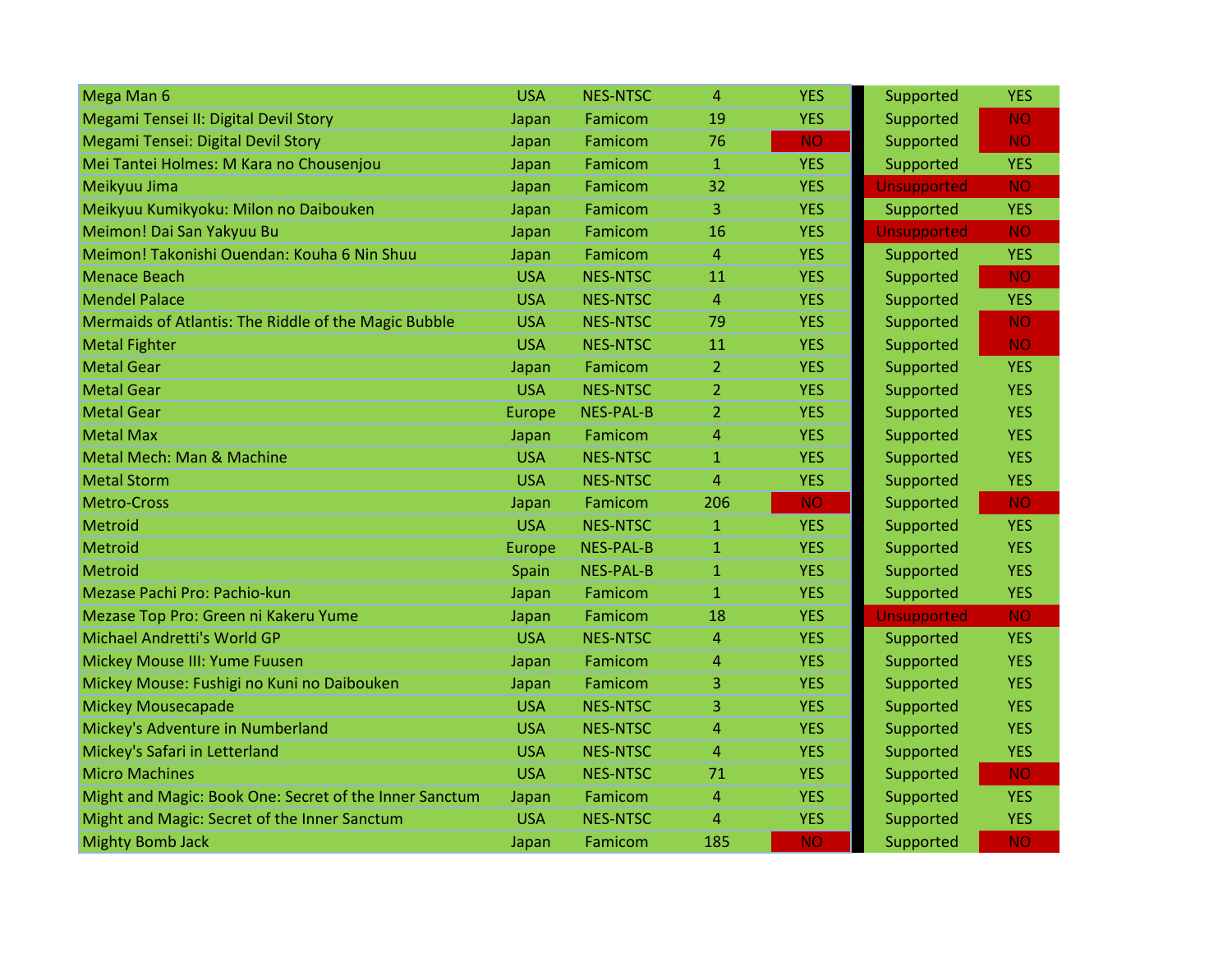| | | | | | | |
|---|---|---|---|---|---|---|
| Mega Man 6 | USA | NES-NTSC | 4 | YES | Supported | YES |
| Megami Tensei II: Digital Devil Story | Japan | Famicom | 19 | YES | Supported | NO |
| Megami Tensei: Digital Devil Story | Japan | Famicom | 76 | NO | Supported | NO |
| Mei Tantei Holmes: M Kara no Chousenjou | Japan | Famicom | 1 | YES | Supported | YES |
| Meikyuu Jima | Japan | Famicom | 32 | YES | Unsupported | NO |
| Meikyuu Kumikyoku: Milon no Daibouken | Japan | Famicom | 3 | YES | Supported | YES |
| Meimon! Dai San Yakyuu Bu | Japan | Famicom | 16 | YES | Unsupported | NO |
| Meimon! Takonishi Ouendan: Kouha 6 Nin Shuu | Japan | Famicom | 4 | YES | Supported | YES |
| Menace Beach | USA | NES-NTSC | 11 | YES | Supported | NO |
| Mendel Palace | USA | NES-NTSC | 4 | YES | Supported | YES |
| Mermaids of Atlantis: The Riddle of the Magic Bubble | USA | NES-NTSC | 79 | YES | Supported | NO |
| Metal Fighter | USA | NES-NTSC | 11 | YES | Supported | NO |
| Metal Gear | Japan | Famicom | 2 | YES | Supported | YES |
| Metal Gear | USA | NES-NTSC | 2 | YES | Supported | YES |
| Metal Gear | Europe | NES-PAL-B | 2 | YES | Supported | YES |
| Metal Max | Japan | Famicom | 4 | YES | Supported | YES |
| Metal Mech: Man & Machine | USA | NES-NTSC | 1 | YES | Supported | YES |
| Metal Storm | USA | NES-NTSC | 4 | YES | Supported | YES |
| Metro-Cross | Japan | Famicom | 206 | NO | Supported | NO |
| Metroid | USA | NES-NTSC | 1 | YES | Supported | YES |
| Metroid | Europe | NES-PAL-B | 1 | YES | Supported | YES |
| Metroid | Spain | NES-PAL-B | 1 | YES | Supported | YES |
| Mezase Pachi Pro: Pachio-kun | Japan | Famicom | 1 | YES | Supported | YES |
| Mezase Top Pro: Green ni Kakeru Yume | Japan | Famicom | 18 | YES | Unsupported | NO |
| Michael Andretti's World GP | USA | NES-NTSC | 4 | YES | Supported | YES |
| Mickey Mouse III: Yume Fuusen | Japan | Famicom | 4 | YES | Supported | YES |
| Mickey Mouse: Fushigi no Kuni no Daibouken | Japan | Famicom | 3 | YES | Supported | YES |
| Mickey Mousecapade | USA | NES-NTSC | 3 | YES | Supported | YES |
| Mickey's Adventure in Numberland | USA | NES-NTSC | 4 | YES | Supported | YES |
| Mickey's Safari in Letterland | USA | NES-NTSC | 4 | YES | Supported | YES |
| Micro Machines | USA | NES-NTSC | 71 | YES | Supported | NO |
| Might and Magic: Book One: Secret of the Inner Sanctum | Japan | Famicom | 4 | YES | Supported | YES |
| Might and Magic: Secret of the Inner Sanctum | USA | NES-NTSC | 4 | YES | Supported | YES |
| Mighty Bomb Jack | Japan | Famicom | 185 | NO | Supported | NO |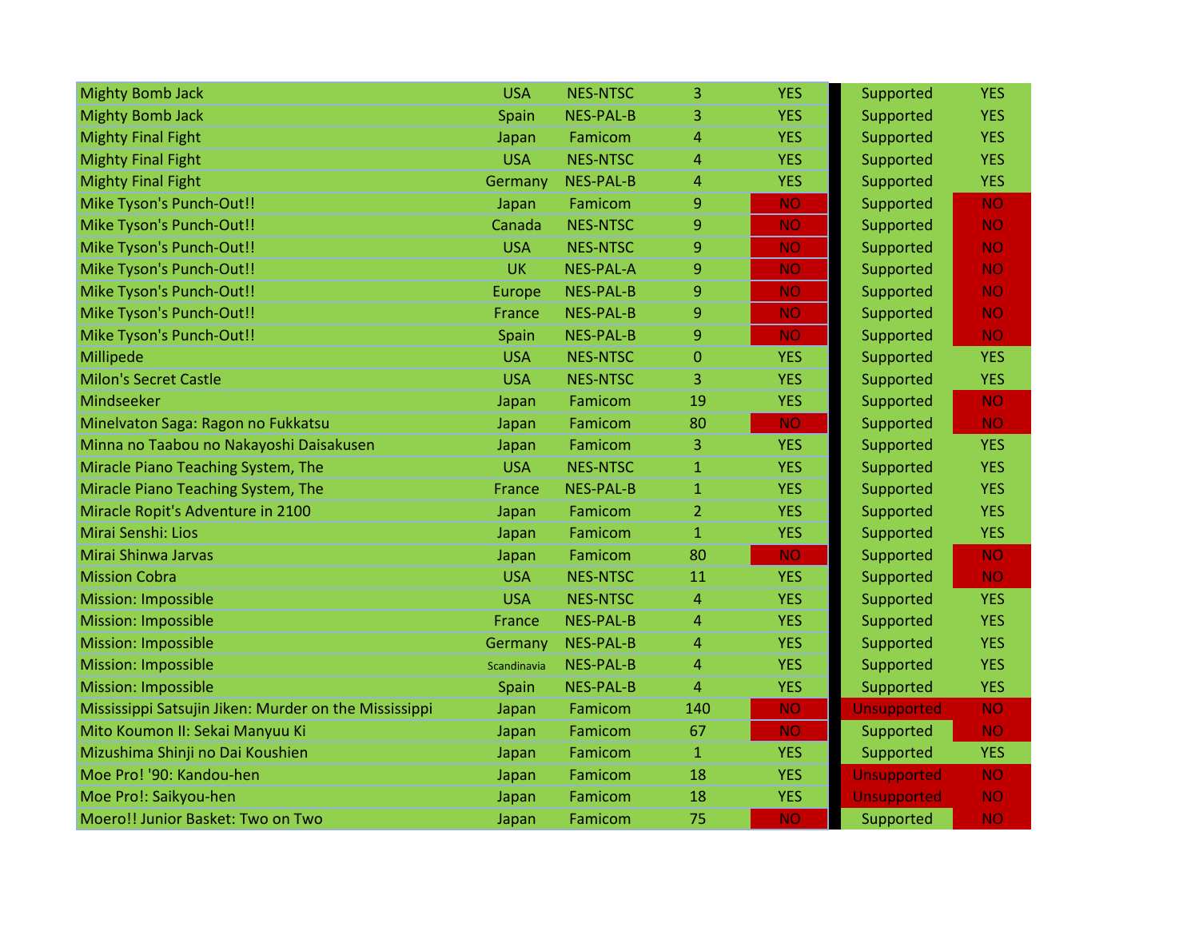| | | | | | | |
|---|---|---|---|---|---|---|
| Mighty Bomb Jack | USA | NES-NTSC | 3 | YES | Supported | YES |
| Mighty Bomb Jack | Spain | NES-PAL-B | 3 | YES | Supported | YES |
| Mighty Final Fight | Japan | Famicom | 4 | YES | Supported | YES |
| Mighty Final Fight | USA | NES-NTSC | 4 | YES | Supported | YES |
| Mighty Final Fight | Germany | NES-PAL-B | 4 | YES | Supported | YES |
| Mike Tyson's Punch-Out!! | Japan | Famicom | 9 | NO | Supported | NO |
| Mike Tyson's Punch-Out!! | Canada | NES-NTSC | 9 | NO | Supported | NO |
| Mike Tyson's Punch-Out!! | USA | NES-NTSC | 9 | NO | Supported | NO |
| Mike Tyson's Punch-Out!! | UK | NES-PAL-A | 9 | NO | Supported | NO |
| Mike Tyson's Punch-Out!! | Europe | NES-PAL-B | 9 | NO | Supported | NO |
| Mike Tyson's Punch-Out!! | France | NES-PAL-B | 9 | NO | Supported | NO |
| Mike Tyson's Punch-Out!! | Spain | NES-PAL-B | 9 | NO | Supported | NO |
| Millipede | USA | NES-NTSC | 0 | YES | Supported | YES |
| Milon's Secret Castle | USA | NES-NTSC | 3 | YES | Supported | YES |
| Mindseeker | Japan | Famicom | 19 | YES | Supported | NO |
| Minelvaton Saga: Ragon no Fukkatsu | Japan | Famicom | 80 | NO | Supported | NO |
| Minna no Taabou no Nakayoshi Daisakusen | Japan | Famicom | 3 | YES | Supported | YES |
| Miracle Piano Teaching System, The | USA | NES-NTSC | 1 | YES | Supported | YES |
| Miracle Piano Teaching System, The | France | NES-PAL-B | 1 | YES | Supported | YES |
| Miracle Ropit's Adventure in 2100 | Japan | Famicom | 2 | YES | Supported | YES |
| Mirai Senshi: Lios | Japan | Famicom | 1 | YES | Supported | YES |
| Mirai Shinwa Jarvas | Japan | Famicom | 80 | NO | Supported | NO |
| Mission Cobra | USA | NES-NTSC | 11 | YES | Supported | NO |
| Mission: Impossible | USA | NES-NTSC | 4 | YES | Supported | YES |
| Mission: Impossible | France | NES-PAL-B | 4 | YES | Supported | YES |
| Mission: Impossible | Germany | NES-PAL-B | 4 | YES | Supported | YES |
| Mission: Impossible | Scandinavia | NES-PAL-B | 4 | YES | Supported | YES |
| Mission: Impossible | Spain | NES-PAL-B | 4 | YES | Supported | YES |
| Mississippi Satsujin Jiken: Murder on the Mississippi | Japan | Famicom | 140 | NO | Unsupported | NO |
| Mito Koumon II: Sekai Manyuu Ki | Japan | Famicom | 67 | NO | Supported | NO |
| Mizushima Shinji no Dai Koushien | Japan | Famicom | 1 | YES | Supported | YES |
| Moe Pro! '90: Kandou-hen | Japan | Famicom | 18 | YES | Unsupported | NO |
| Moe Pro!: Saikyou-hen | Japan | Famicom | 18 | YES | Unsupported | NO |
| Moero!! Junior Basket: Two on Two | Japan | Famicom | 75 | NO | Supported | NO |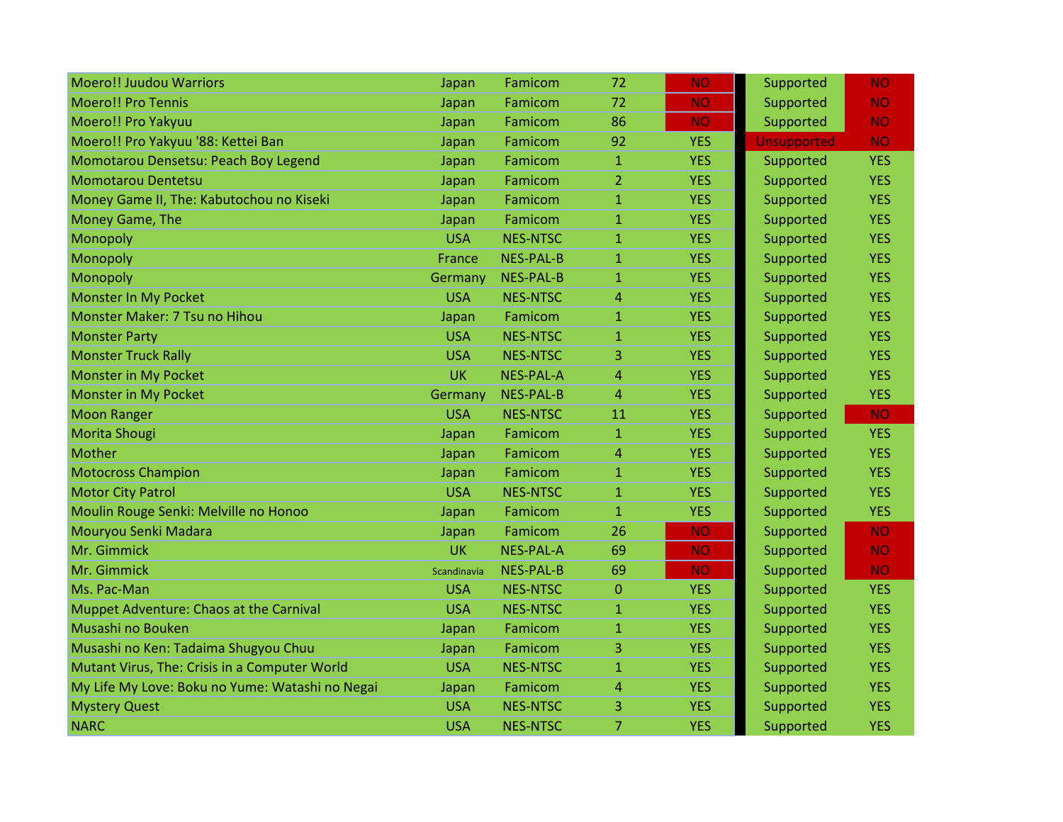| | | | | | | |
|---|---|---|---|---|---|---|
| Moero!! Juudou Warriors | Japan | Famicom | 72 | NO | Supported | NO |
| Moero!! Pro Tennis | Japan | Famicom | 72 | NO | Supported | NO |
| Moero!! Pro Yakyuu | Japan | Famicom | 86 | NO | Supported | NO |
| Moero!! Pro Yakyuu '88: Kettei Ban | Japan | Famicom | 92 | YES | Unsupported | NO |
| Momotarou Densetsu: Peach Boy Legend | Japan | Famicom | 1 | YES | Supported | YES |
| Momotarou Dentetsu | Japan | Famicom | 2 | YES | Supported | YES |
| Money Game II, The: Kabutochou no Kiseki | Japan | Famicom | 1 | YES | Supported | YES |
| Money Game, The | Japan | Famicom | 1 | YES | Supported | YES |
| Monopoly | USA | NES-NTSC | 1 | YES | Supported | YES |
| Monopoly | France | NES-PAL-B | 1 | YES | Supported | YES |
| Monopoly | Germany | NES-PAL-B | 1 | YES | Supported | YES |
| Monster In My Pocket | USA | NES-NTSC | 4 | YES | Supported | YES |
| Monster Maker: 7 Tsu no Hihou | Japan | Famicom | 1 | YES | Supported | YES |
| Monster Party | USA | NES-NTSC | 1 | YES | Supported | YES |
| Monster Truck Rally | USA | NES-NTSC | 3 | YES | Supported | YES |
| Monster in My Pocket | UK | NES-PAL-A | 4 | YES | Supported | YES |
| Monster in My Pocket | Germany | NES-PAL-B | 4 | YES | Supported | YES |
| Moon Ranger | USA | NES-NTSC | 11 | YES | Supported | NO |
| Morita Shougi | Japan | Famicom | 1 | YES | Supported | YES |
| Mother | Japan | Famicom | 4 | YES | Supported | YES |
| Motocross Champion | Japan | Famicom | 1 | YES | Supported | YES |
| Motor City Patrol | USA | NES-NTSC | 1 | YES | Supported | YES |
| Moulin Rouge Senki: Melville no Honoo | Japan | Famicom | 1 | YES | Supported | YES |
| Mouryou Senki Madara | Japan | Famicom | 26 | NO | Supported | NO |
| Mr. Gimmick | UK | NES-PAL-A | 69 | NO | Supported | NO |
| Mr. Gimmick | Scandinavia | NES-PAL-B | 69 | NO | Supported | NO |
| Ms. Pac-Man | USA | NES-NTSC | 0 | YES | Supported | YES |
| Muppet Adventure: Chaos at the Carnival | USA | NES-NTSC | 1 | YES | Supported | YES |
| Musashi no Bouken | Japan | Famicom | 1 | YES | Supported | YES |
| Musashi no Ken: Tadaima Shugyou Chuu | Japan | Famicom | 3 | YES | Supported | YES |
| Mutant Virus, The: Crisis in a Computer World | USA | NES-NTSC | 1 | YES | Supported | YES |
| My Life My Love: Boku no Yume: Watashi no Negai | Japan | Famicom | 4 | YES | Supported | YES |
| Mystery Quest | USA | NES-NTSC | 3 | YES | Supported | YES |
| NARC | USA | NES-NTSC | 7 | YES | Supported | YES |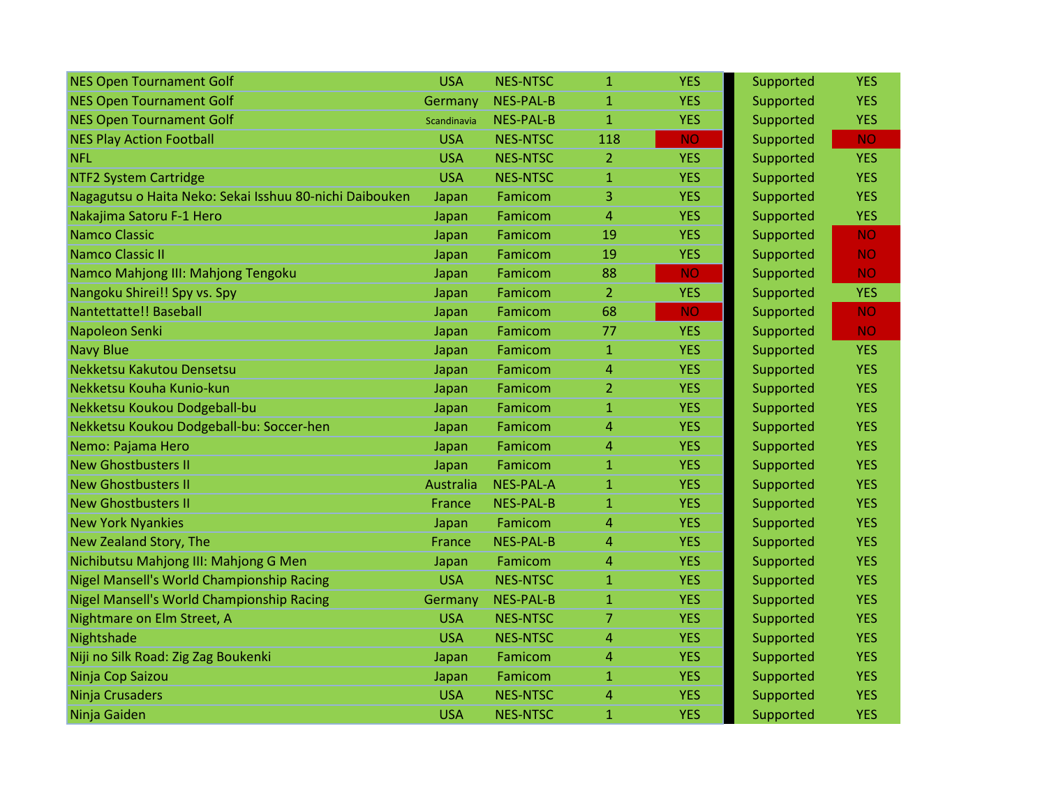| | | | | | | |
|---|---|---|---|---|---|---|
| NES Open Tournament Golf | USA | NES-NTSC | 1 | YES | Supported | YES |
| NES Open Tournament Golf | Germany | NES-PAL-B | 1 | YES | Supported | YES |
| NES Open Tournament Golf | Scandinavia | NES-PAL-B | 1 | YES | Supported | YES |
| NES Play Action Football | USA | NES-NTSC | 118 | NO | Supported | NO |
| NFL | USA | NES-NTSC | 2 | YES | Supported | YES |
| NTF2 System Cartridge | USA | NES-NTSC | 1 | YES | Supported | YES |
| Nagagutsu o Haita Neko: Sekai Isshuu 80-nichi Daibouken | Japan | Famicom | 3 | YES | Supported | YES |
| Nakajima Satoru F-1 Hero | Japan | Famicom | 4 | YES | Supported | YES |
| Namco Classic | Japan | Famicom | 19 | YES | Supported | NO |
| Namco Classic II | Japan | Famicom | 19 | YES | Supported | NO |
| Namco Mahjong III: Mahjong Tengoku | Japan | Famicom | 88 | NO | Supported | NO |
| Nangoku Shirei!! Spy vs. Spy | Japan | Famicom | 2 | YES | Supported | YES |
| Nantettatte!! Baseball | Japan | Famicom | 68 | NO | Supported | NO |
| Napoleon Senki | Japan | Famicom | 77 | YES | Supported | NO |
| Navy Blue | Japan | Famicom | 1 | YES | Supported | YES |
| Nekketsu Kakutou Densetsu | Japan | Famicom | 4 | YES | Supported | YES |
| Nekketsu Kouha Kunio-kun | Japan | Famicom | 2 | YES | Supported | YES |
| Nekketsu Koukou Dodgeball-bu | Japan | Famicom | 1 | YES | Supported | YES |
| Nekketsu Koukou Dodgeball-bu: Soccer-hen | Japan | Famicom | 4 | YES | Supported | YES |
| Nemo: Pajama Hero | Japan | Famicom | 4 | YES | Supported | YES |
| New Ghostbusters II | Japan | Famicom | 1 | YES | Supported | YES |
| New Ghostbusters II | Australia | NES-PAL-A | 1 | YES | Supported | YES |
| New Ghostbusters II | France | NES-PAL-B | 1 | YES | Supported | YES |
| New York Nyankies | Japan | Famicom | 4 | YES | Supported | YES |
| New Zealand Story, The | France | NES-PAL-B | 4 | YES | Supported | YES |
| Nichibutsu Mahjong III: Mahjong G Men | Japan | Famicom | 4 | YES | Supported | YES |
| Nigel Mansell's World Championship Racing | USA | NES-NTSC | 1 | YES | Supported | YES |
| Nigel Mansell's World Championship Racing | Germany | NES-PAL-B | 1 | YES | Supported | YES |
| Nightmare on Elm Street, A | USA | NES-NTSC | 7 | YES | Supported | YES |
| Nightshade | USA | NES-NTSC | 4 | YES | Supported | YES |
| Niji no Silk Road: Zig Zag Boukenki | Japan | Famicom | 4 | YES | Supported | YES |
| Ninja Cop Saizou | Japan | Famicom | 1 | YES | Supported | YES |
| Ninja Crusaders | USA | NES-NTSC | 4 | YES | Supported | YES |
| Ninja Gaiden | USA | NES-NTSC | 1 | YES | Supported | YES |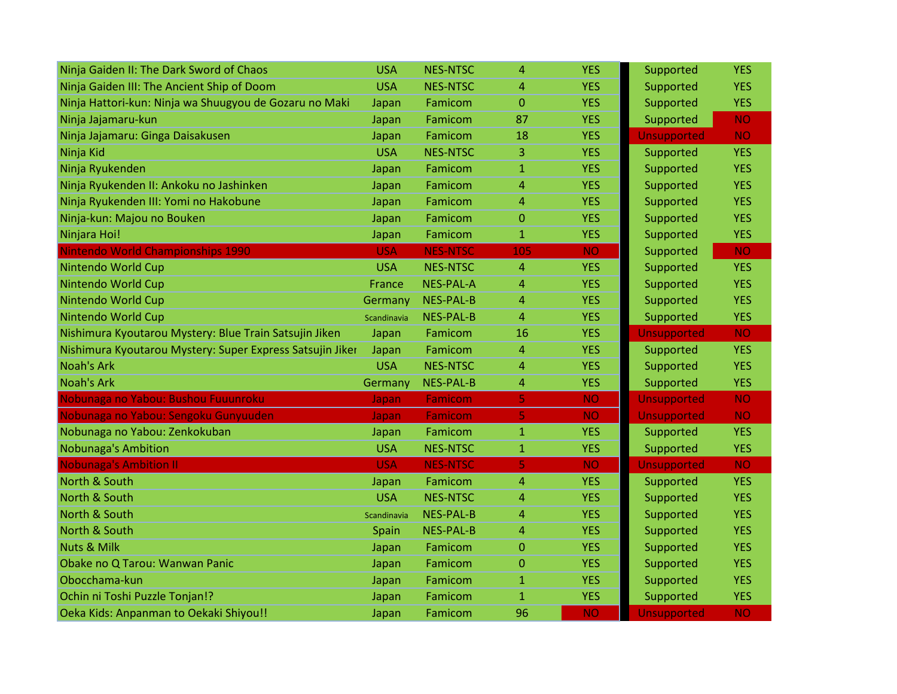| | | | | | | |
|---|---|---|---|---|---|---|
| Ninja Gaiden II: The Dark Sword of Chaos | USA | NES-NTSC | 4 | YES | Supported | YES |
| Ninja Gaiden III: The Ancient Ship of Doom | USA | NES-NTSC | 4 | YES | Supported | YES |
| Ninja Hattori-kun: Ninja wa Shuugyou de Gozaru no Maki | Japan | Famicom | 0 | YES | Supported | YES |
| Ninja Jajamaru-kun | Japan | Famicom | 87 | YES | Supported | NO |
| Ninja Jajamaru: Ginga Daisakusen | Japan | Famicom | 18 | YES | Unsupported | NO |
| Ninja Kid | USA | NES-NTSC | 3 | YES | Supported | YES |
| Ninja Ryukenden | Japan | Famicom | 1 | YES | Supported | YES |
| Ninja Ryukenden II: Ankoku no Jashinken | Japan | Famicom | 4 | YES | Supported | YES |
| Ninja Ryukenden III: Yomi no Hakobune | Japan | Famicom | 4 | YES | Supported | YES |
| Ninja-kun: Majou no Bouken | Japan | Famicom | 0 | YES | Supported | YES |
| Ninjara Hoi! | Japan | Famicom | 1 | YES | Supported | YES |
| Nintendo World Championships 1990 | USA | NES-NTSC | 105 | NO | Supported | NO |
| Nintendo World Cup | USA | NES-NTSC | 4 | YES | Supported | YES |
| Nintendo World Cup | France | NES-PAL-A | 4 | YES | Supported | YES |
| Nintendo World Cup | Germany | NES-PAL-B | 4 | YES | Supported | YES |
| Nintendo World Cup | Scandinavia | NES-PAL-B | 4 | YES | Supported | YES |
| Nishimura Kyoutarou Mystery: Blue Train Satsujin Jiken | Japan | Famicom | 16 | YES | Unsupported | NO |
| Nishimura Kyoutarou Mystery: Super Express Satsujin Jiker | Japan | Famicom | 4 | YES | Supported | YES |
| Noah's Ark | USA | NES-NTSC | 4 | YES | Supported | YES |
| Noah's Ark | Germany | NES-PAL-B | 4 | YES | Supported | YES |
| Nobunaga no Yabou: Bushou Fuuunroku | Japan | Famicom | 5 | NO | Unsupported | NO |
| Nobunaga no Yabou: Sengoku Gunyuuden | Japan | Famicom | 5 | NO | Unsupported | NO |
| Nobunaga no Yabou: Zenkokuban | Japan | Famicom | 1 | YES | Supported | YES |
| Nobunaga's Ambition | USA | NES-NTSC | 1 | YES | Supported | YES |
| Nobunaga's Ambition II | USA | NES-NTSC | 5 | NO | Unsupported | NO |
| North & South | Japan | Famicom | 4 | YES | Supported | YES |
| North & South | USA | NES-NTSC | 4 | YES | Supported | YES |
| North & South | Scandinavia | NES-PAL-B | 4 | YES | Supported | YES |
| North & South | Spain | NES-PAL-B | 4 | YES | Supported | YES |
| Nuts & Milk | Japan | Famicom | 0 | YES | Supported | YES |
| Obake no Q Tarou: Wanwan Panic | Japan | Famicom | 0 | YES | Supported | YES |
| Obocchama-kun | Japan | Famicom | 1 | YES | Supported | YES |
| Ochin ni Toshi Puzzle Tonjan!? | Japan | Famicom | 1 | YES | Supported | YES |
| Oeka Kids: Anpanman to Oekaki Shiyou!! | Japan | Famicom | 96 | NO | Unsupported | NO |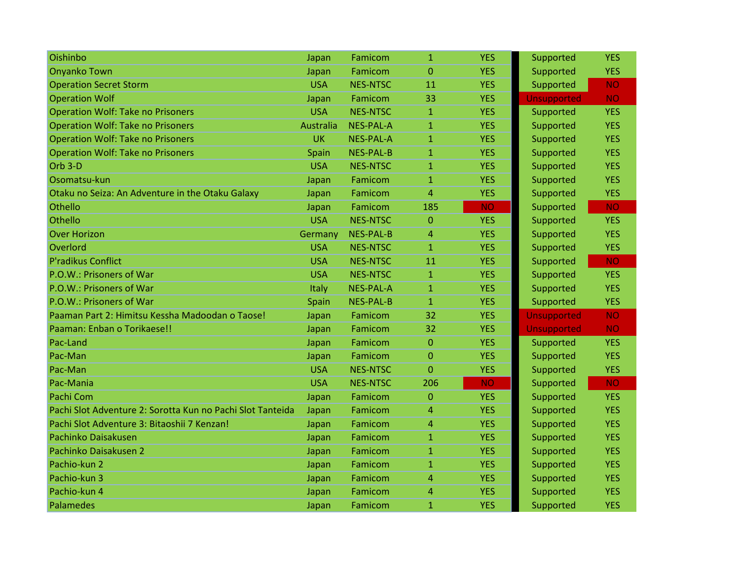| | | | | | | | |
|---|---|---|---|---|---|---|---|
| Oishinbo | Japan | Famicom | 1 | YES | | Supported | YES |
| Onyanko Town | Japan | Famicom | 0 | YES | | Supported | YES |
| Operation Secret Storm | USA | NES-NTSC | 11 | YES | | Supported | NO |
| Operation Wolf | Japan | Famicom | 33 | YES | | Unsupported | NO |
| Operation Wolf: Take no Prisoners | USA | NES-NTSC | 1 | YES | | Supported | YES |
| Operation Wolf: Take no Prisoners | Australia | NES-PAL-A | 1 | YES | | Supported | YES |
| Operation Wolf: Take no Prisoners | UK | NES-PAL-A | 1 | YES | | Supported | YES |
| Operation Wolf: Take no Prisoners | Spain | NES-PAL-B | 1 | YES | | Supported | YES |
| Orb 3-D | USA | NES-NTSC | 1 | YES | | Supported | YES |
| Osomatsu-kun | Japan | Famicom | 1 | YES | | Supported | YES |
| Otaku no Seiza: An Adventure in the Otaku Galaxy | Japan | Famicom | 4 | YES | | Supported | YES |
| Othello | Japan | Famicom | 185 | NO | | Supported | NO |
| Othello | USA | NES-NTSC | 0 | YES | | Supported | YES |
| Over Horizon | Germany | NES-PAL-B | 4 | YES | | Supported | YES |
| Overlord | USA | NES-NTSC | 1 | YES | | Supported | YES |
| P'radikus Conflict | USA | NES-NTSC | 11 | YES | | Supported | NO |
| P.O.W.: Prisoners of War | USA | NES-NTSC | 1 | YES | | Supported | YES |
| P.O.W.: Prisoners of War | Italy | NES-PAL-A | 1 | YES | | Supported | YES |
| P.O.W.: Prisoners of War | Spain | NES-PAL-B | 1 | YES | | Supported | YES |
| Paaman Part 2: Himitsu Kessha Madoodan o Taose! | Japan | Famicom | 32 | YES | | Unsupported | NO |
| Paaman: Enban o Torikaese!! | Japan | Famicom | 32 | YES | | Unsupported | NO |
| Pac-Land | Japan | Famicom | 0 | YES | | Supported | YES |
| Pac-Man | Japan | Famicom | 0 | YES | | Supported | YES |
| Pac-Man | USA | NES-NTSC | 0 | YES | | Supported | YES |
| Pac-Mania | USA | NES-NTSC | 206 | NO | | Supported | NO |
| Pachi Com | Japan | Famicom | 0 | YES | | Supported | YES |
| Pachi Slot Adventure 2: Sorotta Kun no Pachi Slot Tanteida | Japan | Famicom | 4 | YES | | Supported | YES |
| Pachi Slot Adventure 3: Bitaoshii 7 Kenzan! | Japan | Famicom | 4 | YES | | Supported | YES |
| Pachinko Daisakusen | Japan | Famicom | 1 | YES | | Supported | YES |
| Pachinko Daisakusen 2 | Japan | Famicom | 1 | YES | | Supported | YES |
| Pachio-kun 2 | Japan | Famicom | 1 | YES | | Supported | YES |
| Pachio-kun 3 | Japan | Famicom | 4 | YES | | Supported | YES |
| Pachio-kun 4 | Japan | Famicom | 4 | YES | | Supported | YES |
| Palamedes | Japan | Famicom | 1 | YES | | Supported | YES |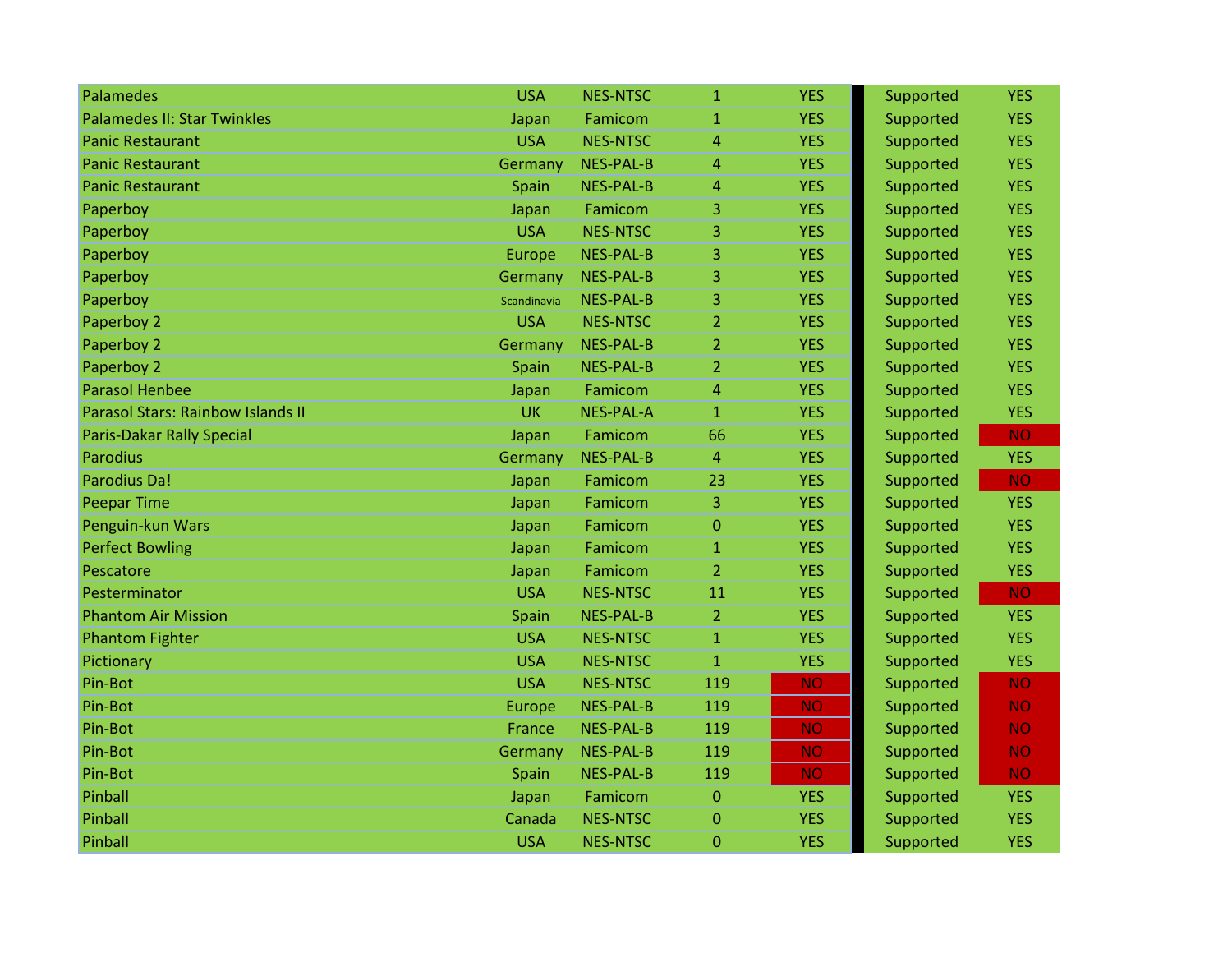| | | | | | | |
|---|---|---|---|---|---|---|
| Palamedes | USA | NES-NTSC | 1 | YES | Supported | YES |
| Palamedes II: Star Twinkles | Japan | Famicom | 1 | YES | Supported | YES |
| Panic Restaurant | USA | NES-NTSC | 4 | YES | Supported | YES |
| Panic Restaurant | Germany | NES-PAL-B | 4 | YES | Supported | YES |
| Panic Restaurant | Spain | NES-PAL-B | 4 | YES | Supported | YES |
| Paperboy | Japan | Famicom | 3 | YES | Supported | YES |
| Paperboy | USA | NES-NTSC | 3 | YES | Supported | YES |
| Paperboy | Europe | NES-PAL-B | 3 | YES | Supported | YES |
| Paperboy | Germany | NES-PAL-B | 3 | YES | Supported | YES |
| Paperboy | Scandinavia | NES-PAL-B | 3 | YES | Supported | YES |
| Paperboy 2 | USA | NES-NTSC | 2 | YES | Supported | YES |
| Paperboy 2 | Germany | NES-PAL-B | 2 | YES | Supported | YES |
| Paperboy 2 | Spain | NES-PAL-B | 2 | YES | Supported | YES |
| Parasol Henbee | Japan | Famicom | 4 | YES | Supported | YES |
| Parasol Stars: Rainbow Islands II | UK | NES-PAL-A | 1 | YES | Supported | YES |
| Paris-Dakar Rally Special | Japan | Famicom | 66 | YES | Supported | NO |
| Parodius | Germany | NES-PAL-B | 4 | YES | Supported | YES |
| Parodius Da! | Japan | Famicom | 23 | YES | Supported | NO |
| Peepar Time | Japan | Famicom | 3 | YES | Supported | YES |
| Penguin-kun Wars | Japan | Famicom | 0 | YES | Supported | YES |
| Perfect Bowling | Japan | Famicom | 1 | YES | Supported | YES |
| Pescatore | Japan | Famicom | 2 | YES | Supported | YES |
| Pesterminator | USA | NES-NTSC | 11 | YES | Supported | NO |
| Phantom Air Mission | Spain | NES-PAL-B | 2 | YES | Supported | YES |
| Phantom Fighter | USA | NES-NTSC | 1 | YES | Supported | YES |
| Pictionary | USA | NES-NTSC | 1 | YES | Supported | YES |
| Pin-Bot | USA | NES-NTSC | 119 | NO | Supported | NO |
| Pin-Bot | Europe | NES-PAL-B | 119 | NO | Supported | NO |
| Pin-Bot | France | NES-PAL-B | 119 | NO | Supported | NO |
| Pin-Bot | Germany | NES-PAL-B | 119 | NO | Supported | NO |
| Pin-Bot | Spain | NES-PAL-B | 119 | NO | Supported | NO |
| Pinball | Japan | Famicom | 0 | YES | Supported | YES |
| Pinball | Canada | NES-NTSC | 0 | YES | Supported | YES |
| Pinball | USA | NES-NTSC | 0 | YES | Supported | YES |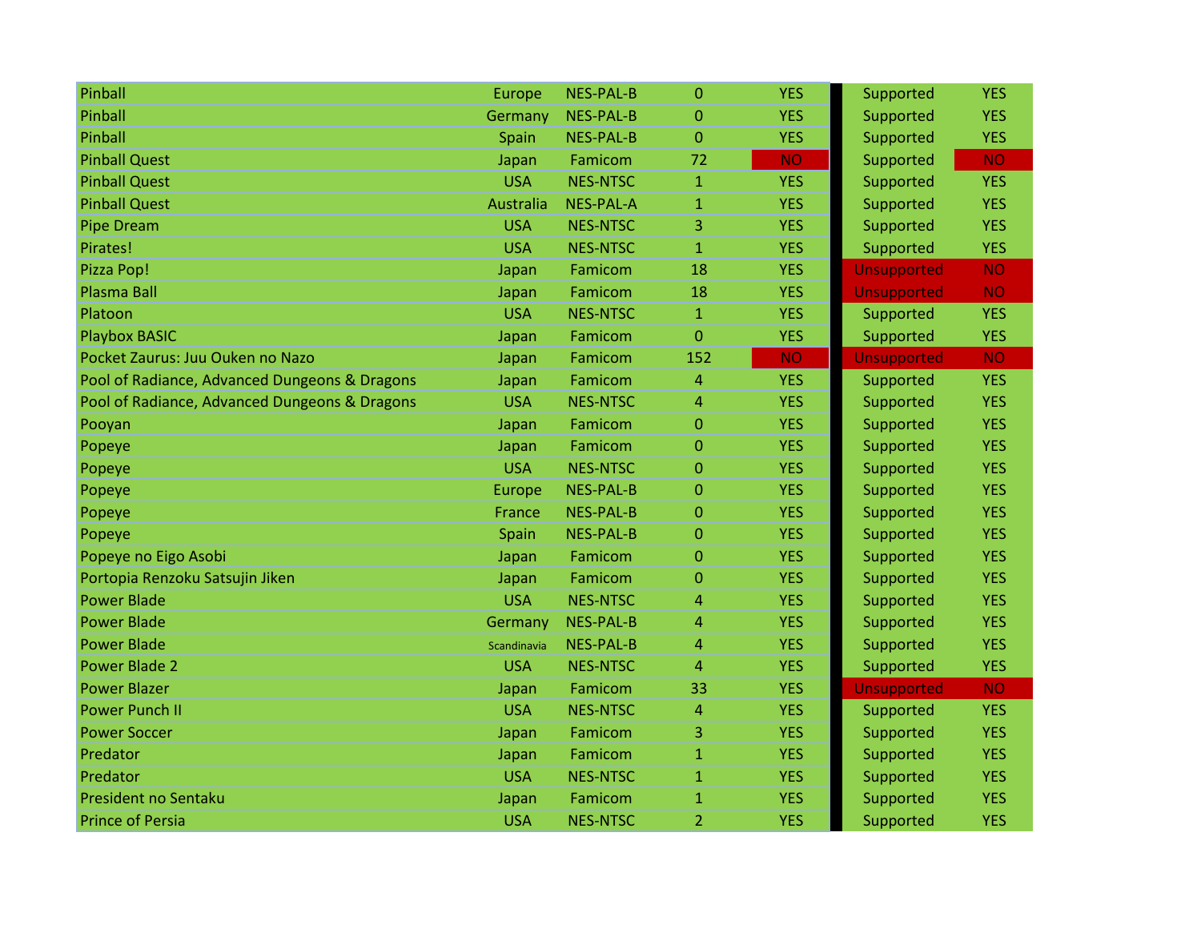| | | | | | | |
|---|---|---|---|---|---|---|
| Pinball | Europe | NES-PAL-B | 0 | YES | Supported | YES |
| Pinball | Germany | NES-PAL-B | 0 | YES | Supported | YES |
| Pinball | Spain | NES-PAL-B | 0 | YES | Supported | YES |
| Pinball Quest | Japan | Famicom | 72 | NO | Supported | NO |
| Pinball Quest | USA | NES-NTSC | 1 | YES | Supported | YES |
| Pinball Quest | Australia | NES-PAL-A | 1 | YES | Supported | YES |
| Pipe Dream | USA | NES-NTSC | 3 | YES | Supported | YES |
| Pirates! | USA | NES-NTSC | 1 | YES | Supported | YES |
| Pizza Pop! | Japan | Famicom | 18 | YES | Unsupported | NO |
| Plasma Ball | Japan | Famicom | 18 | YES | Unsupported | NO |
| Platoon | USA | NES-NTSC | 1 | YES | Supported | YES |
| Playbox BASIC | Japan | Famicom | 0 | YES | Supported | YES |
| Pocket Zaurus: Juu Ouken no Nazo | Japan | Famicom | 152 | NO | Unsupported | NO |
| Pool of Radiance, Advanced Dungeons & Dragons | Japan | Famicom | 4 | YES | Supported | YES |
| Pool of Radiance, Advanced Dungeons & Dragons | USA | NES-NTSC | 4 | YES | Supported | YES |
| Pooyan | Japan | Famicom | 0 | YES | Supported | YES |
| Popeye | Japan | Famicom | 0 | YES | Supported | YES |
| Popeye | USA | NES-NTSC | 0 | YES | Supported | YES |
| Popeye | Europe | NES-PAL-B | 0 | YES | Supported | YES |
| Popeye | France | NES-PAL-B | 0 | YES | Supported | YES |
| Popeye | Spain | NES-PAL-B | 0 | YES | Supported | YES |
| Popeye no Eigo Asobi | Japan | Famicom | 0 | YES | Supported | YES |
| Portopia Renzoku Satsujin Jiken | Japan | Famicom | 0 | YES | Supported | YES |
| Power Blade | USA | NES-NTSC | 4 | YES | Supported | YES |
| Power Blade | Germany | NES-PAL-B | 4 | YES | Supported | YES |
| Power Blade | Scandinavia | NES-PAL-B | 4 | YES | Supported | YES |
| Power Blade 2 | USA | NES-NTSC | 4 | YES | Supported | YES |
| Power Blazer | Japan | Famicom | 33 | YES | Unsupported | NO |
| Power Punch II | USA | NES-NTSC | 4 | YES | Supported | YES |
| Power Soccer | Japan | Famicom | 3 | YES | Supported | YES |
| Predator | Japan | Famicom | 1 | YES | Supported | YES |
| Predator | USA | NES-NTSC | 1 | YES | Supported | YES |
| President no Sentaku | Japan | Famicom | 1 | YES | Supported | YES |
| Prince of Persia | USA | NES-NTSC | 2 | YES | Supported | YES |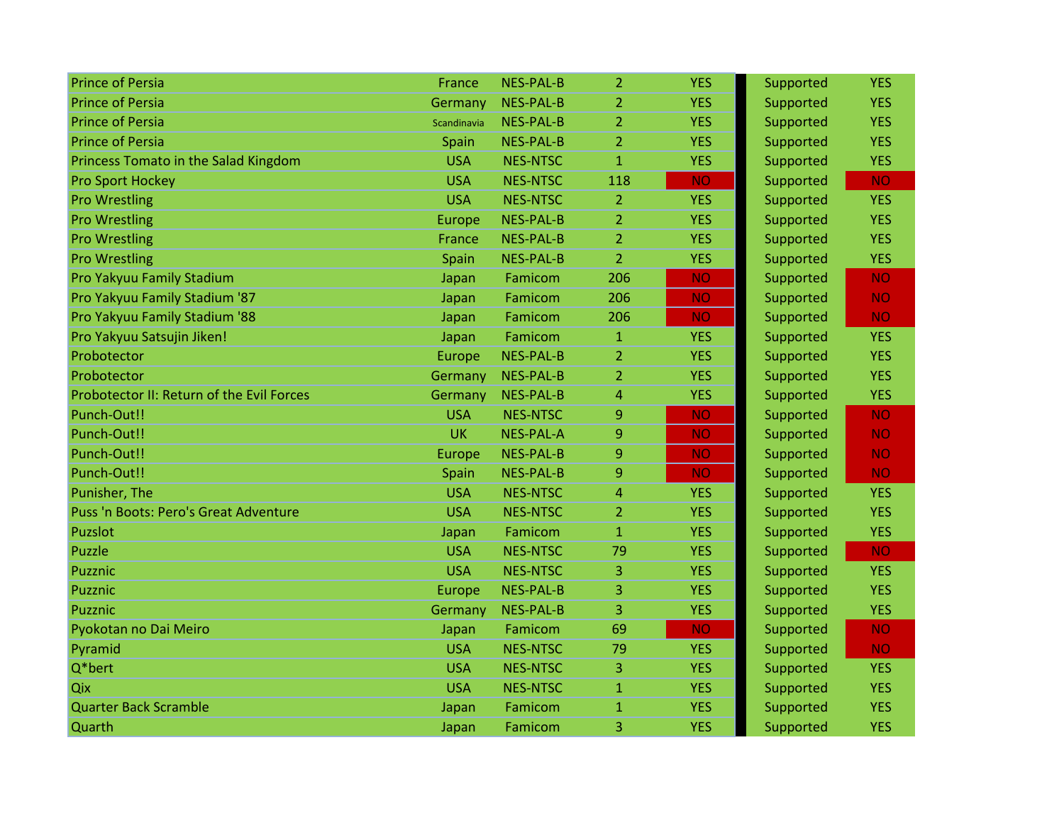| | | | | | | |
|---|---|---|---|---|---|---|
| Prince of Persia | France | NES-PAL-B | 2 | YES | Supported | YES |
| Prince of Persia | Germany | NES-PAL-B | 2 | YES | Supported | YES |
| Prince of Persia | Scandinavia | NES-PAL-B | 2 | YES | Supported | YES |
| Prince of Persia | Spain | NES-PAL-B | 2 | YES | Supported | YES |
| Princess Tomato in the Salad Kingdom | USA | NES-NTSC | 1 | YES | Supported | YES |
| Pro Sport Hockey | USA | NES-NTSC | 118 | NO | Supported | NO |
| Pro Wrestling | USA | NES-NTSC | 2 | YES | Supported | YES |
| Pro Wrestling | Europe | NES-PAL-B | 2 | YES | Supported | YES |
| Pro Wrestling | France | NES-PAL-B | 2 | YES | Supported | YES |
| Pro Wrestling | Spain | NES-PAL-B | 2 | YES | Supported | YES |
| Pro Yakyuu Family Stadium | Japan | Famicom | 206 | NO | Supported | NO |
| Pro Yakyuu Family Stadium '87 | Japan | Famicom | 206 | NO | Supported | NO |
| Pro Yakyuu Family Stadium '88 | Japan | Famicom | 206 | NO | Supported | NO |
| Pro Yakyuu Satsujin Jiken! | Japan | Famicom | 1 | YES | Supported | YES |
| Probotector | Europe | NES-PAL-B | 2 | YES | Supported | YES |
| Probotector | Germany | NES-PAL-B | 2 | YES | Supported | YES |
| Probotector II: Return of the Evil Forces | Germany | NES-PAL-B | 4 | YES | Supported | YES |
| Punch-Out!! | USA | NES-NTSC | 9 | NO | Supported | NO |
| Punch-Out!! | UK | NES-PAL-A | 9 | NO | Supported | NO |
| Punch-Out!! | Europe | NES-PAL-B | 9 | NO | Supported | NO |
| Punch-Out!! | Spain | NES-PAL-B | 9 | NO | Supported | NO |
| Punisher, The | USA | NES-NTSC | 4 | YES | Supported | YES |
| Puss 'n Boots: Pero's Great Adventure | USA | NES-NTSC | 2 | YES | Supported | YES |
| Puzslot | Japan | Famicom | 1 | YES | Supported | YES |
| Puzzle | USA | NES-NTSC | 79 | YES | Supported | NO |
| Puzznic | USA | NES-NTSC | 3 | YES | Supported | YES |
| Puzznic | Europe | NES-PAL-B | 3 | YES | Supported | YES |
| Puzznic | Germany | NES-PAL-B | 3 | YES | Supported | YES |
| Pyokotan no Dai Meiro | Japan | Famicom | 69 | NO | Supported | NO |
| Pyramid | USA | NES-NTSC | 79 | YES | Supported | NO |
| Q*bert | USA | NES-NTSC | 3 | YES | Supported | YES |
| Qix | USA | NES-NTSC | 1 | YES | Supported | YES |
| Quarter Back Scramble | Japan | Famicom | 1 | YES | Supported | YES |
| Quarth | Japan | Famicom | 3 | YES | Supported | YES |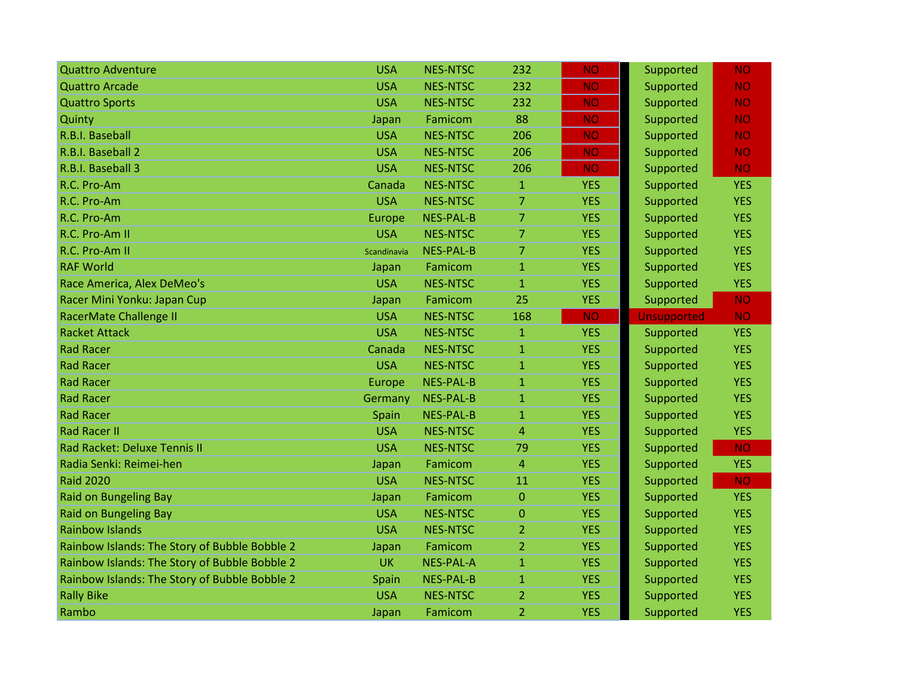| | | | | | | | |
|---|---|---|---|---|---|---|---|
| Quattro Adventure | USA | NES-NTSC | 232 | NO | | Supported | NO |
| Quattro Arcade | USA | NES-NTSC | 232 | NO | | Supported | NO |
| Quattro Sports | USA | NES-NTSC | 232 | NO | | Supported | NO |
| Quinty | Japan | Famicom | 88 | NO | | Supported | NO |
| R.B.I. Baseball | USA | NES-NTSC | 206 | NO | | Supported | NO |
| R.B.I. Baseball 2 | USA | NES-NTSC | 206 | NO | | Supported | NO |
| R.B.I. Baseball 3 | USA | NES-NTSC | 206 | NO | | Supported | NO |
| R.C. Pro-Am | Canada | NES-NTSC | 1 | YES | | Supported | YES |
| R.C. Pro-Am | USA | NES-NTSC | 7 | YES | | Supported | YES |
| R.C. Pro-Am | Europe | NES-PAL-B | 7 | YES | | Supported | YES |
| R.C. Pro-Am II | USA | NES-NTSC | 7 | YES | | Supported | YES |
| R.C. Pro-Am II | Scandinavia | NES-PAL-B | 7 | YES | | Supported | YES |
| RAF World | Japan | Famicom | 1 | YES | | Supported | YES |
| Race America, Alex DeMeo's | USA | NES-NTSC | 1 | YES | | Supported | YES |
| Racer Mini Yonku: Japan Cup | Japan | Famicom | 25 | YES | | Supported | NO |
| RacerMate Challenge II | USA | NES-NTSC | 168 | NO | | Unsupported | NO |
| Racket Attack | USA | NES-NTSC | 1 | YES | | Supported | YES |
| Rad Racer | Canada | NES-NTSC | 1 | YES | | Supported | YES |
| Rad Racer | USA | NES-NTSC | 1 | YES | | Supported | YES |
| Rad Racer | Europe | NES-PAL-B | 1 | YES | | Supported | YES |
| Rad Racer | Germany | NES-PAL-B | 1 | YES | | Supported | YES |
| Rad Racer | Spain | NES-PAL-B | 1 | YES | | Supported | YES |
| Rad Racer II | USA | NES-NTSC | 4 | YES | | Supported | YES |
| Rad Racket: Deluxe Tennis II | USA | NES-NTSC | 79 | YES | | Supported | NO |
| Radia Senki: Reimei-hen | Japan | Famicom | 4 | YES | | Supported | YES |
| Raid 2020 | USA | NES-NTSC | 11 | YES | | Supported | NO |
| Raid on Bungeling Bay | Japan | Famicom | 0 | YES | | Supported | YES |
| Raid on Bungeling Bay | USA | NES-NTSC | 0 | YES | | Supported | YES |
| Rainbow Islands | USA | NES-NTSC | 2 | YES | | Supported | YES |
| Rainbow Islands: The Story of Bubble Bobble 2 | Japan | Famicom | 2 | YES | | Supported | YES |
| Rainbow Islands: The Story of Bubble Bobble 2 | UK | NES-PAL-A | 1 | YES | | Supported | YES |
| Rainbow Islands: The Story of Bubble Bobble 2 | Spain | NES-PAL-B | 1 | YES | | Supported | YES |
| Rally Bike | USA | NES-NTSC | 2 | YES | | Supported | YES |
| Rambo | Japan | Famicom | 2 | YES | | Supported | YES |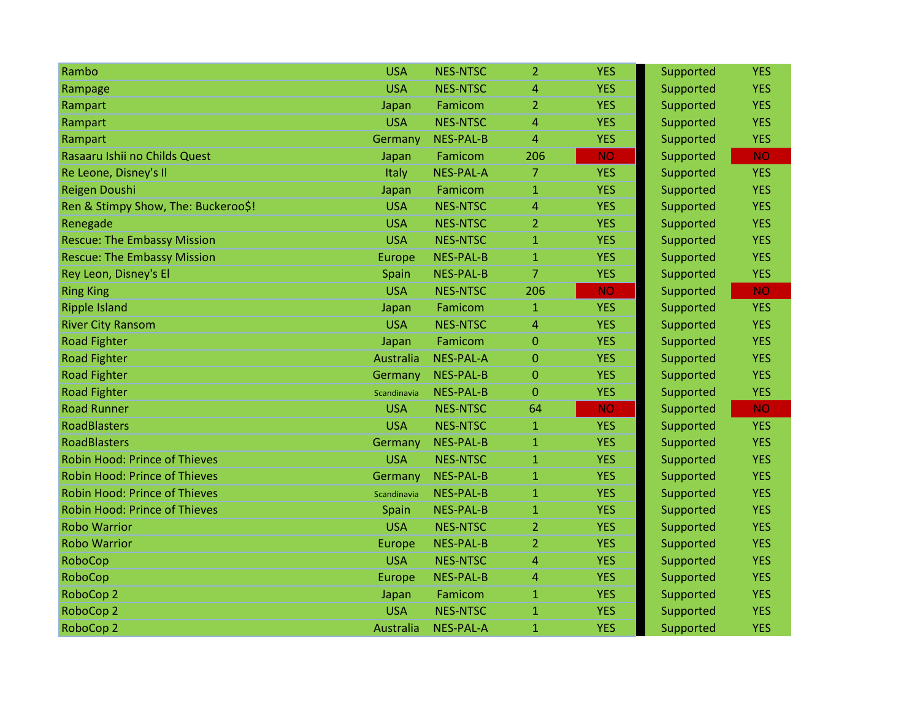| | | | | | | | |
|---|---|---|---|---|---|---|---|
| Rambo | USA | NES-NTSC | 2 | YES | | Supported | YES |
| Rampage | USA | NES-NTSC | 4 | YES | | Supported | YES |
| Rampart | Japan | Famicom | 2 | YES | | Supported | YES |
| Rampart | USA | NES-NTSC | 4 | YES | | Supported | YES |
| Rampart | Germany | NES-PAL-B | 4 | YES | | Supported | YES |
| Rasaaru Ishii no Childs Quest | Japan | Famicom | 206 | NO | | Supported | NO |
| Re Leone, Disney's Il | Italy | NES-PAL-A | 7 | YES | | Supported | YES |
| Reigen Doushi | Japan | Famicom | 1 | YES | | Supported | YES |
| Ren & Stimpy Show, The: Buckeroo$! | USA | NES-NTSC | 4 | YES | | Supported | YES |
| Renegade | USA | NES-NTSC | 2 | YES | | Supported | YES |
| Rescue: The Embassy Mission | USA | NES-NTSC | 1 | YES | | Supported | YES |
| Rescue: The Embassy Mission | Europe | NES-PAL-B | 1 | YES | | Supported | YES |
| Rey Leon, Disney's El | Spain | NES-PAL-B | 7 | YES | | Supported | YES |
| Ring King | USA | NES-NTSC | 206 | NO | | Supported | NO |
| Ripple Island | Japan | Famicom | 1 | YES | | Supported | YES |
| River City Ransom | USA | NES-NTSC | 4 | YES | | Supported | YES |
| Road Fighter | Japan | Famicom | 0 | YES | | Supported | YES |
| Road Fighter | Australia | NES-PAL-A | 0 | YES | | Supported | YES |
| Road Fighter | Germany | NES-PAL-B | 0 | YES | | Supported | YES |
| Road Fighter | Scandinavia | NES-PAL-B | 0 | YES | | Supported | YES |
| Road Runner | USA | NES-NTSC | 64 | NO | | Supported | NO |
| RoadBlasters | USA | NES-NTSC | 1 | YES | | Supported | YES |
| RoadBlasters | Germany | NES-PAL-B | 1 | YES | | Supported | YES |
| Robin Hood: Prince of Thieves | USA | NES-NTSC | 1 | YES | | Supported | YES |
| Robin Hood: Prince of Thieves | Germany | NES-PAL-B | 1 | YES | | Supported | YES |
| Robin Hood: Prince of Thieves | Scandinavia | NES-PAL-B | 1 | YES | | Supported | YES |
| Robin Hood: Prince of Thieves | Spain | NES-PAL-B | 1 | YES | | Supported | YES |
| Robo Warrior | USA | NES-NTSC | 2 | YES | | Supported | YES |
| Robo Warrior | Europe | NES-PAL-B | 2 | YES | | Supported | YES |
| RoboCop | USA | NES-NTSC | 4 | YES | | Supported | YES |
| RoboCop | Europe | NES-PAL-B | 4 | YES | | Supported | YES |
| RoboCop 2 | Japan | Famicom | 1 | YES | | Supported | YES |
| RoboCop 2 | USA | NES-NTSC | 1 | YES | | Supported | YES |
| RoboCop 2 | Australia | NES-PAL-A | 1 | YES | | Supported | YES |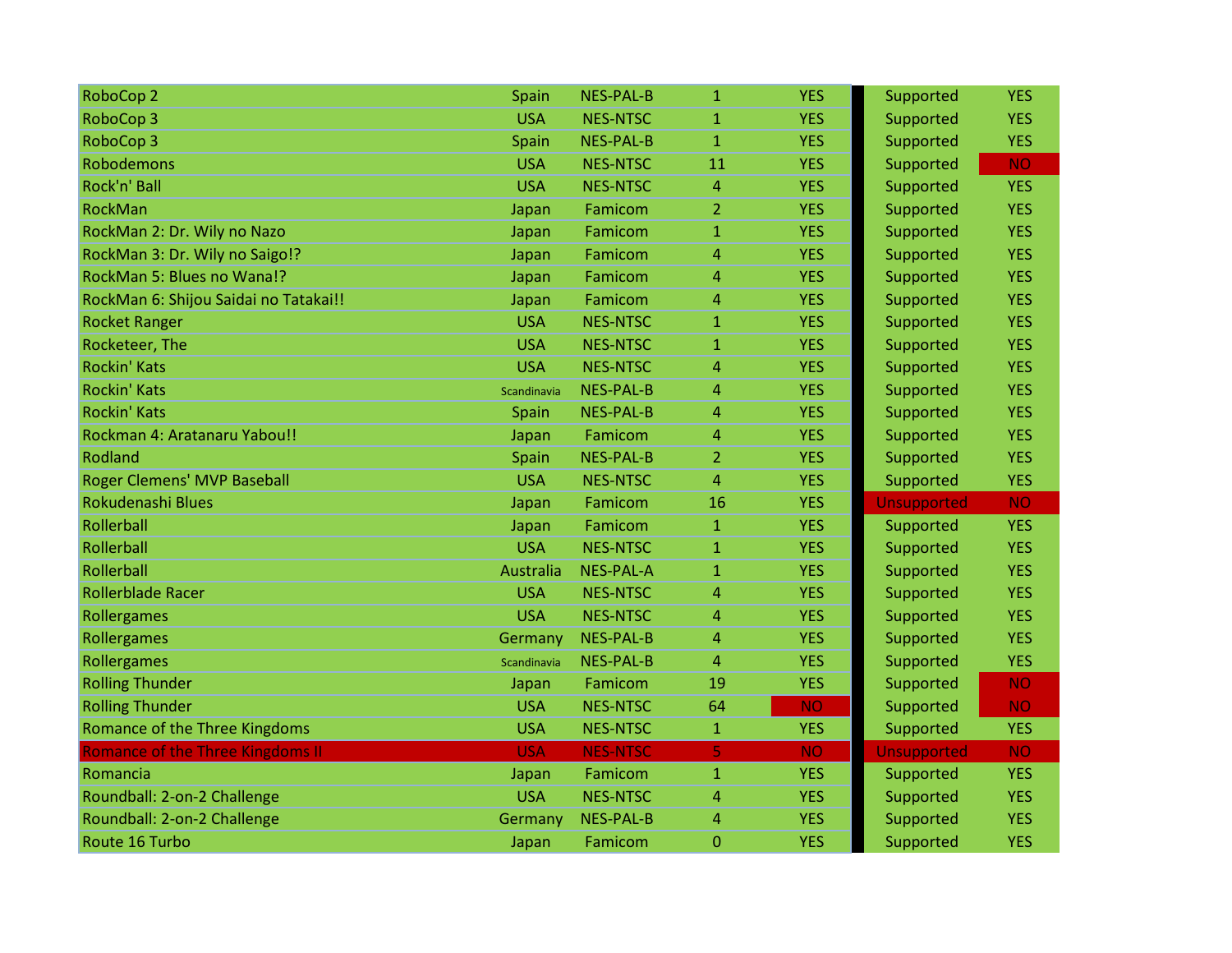| | | | | | | |
|---|---|---|---|---|---|---|
| RoboCop 2 | Spain | NES-PAL-B | 1 | YES | Supported | YES |
| RoboCop 3 | USA | NES-NTSC | 1 | YES | Supported | YES |
| RoboCop 3 | Spain | NES-PAL-B | 1 | YES | Supported | YES |
| Robodemons | USA | NES-NTSC | 11 | YES | Supported | NO |
| Rock'n' Ball | USA | NES-NTSC | 4 | YES | Supported | YES |
| RockMan | Japan | Famicom | 2 | YES | Supported | YES |
| RockMan 2: Dr. Wily no Nazo | Japan | Famicom | 1 | YES | Supported | YES |
| RockMan 3: Dr. Wily no Saigo!? | Japan | Famicom | 4 | YES | Supported | YES |
| RockMan 5: Blues no Wana!? | Japan | Famicom | 4 | YES | Supported | YES |
| RockMan 6: Shijou Saidai no Tatakai!! | Japan | Famicom | 4 | YES | Supported | YES |
| Rocket Ranger | USA | NES-NTSC | 1 | YES | Supported | YES |
| Rocketeer, The | USA | NES-NTSC | 1 | YES | Supported | YES |
| Rockin' Kats | USA | NES-NTSC | 4 | YES | Supported | YES |
| Rockin' Kats | Scandinavia | NES-PAL-B | 4 | YES | Supported | YES |
| Rockin' Kats | Spain | NES-PAL-B | 4 | YES | Supported | YES |
| Rockman 4: Aratanaru Yabou!! | Japan | Famicom | 4 | YES | Supported | YES |
| Rodland | Spain | NES-PAL-B | 2 | YES | Supported | YES |
| Roger Clemens' MVP Baseball | USA | NES-NTSC | 4 | YES | Supported | YES |
| Rokudenashi Blues | Japan | Famicom | 16 | YES | Unsupported | NO |
| Rollerball | Japan | Famicom | 1 | YES | Supported | YES |
| Rollerball | USA | NES-NTSC | 1 | YES | Supported | YES |
| Rollerball | Australia | NES-PAL-A | 1 | YES | Supported | YES |
| Rollerblade Racer | USA | NES-NTSC | 4 | YES | Supported | YES |
| Rollergames | USA | NES-NTSC | 4 | YES | Supported | YES |
| Rollergames | Germany | NES-PAL-B | 4 | YES | Supported | YES |
| Rollergames | Scandinavia | NES-PAL-B | 4 | YES | Supported | YES |
| Rolling Thunder | Japan | Famicom | 19 | YES | Supported | NO |
| Rolling Thunder | USA | NES-NTSC | 64 | NO | Supported | NO |
| Romance of the Three Kingdoms | USA | NES-NTSC | 1 | YES | Supported | YES |
| Romance of the Three Kingdoms II | USA | NES-NTSC | 5 | NO | Unsupported | NO |
| Romancia | Japan | Famicom | 1 | YES | Supported | YES |
| Roundball: 2-on-2 Challenge | USA | NES-NTSC | 4 | YES | Supported | YES |
| Roundball: 2-on-2 Challenge | Germany | NES-PAL-B | 4 | YES | Supported | YES |
| Route 16 Turbo | Japan | Famicom | 0 | YES | Supported | YES |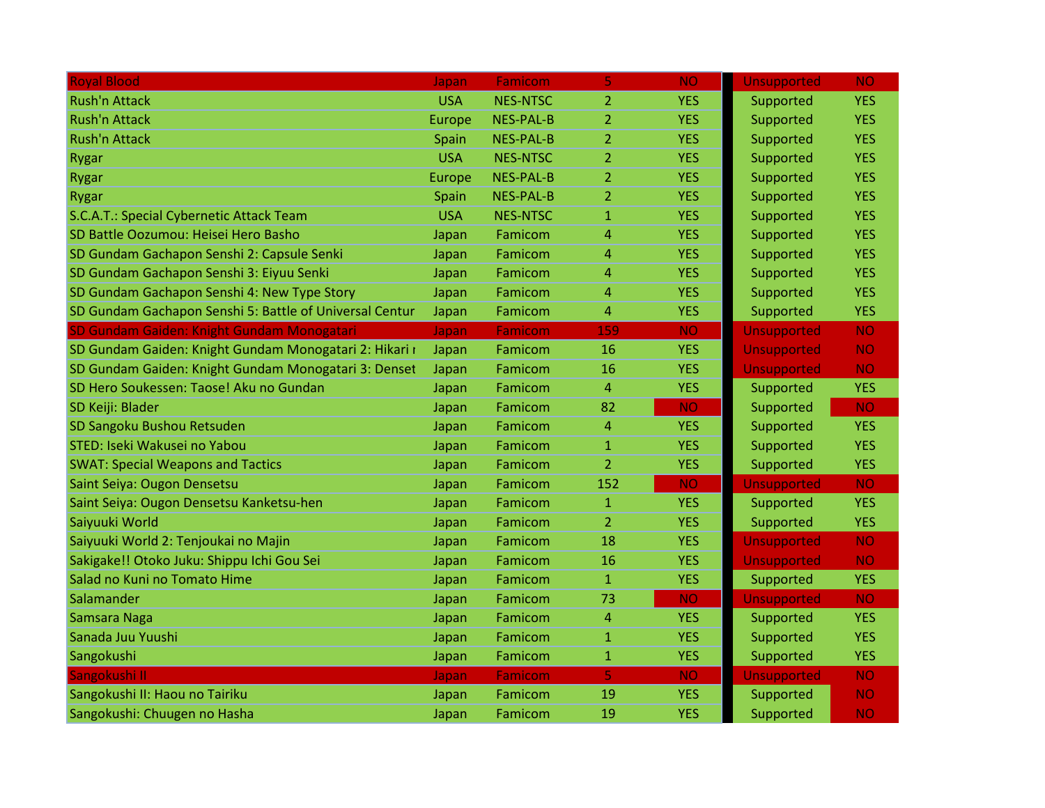| Royal Blood | Japan | Famicom | 5 | NO | Unsupported | NO |
|---|---|---|---|---|---|---|
| Rush'n Attack | USA | NES-NTSC | 2 | YES | Supported | YES |
| Rush'n Attack | Europe | NES-PAL-B | 2 | YES | Supported | YES |
| Rush'n Attack | Spain | NES-PAL-B | 2 | YES | Supported | YES |
| Rygar | USA | NES-NTSC | 2 | YES | Supported | YES |
| Rygar | Europe | NES-PAL-B | 2 | YES | Supported | YES |
| Rygar | Spain | NES-PAL-B | 2 | YES | Supported | YES |
| S.C.A.T.: Special Cybernetic Attack Team | USA | NES-NTSC | 1 | YES | Supported | YES |
| SD Battle Oozumou: Heisei Hero Basho | Japan | Famicom | 4 | YES | Supported | YES |
| SD Gundam Gachapon Senshi 2: Capsule Senki | Japan | Famicom | 4 | YES | Supported | YES |
| SD Gundam Gachapon Senshi 3: Eiyuu Senki | Japan | Famicom | 4 | YES | Supported | YES |
| SD Gundam Gachapon Senshi 4: New Type Story | Japan | Famicom | 4 | YES | Supported | YES |
| SD Gundam Gachapon Senshi 5: Battle of Universal Centur | Japan | Famicom | 4 | YES | Supported | YES |
| SD Gundam Gaiden: Knight Gundam Monogatari | Japan | Famicom | 159 | NO | Unsupported | NO |
| SD Gundam Gaiden: Knight Gundam Monogatari 2: Hikari r | Japan | Famicom | 16 | YES | Unsupported | NO |
| SD Gundam Gaiden: Knight Gundam Monogatari 3: Denset | Japan | Famicom | 16 | YES | Unsupported | NO |
| SD Hero Soukessen: Taose! Aku no Gundan | Japan | Famicom | 4 | YES | Supported | YES |
| SD Keiji: Blader | Japan | Famicom | 82 | NO | Supported | NO |
| SD Sangoku Bushou Retsuden | Japan | Famicom | 4 | YES | Supported | YES |
| STED: Iseki Wakusei no Yabou | Japan | Famicom | 1 | YES | Supported | YES |
| SWAT: Special Weapons and Tactics | Japan | Famicom | 2 | YES | Supported | YES |
| Saint Seiya: Ougon Densetsu | Japan | Famicom | 152 | NO | Unsupported | NO |
| Saint Seiya: Ougon Densetsu Kanketsu-hen | Japan | Famicom | 1 | YES | Supported | YES |
| Saiyuuki World | Japan | Famicom | 2 | YES | Supported | YES |
| Saiyuuki World 2: Tenjoukai no Majin | Japan | Famicom | 18 | YES | Unsupported | NO |
| Sakigake!! Otoko Juku: Shippu Ichi Gou Sei | Japan | Famicom | 16 | YES | Unsupported | NO |
| Salad no Kuni no Tomato Hime | Japan | Famicom | 1 | YES | Supported | YES |
| Salamander | Japan | Famicom | 73 | NO | Unsupported | NO |
| Samsara Naga | Japan | Famicom | 4 | YES | Supported | YES |
| Sanada Juu Yuushi | Japan | Famicom | 1 | YES | Supported | YES |
| Sangokushi | Japan | Famicom | 1 | YES | Supported | YES |
| Sangokushi II | Japan | Famicom | 5 | NO | Unsupported | NO |
| Sangokushi II: Haou no Tairiku | Japan | Famicom | 19 | YES | Supported | NO |
| Sangokushi: Chuugen no Hasha | Japan | Famicom | 19 | YES | Supported | NO |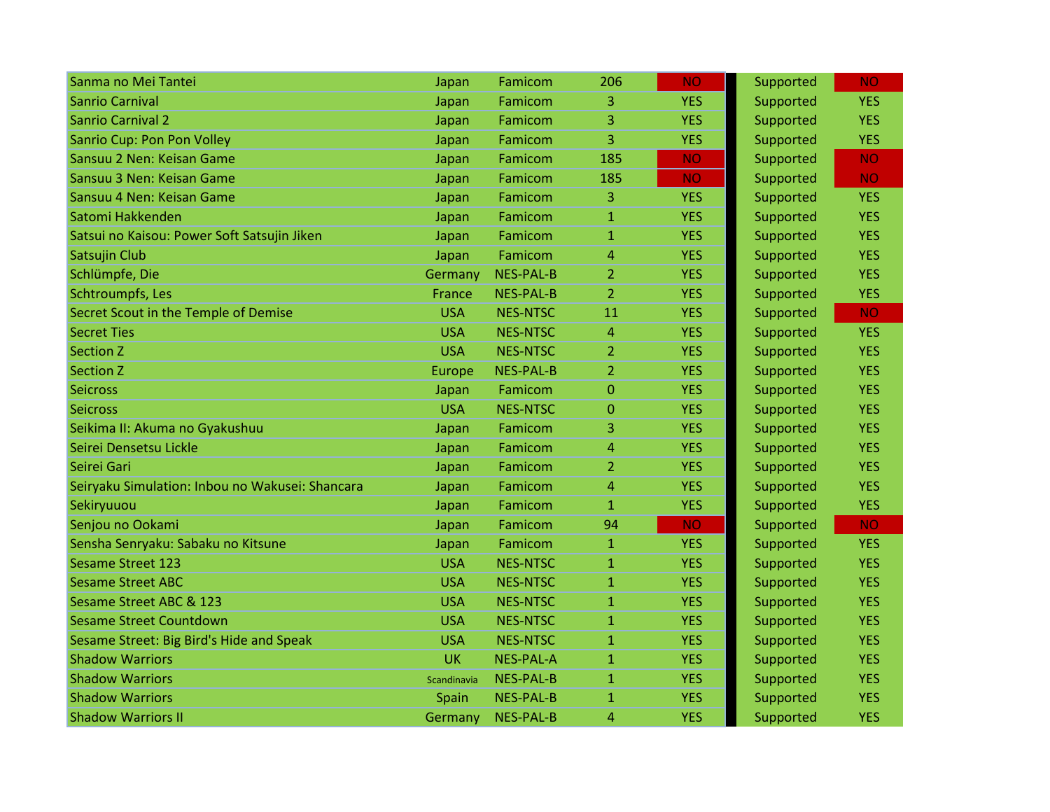| | | | | | | | |
|---|---|---|---|---|---|---|---|
| Sanma no Mei Tantei | Japan | Famicom | 206 | NO | | Supported | NO |
| Sanrio Carnival | Japan | Famicom | 3 | YES | | Supported | YES |
| Sanrio Carnival 2 | Japan | Famicom | 3 | YES | | Supported | YES |
| Sanrio Cup: Pon Pon Volley | Japan | Famicom | 3 | YES | | Supported | YES |
| Sansuu 2 Nen: Keisan Game | Japan | Famicom | 185 | NO | | Supported | NO |
| Sansuu 3 Nen: Keisan Game | Japan | Famicom | 185 | NO | | Supported | NO |
| Sansuu 4 Nen: Keisan Game | Japan | Famicom | 3 | YES | | Supported | YES |
| Satomi Hakkenden | Japan | Famicom | 1 | YES | | Supported | YES |
| Satsui no Kaisou: Power Soft Satsujin Jiken | Japan | Famicom | 1 | YES | | Supported | YES |
| Satsujin Club | Japan | Famicom | 4 | YES | | Supported | YES |
| Schlümpfe, Die | Germany | NES-PAL-B | 2 | YES | | Supported | YES |
| Schtroumpfs, Les | France | NES-PAL-B | 2 | YES | | Supported | YES |
| Secret Scout in the Temple of Demise | USA | NES-NTSC | 11 | YES | | Supported | NO |
| Secret Ties | USA | NES-NTSC | 4 | YES | | Supported | YES |
| Section Z | USA | NES-NTSC | 2 | YES | | Supported | YES |
| Section Z | Europe | NES-PAL-B | 2 | YES | | Supported | YES |
| Seicross | Japan | Famicom | 0 | YES | | Supported | YES |
| Seicross | USA | NES-NTSC | 0 | YES | | Supported | YES |
| Seikima II: Akuma no Gyakushuu | Japan | Famicom | 3 | YES | | Supported | YES |
| Seirei Densetsu Lickle | Japan | Famicom | 4 | YES | | Supported | YES |
| Seirei Gari | Japan | Famicom | 2 | YES | | Supported | YES |
| Seiryaku Simulation: Inbou no Wakusei: Shancara | Japan | Famicom | 4 | YES | | Supported | YES |
| Sekiryuuou | Japan | Famicom | 1 | YES | | Supported | YES |
| Senjou no Ookami | Japan | Famicom | 94 | NO | | Supported | NO |
| Sensha Senryaku: Sabaku no Kitsune | Japan | Famicom | 1 | YES | | Supported | YES |
| Sesame Street 123 | USA | NES-NTSC | 1 | YES | | Supported | YES |
| Sesame Street ABC | USA | NES-NTSC | 1 | YES | | Supported | YES |
| Sesame Street ABC & 123 | USA | NES-NTSC | 1 | YES | | Supported | YES |
| Sesame Street Countdown | USA | NES-NTSC | 1 | YES | | Supported | YES |
| Sesame Street: Big Bird's Hide and Speak | USA | NES-NTSC | 1 | YES | | Supported | YES |
| Shadow Warriors | UK | NES-PAL-A | 1 | YES | | Supported | YES |
| Shadow Warriors | Scandinavia | NES-PAL-B | 1 | YES | | Supported | YES |
| Shadow Warriors | Spain | NES-PAL-B | 1 | YES | | Supported | YES |
| Shadow Warriors II | Germany | NES-PAL-B | 4 | YES | | Supported | YES |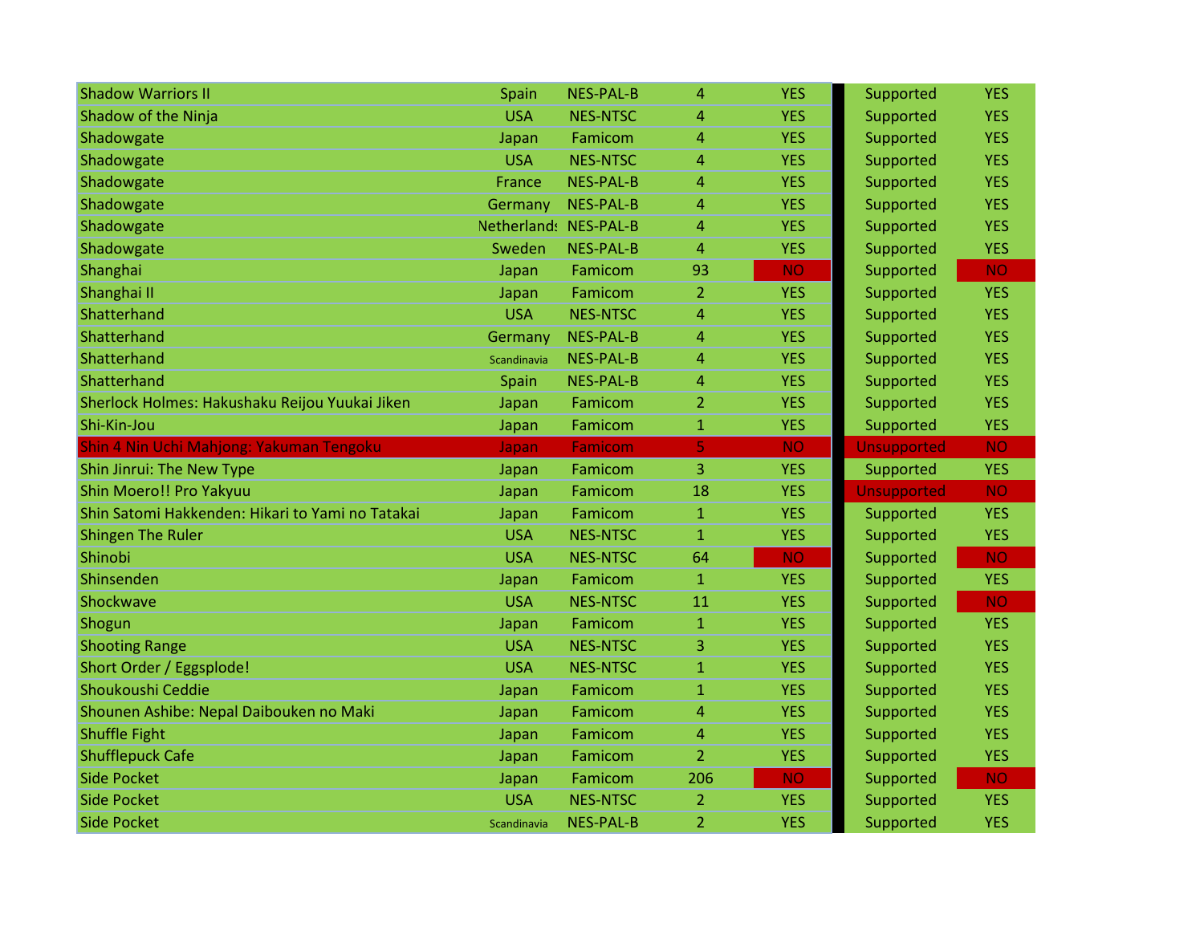| | | | | | | |
|---|---|---|---|---|---|---|
| Shadow Warriors II | Spain | NES-PAL-B | 4 | YES | Supported | YES |
| Shadow of the Ninja | USA | NES-NTSC | 4 | YES | Supported | YES |
| Shadowgate | Japan | Famicom | 4 | YES | Supported | YES |
| Shadowgate | USA | NES-NTSC | 4 | YES | Supported | YES |
| Shadowgate | France | NES-PAL-B | 4 | YES | Supported | YES |
| Shadowgate | Germany | NES-PAL-B | 4 | YES | Supported | YES |
| Shadowgate | Netherlands | NES-PAL-B | 4 | YES | Supported | YES |
| Shadowgate | Sweden | NES-PAL-B | 4 | YES | Supported | YES |
| Shanghai | Japan | Famicom | 93 | NO | Supported | NO |
| Shanghai II | Japan | Famicom | 2 | YES | Supported | YES |
| Shatterhand | USA | NES-NTSC | 4 | YES | Supported | YES |
| Shatterhand | Germany | NES-PAL-B | 4 | YES | Supported | YES |
| Shatterhand | Scandinavia | NES-PAL-B | 4 | YES | Supported | YES |
| Shatterhand | Spain | NES-PAL-B | 4 | YES | Supported | YES |
| Sherlock Holmes: Hakushaku Reijou Yuukai Jiken | Japan | Famicom | 2 | YES | Supported | YES |
| Shi-Kin-Jou | Japan | Famicom | 1 | YES | Supported | YES |
| Shin 4 Nin Uchi Mahjong: Yakuman Tengoku | Japan | Famicom | 5 | NO | Unsupported | NO |
| Shin Jinrui: The New Type | Japan | Famicom | 3 | YES | Supported | YES |
| Shin Moero!! Pro Yakyuu | Japan | Famicom | 18 | YES | Unsupported | NO |
| Shin Satomi Hakkenden: Hikari to Yami no Tatakai | Japan | Famicom | 1 | YES | Supported | YES |
| Shingen The Ruler | USA | NES-NTSC | 1 | YES | Supported | YES |
| Shinobi | USA | NES-NTSC | 64 | NO | Supported | NO |
| Shinsenden | Japan | Famicom | 1 | YES | Supported | YES |
| Shockwave | USA | NES-NTSC | 11 | YES | Supported | NO |
| Shogun | Japan | Famicom | 1 | YES | Supported | YES |
| Shooting Range | USA | NES-NTSC | 3 | YES | Supported | YES |
| Short Order / Eggsplode! | USA | NES-NTSC | 1 | YES | Supported | YES |
| Shoukoushi Ceddie | Japan | Famicom | 1 | YES | Supported | YES |
| Shounen Ashibe: Nepal Daibouken no Maki | Japan | Famicom | 4 | YES | Supported | YES |
| Shuffle Fight | Japan | Famicom | 4 | YES | Supported | YES |
| Shufflepuck Cafe | Japan | Famicom | 2 | YES | Supported | YES |
| Side Pocket | Japan | Famicom | 206 | NO | Supported | NO |
| Side Pocket | USA | NES-NTSC | 2 | YES | Supported | YES |
| Side Pocket | Scandinavia | NES-PAL-B | 2 | YES | Supported | YES |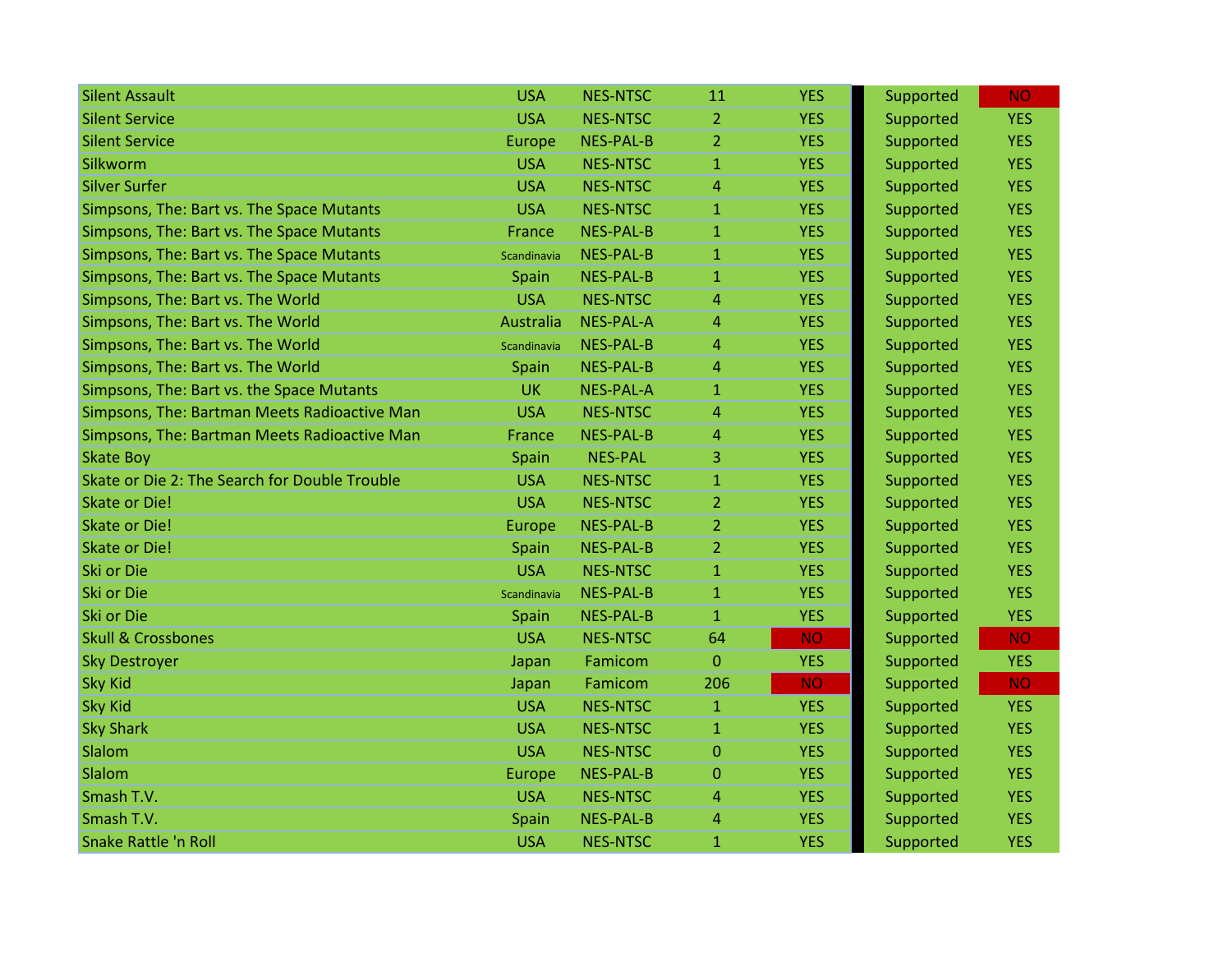| | | | | | | |
|---|---|---|---|---|---|---|
| Silent Assault | USA | NES-NTSC | 11 | YES | Supported | NO |
| Silent Service | USA | NES-NTSC | 2 | YES | Supported | YES |
| Silent Service | Europe | NES-PAL-B | 2 | YES | Supported | YES |
| Silkworm | USA | NES-NTSC | 1 | YES | Supported | YES |
| Silver Surfer | USA | NES-NTSC | 4 | YES | Supported | YES |
| Simpsons, The: Bart vs. The Space Mutants | USA | NES-NTSC | 1 | YES | Supported | YES |
| Simpsons, The: Bart vs. The Space Mutants | France | NES-PAL-B | 1 | YES | Supported | YES |
| Simpsons, The: Bart vs. The Space Mutants | Scandinavia | NES-PAL-B | 1 | YES | Supported | YES |
| Simpsons, The: Bart vs. The Space Mutants | Spain | NES-PAL-B | 1 | YES | Supported | YES |
| Simpsons, The: Bart vs. The World | USA | NES-NTSC | 4 | YES | Supported | YES |
| Simpsons, The: Bart vs. The World | Australia | NES-PAL-A | 4 | YES | Supported | YES |
| Simpsons, The: Bart vs. The World | Scandinavia | NES-PAL-B | 4 | YES | Supported | YES |
| Simpsons, The: Bart vs. The World | Spain | NES-PAL-B | 4 | YES | Supported | YES |
| Simpsons, The: Bart vs. the Space Mutants | UK | NES-PAL-A | 1 | YES | Supported | YES |
| Simpsons, The: Bartman Meets Radioactive Man | USA | NES-NTSC | 4 | YES | Supported | YES |
| Simpsons, The: Bartman Meets Radioactive Man | France | NES-PAL-B | 4 | YES | Supported | YES |
| Skate Boy | Spain | NES-PAL | 3 | YES | Supported | YES |
| Skate or Die 2: The Search for Double Trouble | USA | NES-NTSC | 1 | YES | Supported | YES |
| Skate or Die! | USA | NES-NTSC | 2 | YES | Supported | YES |
| Skate or Die! | Europe | NES-PAL-B | 2 | YES | Supported | YES |
| Skate or Die! | Spain | NES-PAL-B | 2 | YES | Supported | YES |
| Ski or Die | USA | NES-NTSC | 1 | YES | Supported | YES |
| Ski or Die | Scandinavia | NES-PAL-B | 1 | YES | Supported | YES |
| Ski or Die | Spain | NES-PAL-B | 1 | YES | Supported | YES |
| Skull & Crossbones | USA | NES-NTSC | 64 | NO | Supported | NO |
| Sky Destroyer | Japan | Famicom | 0 | YES | Supported | YES |
| Sky Kid | Japan | Famicom | 206 | NO | Supported | NO |
| Sky Kid | USA | NES-NTSC | 1 | YES | Supported | YES |
| Sky Shark | USA | NES-NTSC | 1 | YES | Supported | YES |
| Slalom | USA | NES-NTSC | 0 | YES | Supported | YES |
| Slalom | Europe | NES-PAL-B | 0 | YES | Supported | YES |
| Smash T.V. | USA | NES-NTSC | 4 | YES | Supported | YES |
| Smash T.V. | Spain | NES-PAL-B | 4 | YES | Supported | YES |
| Snake Rattle 'n Roll | USA | NES-NTSC | 1 | YES | Supported | YES |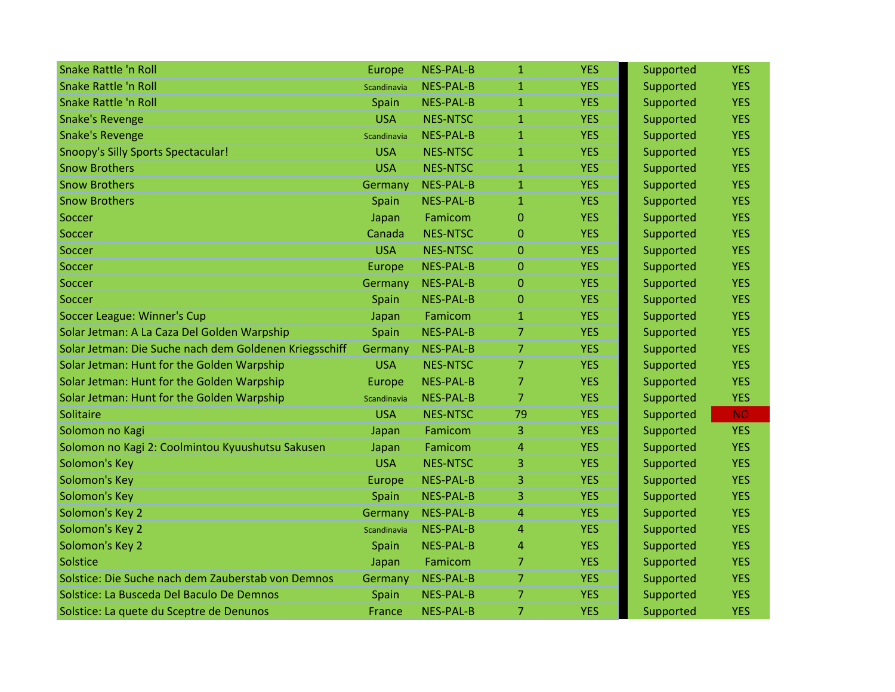| | | | | | | |
|---|---|---|---|---|---|---|
| Snake Rattle 'n Roll | Europe | NES-PAL-B | 1 | YES | Supported | YES |
| Snake Rattle 'n Roll | Scandinavia | NES-PAL-B | 1 | YES | Supported | YES |
| Snake Rattle 'n Roll | Spain | NES-PAL-B | 1 | YES | Supported | YES |
| Snake's Revenge | USA | NES-NTSC | 1 | YES | Supported | YES |
| Snake's Revenge | Scandinavia | NES-PAL-B | 1 | YES | Supported | YES |
| Snoopy's Silly Sports Spectacular! | USA | NES-NTSC | 1 | YES | Supported | YES |
| Snow Brothers | USA | NES-NTSC | 1 | YES | Supported | YES |
| Snow Brothers | Germany | NES-PAL-B | 1 | YES | Supported | YES |
| Snow Brothers | Spain | NES-PAL-B | 1 | YES | Supported | YES |
| Soccer | Japan | Famicom | 0 | YES | Supported | YES |
| Soccer | Canada | NES-NTSC | 0 | YES | Supported | YES |
| Soccer | USA | NES-NTSC | 0 | YES | Supported | YES |
| Soccer | Europe | NES-PAL-B | 0 | YES | Supported | YES |
| Soccer | Germany | NES-PAL-B | 0 | YES | Supported | YES |
| Soccer | Spain | NES-PAL-B | 0 | YES | Supported | YES |
| Soccer League: Winner's Cup | Japan | Famicom | 1 | YES | Supported | YES |
| Solar Jetman: A La Caza Del Golden Warpship | Spain | NES-PAL-B | 7 | YES | Supported | YES |
| Solar Jetman: Die Suche nach dem Goldenen Kriegsschiff | Germany | NES-PAL-B | 7 | YES | Supported | YES |
| Solar Jetman: Hunt for the Golden Warpship | USA | NES-NTSC | 7 | YES | Supported | YES |
| Solar Jetman: Hunt for the Golden Warpship | Europe | NES-PAL-B | 7 | YES | Supported | YES |
| Solar Jetman: Hunt for the Golden Warpship | Scandinavia | NES-PAL-B | 7 | YES | Supported | YES |
| Solitaire | USA | NES-NTSC | 79 | YES | Supported | NO |
| Solomon no Kagi | Japan | Famicom | 3 | YES | Supported | YES |
| Solomon no Kagi 2: Coolmintou Kyuushutsu Sakusen | Japan | Famicom | 4 | YES | Supported | YES |
| Solomon's Key | USA | NES-NTSC | 3 | YES | Supported | YES |
| Solomon's Key | Europe | NES-PAL-B | 3 | YES | Supported | YES |
| Solomon's Key | Spain | NES-PAL-B | 3 | YES | Supported | YES |
| Solomon's Key 2 | Germany | NES-PAL-B | 4 | YES | Supported | YES |
| Solomon's Key 2 | Scandinavia | NES-PAL-B | 4 | YES | Supported | YES |
| Solomon's Key 2 | Spain | NES-PAL-B | 4 | YES | Supported | YES |
| Solstice | Japan | Famicom | 7 | YES | Supported | YES |
| Solstice: Die Suche nach dem Zauberstab von Demnos | Germany | NES-PAL-B | 7 | YES | Supported | YES |
| Solstice: La Busceda Del Baculo De Demnos | Spain | NES-PAL-B | 7 | YES | Supported | YES |
| Solstice: La quete du Sceptre de Denunos | France | NES-PAL-B | 7 | YES | Supported | YES |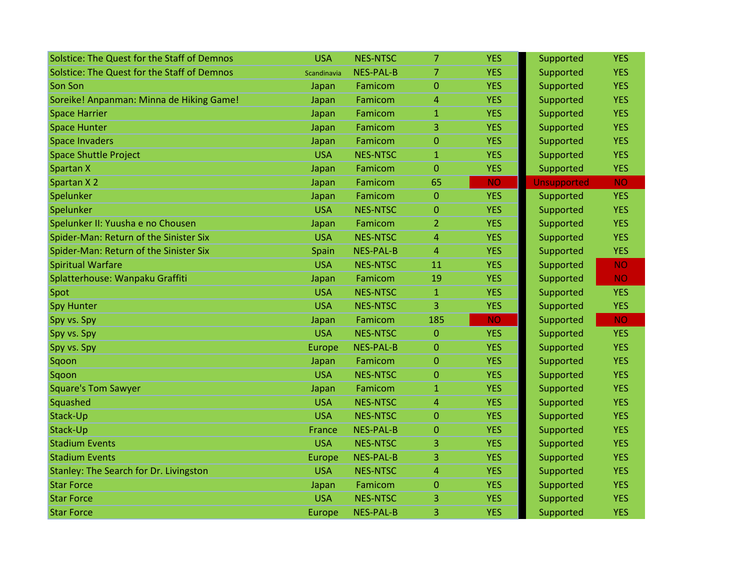| | | | | | | |
|---|---|---|---|---|---|---|
| Solstice: The Quest for the Staff of Demnos | USA | NES-NTSC | 7 | YES | Supported | YES |
| Solstice: The Quest for the Staff of Demnos | Scandinavia | NES-PAL-B | 7 | YES | Supported | YES |
| Son Son | Japan | Famicom | 0 | YES | Supported | YES |
| Soreike! Anpanman: Minna de Hiking Game! | Japan | Famicom | 4 | YES | Supported | YES |
| Space Harrier | Japan | Famicom | 1 | YES | Supported | YES |
| Space Hunter | Japan | Famicom | 3 | YES | Supported | YES |
| Space Invaders | Japan | Famicom | 0 | YES | Supported | YES |
| Space Shuttle Project | USA | NES-NTSC | 1 | YES | Supported | YES |
| Spartan X | Japan | Famicom | 0 | YES | Supported | YES |
| Spartan X 2 | Japan | Famicom | 65 | NO | Unsupported | NO |
| Spelunker | Japan | Famicom | 0 | YES | Supported | YES |
| Spelunker | USA | NES-NTSC | 0 | YES | Supported | YES |
| Spelunker II: Yuusha e no Chousen | Japan | Famicom | 2 | YES | Supported | YES |
| Spider-Man: Return of the Sinister Six | USA | NES-NTSC | 4 | YES | Supported | YES |
| Spider-Man: Return of the Sinister Six | Spain | NES-PAL-B | 4 | YES | Supported | YES |
| Spiritual Warfare | USA | NES-NTSC | 11 | YES | Supported | NO |
| Splatterhouse: Wanpaku Graffiti | Japan | Famicom | 19 | YES | Supported | NO |
| Spot | USA | NES-NTSC | 1 | YES | Supported | YES |
| Spy Hunter | USA | NES-NTSC | 3 | YES | Supported | YES |
| Spy vs. Spy | Japan | Famicom | 185 | NO | Supported | NO |
| Spy vs. Spy | USA | NES-NTSC | 0 | YES | Supported | YES |
| Spy vs. Spy | Europe | NES-PAL-B | 0 | YES | Supported | YES |
| Sqoon | Japan | Famicom | 0 | YES | Supported | YES |
| Sqoon | USA | NES-NTSC | 0 | YES | Supported | YES |
| Square's Tom Sawyer | Japan | Famicom | 1 | YES | Supported | YES |
| Squashed | USA | NES-NTSC | 4 | YES | Supported | YES |
| Stack-Up | USA | NES-NTSC | 0 | YES | Supported | YES |
| Stack-Up | France | NES-PAL-B | 0 | YES | Supported | YES |
| Stadium Events | USA | NES-NTSC | 3 | YES | Supported | YES |
| Stadium Events | Europe | NES-PAL-B | 3 | YES | Supported | YES |
| Stanley: The Search for Dr. Livingston | USA | NES-NTSC | 4 | YES | Supported | YES |
| Star Force | Japan | Famicom | 0 | YES | Supported | YES |
| Star Force | USA | NES-NTSC | 3 | YES | Supported | YES |
| Star Force | Europe | NES-PAL-B | 3 | YES | Supported | YES |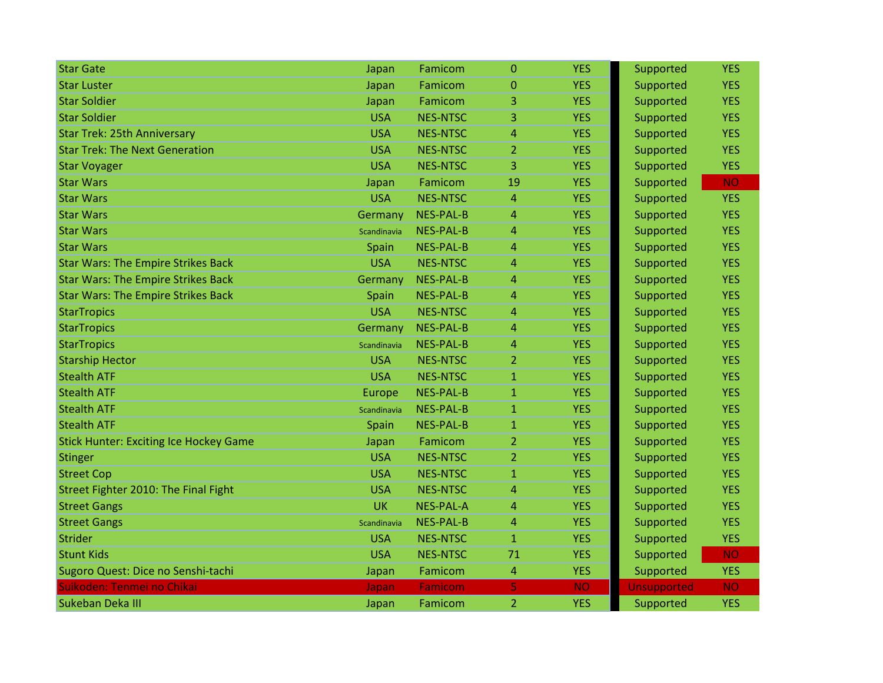| | | | | | | |
|---|---|---|---|---|---|---|
| Star Gate | Japan | Famicom | 0 | YES | Supported | YES |
| Star Luster | Japan | Famicom | 0 | YES | Supported | YES |
| Star Soldier | Japan | Famicom | 3 | YES | Supported | YES |
| Star Soldier | USA | NES-NTSC | 3 | YES | Supported | YES |
| Star Trek: 25th Anniversary | USA | NES-NTSC | 4 | YES | Supported | YES |
| Star Trek: The Next Generation | USA | NES-NTSC | 2 | YES | Supported | YES |
| Star Voyager | USA | NES-NTSC | 3 | YES | Supported | YES |
| Star Wars | Japan | Famicom | 19 | YES | Supported | NO |
| Star Wars | USA | NES-NTSC | 4 | YES | Supported | YES |
| Star Wars | Germany | NES-PAL-B | 4 | YES | Supported | YES |
| Star Wars | Scandinavia | NES-PAL-B | 4 | YES | Supported | YES |
| Star Wars | Spain | NES-PAL-B | 4 | YES | Supported | YES |
| Star Wars: The Empire Strikes Back | USA | NES-NTSC | 4 | YES | Supported | YES |
| Star Wars: The Empire Strikes Back | Germany | NES-PAL-B | 4 | YES | Supported | YES |
| Star Wars: The Empire Strikes Back | Spain | NES-PAL-B | 4 | YES | Supported | YES |
| StarTropics | USA | NES-NTSC | 4 | YES | Supported | YES |
| StarTropics | Germany | NES-PAL-B | 4 | YES | Supported | YES |
| StarTropics | Scandinavia | NES-PAL-B | 4 | YES | Supported | YES |
| Starship Hector | USA | NES-NTSC | 2 | YES | Supported | YES |
| Stealth ATF | USA | NES-NTSC | 1 | YES | Supported | YES |
| Stealth ATF | Europe | NES-PAL-B | 1 | YES | Supported | YES |
| Stealth ATF | Scandinavia | NES-PAL-B | 1 | YES | Supported | YES |
| Stealth ATF | Spain | NES-PAL-B | 1 | YES | Supported | YES |
| Stick Hunter: Exciting Ice Hockey Game | Japan | Famicom | 2 | YES | Supported | YES |
| Stinger | USA | NES-NTSC | 2 | YES | Supported | YES |
| Street Cop | USA | NES-NTSC | 1 | YES | Supported | YES |
| Street Fighter 2010: The Final Fight | USA | NES-NTSC | 4 | YES | Supported | YES |
| Street Gangs | UK | NES-PAL-A | 4 | YES | Supported | YES |
| Street Gangs | Scandinavia | NES-PAL-B | 4 | YES | Supported | YES |
| Strider | USA | NES-NTSC | 1 | YES | Supported | YES |
| Stunt Kids | USA | NES-NTSC | 71 | YES | Supported | NO |
| Sugoro Quest: Dice no Senshi-tachi | Japan | Famicom | 4 | YES | Supported | YES |
| Suikoden: Tenmei no Chikai | Japan | Famicom | 5 | NO | Unsupported | NO |
| Sukeban Deka III | Japan | Famicom | 2 | YES | Supported | YES |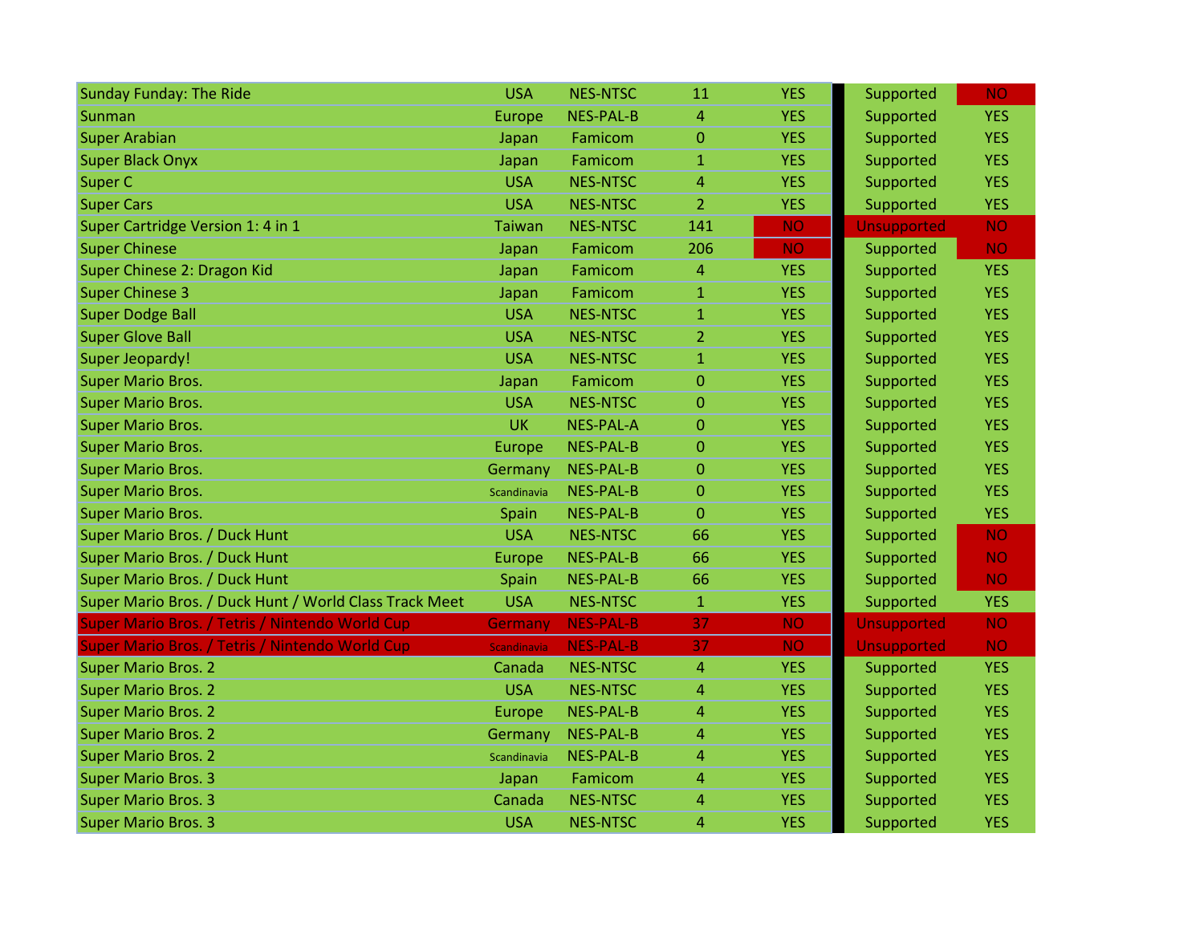| | | | | | | |
|---|---|---|---|---|---|---|
| Sunday Funday: The Ride | USA | NES-NTSC | 11 | YES | Supported | NO |
| Sunman | Europe | NES-PAL-B | 4 | YES | Supported | YES |
| Super Arabian | Japan | Famicom | 0 | YES | Supported | YES |
| Super Black Onyx | Japan | Famicom | 1 | YES | Supported | YES |
| Super C | USA | NES-NTSC | 4 | YES | Supported | YES |
| Super Cars | USA | NES-NTSC | 2 | YES | Supported | YES |
| Super Cartridge Version 1: 4 in 1 | Taiwan | NES-NTSC | 141 | NO | Unsupported | NO |
| Super Chinese | Japan | Famicom | 206 | NO | Supported | NO |
| Super Chinese 2: Dragon Kid | Japan | Famicom | 4 | YES | Supported | YES |
| Super Chinese 3 | Japan | Famicom | 1 | YES | Supported | YES |
| Super Dodge Ball | USA | NES-NTSC | 1 | YES | Supported | YES |
| Super Glove Ball | USA | NES-NTSC | 2 | YES | Supported | YES |
| Super Jeopardy! | USA | NES-NTSC | 1 | YES | Supported | YES |
| Super Mario Bros. | Japan | Famicom | 0 | YES | Supported | YES |
| Super Mario Bros. | USA | NES-NTSC | 0 | YES | Supported | YES |
| Super Mario Bros. | UK | NES-PAL-A | 0 | YES | Supported | YES |
| Super Mario Bros. | Europe | NES-PAL-B | 0 | YES | Supported | YES |
| Super Mario Bros. | Germany | NES-PAL-B | 0 | YES | Supported | YES |
| Super Mario Bros. | Scandinavia | NES-PAL-B | 0 | YES | Supported | YES |
| Super Mario Bros. | Spain | NES-PAL-B | 0 | YES | Supported | YES |
| Super Mario Bros. / Duck Hunt | USA | NES-NTSC | 66 | YES | Supported | NO |
| Super Mario Bros. / Duck Hunt | Europe | NES-PAL-B | 66 | YES | Supported | NO |
| Super Mario Bros. / Duck Hunt | Spain | NES-PAL-B | 66 | YES | Supported | NO |
| Super Mario Bros. / Duck Hunt / World Class Track Meet | USA | NES-NTSC | 1 | YES | Supported | YES |
| Super Mario Bros. / Tetris / Nintendo World Cup | Germany | NES-PAL-B | 37 | NO | Unsupported | NO |
| Super Mario Bros. / Tetris / Nintendo World Cup | Scandinavia | NES-PAL-B | 37 | NO | Unsupported | NO |
| Super Mario Bros. 2 | Canada | NES-NTSC | 4 | YES | Supported | YES |
| Super Mario Bros. 2 | USA | NES-NTSC | 4 | YES | Supported | YES |
| Super Mario Bros. 2 | Europe | NES-PAL-B | 4 | YES | Supported | YES |
| Super Mario Bros. 2 | Germany | NES-PAL-B | 4 | YES | Supported | YES |
| Super Mario Bros. 2 | Scandinavia | NES-PAL-B | 4 | YES | Supported | YES |
| Super Mario Bros. 3 | Japan | Famicom | 4 | YES | Supported | YES |
| Super Mario Bros. 3 | Canada | NES-NTSC | 4 | YES | Supported | YES |
| Super Mario Bros. 3 | USA | NES-NTSC | 4 | YES | Supported | YES |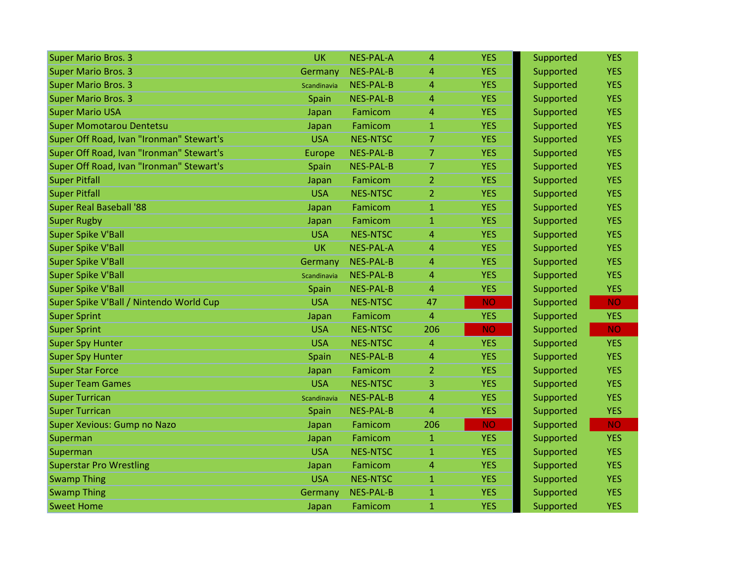| | | | | | | |
|---|---|---|---|---|---|---|
| Super Mario Bros. 3 | UK | NES-PAL-A | 4 | YES | Supported | YES |
| Super Mario Bros. 3 | Germany | NES-PAL-B | 4 | YES | Supported | YES |
| Super Mario Bros. 3 | Scandinavia | NES-PAL-B | 4 | YES | Supported | YES |
| Super Mario Bros. 3 | Spain | NES-PAL-B | 4 | YES | Supported | YES |
| Super Mario USA | Japan | Famicom | 4 | YES | Supported | YES |
| Super Momotarou Dentetsu | Japan | Famicom | 1 | YES | Supported | YES |
| Super Off Road, Ivan "Ironman" Stewart's | USA | NES-NTSC | 7 | YES | Supported | YES |
| Super Off Road, Ivan "Ironman" Stewart's | Europe | NES-PAL-B | 7 | YES | Supported | YES |
| Super Off Road, Ivan "Ironman" Stewart's | Spain | NES-PAL-B | 7 | YES | Supported | YES |
| Super Pitfall | Japan | Famicom | 2 | YES | Supported | YES |
| Super Pitfall | USA | NES-NTSC | 2 | YES | Supported | YES |
| Super Real Baseball '88 | Japan | Famicom | 1 | YES | Supported | YES |
| Super Rugby | Japan | Famicom | 1 | YES | Supported | YES |
| Super Spike V'Ball | USA | NES-NTSC | 4 | YES | Supported | YES |
| Super Spike V'Ball | UK | NES-PAL-A | 4 | YES | Supported | YES |
| Super Spike V'Ball | Germany | NES-PAL-B | 4 | YES | Supported | YES |
| Super Spike V'Ball | Scandinavia | NES-PAL-B | 4 | YES | Supported | YES |
| Super Spike V'Ball | Spain | NES-PAL-B | 4 | YES | Supported | YES |
| Super Spike V'Ball / Nintendo World Cup | USA | NES-NTSC | 47 | NO | Supported | NO |
| Super Sprint | Japan | Famicom | 4 | YES | Supported | YES |
| Super Sprint | USA | NES-NTSC | 206 | NO | Supported | NO |
| Super Spy Hunter | USA | NES-NTSC | 4 | YES | Supported | YES |
| Super Spy Hunter | Spain | NES-PAL-B | 4 | YES | Supported | YES |
| Super Star Force | Japan | Famicom | 2 | YES | Supported | YES |
| Super Team Games | USA | NES-NTSC | 3 | YES | Supported | YES |
| Super Turrican | Scandinavia | NES-PAL-B | 4 | YES | Supported | YES |
| Super Turrican | Spain | NES-PAL-B | 4 | YES | Supported | YES |
| Super Xevious: Gump no Nazo | Japan | Famicom | 206 | NO | Supported | NO |
| Superman | Japan | Famicom | 1 | YES | Supported | YES |
| Superman | USA | NES-NTSC | 1 | YES | Supported | YES |
| Superstar Pro Wrestling | Japan | Famicom | 4 | YES | Supported | YES |
| Swamp Thing | USA | NES-NTSC | 1 | YES | Supported | YES |
| Swamp Thing | Germany | NES-PAL-B | 1 | YES | Supported | YES |
| Sweet Home | Japan | Famicom | 1 | YES | Supported | YES |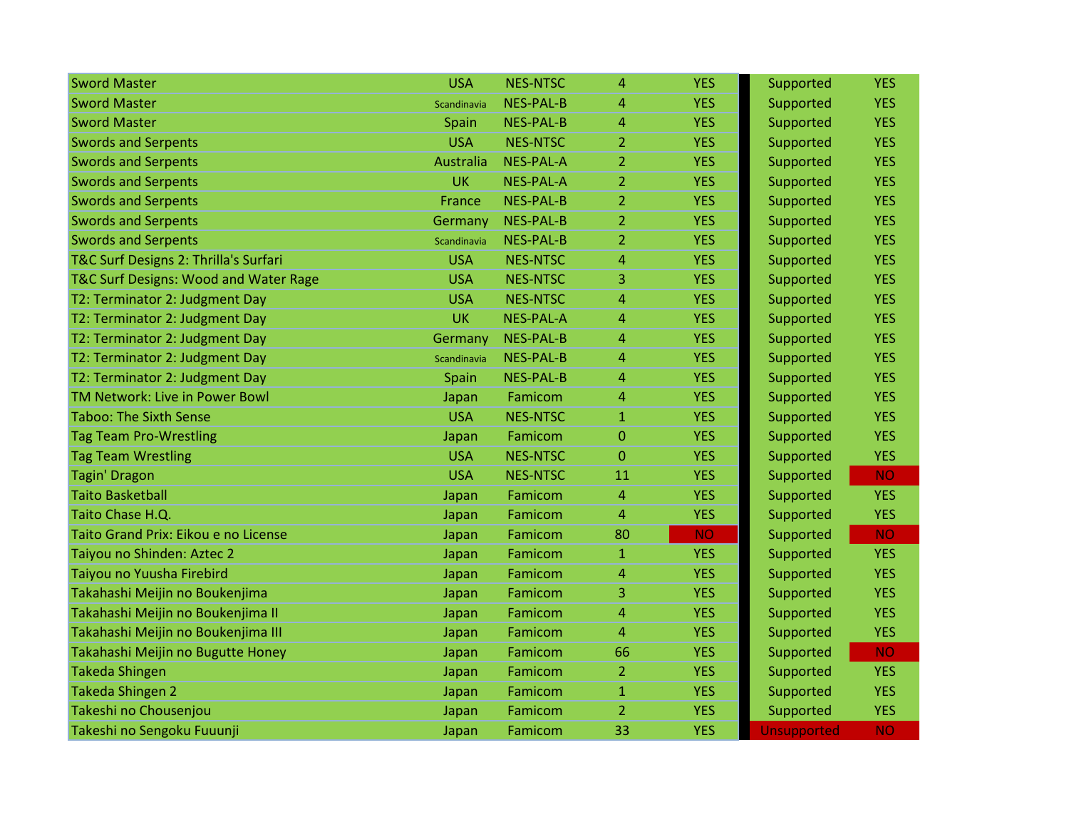| | | | | | | | |
|---|---|---|---|---|---|---|---|
| Sword Master | USA | NES-NTSC | 4 | YES | | Supported | YES |
| Sword Master | Scandinavia | NES-PAL-B | 4 | YES | | Supported | YES |
| Sword Master | Spain | NES-PAL-B | 4 | YES | | Supported | YES |
| Swords and Serpents | USA | NES-NTSC | 2 | YES | | Supported | YES |
| Swords and Serpents | Australia | NES-PAL-A | 2 | YES | | Supported | YES |
| Swords and Serpents | UK | NES-PAL-A | 2 | YES | | Supported | YES |
| Swords and Serpents | France | NES-PAL-B | 2 | YES | | Supported | YES |
| Swords and Serpents | Germany | NES-PAL-B | 2 | YES | | Supported | YES |
| Swords and Serpents | Scandinavia | NES-PAL-B | 2 | YES | | Supported | YES |
| T&C Surf Designs 2: Thrilla's Surfari | USA | NES-NTSC | 4 | YES | | Supported | YES |
| T&C Surf Designs: Wood and Water Rage | USA | NES-NTSC | 3 | YES | | Supported | YES |
| T2: Terminator 2: Judgment Day | USA | NES-NTSC | 4 | YES | | Supported | YES |
| T2: Terminator 2: Judgment Day | UK | NES-PAL-A | 4 | YES | | Supported | YES |
| T2: Terminator 2: Judgment Day | Germany | NES-PAL-B | 4 | YES | | Supported | YES |
| T2: Terminator 2: Judgment Day | Scandinavia | NES-PAL-B | 4 | YES | | Supported | YES |
| T2: Terminator 2: Judgment Day | Spain | NES-PAL-B | 4 | YES | | Supported | YES |
| TM Network: Live in Power Bowl | Japan | Famicom | 4 | YES | | Supported | YES |
| Taboo: The Sixth Sense | USA | NES-NTSC | 1 | YES | | Supported | YES |
| Tag Team Pro-Wrestling | Japan | Famicom | 0 | YES | | Supported | YES |
| Tag Team Wrestling | USA | NES-NTSC | 0 | YES | | Supported | YES |
| Tagin' Dragon | USA | NES-NTSC | 11 | YES | | Supported | NO |
| Taito Basketball | Japan | Famicom | 4 | YES | | Supported | YES |
| Taito Chase H.Q. | Japan | Famicom | 4 | YES | | Supported | YES |
| Taito Grand Prix: Eikou e no License | Japan | Famicom | 80 | NO | | Supported | NO |
| Taiyou no Shinden: Aztec 2 | Japan | Famicom | 1 | YES | | Supported | YES |
| Taiyou no Yuusha Firebird | Japan | Famicom | 4 | YES | | Supported | YES |
| Takahashi Meijin no Boukenjima | Japan | Famicom | 3 | YES | | Supported | YES |
| Takahashi Meijin no Boukenjima II | Japan | Famicom | 4 | YES | | Supported | YES |
| Takahashi Meijin no Boukenjima III | Japan | Famicom | 4 | YES | | Supported | YES |
| Takahashi Meijin no Bugutte Honey | Japan | Famicom | 66 | YES | | Supported | NO |
| Takeda Shingen | Japan | Famicom | 2 | YES | | Supported | YES |
| Takeda Shingen 2 | Japan | Famicom | 1 | YES | | Supported | YES |
| Takeshi no Chousenjou | Japan | Famicom | 2 | YES | | Supported | YES |
| Takeshi no Sengoku Fuuunji | Japan | Famicom | 33 | YES | | Unsupported | NO |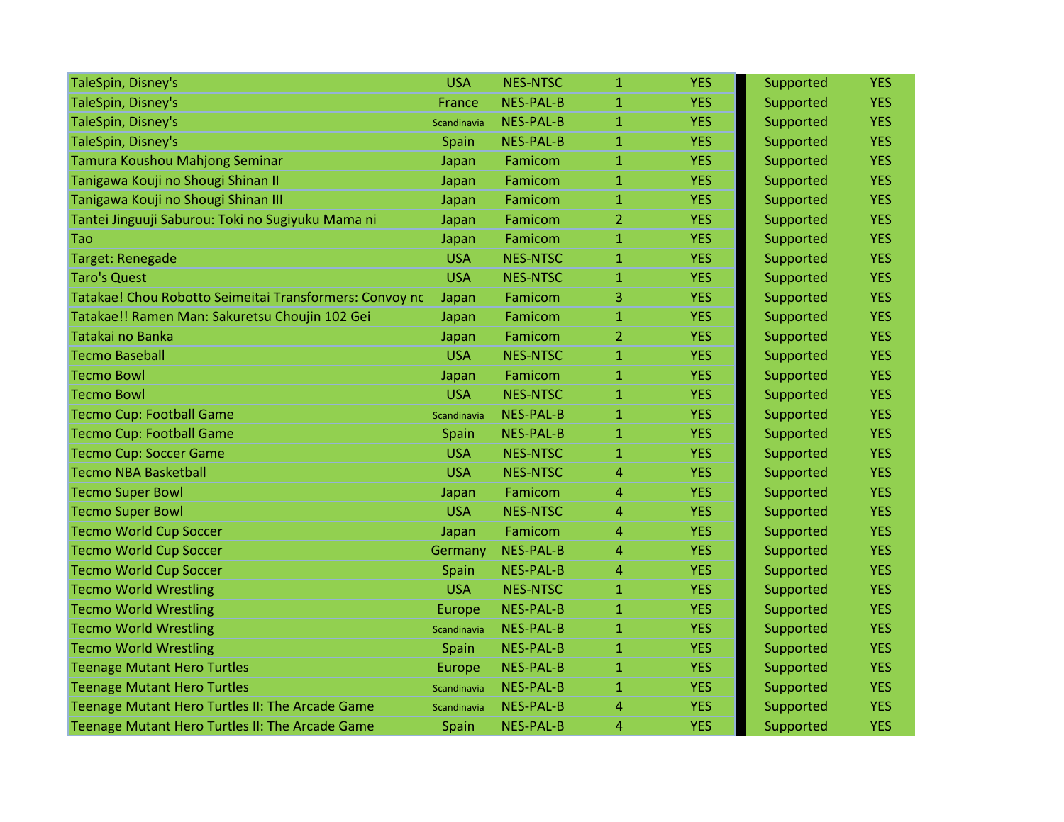| | | | | | | |
|---|---|---|---|---|---|---|
| TaleSpin, Disney's | USA | NES-NTSC | 1 | YES | Supported | YES |
| TaleSpin, Disney's | France | NES-PAL-B | 1 | YES | Supported | YES |
| TaleSpin, Disney's | Scandinavia | NES-PAL-B | 1 | YES | Supported | YES |
| TaleSpin, Disney's | Spain | NES-PAL-B | 1 | YES | Supported | YES |
| Tamura Koushou Mahjong Seminar | Japan | Famicom | 1 | YES | Supported | YES |
| Tanigawa Kouji no Shougi Shinan II | Japan | Famicom | 1 | YES | Supported | YES |
| Tanigawa Kouji no Shougi Shinan III | Japan | Famicom | 1 | YES | Supported | YES |
| Tantei Jinguuji Saburou: Toki no Sugiyuku Mama ni | Japan | Famicom | 2 | YES | Supported | YES |
| Tao | Japan | Famicom | 1 | YES | Supported | YES |
| Target: Renegade | USA | NES-NTSC | 1 | YES | Supported | YES |
| Taro's Quest | USA | NES-NTSC | 1 | YES | Supported | YES |
| Tatakae! Chou Robotto Seimeitai Transformers: Convoy nc | Japan | Famicom | 3 | YES | Supported | YES |
| Tatakae!! Ramen Man: Sakuretsu Choujin 102 Gei | Japan | Famicom | 1 | YES | Supported | YES |
| Tatakai no Banka | Japan | Famicom | 2 | YES | Supported | YES |
| Tecmo Baseball | USA | NES-NTSC | 1 | YES | Supported | YES |
| Tecmo Bowl | Japan | Famicom | 1 | YES | Supported | YES |
| Tecmo Bowl | USA | NES-NTSC | 1 | YES | Supported | YES |
| Tecmo Cup: Football Game | Scandinavia | NES-PAL-B | 1 | YES | Supported | YES |
| Tecmo Cup: Football Game | Spain | NES-PAL-B | 1 | YES | Supported | YES |
| Tecmo Cup: Soccer Game | USA | NES-NTSC | 1 | YES | Supported | YES |
| Tecmo NBA Basketball | USA | NES-NTSC | 4 | YES | Supported | YES |
| Tecmo Super Bowl | Japan | Famicom | 4 | YES | Supported | YES |
| Tecmo Super Bowl | USA | NES-NTSC | 4 | YES | Supported | YES |
| Tecmo World Cup Soccer | Japan | Famicom | 4 | YES | Supported | YES |
| Tecmo World Cup Soccer | Germany | NES-PAL-B | 4 | YES | Supported | YES |
| Tecmo World Cup Soccer | Spain | NES-PAL-B | 4 | YES | Supported | YES |
| Tecmo World Wrestling | USA | NES-NTSC | 1 | YES | Supported | YES |
| Tecmo World Wrestling | Europe | NES-PAL-B | 1 | YES | Supported | YES |
| Tecmo World Wrestling | Scandinavia | NES-PAL-B | 1 | YES | Supported | YES |
| Tecmo World Wrestling | Spain | NES-PAL-B | 1 | YES | Supported | YES |
| Teenage Mutant Hero Turtles | Europe | NES-PAL-B | 1 | YES | Supported | YES |
| Teenage Mutant Hero Turtles | Scandinavia | NES-PAL-B | 1 | YES | Supported | YES |
| Teenage Mutant Hero Turtles II: The Arcade Game | Scandinavia | NES-PAL-B | 4 | YES | Supported | YES |
| Teenage Mutant Hero Turtles II: The Arcade Game | Spain | NES-PAL-B | 4 | YES | Supported | YES |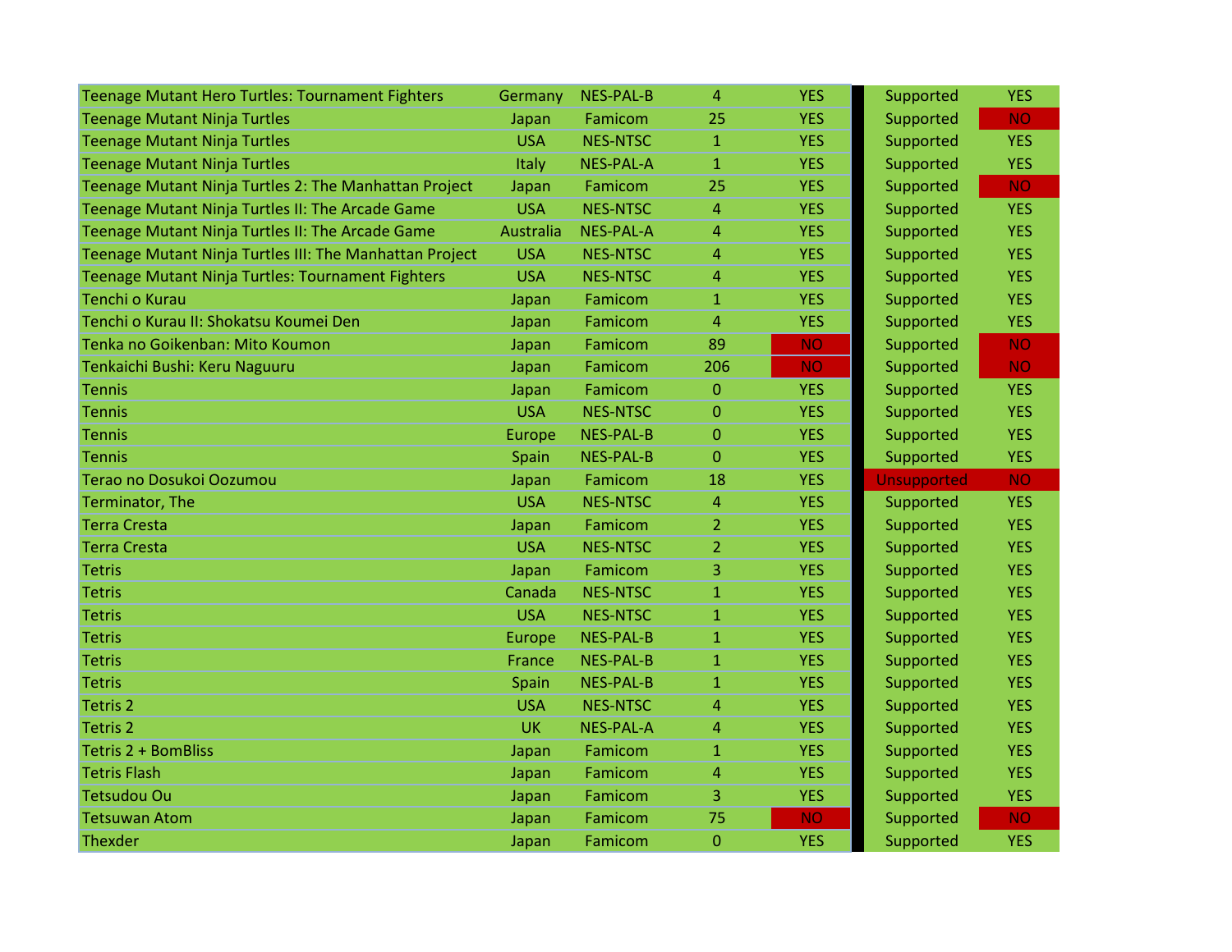| | | | | | | |
|---|---|---|---|---|---|---|
| Teenage Mutant Hero Turtles: Tournament Fighters | Germany | NES-PAL-B | 4 | YES | Supported | YES |
| Teenage Mutant Ninja Turtles | Japan | Famicom | 25 | YES | Supported | NO |
| Teenage Mutant Ninja Turtles | USA | NES-NTSC | 1 | YES | Supported | YES |
| Teenage Mutant Ninja Turtles | Italy | NES-PAL-A | 1 | YES | Supported | YES |
| Teenage Mutant Ninja Turtles 2: The Manhattan Project | Japan | Famicom | 25 | YES | Supported | NO |
| Teenage Mutant Ninja Turtles II: The Arcade Game | USA | NES-NTSC | 4 | YES | Supported | YES |
| Teenage Mutant Ninja Turtles II: The Arcade Game | Australia | NES-PAL-A | 4 | YES | Supported | YES |
| Teenage Mutant Ninja Turtles III: The Manhattan Project | USA | NES-NTSC | 4 | YES | Supported | YES |
| Teenage Mutant Ninja Turtles: Tournament Fighters | USA | NES-NTSC | 4 | YES | Supported | YES |
| Tenchi o Kurau | Japan | Famicom | 1 | YES | Supported | YES |
| Tenchi o Kurau II: Shokatsu Koumei Den | Japan | Famicom | 4 | YES | Supported | YES |
| Tenka no Goikenban: Mito Koumon | Japan | Famicom | 89 | NO | Supported | NO |
| Tenkaichi Bushi: Keru Naguuru | Japan | Famicom | 206 | NO | Supported | NO |
| Tennis | Japan | Famicom | 0 | YES | Supported | YES |
| Tennis | USA | NES-NTSC | 0 | YES | Supported | YES |
| Tennis | Europe | NES-PAL-B | 0 | YES | Supported | YES |
| Tennis | Spain | NES-PAL-B | 0 | YES | Supported | YES |
| Terao no Dosukoi Oozumou | Japan | Famicom | 18 | YES | Unsupported | NO |
| Terminator, The | USA | NES-NTSC | 4 | YES | Supported | YES |
| Terra Cresta | Japan | Famicom | 2 | YES | Supported | YES |
| Terra Cresta | USA | NES-NTSC | 2 | YES | Supported | YES |
| Tetris | Japan | Famicom | 3 | YES | Supported | YES |
| Tetris | Canada | NES-NTSC | 1 | YES | Supported | YES |
| Tetris | USA | NES-NTSC | 1 | YES | Supported | YES |
| Tetris | Europe | NES-PAL-B | 1 | YES | Supported | YES |
| Tetris | France | NES-PAL-B | 1 | YES | Supported | YES |
| Tetris | Spain | NES-PAL-B | 1 | YES | Supported | YES |
| Tetris 2 | USA | NES-NTSC | 4 | YES | Supported | YES |
| Tetris 2 | UK | NES-PAL-A | 4 | YES | Supported | YES |
| Tetris 2 + BomBliss | Japan | Famicom | 1 | YES | Supported | YES |
| Tetris Flash | Japan | Famicom | 4 | YES | Supported | YES |
| Tetsudou Ou | Japan | Famicom | 3 | YES | Supported | YES |
| Tetsuwan Atom | Japan | Famicom | 75 | NO | Supported | NO |
| Thexder | Japan | Famicom | 0 | YES | Supported | YES |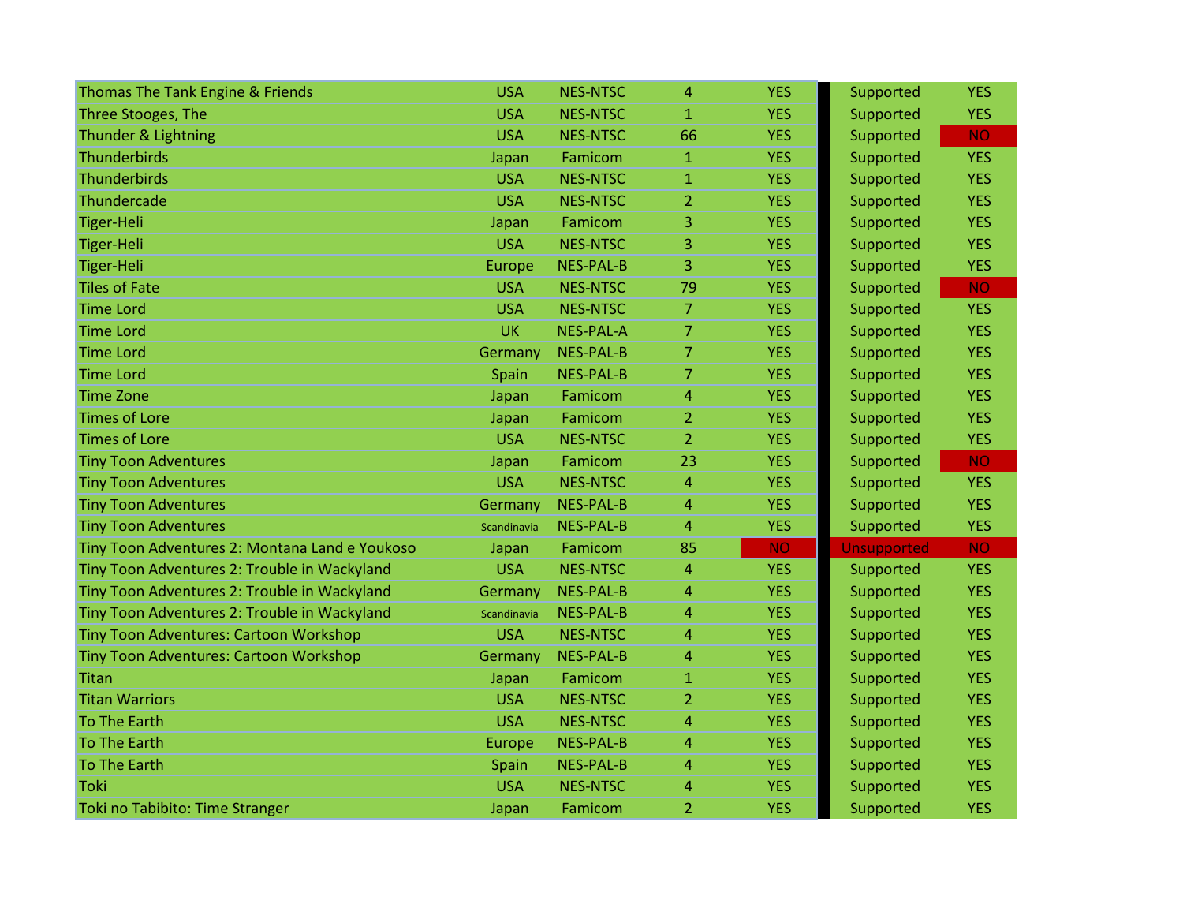| | | | | | | |
|---|---|---|---|---|---|---|
| Thomas The Tank Engine & Friends | USA | NES-NTSC | 4 | YES | Supported | YES |
| Three Stooges, The | USA | NES-NTSC | 1 | YES | Supported | YES |
| Thunder & Lightning | USA | NES-NTSC | 66 | YES | Supported | NO |
| Thunderbirds | Japan | Famicom | 1 | YES | Supported | YES |
| Thunderbirds | USA | NES-NTSC | 1 | YES | Supported | YES |
| Thundercade | USA | NES-NTSC | 2 | YES | Supported | YES |
| Tiger-Heli | Japan | Famicom | 3 | YES | Supported | YES |
| Tiger-Heli | USA | NES-NTSC | 3 | YES | Supported | YES |
| Tiger-Heli | Europe | NES-PAL-B | 3 | YES | Supported | YES |
| Tiles of Fate | USA | NES-NTSC | 79 | YES | Supported | NO |
| Time Lord | USA | NES-NTSC | 7 | YES | Supported | YES |
| Time Lord | UK | NES-PAL-A | 7 | YES | Supported | YES |
| Time Lord | Germany | NES-PAL-B | 7 | YES | Supported | YES |
| Time Lord | Spain | NES-PAL-B | 7 | YES | Supported | YES |
| Time Zone | Japan | Famicom | 4 | YES | Supported | YES |
| Times of Lore | Japan | Famicom | 2 | YES | Supported | YES |
| Times of Lore | USA | NES-NTSC | 2 | YES | Supported | YES |
| Tiny Toon Adventures | Japan | Famicom | 23 | YES | Supported | NO |
| Tiny Toon Adventures | USA | NES-NTSC | 4 | YES | Supported | YES |
| Tiny Toon Adventures | Germany | NES-PAL-B | 4 | YES | Supported | YES |
| Tiny Toon Adventures | Scandinavia | NES-PAL-B | 4 | YES | Supported | YES |
| Tiny Toon Adventures 2: Montana Land e Youkoso | Japan | Famicom | 85 | NO | Unsupported | NO |
| Tiny Toon Adventures 2: Trouble in Wackyland | USA | NES-NTSC | 4 | YES | Supported | YES |
| Tiny Toon Adventures 2: Trouble in Wackyland | Germany | NES-PAL-B | 4 | YES | Supported | YES |
| Tiny Toon Adventures 2: Trouble in Wackyland | Scandinavia | NES-PAL-B | 4 | YES | Supported | YES |
| Tiny Toon Adventures: Cartoon Workshop | USA | NES-NTSC | 4 | YES | Supported | YES |
| Tiny Toon Adventures: Cartoon Workshop | Germany | NES-PAL-B | 4 | YES | Supported | YES |
| Titan | Japan | Famicom | 1 | YES | Supported | YES |
| Titan Warriors | USA | NES-NTSC | 2 | YES | Supported | YES |
| To The Earth | USA | NES-NTSC | 4 | YES | Supported | YES |
| To The Earth | Europe | NES-PAL-B | 4 | YES | Supported | YES |
| To The Earth | Spain | NES-PAL-B | 4 | YES | Supported | YES |
| Toki | USA | NES-NTSC | 4 | YES | Supported | YES |
| Toki no Tabibito: Time Stranger | Japan | Famicom | 2 | YES | Supported | YES |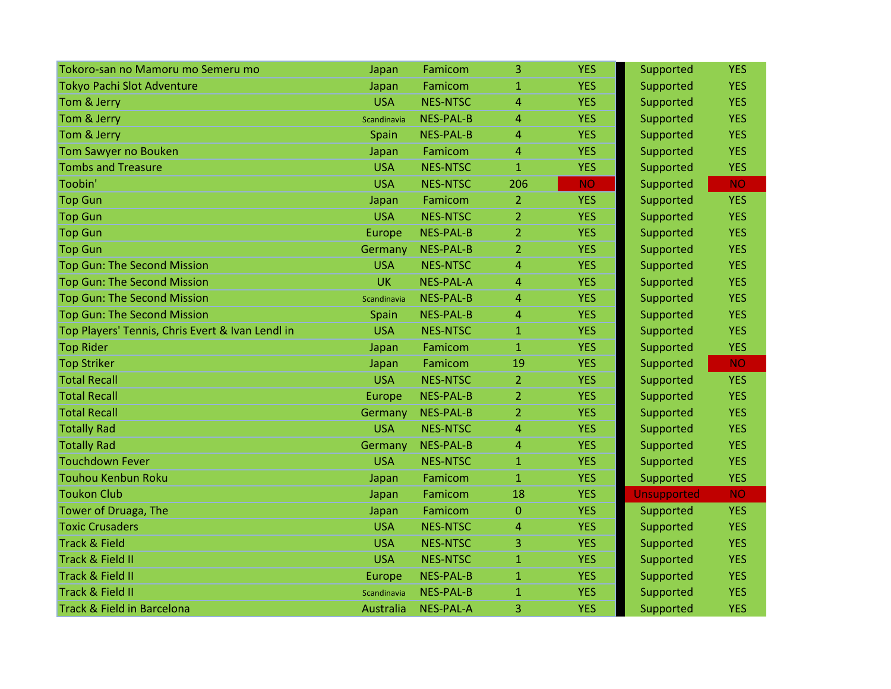| | | | | | | |
|---|---|---|---|---|---|---|
| Tokoro-san no Mamoru mo Semeru mo | Japan | Famicom | 3 | YES | Supported | YES |
| Tokyo Pachi Slot Adventure | Japan | Famicom | 1 | YES | Supported | YES |
| Tom & Jerry | USA | NES-NTSC | 4 | YES | Supported | YES |
| Tom & Jerry | Scandinavia | NES-PAL-B | 4 | YES | Supported | YES |
| Tom & Jerry | Spain | NES-PAL-B | 4 | YES | Supported | YES |
| Tom Sawyer no Bouken | Japan | Famicom | 4 | YES | Supported | YES |
| Tombs and Treasure | USA | NES-NTSC | 1 | YES | Supported | YES |
| Toobin' | USA | NES-NTSC | 206 | NO | Supported | NO |
| Top Gun | Japan | Famicom | 2 | YES | Supported | YES |
| Top Gun | USA | NES-NTSC | 2 | YES | Supported | YES |
| Top Gun | Europe | NES-PAL-B | 2 | YES | Supported | YES |
| Top Gun | Germany | NES-PAL-B | 2 | YES | Supported | YES |
| Top Gun: The Second Mission | USA | NES-NTSC | 4 | YES | Supported | YES |
| Top Gun: The Second Mission | UK | NES-PAL-A | 4 | YES | Supported | YES |
| Top Gun: The Second Mission | Scandinavia | NES-PAL-B | 4 | YES | Supported | YES |
| Top Gun: The Second Mission | Spain | NES-PAL-B | 4 | YES | Supported | YES |
| Top Players' Tennis, Chris Evert & Ivan Lendl in | USA | NES-NTSC | 1 | YES | Supported | YES |
| Top Rider | Japan | Famicom | 1 | YES | Supported | YES |
| Top Striker | Japan | Famicom | 19 | YES | Supported | NO |
| Total Recall | USA | NES-NTSC | 2 | YES | Supported | YES |
| Total Recall | Europe | NES-PAL-B | 2 | YES | Supported | YES |
| Total Recall | Germany | NES-PAL-B | 2 | YES | Supported | YES |
| Totally Rad | USA | NES-NTSC | 4 | YES | Supported | YES |
| Totally Rad | Germany | NES-PAL-B | 4 | YES | Supported | YES |
| Touchdown Fever | USA | NES-NTSC | 1 | YES | Supported | YES |
| Touhou Kenbun Roku | Japan | Famicom | 1 | YES | Supported | YES |
| Toukon Club | Japan | Famicom | 18 | YES | Unsupported | NO |
| Tower of Druaga, The | Japan | Famicom | 0 | YES | Supported | YES |
| Toxic Crusaders | USA | NES-NTSC | 4 | YES | Supported | YES |
| Track & Field | USA | NES-NTSC | 3 | YES | Supported | YES |
| Track & Field II | USA | NES-NTSC | 1 | YES | Supported | YES |
| Track & Field II | Europe | NES-PAL-B | 1 | YES | Supported | YES |
| Track & Field II | Scandinavia | NES-PAL-B | 1 | YES | Supported | YES |
| Track & Field in Barcelona | Australia | NES-PAL-A | 3 | YES | Supported | YES |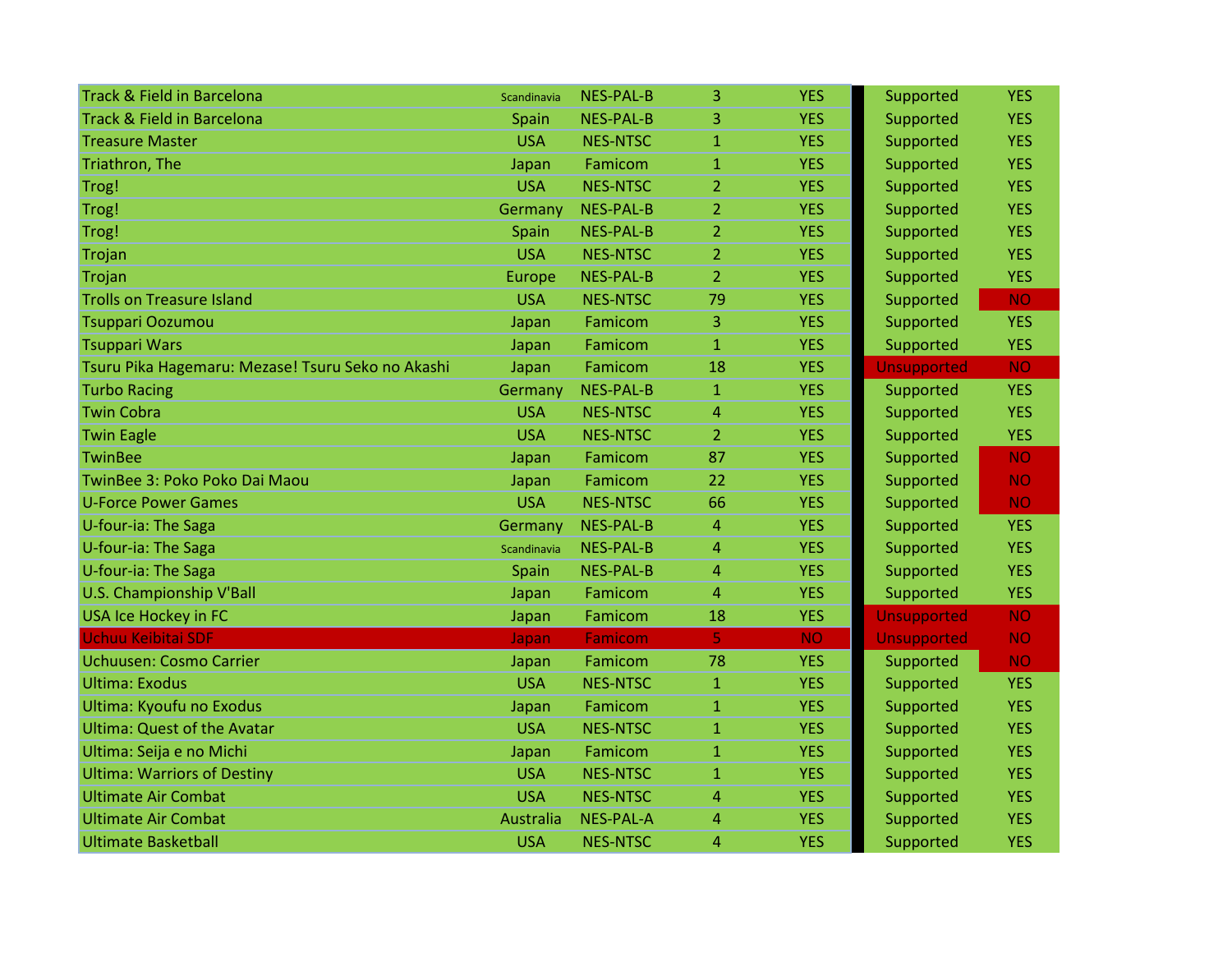| | | | | | | |
|---|---|---|---|---|---|---|
| Track & Field in Barcelona | Scandinavia | NES-PAL-B | 3 | YES | Supported | YES |
| Track & Field in Barcelona | Spain | NES-PAL-B | 3 | YES | Supported | YES |
| Treasure Master | USA | NES-NTSC | 1 | YES | Supported | YES |
| Triathron, The | Japan | Famicom | 1 | YES | Supported | YES |
| Trog! | USA | NES-NTSC | 2 | YES | Supported | YES |
| Trog! | Germany | NES-PAL-B | 2 | YES | Supported | YES |
| Trog! | Spain | NES-PAL-B | 2 | YES | Supported | YES |
| Trojan | USA | NES-NTSC | 2 | YES | Supported | YES |
| Trojan | Europe | NES-PAL-B | 2 | YES | Supported | YES |
| Trolls on Treasure Island | USA | NES-NTSC | 79 | YES | Supported | NO |
| Tsuppari Oozumou | Japan | Famicom | 3 | YES | Supported | YES |
| Tsuppari Wars | Japan | Famicom | 1 | YES | Supported | YES |
| Tsuru Pika Hagemaru: Mezase! Tsuru Seko no Akashi | Japan | Famicom | 18 | YES | Unsupported | NO |
| Turbo Racing | Germany | NES-PAL-B | 1 | YES | Supported | YES |
| Twin Cobra | USA | NES-NTSC | 4 | YES | Supported | YES |
| Twin Eagle | USA | NES-NTSC | 2 | YES | Supported | YES |
| TwinBee | Japan | Famicom | 87 | YES | Supported | NO |
| TwinBee 3: Poko Poko Dai Maou | Japan | Famicom | 22 | YES | Supported | NO |
| U-Force Power Games | USA | NES-NTSC | 66 | YES | Supported | NO |
| U-four-ia: The Saga | Germany | NES-PAL-B | 4 | YES | Supported | YES |
| U-four-ia: The Saga | Scandinavia | NES-PAL-B | 4 | YES | Supported | YES |
| U-four-ia: The Saga | Spain | NES-PAL-B | 4 | YES | Supported | YES |
| U.S. Championship V'Ball | Japan | Famicom | 4 | YES | Supported | YES |
| USA Ice Hockey in FC | Japan | Famicom | 18 | YES | Unsupported | NO |
| Uchuu Keibitai SDF | Japan | Famicom | 5 | NO | Unsupported | NO |
| Uchuusen: Cosmo Carrier | Japan | Famicom | 78 | YES | Supported | NO |
| Ultima: Exodus | USA | NES-NTSC | 1 | YES | Supported | YES |
| Ultima: Kyoufu no Exodus | Japan | Famicom | 1 | YES | Supported | YES |
| Ultima: Quest of the Avatar | USA | NES-NTSC | 1 | YES | Supported | YES |
| Ultima: Seija e no Michi | Japan | Famicom | 1 | YES | Supported | YES |
| Ultima: Warriors of Destiny | USA | NES-NTSC | 1 | YES | Supported | YES |
| Ultimate Air Combat | USA | NES-NTSC | 4 | YES | Supported | YES |
| Ultimate Air Combat | Australia | NES-PAL-A | 4 | YES | Supported | YES |
| Ultimate Basketball | USA | NES-NTSC | 4 | YES | Supported | YES |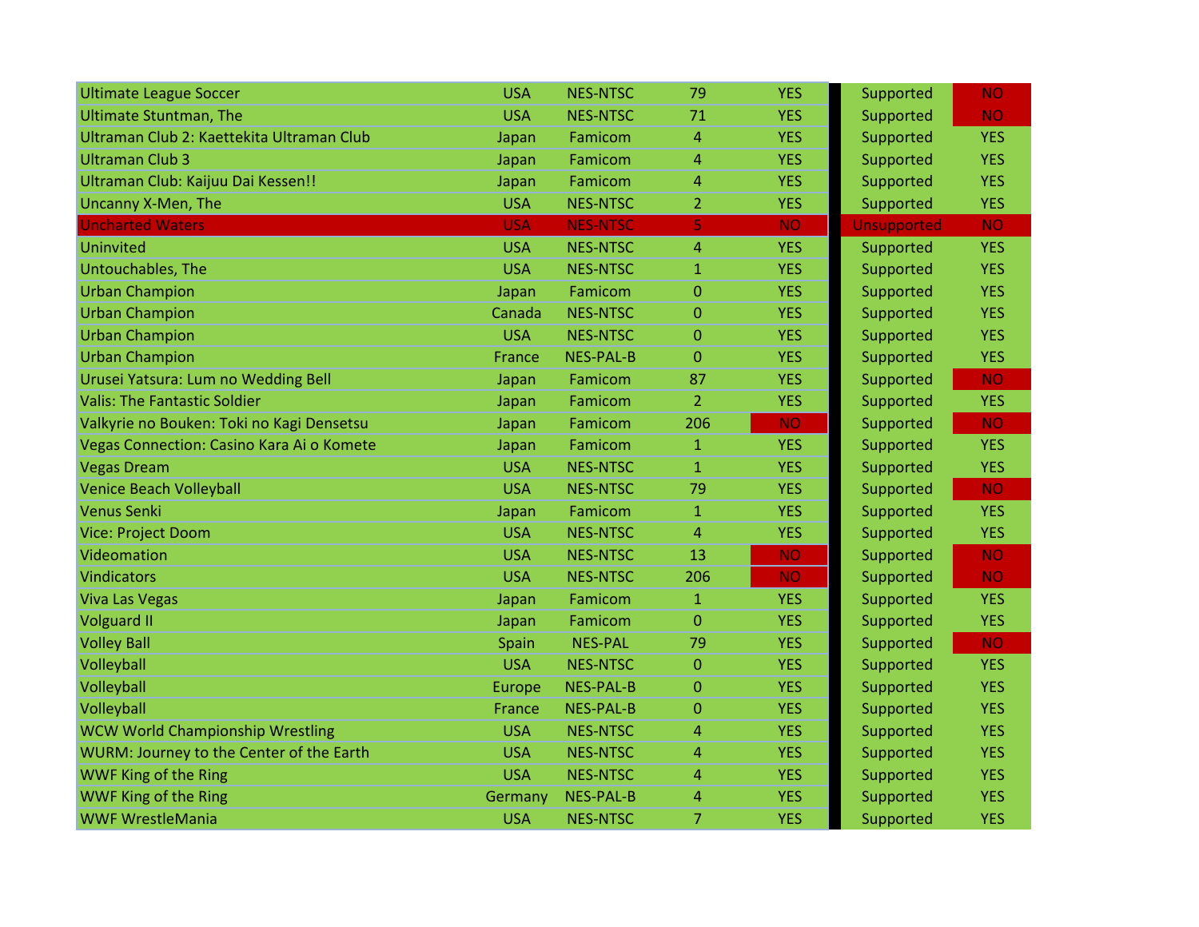| | | | | | | |
|---|---|---|---|---|---|---|
| Ultimate League Soccer | USA | NES-NTSC | 79 | YES | Supported | NO |
| Ultimate Stuntman, The | USA | NES-NTSC | 71 | YES | Supported | NO |
| Ultraman Club 2: Kaettekita Ultraman Club | Japan | Famicom | 4 | YES | Supported | YES |
| Ultraman Club 3 | Japan | Famicom | 4 | YES | Supported | YES |
| Ultraman Club: Kaijuu Dai Kessen!! | Japan | Famicom | 4 | YES | Supported | YES |
| Uncanny X-Men, The | USA | NES-NTSC | 2 | YES | Supported | YES |
| Uncharted Waters | USA | NES-NTSC | 5 | NO | Unsupported | NO |
| Uninvited | USA | NES-NTSC | 4 | YES | Supported | YES |
| Untouchables, The | USA | NES-NTSC | 1 | YES | Supported | YES |
| Urban Champion | Japan | Famicom | 0 | YES | Supported | YES |
| Urban Champion | Canada | NES-NTSC | 0 | YES | Supported | YES |
| Urban Champion | USA | NES-NTSC | 0 | YES | Supported | YES |
| Urban Champion | France | NES-PAL-B | 0 | YES | Supported | YES |
| Urusei Yatsura: Lum no Wedding Bell | Japan | Famicom | 87 | YES | Supported | NO |
| Valis: The Fantastic Soldier | Japan | Famicom | 2 | YES | Supported | YES |
| Valkyrie no Bouken: Toki no Kagi Densetsu | Japan | Famicom | 206 | NO | Supported | NO |
| Vegas Connection: Casino Kara Ai o Komete | Japan | Famicom | 1 | YES | Supported | YES |
| Vegas Dream | USA | NES-NTSC | 1 | YES | Supported | YES |
| Venice Beach Volleyball | USA | NES-NTSC | 79 | YES | Supported | NO |
| Venus Senki | Japan | Famicom | 1 | YES | Supported | YES |
| Vice: Project Doom | USA | NES-NTSC | 4 | YES | Supported | YES |
| Videomation | USA | NES-NTSC | 13 | NO | Supported | NO |
| Vindicators | USA | NES-NTSC | 206 | NO | Supported | NO |
| Viva Las Vegas | Japan | Famicom | 1 | YES | Supported | YES |
| Volguard II | Japan | Famicom | 0 | YES | Supported | YES |
| Volley Ball | Spain | NES-PAL | 79 | YES | Supported | NO |
| Volleyball | USA | NES-NTSC | 0 | YES | Supported | YES |
| Volleyball | Europe | NES-PAL-B | 0 | YES | Supported | YES |
| Volleyball | France | NES-PAL-B | 0 | YES | Supported | YES |
| WCW World Championship Wrestling | USA | NES-NTSC | 4 | YES | Supported | YES |
| WURM: Journey to the Center of the Earth | USA | NES-NTSC | 4 | YES | Supported | YES |
| WWF King of the Ring | USA | NES-NTSC | 4 | YES | Supported | YES |
| WWF King of the Ring | Germany | NES-PAL-B | 4 | YES | Supported | YES |
| WWF WrestleMania | USA | NES-NTSC | 7 | YES | Supported | YES |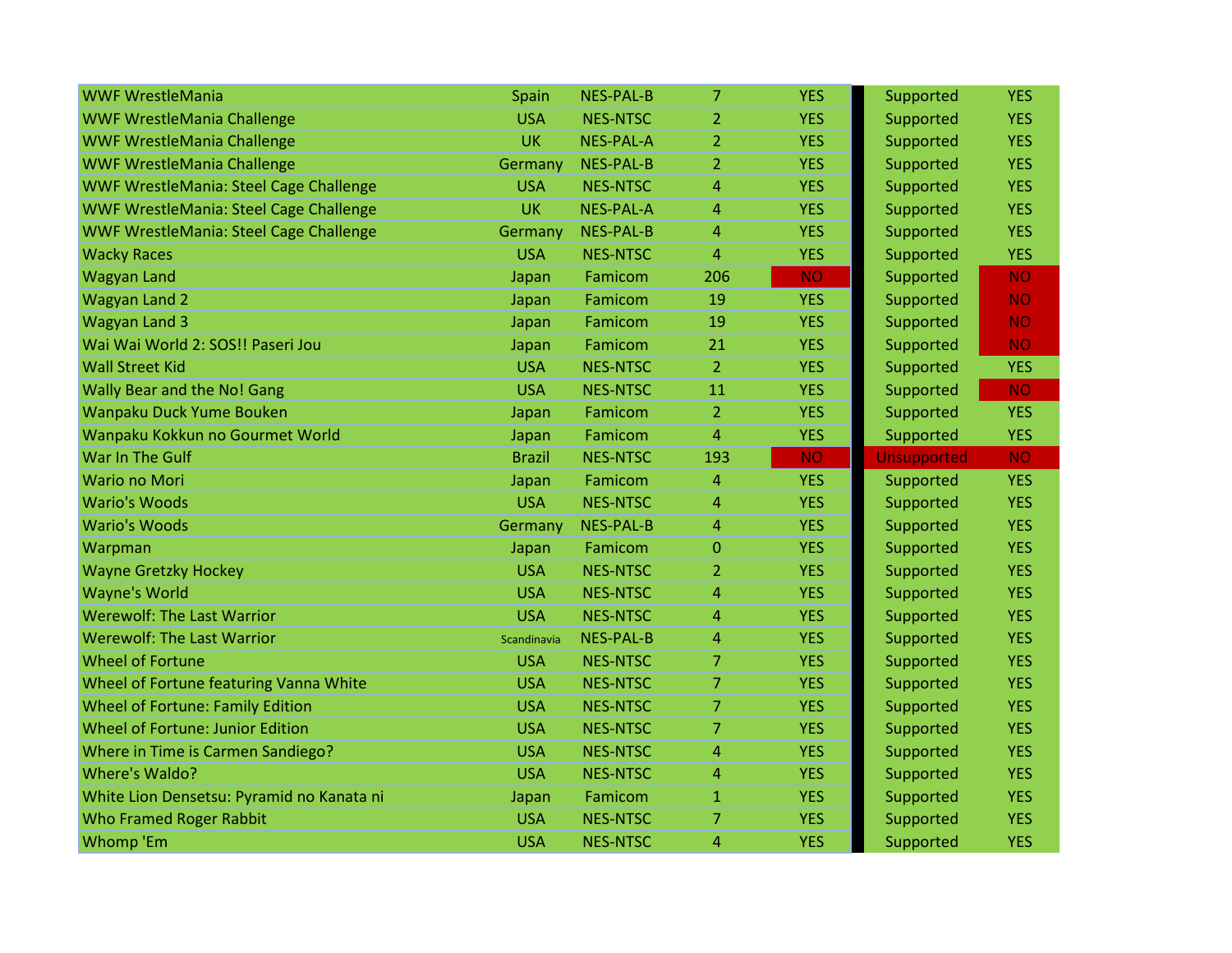| | | | | | | | |
|---|---|---|---|---|---|---|---|
| WWF WrestleMania | Spain | NES-PAL-B | 7 | YES | | Supported | YES |
| WWF WrestleMania Challenge | USA | NES-NTSC | 2 | YES | | Supported | YES |
| WWF WrestleMania Challenge | UK | NES-PAL-A | 2 | YES | | Supported | YES |
| WWF WrestleMania Challenge | Germany | NES-PAL-B | 2 | YES | | Supported | YES |
| WWF WrestleMania: Steel Cage Challenge | USA | NES-NTSC | 4 | YES | | Supported | YES |
| WWF WrestleMania: Steel Cage Challenge | UK | NES-PAL-A | 4 | YES | | Supported | YES |
| WWF WrestleMania: Steel Cage Challenge | Germany | NES-PAL-B | 4 | YES | | Supported | YES |
| Wacky Races | USA | NES-NTSC | 4 | YES | | Supported | YES |
| Wagyan Land | Japan | Famicom | 206 | NO | | Supported | NO |
| Wagyan Land 2 | Japan | Famicom | 19 | YES | | Supported | NO |
| Wagyan Land 3 | Japan | Famicom | 19 | YES | | Supported | NO |
| Wai Wai World 2: SOS!! Paseri Jou | Japan | Famicom | 21 | YES | | Supported | NO |
| Wall Street Kid | USA | NES-NTSC | 2 | YES | | Supported | YES |
| Wally Bear and the No! Gang | USA | NES-NTSC | 11 | YES | | Supported | NO |
| Wanpaku Duck Yume Bouken | Japan | Famicom | 2 | YES | | Supported | YES |
| Wanpaku Kokkun no Gourmet World | Japan | Famicom | 4 | YES | | Supported | YES |
| War In The Gulf | Brazil | NES-NTSC | 193 | NO | | Unsupported | NO |
| Wario no Mori | Japan | Famicom | 4 | YES | | Supported | YES |
| Wario's Woods | USA | NES-NTSC | 4 | YES | | Supported | YES |
| Wario's Woods | Germany | NES-PAL-B | 4 | YES | | Supported | YES |
| Warpman | Japan | Famicom | 0 | YES | | Supported | YES |
| Wayne Gretzky Hockey | USA | NES-NTSC | 2 | YES | | Supported | YES |
| Wayne's World | USA | NES-NTSC | 4 | YES | | Supported | YES |
| Werewolf: The Last Warrior | USA | NES-NTSC | 4 | YES | | Supported | YES |
| Werewolf: The Last Warrior | Scandinavia | NES-PAL-B | 4 | YES | | Supported | YES |
| Wheel of Fortune | USA | NES-NTSC | 7 | YES | | Supported | YES |
| Wheel of Fortune featuring Vanna White | USA | NES-NTSC | 7 | YES | | Supported | YES |
| Wheel of Fortune: Family Edition | USA | NES-NTSC | 7 | YES | | Supported | YES |
| Wheel of Fortune: Junior Edition | USA | NES-NTSC | 7 | YES | | Supported | YES |
| Where in Time is Carmen Sandiego? | USA | NES-NTSC | 4 | YES | | Supported | YES |
| Where's Waldo? | USA | NES-NTSC | 4 | YES | | Supported | YES |
| White Lion Densetsu: Pyramid no Kanata ni | Japan | Famicom | 1 | YES | | Supported | YES |
| Who Framed Roger Rabbit | USA | NES-NTSC | 7 | YES | | Supported | YES |
| Whomp 'Em | USA | NES-NTSC | 4 | YES | | Supported | YES |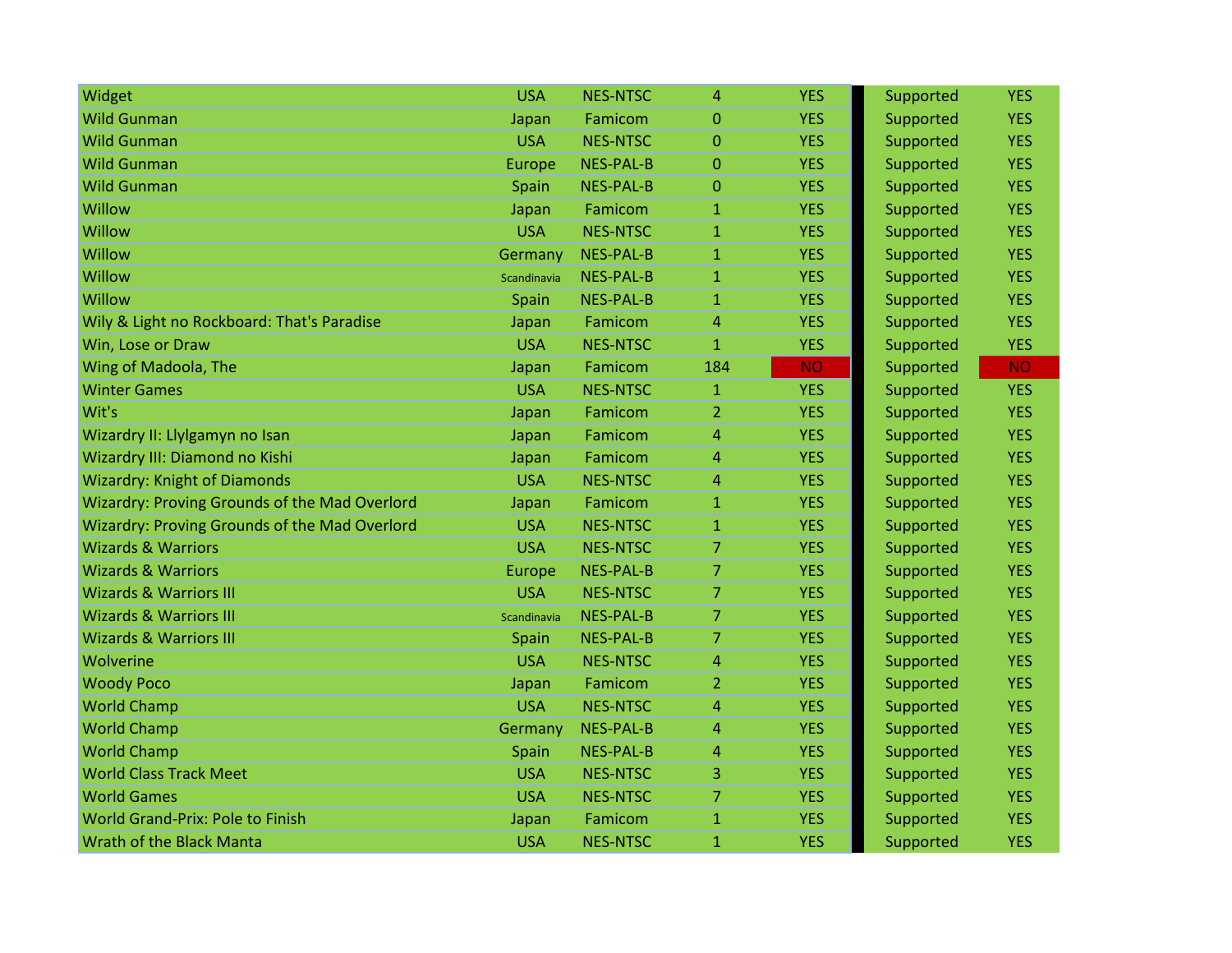| | | | | | | |
|---|---|---|---|---|---|---|
| Widget | USA | NES-NTSC | 4 | YES | Supported | YES |
| Wild Gunman | Japan | Famicom | 0 | YES | Supported | YES |
| Wild Gunman | USA | NES-NTSC | 0 | YES | Supported | YES |
| Wild Gunman | Europe | NES-PAL-B | 0 | YES | Supported | YES |
| Wild Gunman | Spain | NES-PAL-B | 0 | YES | Supported | YES |
| Willow | Japan | Famicom | 1 | YES | Supported | YES |
| Willow | USA | NES-NTSC | 1 | YES | Supported | YES |
| Willow | Germany | NES-PAL-B | 1 | YES | Supported | YES |
| Willow | Scandinavia | NES-PAL-B | 1 | YES | Supported | YES |
| Willow | Spain | NES-PAL-B | 1 | YES | Supported | YES |
| Wily & Light no Rockboard: That's Paradise | Japan | Famicom | 4 | YES | Supported | YES |
| Win, Lose or Draw | USA | NES-NTSC | 1 | YES | Supported | YES |
| Wing of Madoola, The | Japan | Famicom | 184 | NO | Supported | NO |
| Winter Games | USA | NES-NTSC | 1 | YES | Supported | YES |
| Wit's | Japan | Famicom | 2 | YES | Supported | YES |
| Wizardry II: Llylgamyn no Isan | Japan | Famicom | 4 | YES | Supported | YES |
| Wizardry III: Diamond no Kishi | Japan | Famicom | 4 | YES | Supported | YES |
| Wizardry: Knight of Diamonds | USA | NES-NTSC | 4 | YES | Supported | YES |
| Wizardry: Proving Grounds of the Mad Overlord | Japan | Famicom | 1 | YES | Supported | YES |
| Wizardry: Proving Grounds of the Mad Overlord | USA | NES-NTSC | 1 | YES | Supported | YES |
| Wizards & Warriors | USA | NES-NTSC | 7 | YES | Supported | YES |
| Wizards & Warriors | Europe | NES-PAL-B | 7 | YES | Supported | YES |
| Wizards & Warriors III | USA | NES-NTSC | 7 | YES | Supported | YES |
| Wizards & Warriors III | Scandinavia | NES-PAL-B | 7 | YES | Supported | YES |
| Wizards & Warriors III | Spain | NES-PAL-B | 7 | YES | Supported | YES |
| Wolverine | USA | NES-NTSC | 4 | YES | Supported | YES |
| Woody Poco | Japan | Famicom | 2 | YES | Supported | YES |
| World Champ | USA | NES-NTSC | 4 | YES | Supported | YES |
| World Champ | Germany | NES-PAL-B | 4 | YES | Supported | YES |
| World Champ | Spain | NES-PAL-B | 4 | YES | Supported | YES |
| World Class Track Meet | USA | NES-NTSC | 3 | YES | Supported | YES |
| World Games | USA | NES-NTSC | 7 | YES | Supported | YES |
| World Grand-Prix: Pole to Finish | Japan | Famicom | 1 | YES | Supported | YES |
| Wrath of the Black Manta | USA | NES-NTSC | 1 | YES | Supported | YES |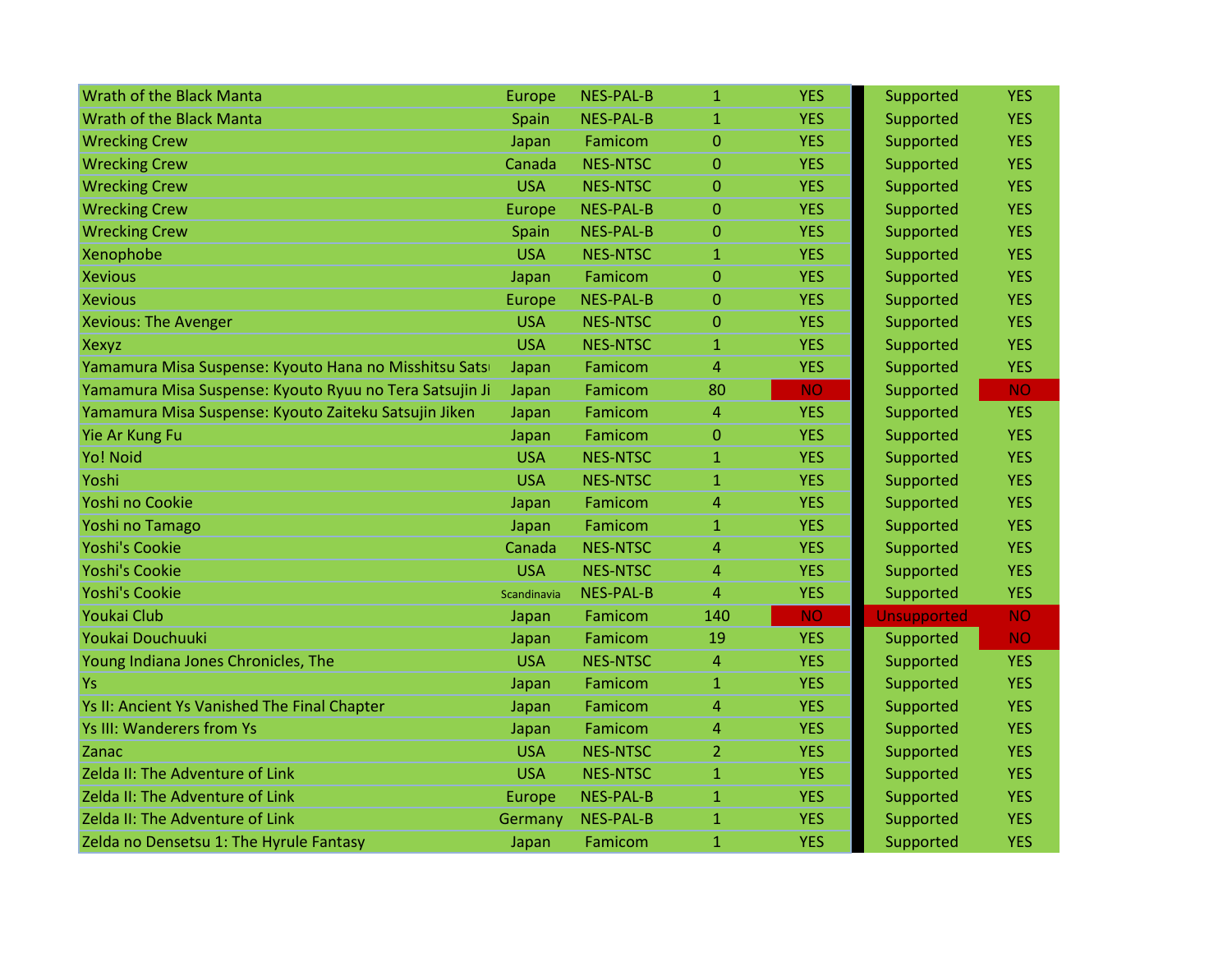| | | | | | | |
|---|---|---|---|---|---|---|
| Wrath of the Black Manta | Europe | NES-PAL-B | 1 | YES | Supported | YES |
| Wrath of the Black Manta | Spain | NES-PAL-B | 1 | YES | Supported | YES |
| Wrecking Crew | Japan | Famicom | 0 | YES | Supported | YES |
| Wrecking Crew | Canada | NES-NTSC | 0 | YES | Supported | YES |
| Wrecking Crew | USA | NES-NTSC | 0 | YES | Supported | YES |
| Wrecking Crew | Europe | NES-PAL-B | 0 | YES | Supported | YES |
| Wrecking Crew | Spain | NES-PAL-B | 0 | YES | Supported | YES |
| Xenophobe | USA | NES-NTSC | 1 | YES | Supported | YES |
| Xevious | Japan | Famicom | 0 | YES | Supported | YES |
| Xevious | Europe | NES-PAL-B | 0 | YES | Supported | YES |
| Xevious: The Avenger | USA | NES-NTSC | 0 | YES | Supported | YES |
| Xexyz | USA | NES-NTSC | 1 | YES | Supported | YES |
| Yamamura Misa Suspense: Kyouto Hana no Misshitsu Sats | Japan | Famicom | 4 | YES | Supported | YES |
| Yamamura Misa Suspense: Kyouto Ryuu no Tera Satsujin Ji | Japan | Famicom | 80 | NO | Supported | NO |
| Yamamura Misa Suspense: Kyouto Zaiteku Satsujin Jiken | Japan | Famicom | 4 | YES | Supported | YES |
| Yie Ar Kung Fu | Japan | Famicom | 0 | YES | Supported | YES |
| Yo! Noid | USA | NES-NTSC | 1 | YES | Supported | YES |
| Yoshi | USA | NES-NTSC | 1 | YES | Supported | YES |
| Yoshi no Cookie | Japan | Famicom | 4 | YES | Supported | YES |
| Yoshi no Tamago | Japan | Famicom | 1 | YES | Supported | YES |
| Yoshi's Cookie | Canada | NES-NTSC | 4 | YES | Supported | YES |
| Yoshi's Cookie | USA | NES-NTSC | 4 | YES | Supported | YES |
| Yoshi's Cookie | Scandinavia | NES-PAL-B | 4 | YES | Supported | YES |
| Youkai Club | Japan | Famicom | 140 | NO | Unsupported | NO |
| Youkai Douchuuki | Japan | Famicom | 19 | YES | Supported | NO |
| Young Indiana Jones Chronicles, The | USA | NES-NTSC | 4 | YES | Supported | YES |
| Ys | Japan | Famicom | 1 | YES | Supported | YES |
| Ys II: Ancient Ys Vanished The Final Chapter | Japan | Famicom | 4 | YES | Supported | YES |
| Ys III: Wanderers from Ys | Japan | Famicom | 4 | YES | Supported | YES |
| Zanac | USA | NES-NTSC | 2 | YES | Supported | YES |
| Zelda II: The Adventure of Link | USA | NES-NTSC | 1 | YES | Supported | YES |
| Zelda II: The Adventure of Link | Europe | NES-PAL-B | 1 | YES | Supported | YES |
| Zelda II: The Adventure of Link | Germany | NES-PAL-B | 1 | YES | Supported | YES |
| Zelda no Densetsu 1: The Hyrule Fantasy | Japan | Famicom | 1 | YES | Supported | YES |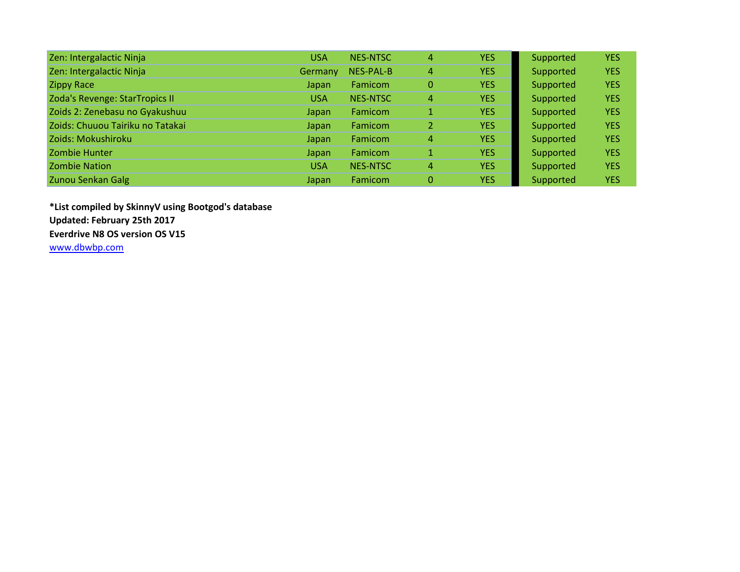| | | | | | | |
|---|---|---|---|---|---|---|
| Zen: Intergalactic Ninja | USA | NES-NTSC | 4 | YES | Supported | YES |
| Zen: Intergalactic Ninja | Germany | NES-PAL-B | 4 | YES | Supported | YES |
| Zippy Race | Japan | Famicom | 0 | YES | Supported | YES |
| Zoda's Revenge: StarTropics II | USA | NES-NTSC | 4 | YES | Supported | YES |
| Zoids 2: Zenebasu no Gyakushuu | Japan | Famicom | 1 | YES | Supported | YES |
| Zoids: Chuuou Tairiku no Tatakai | Japan | Famicom | 2 | YES | Supported | YES |
| Zoids: Mokushiroku | Japan | Famicom | 4 | YES | Supported | YES |
| Zombie Hunter | Japan | Famicom | 1 | YES | Supported | YES |
| Zombie Nation | USA | NES-NTSC | 4 | YES | Supported | YES |
| Zunou Senkan Galg | Japan | Famicom | 0 | YES | Supported | YES |

**\*List compiled by SkinnyV using Bootgod's database**
**Updated: February 25th 2017**
**Everdrive N8 OS version OS V15**
[www.dbwbp.com](http://www.dbwbp.com)